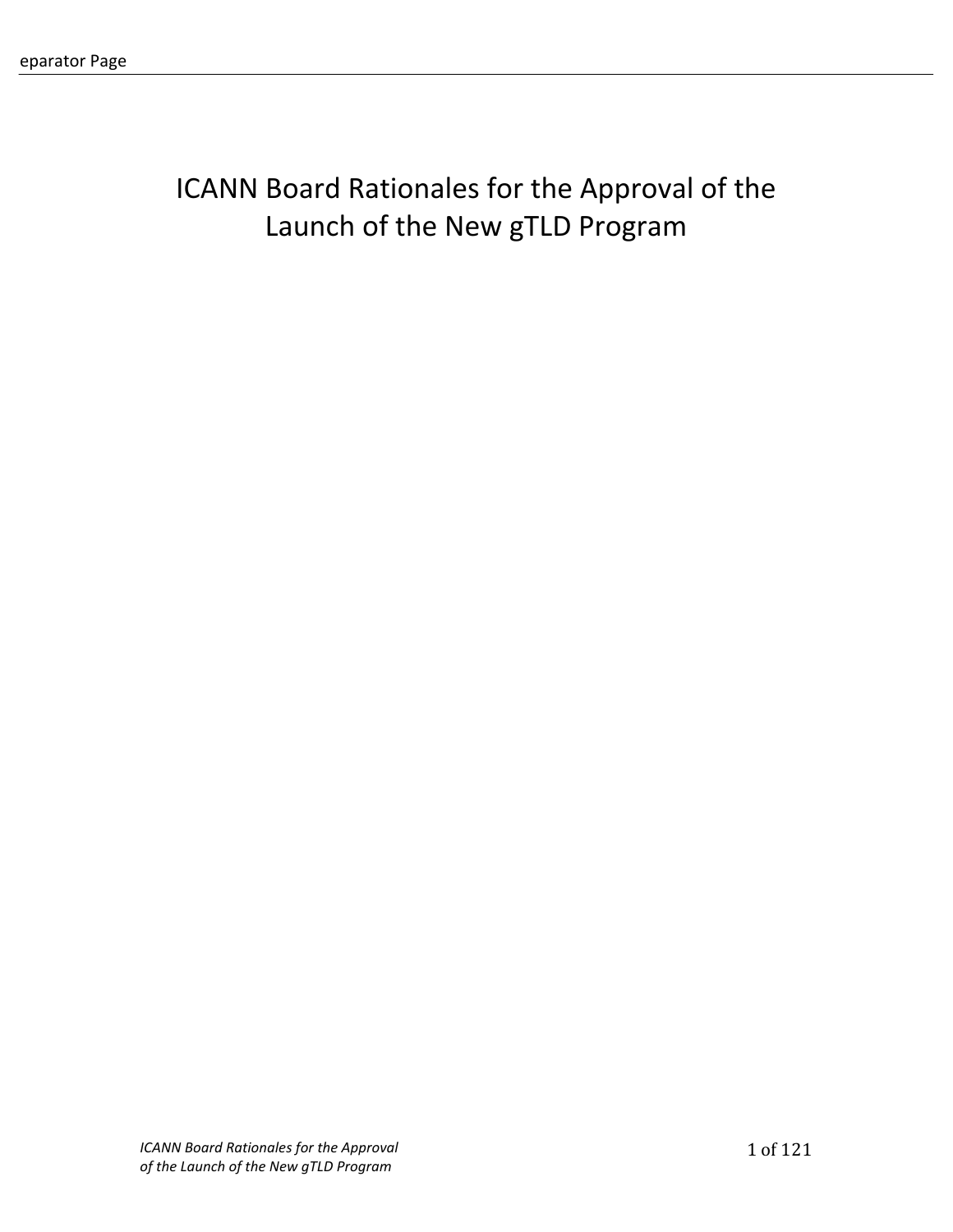# ICANN Board Rationales for the Approval of the Launch of the New gTLD Program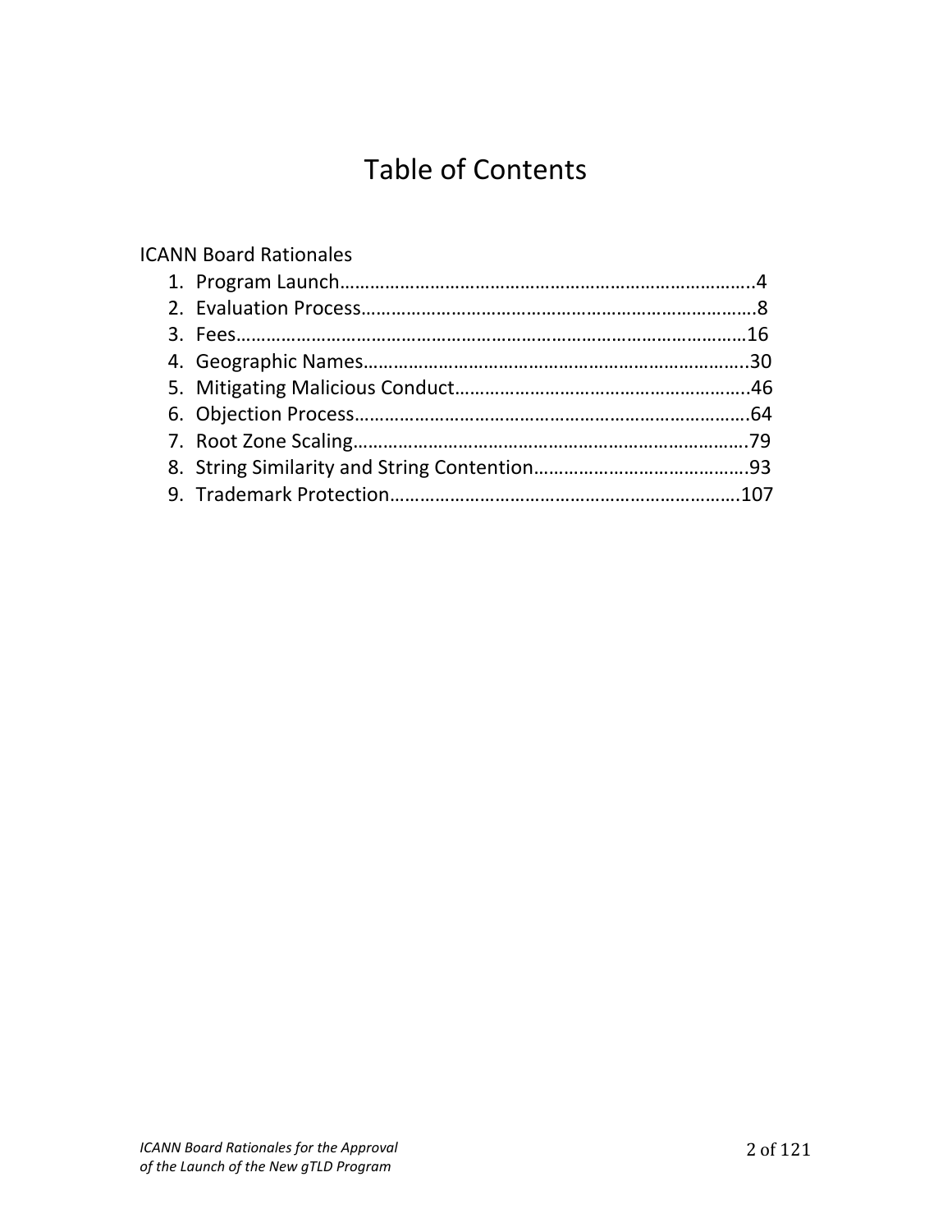# Table of Contents

ICANN Board Rationales

1. Program Launch……………………………………………………………………………..4
2. Evaluation Process…………………………………………………………………………8
3. Fees………………………………………………………………………………………………16
4. Geographic Names………………………………………………………………………..30
5. Mitigating Malicious Conduct…………………………………………………..46
6. Objection Process………………………………………………………………………..64
7. Root Zone Scaling………………………………………………………………………..79
8. String Similarity and String Contention……………………………………..93
9. Trademark Protection…………………………………………………………………107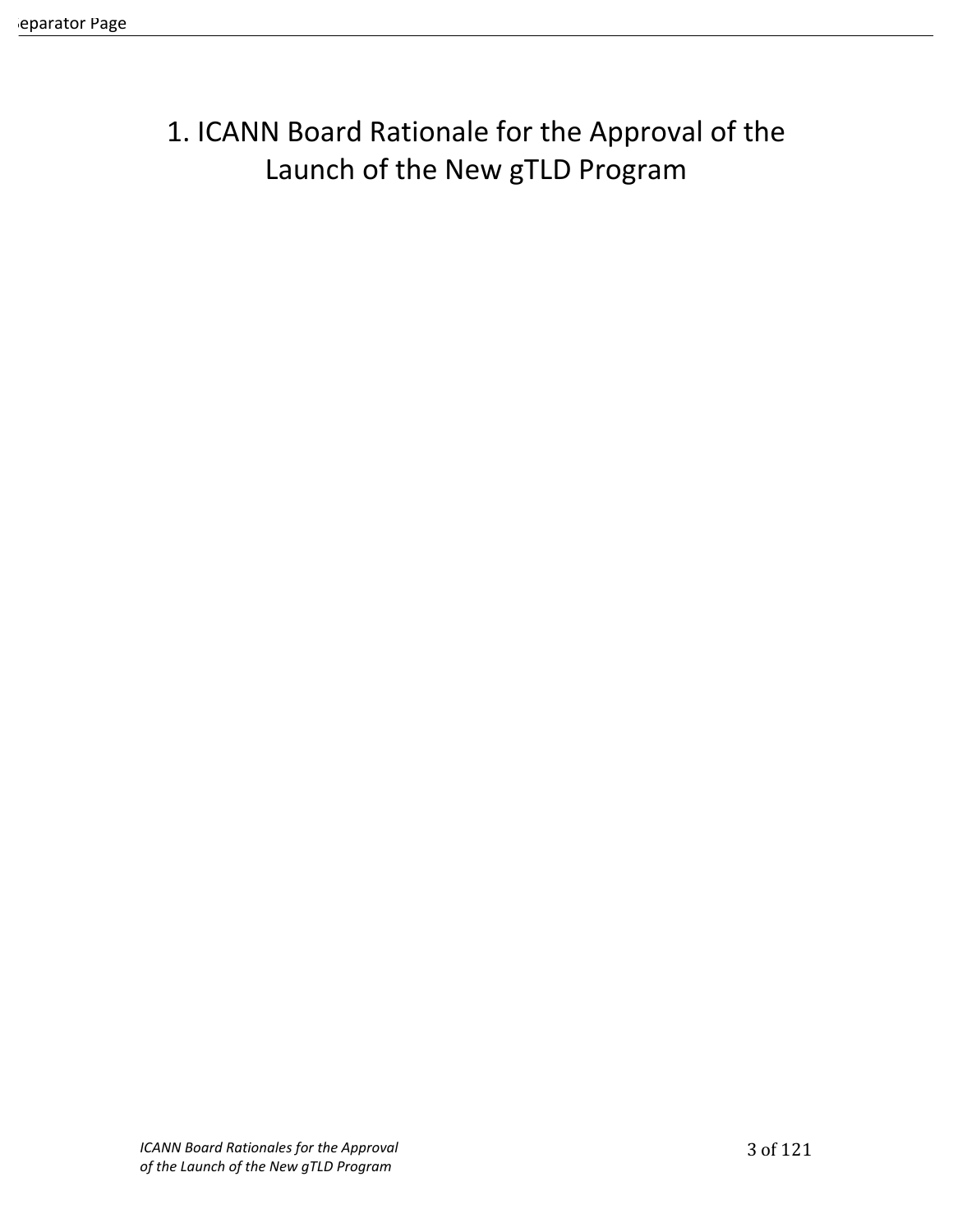# 1. ICANN Board Rationale for the Approval of the Launch of the New gTLD Program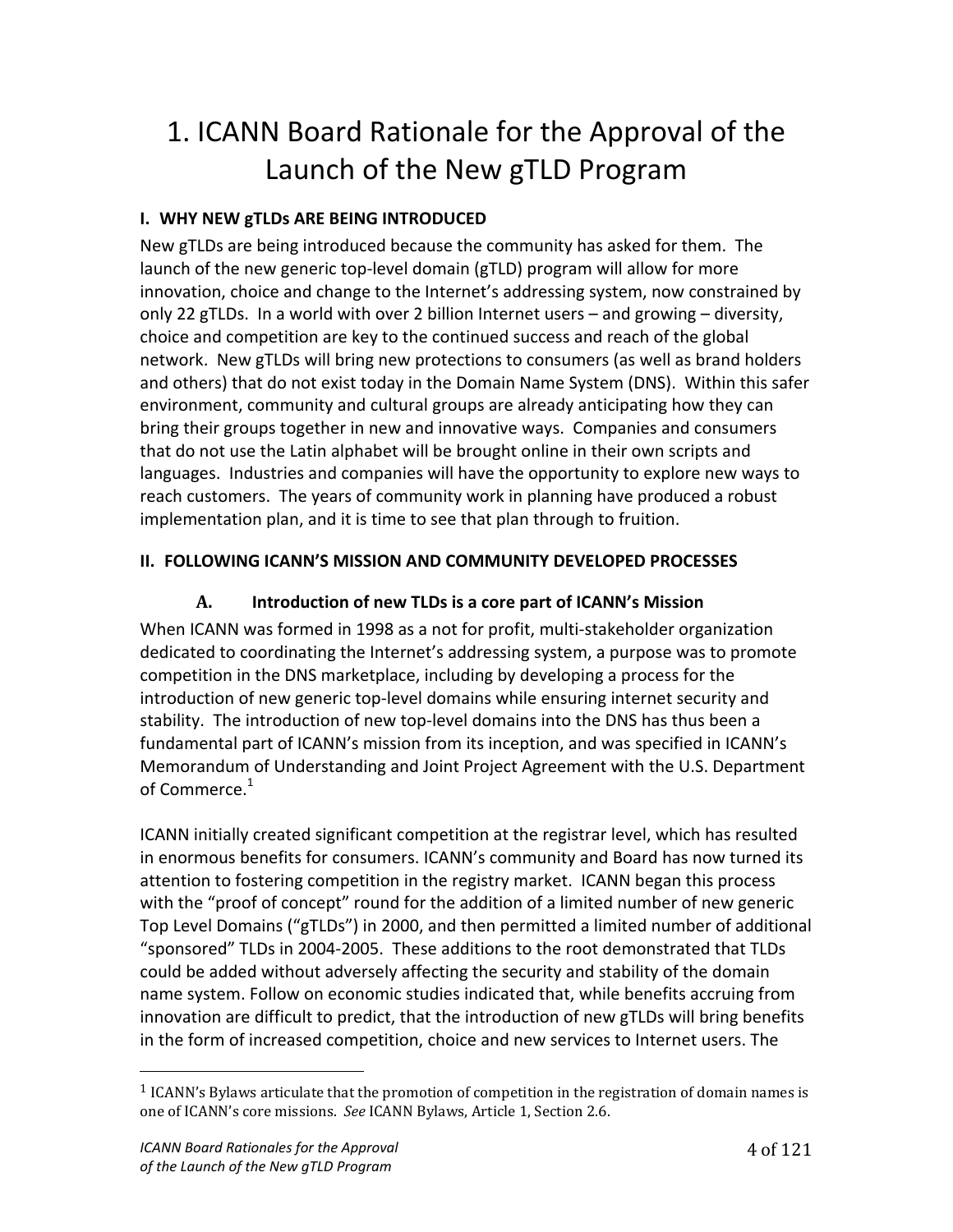# 1. ICANN Board Rationale for the Approval of the Launch of the New gTLD Program

**I. WHY NEW gTLDs ARE BEING INTRODUCED**

New gTLDs are being introduced because the community has asked for them. The launch of the new generic top-level domain (gTLD) program will allow for more innovation, choice and change to the Internet's addressing system, now constrained by only 22 gTLDs. In a world with over 2 billion Internet users – and growing – diversity, choice and competition are key to the continued success and reach of the global network. New gTLDs will bring new protections to consumers (as well as brand holders and others) that do not exist today in the Domain Name System (DNS). Within this safer environment, community and cultural groups are already anticipating how they can bring their groups together in new and innovative ways. Companies and consumers that do not use the Latin alphabet will be brought online in their own scripts and languages. Industries and companies will have the opportunity to explore new ways to reach customers. The years of community work in planning have produced a robust implementation plan, and it is time to see that plan through to fruition.

**II. FOLLOWING ICANN'S MISSION AND COMMUNITY DEVELOPED PROCESSES**

**A. Introduction of new TLDs is a core part of ICANN's Mission**

When ICANN was formed in 1998 as a not for profit, multi-stakeholder organization dedicated to coordinating the Internet's addressing system, a purpose was to promote competition in the DNS marketplace, including by developing a process for the introduction of new generic top-level domains while ensuring internet security and stability. The introduction of new top-level domains into the DNS has thus been a fundamental part of ICANN's mission from its inception, and was specified in ICANN's Memorandum of Understanding and Joint Project Agreement with the U.S. Department of Commerce.[1]

ICANN initially created significant competition at the registrar level, which has resulted in enormous benefits for consumers. ICANN's community and Board has now turned its attention to fostering competition in the registry market. ICANN began this process with the "proof of concept" round for the addition of a limited number of new generic Top Level Domains ("gTLDs") in 2000, and then permitted a limited number of additional "sponsored" TLDs in 2004-2005. These additions to the root demonstrated that TLDs could be added without adversely affecting the security and stability of the domain name system. Follow on economic studies indicated that, while benefits accruing from innovation are difficult to predict, that the introduction of new gTLDs will bring benefits in the form of increased competition, choice and new services to Internet users. The

[1] ICANN's Bylaws articulate that the promotion of competition in the registration of domain names is one of ICANN's core missions. *See* ICANN Bylaws, Article 1, Section 2.6.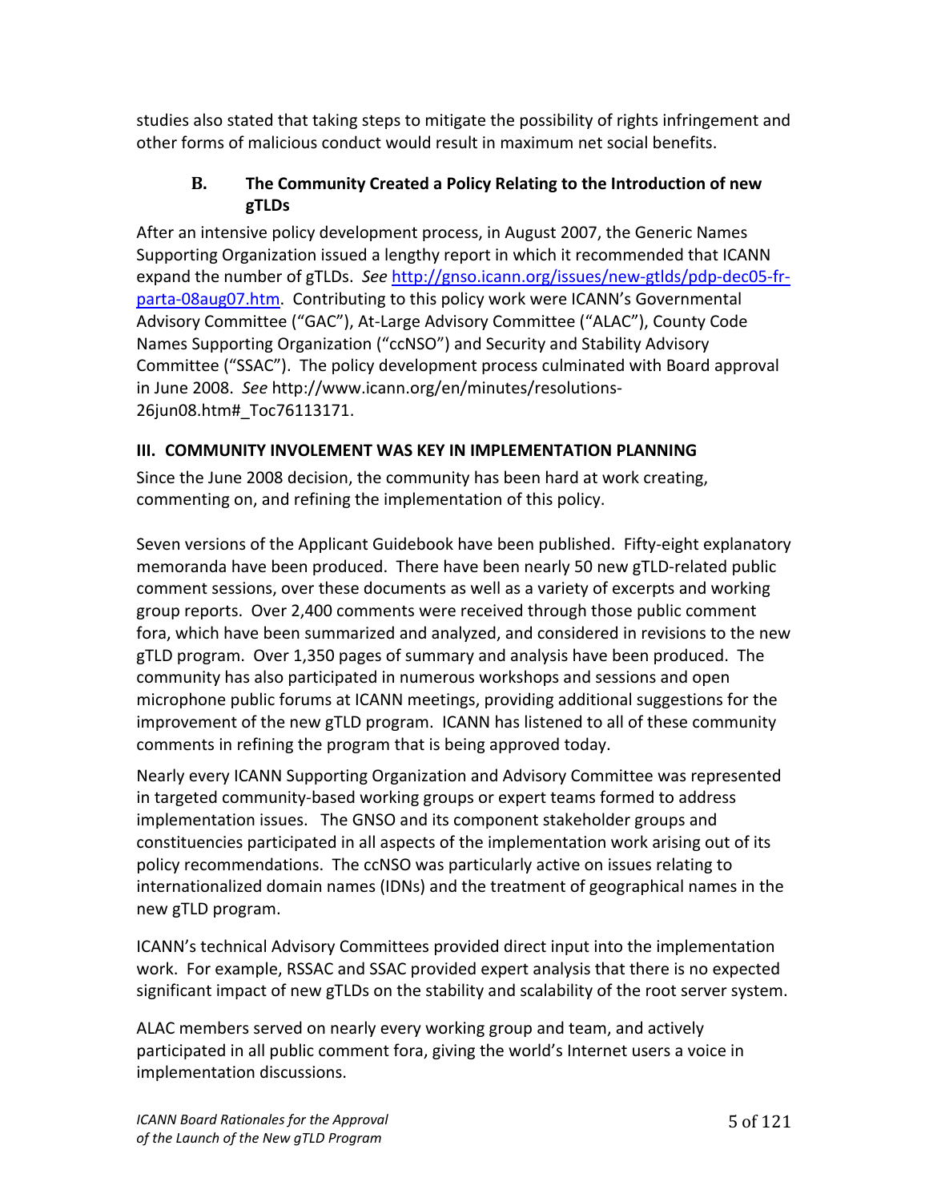studies also stated that taking steps to mitigate the possibility of rights infringement and other forms of malicious conduct would result in maximum net social benefits.

### B. The Community Created a Policy Relating to the Introduction of new gTLDs

After an intensive policy development process, in August 2007, the Generic Names Supporting Organization issued a lengthy report in which it recommended that ICANN expand the number of gTLDs. *See* http://gnso.icann.org/issues/new-gtlds/pdp-dec05-fr-parta-08aug07.htm. Contributing to this policy work were ICANN's Governmental Advisory Committee ("GAC"), At-Large Advisory Committee ("ALAC"), County Code Names Supporting Organization ("ccNSO") and Security and Stability Advisory Committee ("SSAC"). The policy development process culminated with Board approval in June 2008. *See* http://www.icann.org/en/minutes/resolutions-26jun08.htm#_Toc76113171.

## III. COMMUNITY INVOLEMENT WAS KEY IN IMPLEMENTATION PLANNING

Since the June 2008 decision, the community has been hard at work creating, commenting on, and refining the implementation of this policy.

Seven versions of the Applicant Guidebook have been published. Fifty-eight explanatory memoranda have been produced. There have been nearly 50 new gTLD-related public comment sessions, over these documents as well as a variety of excerpts and working group reports. Over 2,400 comments were received through those public comment fora, which have been summarized and analyzed, and considered in revisions to the new gTLD program. Over 1,350 pages of summary and analysis have been produced. The community has also participated in numerous workshops and sessions and open microphone public forums at ICANN meetings, providing additional suggestions for the improvement of the new gTLD program. ICANN has listened to all of these community comments in refining the program that is being approved today.

Nearly every ICANN Supporting Organization and Advisory Committee was represented in targeted community-based working groups or expert teams formed to address implementation issues. The GNSO and its component stakeholder groups and constituencies participated in all aspects of the implementation work arising out of its policy recommendations. The ccNSO was particularly active on issues relating to internationalized domain names (IDNs) and the treatment of geographical names in the new gTLD program.

ICANN's technical Advisory Committees provided direct input into the implementation work. For example, RSSAC and SSAC provided expert analysis that there is no expected significant impact of new gTLDs on the stability and scalability of the root server system.

ALAC members served on nearly every working group and team, and actively participated in all public comment fora, giving the world's Internet users a voice in implementation discussions.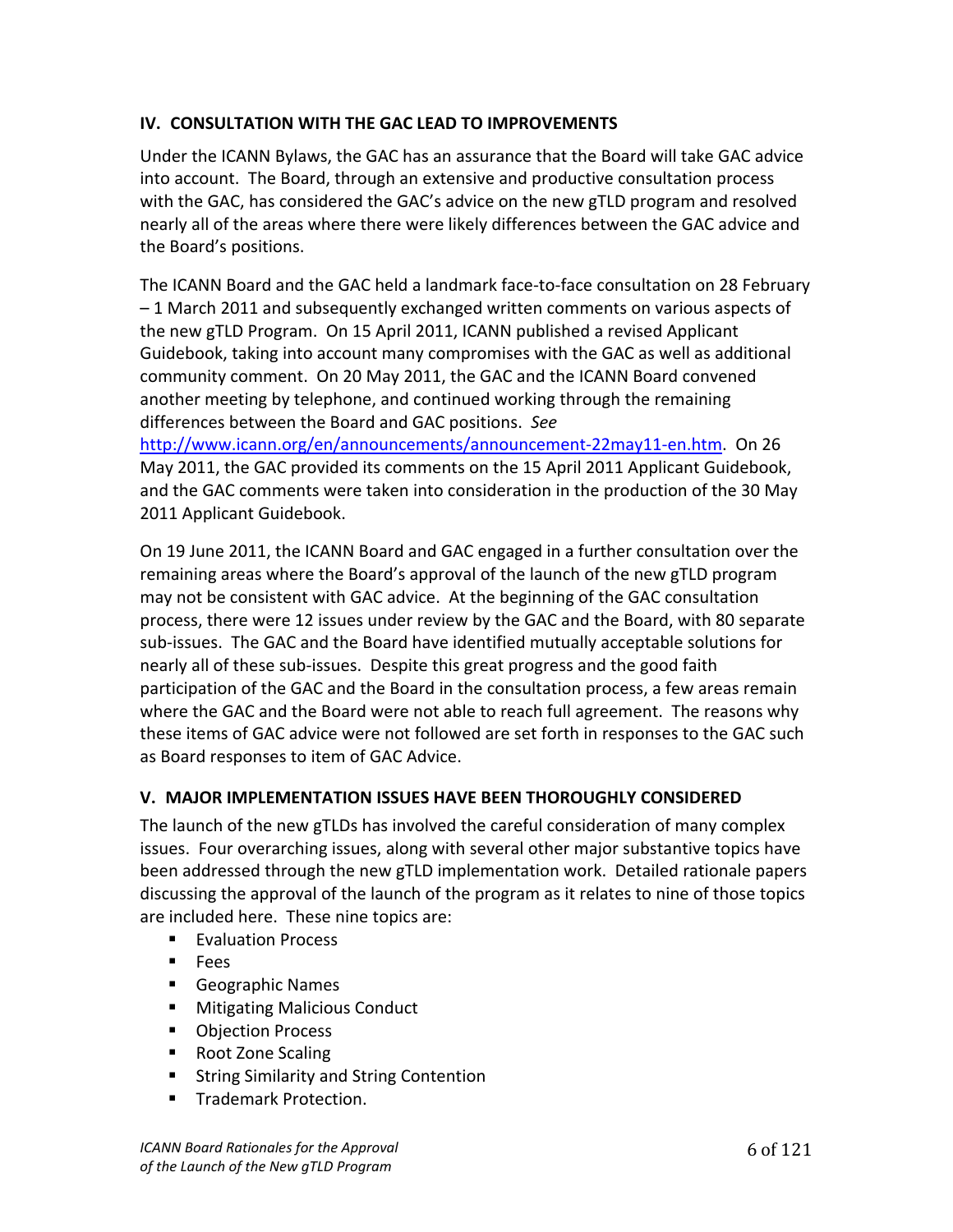## IV. CONSULTATION WITH THE GAC LEAD TO IMPROVEMENTS

Under the ICANN Bylaws, the GAC has an assurance that the Board will take GAC advice into account. The Board, through an extensive and productive consultation process with the GAC, has considered the GAC's advice on the new gTLD program and resolved nearly all of the areas where there were likely differences between the GAC advice and the Board's positions.

The ICANN Board and the GAC held a landmark face-to-face consultation on 28 February – 1 March 2011 and subsequently exchanged written comments on various aspects of the new gTLD Program. On 15 April 2011, ICANN published a revised Applicant Guidebook, taking into account many compromises with the GAC as well as additional community comment. On 20 May 2011, the GAC and the ICANN Board convened another meeting by telephone, and continued working through the remaining differences between the Board and GAC positions. *See* http://www.icann.org/en/announcements/announcement-22may11-en.htm. On 26 May 2011, the GAC provided its comments on the 15 April 2011 Applicant Guidebook, and the GAC comments were taken into consideration in the production of the 30 May 2011 Applicant Guidebook.

On 19 June 2011, the ICANN Board and GAC engaged in a further consultation over the remaining areas where the Board's approval of the launch of the new gTLD program may not be consistent with GAC advice. At the beginning of the GAC consultation process, there were 12 issues under review by the GAC and the Board, with 80 separate sub-issues. The GAC and the Board have identified mutually acceptable solutions for nearly all of these sub-issues. Despite this great progress and the good faith participation of the GAC and the Board in the consultation process, a few areas remain where the GAC and the Board were not able to reach full agreement. The reasons why these items of GAC advice were not followed are set forth in responses to the GAC such as Board responses to item of GAC Advice.

## V. MAJOR IMPLEMENTATION ISSUES HAVE BEEN THOROUGHLY CONSIDERED

The launch of the new gTLDs has involved the careful consideration of many complex issues. Four overarching issues, along with several other major substantive topics have been addressed through the new gTLD implementation work. Detailed rationale papers discussing the approval of the launch of the program as it relates to nine of those topics are included here. These nine topics are:

- Evaluation Process
- Fees
- Geographic Names
- Mitigating Malicious Conduct
- Objection Process
- Root Zone Scaling
- String Similarity and String Contention
- Trademark Protection.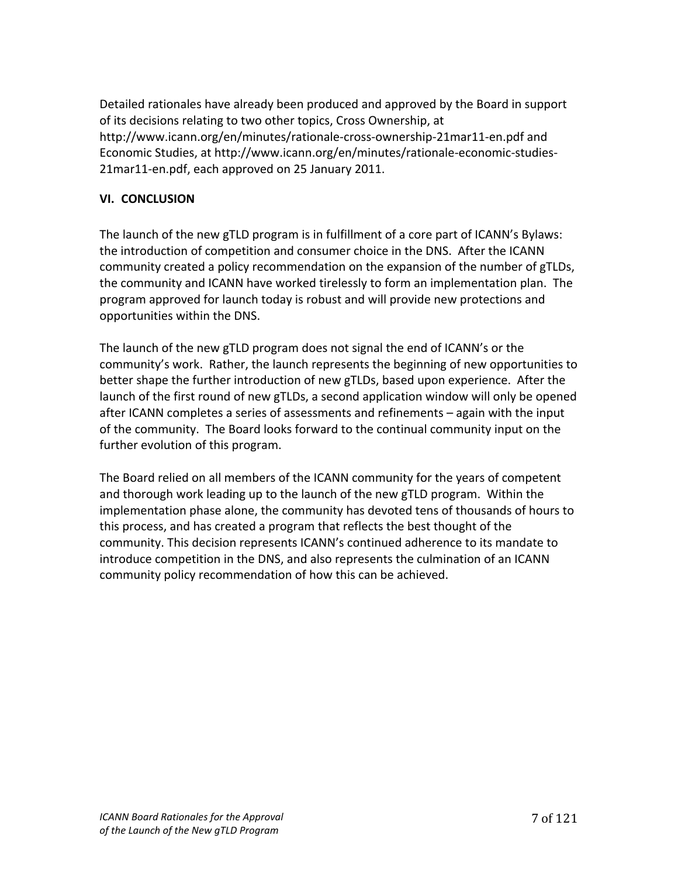Detailed rationales have already been produced and approved by the Board in support of its decisions relating to two other topics, Cross Ownership, at http://www.icann.org/en/minutes/rationale-cross-ownership-21mar11-en.pdf and Economic Studies, at http://www.icann.org/en/minutes/rationale-economic-studies-21mar11-en.pdf, each approved on 25 January 2011.

## VI. CONCLUSION

The launch of the new gTLD program is in fulfillment of a core part of ICANN's Bylaws: the introduction of competition and consumer choice in the DNS. After the ICANN community created a policy recommendation on the expansion of the number of gTLDs, the community and ICANN have worked tirelessly to form an implementation plan. The program approved for launch today is robust and will provide new protections and opportunities within the DNS.

The launch of the new gTLD program does not signal the end of ICANN's or the community's work. Rather, the launch represents the beginning of new opportunities to better shape the further introduction of new gTLDs, based upon experience. After the launch of the first round of new gTLDs, a second application window will only be opened after ICANN completes a series of assessments and refinements – again with the input of the community. The Board looks forward to the continual community input on the further evolution of this program.

The Board relied on all members of the ICANN community for the years of competent and thorough work leading up to the launch of the new gTLD program. Within the implementation phase alone, the community has devoted tens of thousands of hours to this process, and has created a program that reflects the best thought of the community. This decision represents ICANN's continued adherence to its mandate to introduce competition in the DNS, and also represents the culmination of an ICANN community policy recommendation of how this can be achieved.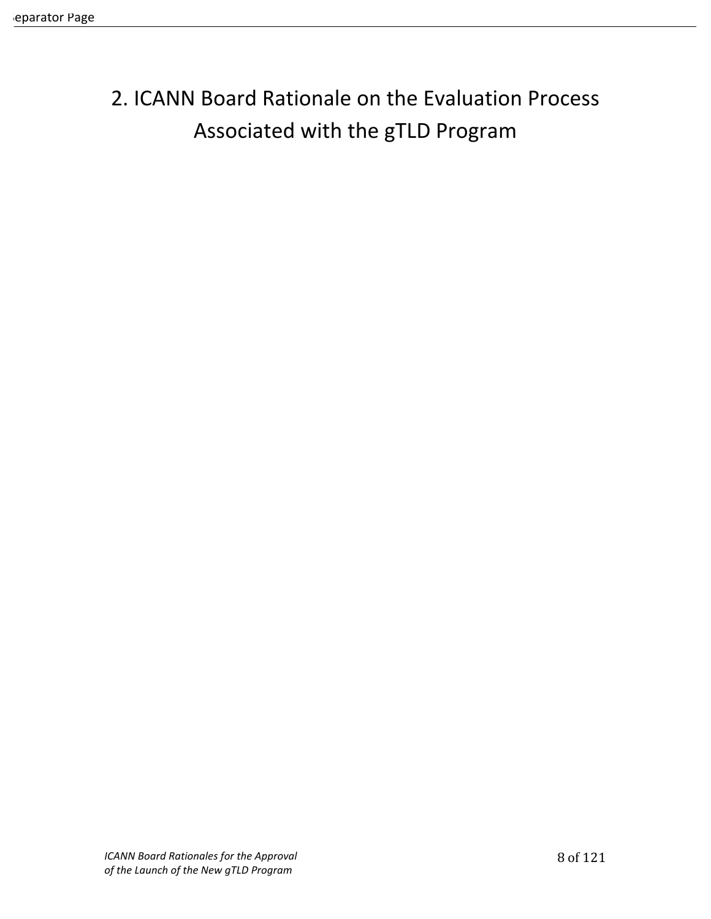# 2. ICANN Board Rationale on the Evaluation Process Associated with the gTLD Program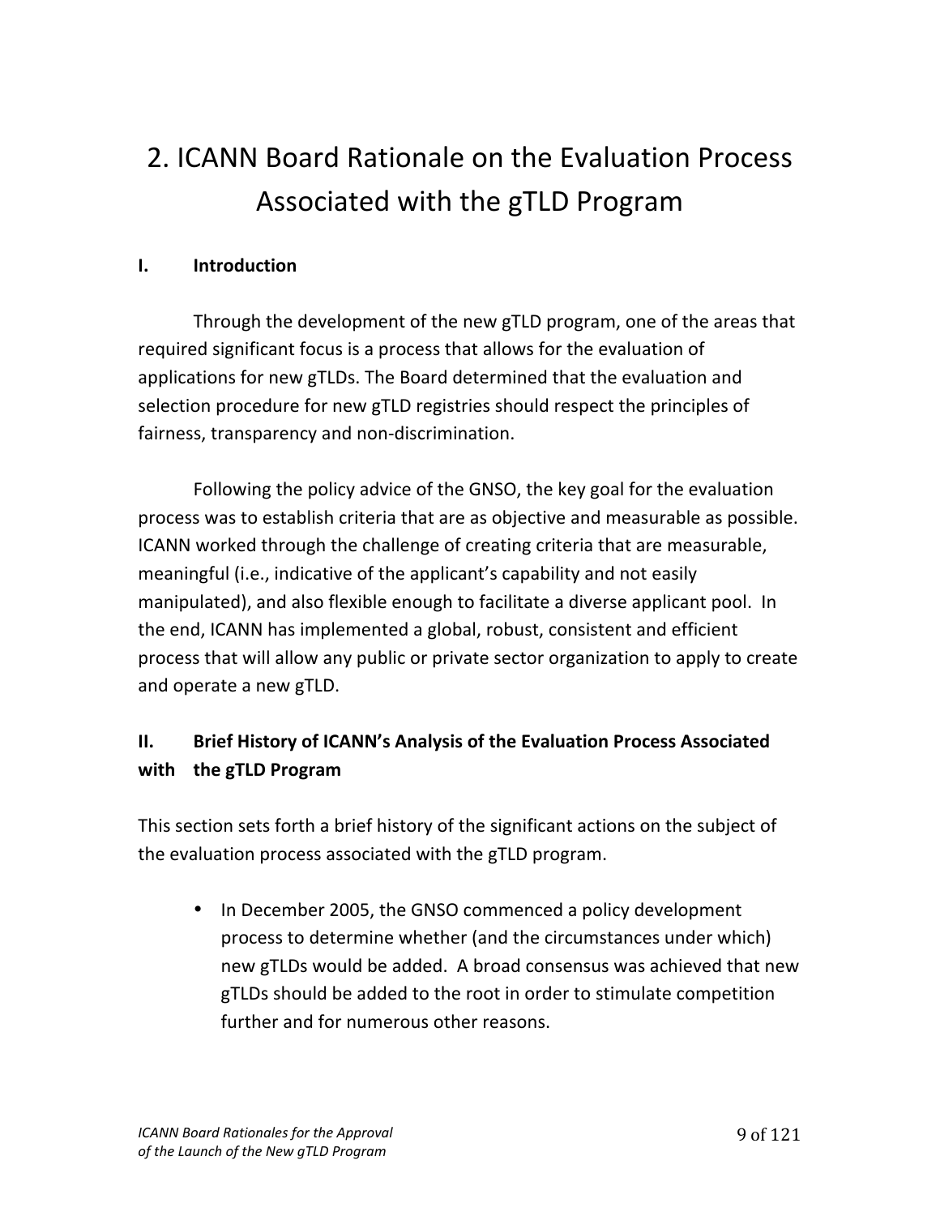# 2. ICANN Board Rationale on the Evaluation Process Associated with the gTLD Program

## I. Introduction

Through the development of the new gTLD program, one of the areas that required significant focus is a process that allows for the evaluation of applications for new gTLDs. The Board determined that the evaluation and selection procedure for new gTLD registries should respect the principles of fairness, transparency and non-discrimination.

Following the policy advice of the GNSO, the key goal for the evaluation process was to establish criteria that are as objective and measurable as possible. ICANN worked through the challenge of creating criteria that are measurable, meaningful (i.e., indicative of the applicant's capability and not easily manipulated), and also flexible enough to facilitate a diverse applicant pool. In the end, ICANN has implemented a global, robust, consistent and efficient process that will allow any public or private sector organization to apply to create and operate a new gTLD.

## II. Brief History of ICANN's Analysis of the Evaluation Process Associated with the gTLD Program

This section sets forth a brief history of the significant actions on the subject of the evaluation process associated with the gTLD program.

- In December 2005, the GNSO commenced a policy development process to determine whether (and the circumstances under which) new gTLDs would be added. A broad consensus was achieved that new gTLDs should be added to the root in order to stimulate competition further and for numerous other reasons.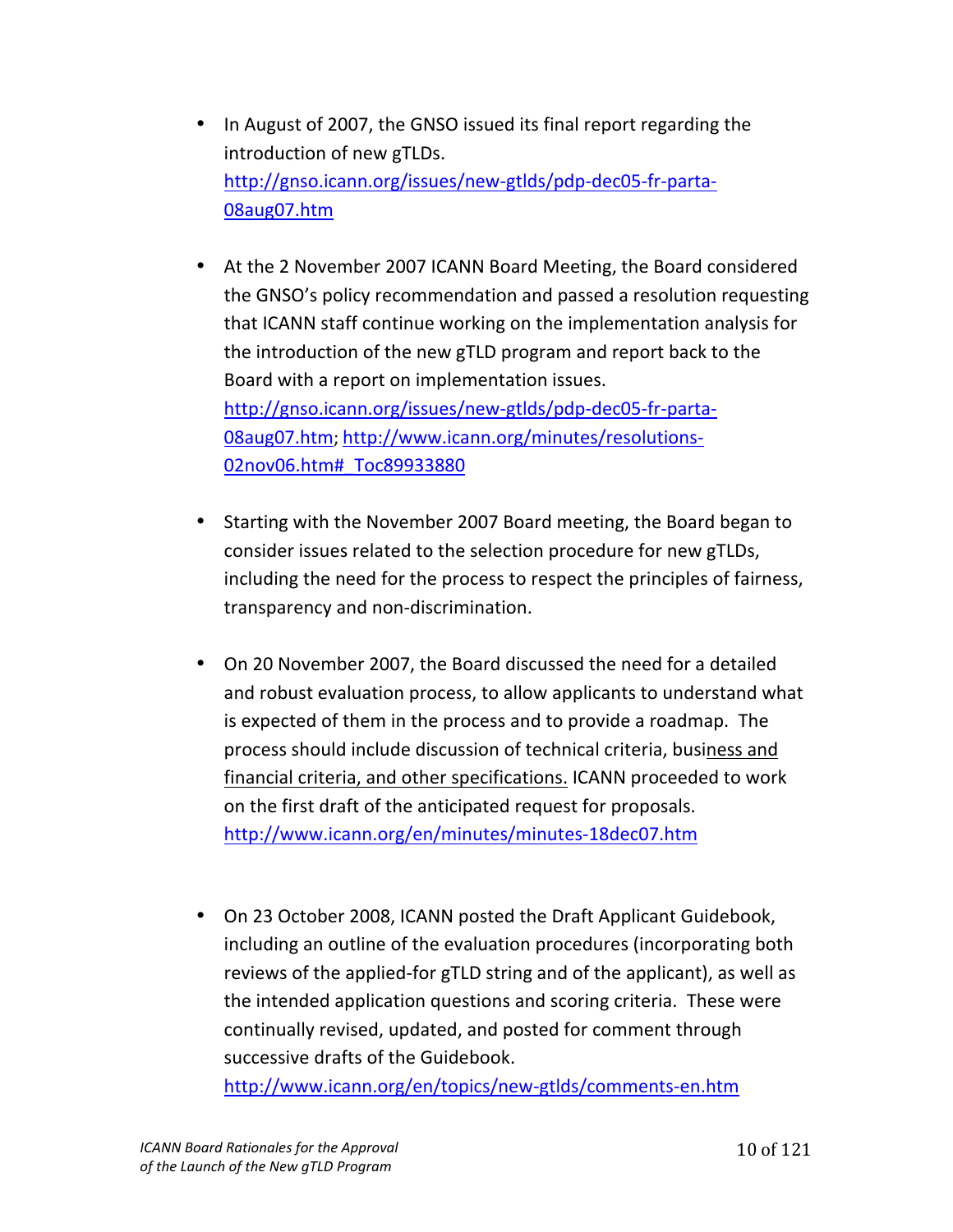- In August of 2007, the GNSO issued its final report regarding the introduction of new gTLDs. http://gnso.icann.org/issues/new-gtlds/pdp-dec05-fr-parta-08aug07.htm

- At the 2 November 2007 ICANN Board Meeting, the Board considered the GNSO's policy recommendation and passed a resolution requesting that ICANN staff continue working on the implementation analysis for the introduction of the new gTLD program and report back to the Board with a report on implementation issues. http://gnso.icann.org/issues/new-gtlds/pdp-dec05-fr-parta-08aug07.htm; http://www.icann.org/minutes/resolutions-02nov06.htm#_Toc89933880

- Starting with the November 2007 Board meeting, the Board began to consider issues related to the selection procedure for new gTLDs, including the need for the process to respect the principles of fairness, transparency and non-discrimination.

- On 20 November 2007, the Board discussed the need for a detailed and robust evaluation process, to allow applicants to understand what is expected of them in the process and to provide a roadmap. The process should include discussion of technical criteria, business and financial criteria, and other specifications. ICANN proceeded to work on the first draft of the anticipated request for proposals. http://www.icann.org/en/minutes/minutes-18dec07.htm

- On 23 October 2008, ICANN posted the Draft Applicant Guidebook, including an outline of the evaluation procedures (incorporating both reviews of the applied-for gTLD string and of the applicant), as well as the intended application questions and scoring criteria. These were continually revised, updated, and posted for comment through successive drafts of the Guidebook. http://www.icann.org/en/topics/new-gtlds/comments-en.htm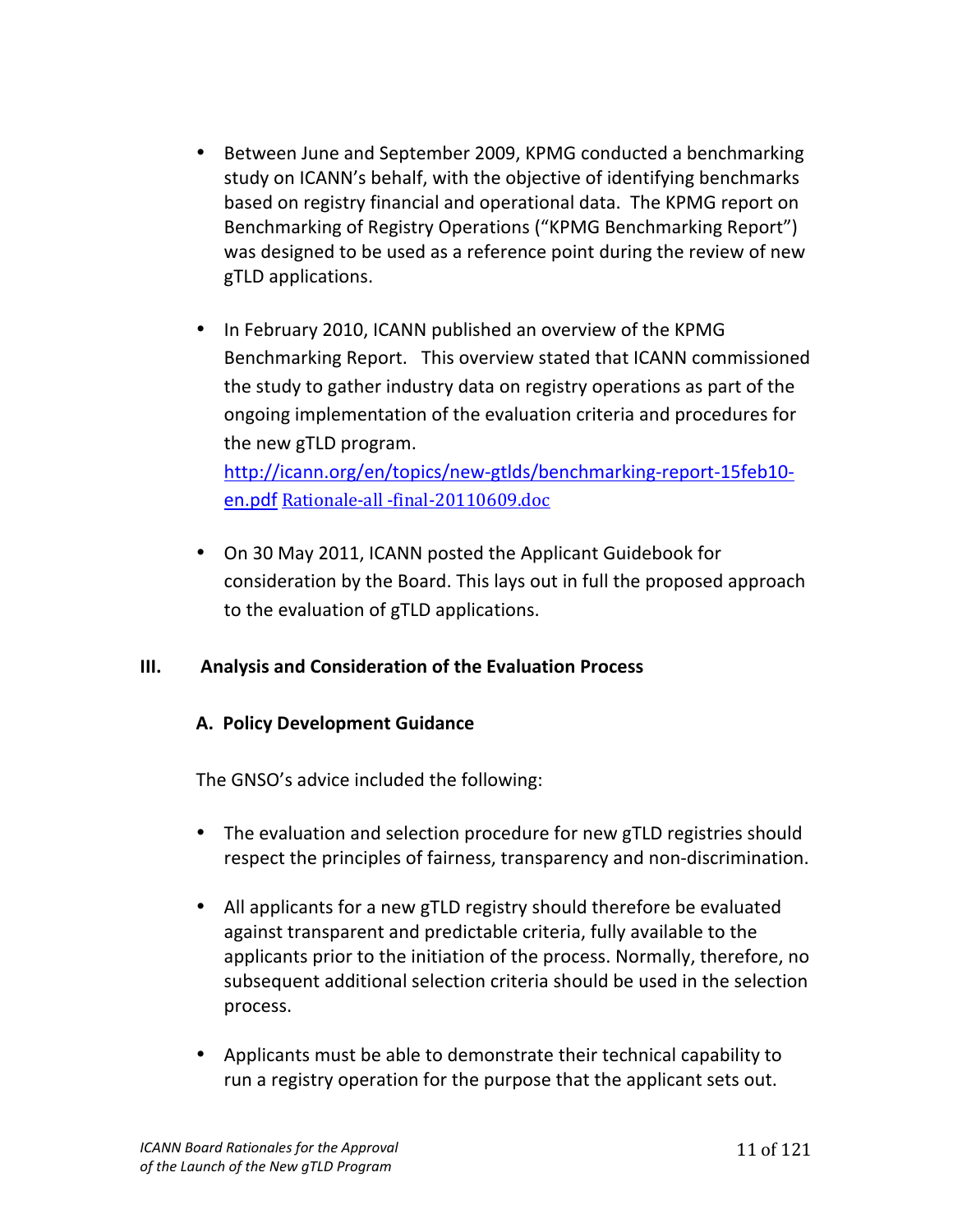- Between June and September 2009, KPMG conducted a benchmarking study on ICANN's behalf, with the objective of identifying benchmarks based on registry financial and operational data. The KPMG report on Benchmarking of Registry Operations ("KPMG Benchmarking Report") was designed to be used as a reference point during the review of new gTLD applications.

- In February 2010, ICANN published an overview of the KPMG Benchmarking Report. This overview stated that ICANN commissioned the study to gather industry data on registry operations as part of the ongoing implementation of the evaluation criteria and procedures for the new gTLD program. [http://icann.org/en/topics/new-gtlds/benchmarking-report-15feb10-en.pdf](http://icann.org/en/topics/new-gtlds/benchmarking-report-15feb10-en.pdf) Rationale-all -final-20110609.doc

- On 30 May 2011, ICANN posted the Applicant Guidebook for consideration by the Board. This lays out in full the proposed approach to the evaluation of gTLD applications.

## III. Analysis and Consideration of the Evaluation Process

### A. Policy Development Guidance

The GNSO's advice included the following:

- The evaluation and selection procedure for new gTLD registries should respect the principles of fairness, transparency and non-discrimination.

- All applicants for a new gTLD registry should therefore be evaluated against transparent and predictable criteria, fully available to the applicants prior to the initiation of the process. Normally, therefore, no subsequent additional selection criteria should be used in the selection process.

- Applicants must be able to demonstrate their technical capability to run a registry operation for the purpose that the applicant sets out.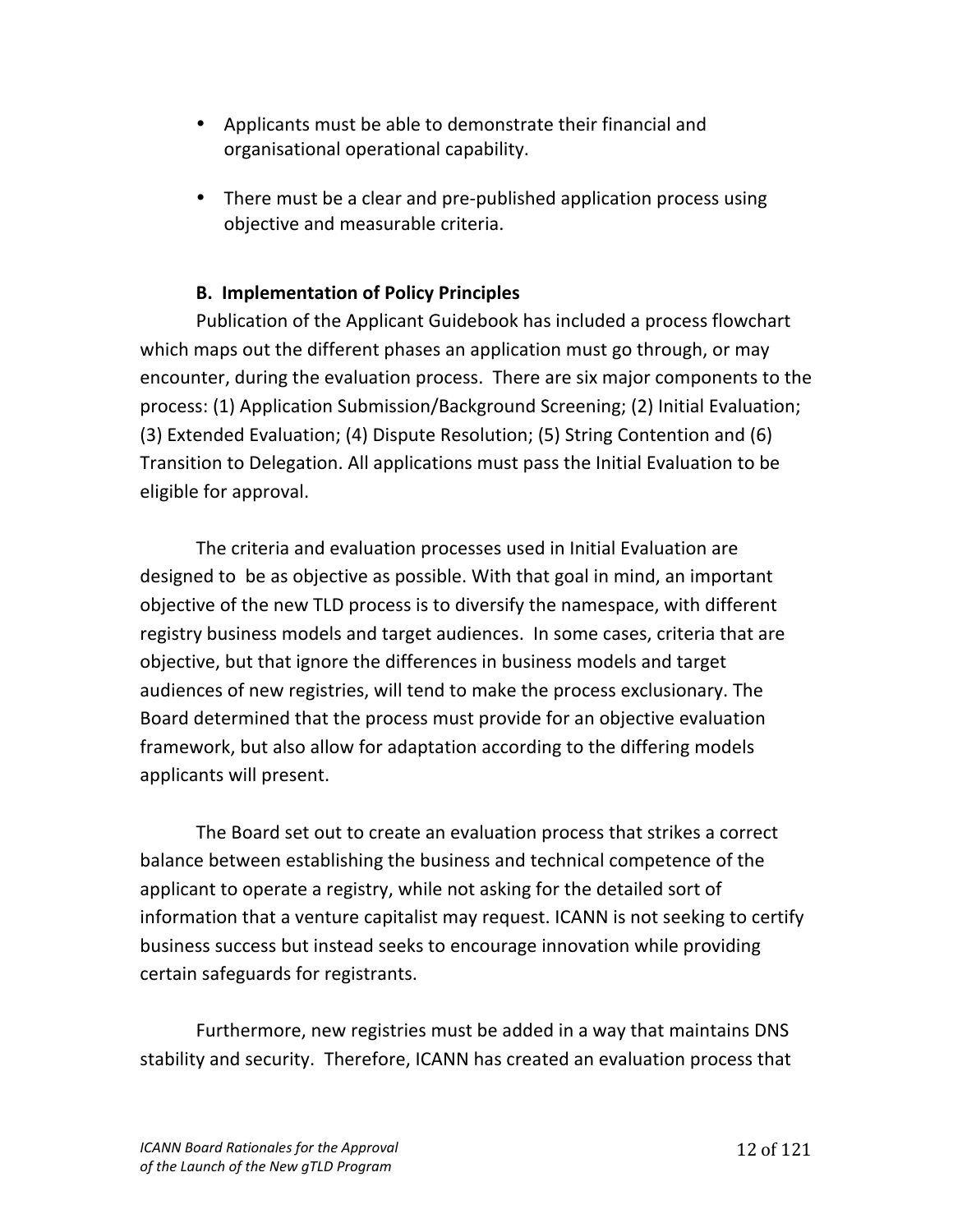- Applicants must be able to demonstrate their financial and organisational operational capability.

- There must be a clear and pre-published application process using objective and measurable criteria.

### B. Implementation of Policy Principles

Publication of the Applicant Guidebook has included a process flowchart which maps out the different phases an application must go through, or may encounter, during the evaluation process. There are six major components to the process: (1) Application Submission/Background Screening; (2) Initial Evaluation; (3) Extended Evaluation; (4) Dispute Resolution; (5) String Contention and (6) Transition to Delegation. All applications must pass the Initial Evaluation to be eligible for approval.

The criteria and evaluation processes used in Initial Evaluation are designed to be as objective as possible. With that goal in mind, an important objective of the new TLD process is to diversify the namespace, with different registry business models and target audiences. In some cases, criteria that are objective, but that ignore the differences in business models and target audiences of new registries, will tend to make the process exclusionary. The Board determined that the process must provide for an objective evaluation framework, but also allow for adaptation according to the differing models applicants will present.

The Board set out to create an evaluation process that strikes a correct balance between establishing the business and technical competence of the applicant to operate a registry, while not asking for the detailed sort of information that a venture capitalist may request. ICANN is not seeking to certify business success but instead seeks to encourage innovation while providing certain safeguards for registrants.

Furthermore, new registries must be added in a way that maintains DNS stability and security. Therefore, ICANN has created an evaluation process that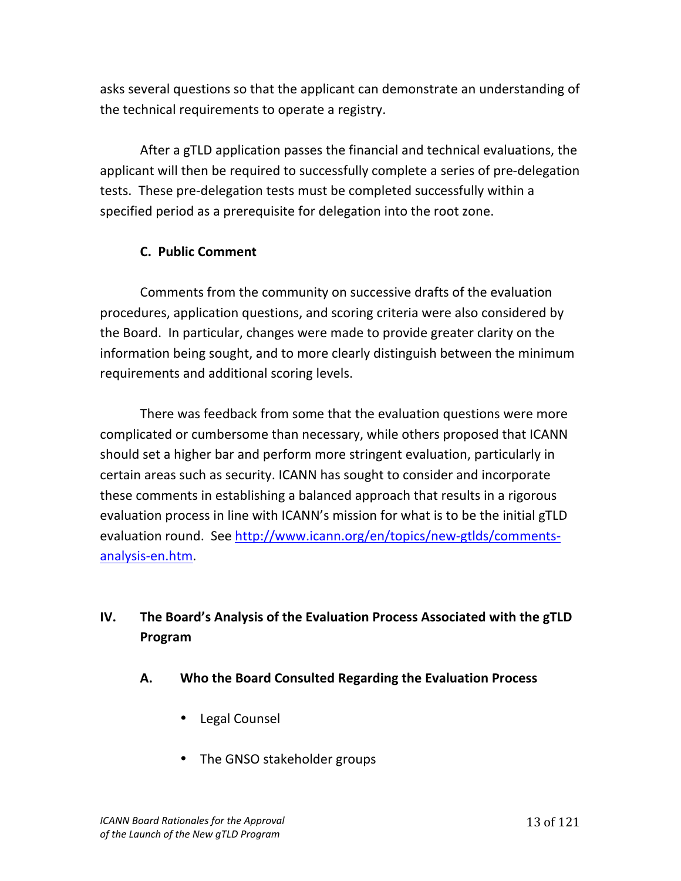asks several questions so that the applicant can demonstrate an understanding of the technical requirements to operate a registry.

After a gTLD application passes the financial and technical evaluations, the applicant will then be required to successfully complete a series of pre-delegation tests. These pre-delegation tests must be completed successfully within a specified period as a prerequisite for delegation into the root zone.

### C. Public Comment

Comments from the community on successive drafts of the evaluation procedures, application questions, and scoring criteria were also considered by the Board. In particular, changes were made to provide greater clarity on the information being sought, and to more clearly distinguish between the minimum requirements and additional scoring levels.

There was feedback from some that the evaluation questions were more complicated or cumbersome than necessary, while others proposed that ICANN should set a higher bar and perform more stringent evaluation, particularly in certain areas such as security. ICANN has sought to consider and incorporate these comments in establishing a balanced approach that results in a rigorous evaluation process in line with ICANN's mission for what is to be the initial gTLD evaluation round. See [http://www.icann.org/en/topics/new-gtlds/comments-analysis-en.htm](http://www.icann.org/en/topics/new-gtlds/comments-analysis-en.htm).

## IV. The Board's Analysis of the Evaluation Process Associated with the gTLD Program

### A. Who the Board Consulted Regarding the Evaluation Process

- Legal Counsel
- The GNSO stakeholder groups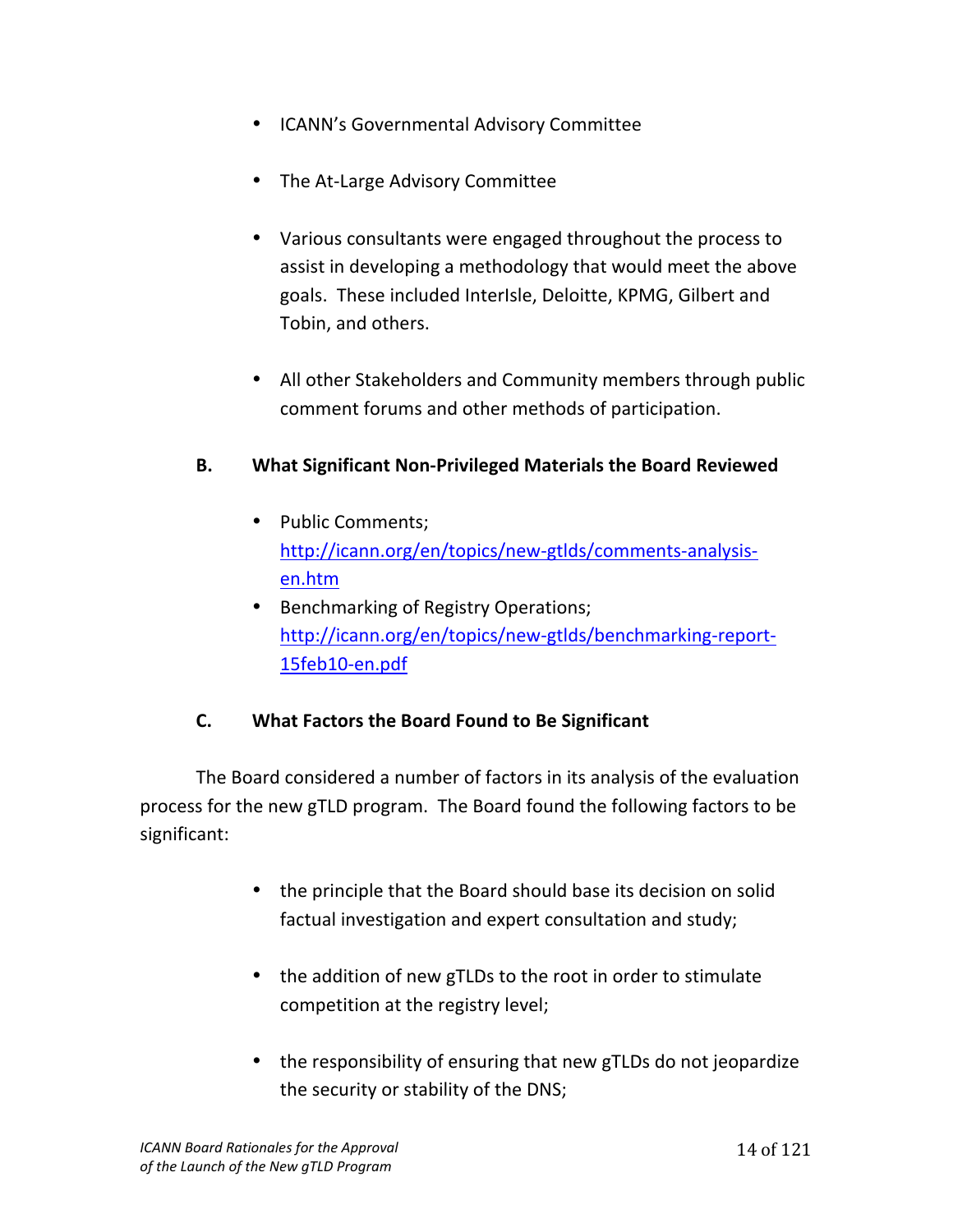- ICANN's Governmental Advisory Committee

- The At-Large Advisory Committee

- Various consultants were engaged throughout the process to assist in developing a methodology that would meet the above goals. These included InterIsle, Deloitte, KPMG, Gilbert and Tobin, and others.

- All other Stakeholders and Community members through public comment forums and other methods of participation.

### B. What Significant Non-Privileged Materials the Board Reviewed

- Public Comments; [http://icann.org/en/topics/new-gtlds/comments-analysis-en.htm](http://icann.org/en/topics/new-gtlds/comments-analysis-en.htm)
- Benchmarking of Registry Operations; [http://icann.org/en/topics/new-gtlds/benchmarking-report-15feb10-en.pdf](http://icann.org/en/topics/new-gtlds/benchmarking-report-15feb10-en.pdf)

### C. What Factors the Board Found to Be Significant

The Board considered a number of factors in its analysis of the evaluation process for the new gTLD program. The Board found the following factors to be significant:

- the principle that the Board should base its decision on solid factual investigation and expert consultation and study;

- the addition of new gTLDs to the root in order to stimulate competition at the registry level;

- the responsibility of ensuring that new gTLDs do not jeopardize the security or stability of the DNS;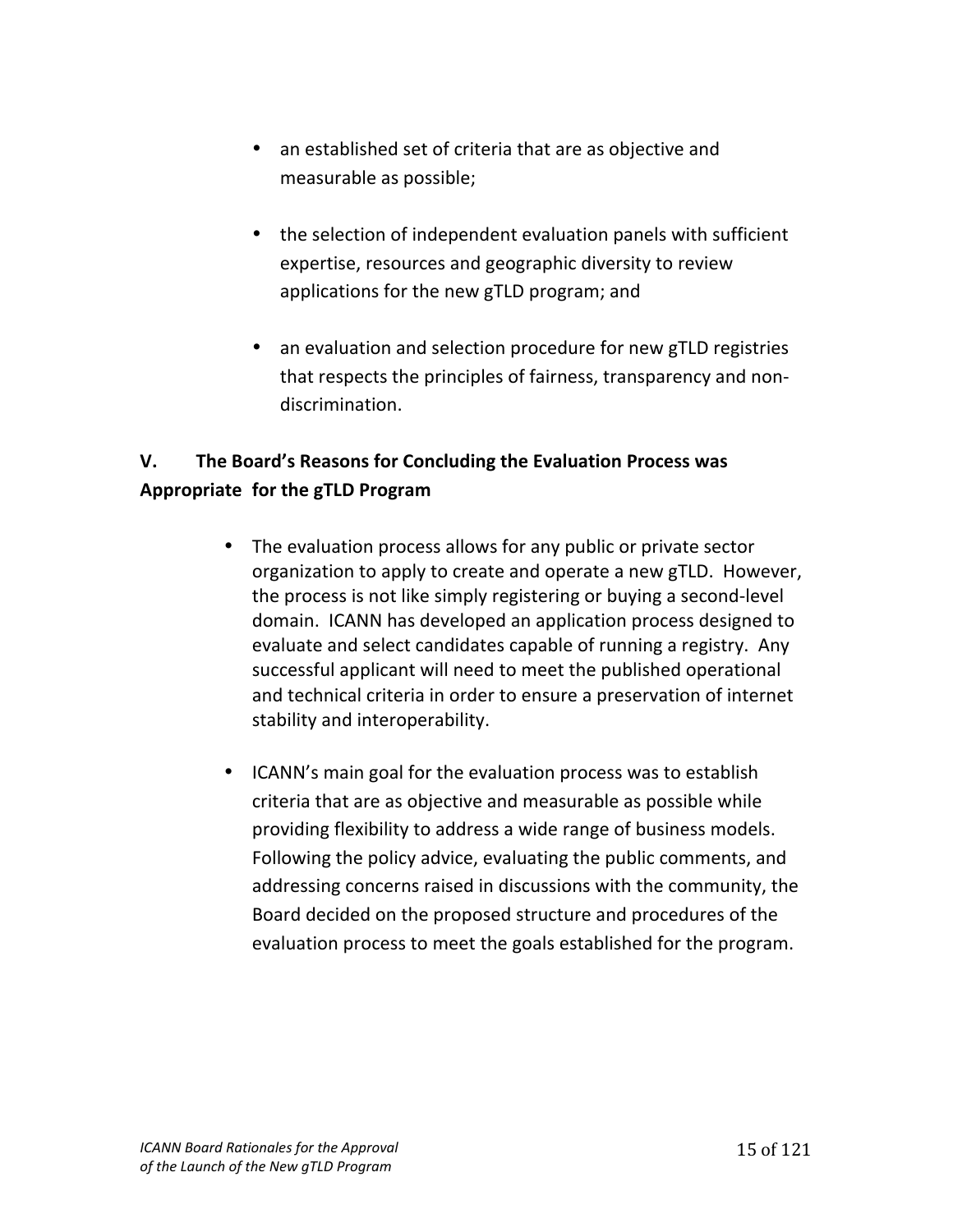- an established set of criteria that are as objective and measurable as possible;

- the selection of independent evaluation panels with sufficient expertise, resources and geographic diversity to review applications for the new gTLD program; and

- an evaluation and selection procedure for new gTLD registries that respects the principles of fairness, transparency and non-discrimination.

## V. The Board's Reasons for Concluding the Evaluation Process was Appropriate for the gTLD Program

- The evaluation process allows for any public or private sector organization to apply to create and operate a new gTLD. However, the process is not like simply registering or buying a second-level domain. ICANN has developed an application process designed to evaluate and select candidates capable of running a registry. Any successful applicant will need to meet the published operational and technical criteria in order to ensure a preservation of internet stability and interoperability.

- ICANN's main goal for the evaluation process was to establish criteria that are as objective and measurable as possible while providing flexibility to address a wide range of business models. Following the policy advice, evaluating the public comments, and addressing concerns raised in discussions with the community, the Board decided on the proposed structure and procedures of the evaluation process to meet the goals established for the program.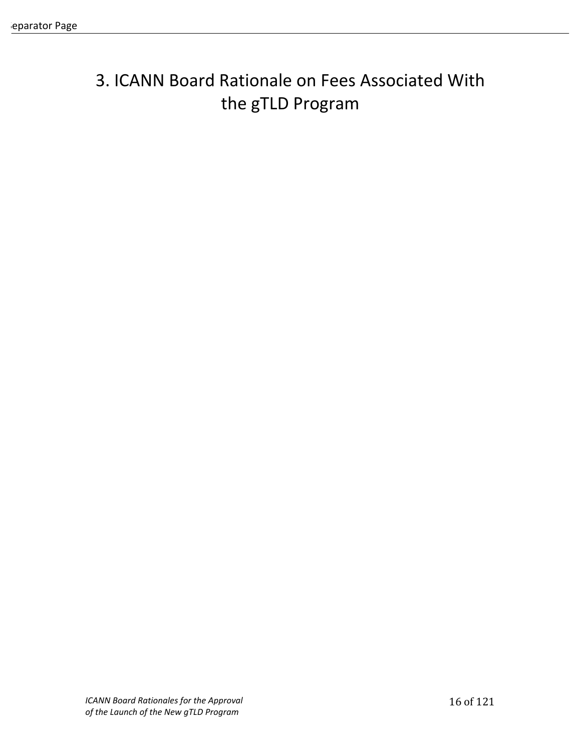# 3. ICANN Board Rationale on Fees Associated With the gTLD Program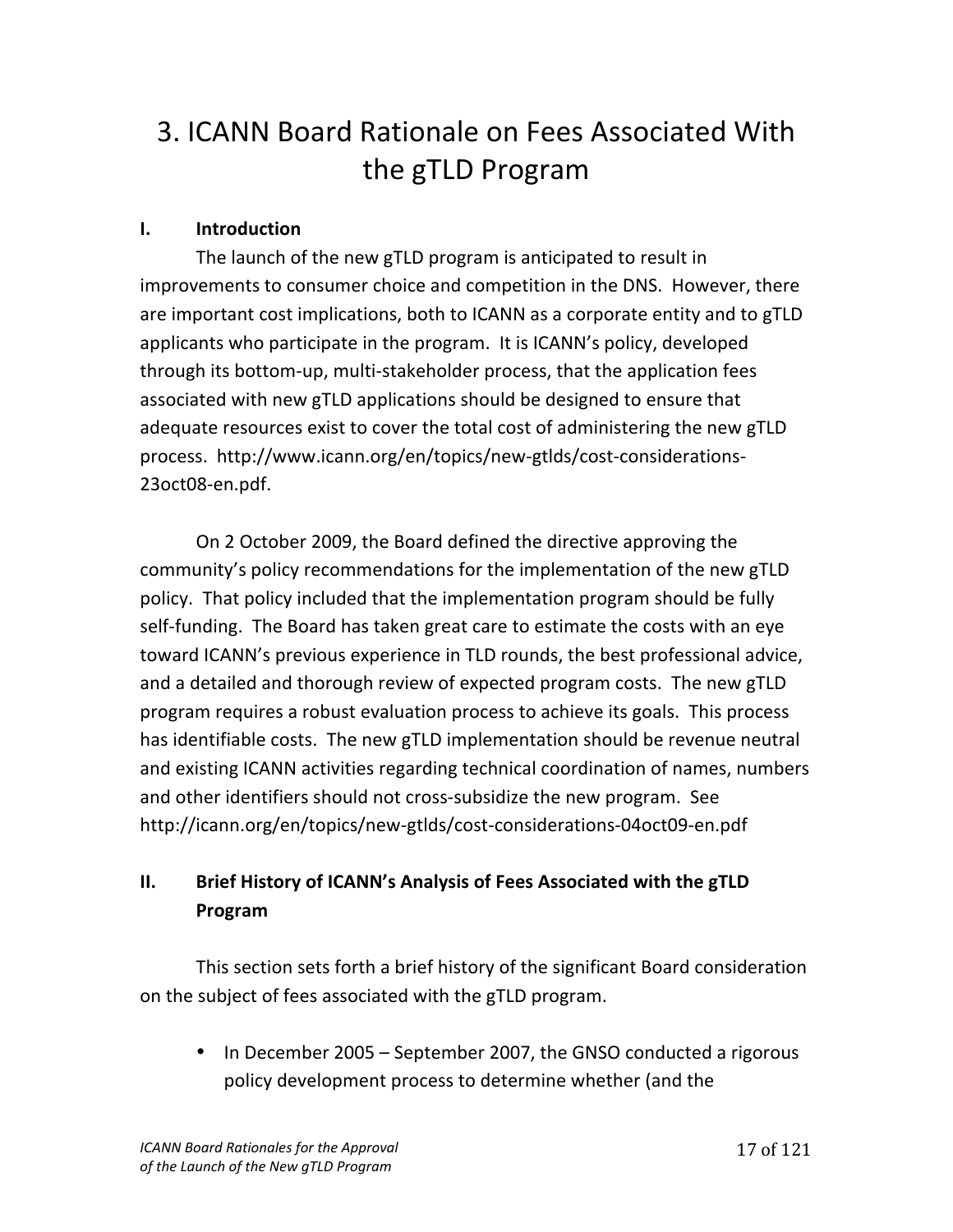# 3. ICANN Board Rationale on Fees Associated With the gTLD Program

## I. Introduction

The launch of the new gTLD program is anticipated to result in improvements to consumer choice and competition in the DNS. However, there are important cost implications, both to ICANN as a corporate entity and to gTLD applicants who participate in the program. It is ICANN's policy, developed through its bottom-up, multi-stakeholder process, that the application fees associated with new gTLD applications should be designed to ensure that adequate resources exist to cover the total cost of administering the new gTLD process. http://www.icann.org/en/topics/new-gtlds/cost-considerations-23oct08-en.pdf.

On 2 October 2009, the Board defined the directive approving the community's policy recommendations for the implementation of the new gTLD policy. That policy included that the implementation program should be fully self-funding. The Board has taken great care to estimate the costs with an eye toward ICANN's previous experience in TLD rounds, the best professional advice, and a detailed and thorough review of expected program costs. The new gTLD program requires a robust evaluation process to achieve its goals. This process has identifiable costs. The new gTLD implementation should be revenue neutral and existing ICANN activities regarding technical coordination of names, numbers and other identifiers should not cross-subsidize the new program. See http://icann.org/en/topics/new-gtlds/cost-considerations-04oct09-en.pdf

## II. Brief History of ICANN's Analysis of Fees Associated with the gTLD Program

This section sets forth a brief history of the significant Board consideration on the subject of fees associated with the gTLD program.

- In December 2005 – September 2007, the GNSO conducted a rigorous policy development process to determine whether (and the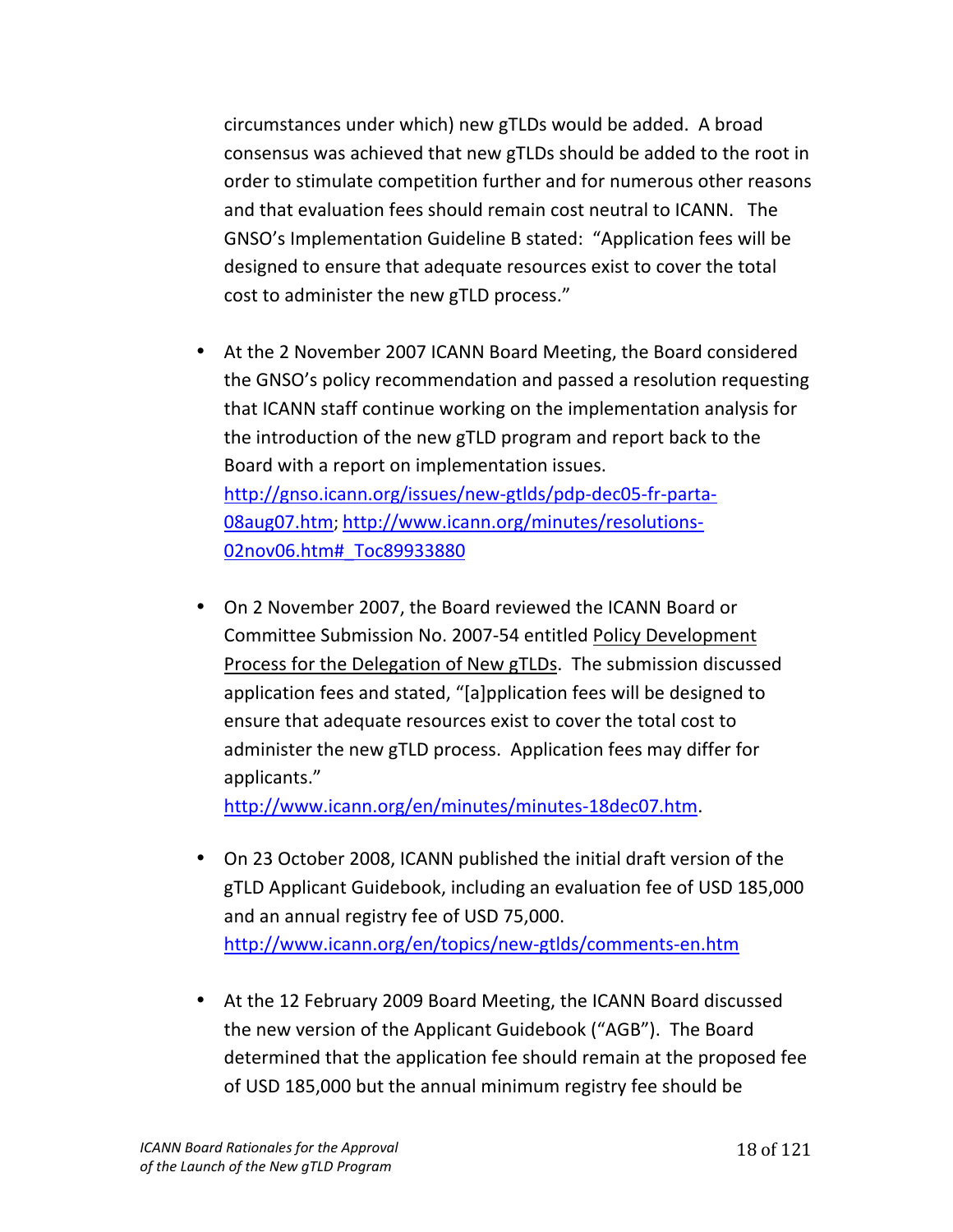circumstances under which) new gTLDs would be added. A broad consensus was achieved that new gTLDs should be added to the root in order to stimulate competition further and for numerous other reasons and that evaluation fees should remain cost neutral to ICANN. The GNSO's Implementation Guideline B stated: "Application fees will be designed to ensure that adequate resources exist to cover the total cost to administer the new gTLD process."

- At the 2 November 2007 ICANN Board Meeting, the Board considered the GNSO's policy recommendation and passed a resolution requesting that ICANN staff continue working on the implementation analysis for the introduction of the new gTLD program and report back to the Board with a report on implementation issues. http://gnso.icann.org/issues/new-gtlds/pdp-dec05-fr-parta-08aug07.htm; http://www.icann.org/minutes/resolutions-02nov06.htm#_Toc89933880

- On 2 November 2007, the Board reviewed the ICANN Board or Committee Submission No. 2007-54 entitled Policy Development Process for the Delegation of New gTLDs. The submission discussed application fees and stated, "[a]pplication fees will be designed to ensure that adequate resources exist to cover the total cost to administer the new gTLD process. Application fees may differ for applicants." http://www.icann.org/en/minutes/minutes-18dec07.htm.

- On 23 October 2008, ICANN published the initial draft version of the gTLD Applicant Guidebook, including an evaluation fee of USD 185,000 and an annual registry fee of USD 75,000. http://www.icann.org/en/topics/new-gtlds/comments-en.htm

- At the 12 February 2009 Board Meeting, the ICANN Board discussed the new version of the Applicant Guidebook ("AGB"). The Board determined that the application fee should remain at the proposed fee of USD 185,000 but the annual minimum registry fee should be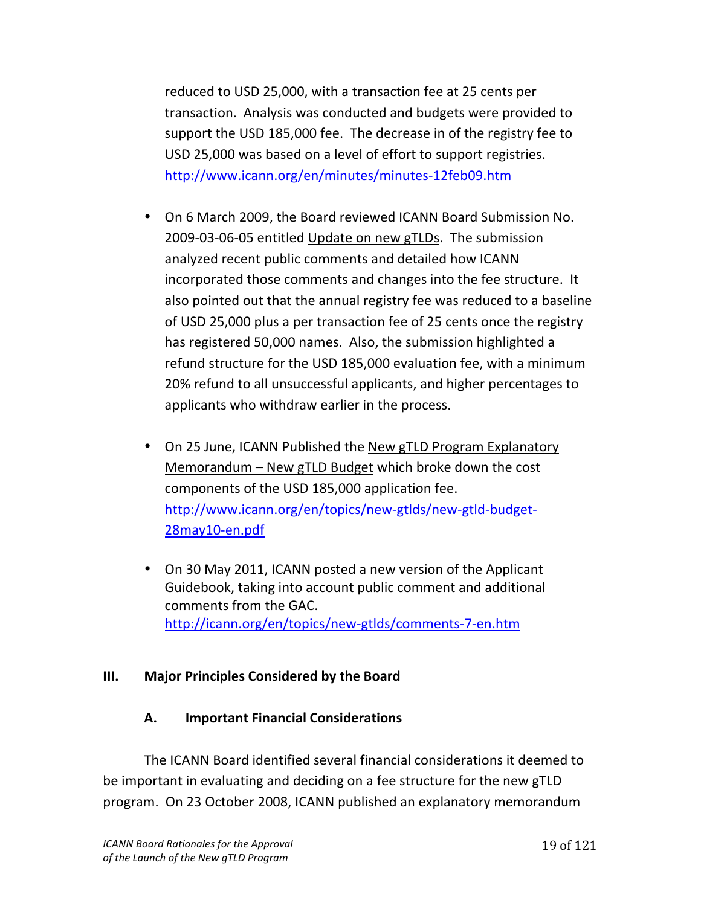reduced to USD 25,000, with a transaction fee at 25 cents per transaction. Analysis was conducted and budgets were provided to support the USD 185,000 fee. The decrease in of the registry fee to USD 25,000 was based on a level of effort to support registries. http://www.icann.org/en/minutes/minutes-12feb09.htm

- On 6 March 2009, the Board reviewed ICANN Board Submission No. 2009-03-06-05 entitled Update on new gTLDs. The submission analyzed recent public comments and detailed how ICANN incorporated those comments and changes into the fee structure. It also pointed out that the annual registry fee was reduced to a baseline of USD 25,000 plus a per transaction fee of 25 cents once the registry has registered 50,000 names. Also, the submission highlighted a refund structure for the USD 185,000 evaluation fee, with a minimum 20% refund to all unsuccessful applicants, and higher percentages to applicants who withdraw earlier in the process.

- On 25 June, ICANN Published the New gTLD Program Explanatory Memorandum – New gTLD Budget which broke down the cost components of the USD 185,000 application fee. http://www.icann.org/en/topics/new-gtlds/new-gtld-budget-28may10-en.pdf

- On 30 May 2011, ICANN posted a new version of the Applicant Guidebook, taking into account public comment and additional comments from the GAC. http://icann.org/en/topics/new-gtlds/comments-7-en.htm

## III. Major Principles Considered by the Board

### A. Important Financial Considerations

The ICANN Board identified several financial considerations it deemed to be important in evaluating and deciding on a fee structure for the new gTLD program. On 23 October 2008, ICANN published an explanatory memorandum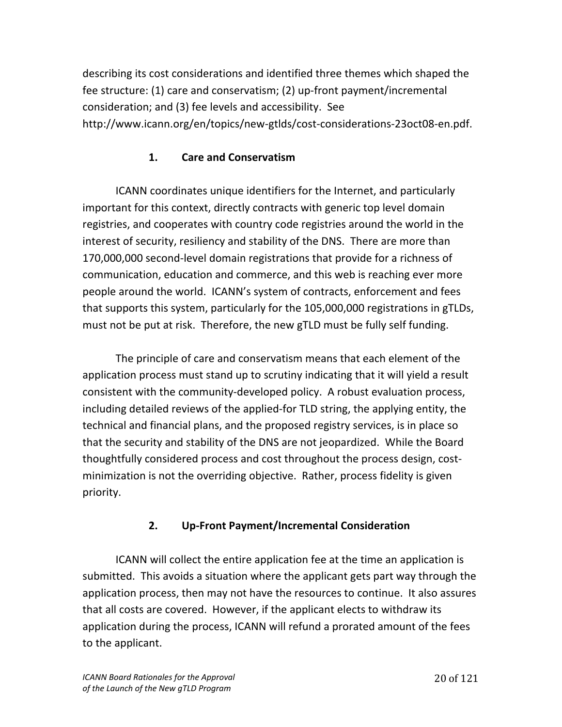describing its cost considerations and identified three themes which shaped the fee structure: (1) care and conservatism; (2) up-front payment/incremental consideration; and (3) fee levels and accessibility. See http://www.icann.org/en/topics/new-gtlds/cost-considerations-23oct08-en.pdf.

### 1. Care and Conservatism

ICANN coordinates unique identifiers for the Internet, and particularly important for this context, directly contracts with generic top level domain registries, and cooperates with country code registries around the world in the interest of security, resiliency and stability of the DNS. There are more than 170,000,000 second-level domain registrations that provide for a richness of communication, education and commerce, and this web is reaching ever more people around the world. ICANN's system of contracts, enforcement and fees that supports this system, particularly for the 105,000,000 registrations in gTLDs, must not be put at risk. Therefore, the new gTLD must be fully self funding.

The principle of care and conservatism means that each element of the application process must stand up to scrutiny indicating that it will yield a result consistent with the community-developed policy. A robust evaluation process, including detailed reviews of the applied-for TLD string, the applying entity, the technical and financial plans, and the proposed registry services, is in place so that the security and stability of the DNS are not jeopardized. While the Board thoughtfully considered process and cost throughout the process design, cost-minimization is not the overriding objective. Rather, process fidelity is given priority.

### 2. Up-Front Payment/Incremental Consideration

ICANN will collect the entire application fee at the time an application is submitted. This avoids a situation where the applicant gets part way through the application process, then may not have the resources to continue. It also assures that all costs are covered. However, if the applicant elects to withdraw its application during the process, ICANN will refund a prorated amount of the fees to the applicant.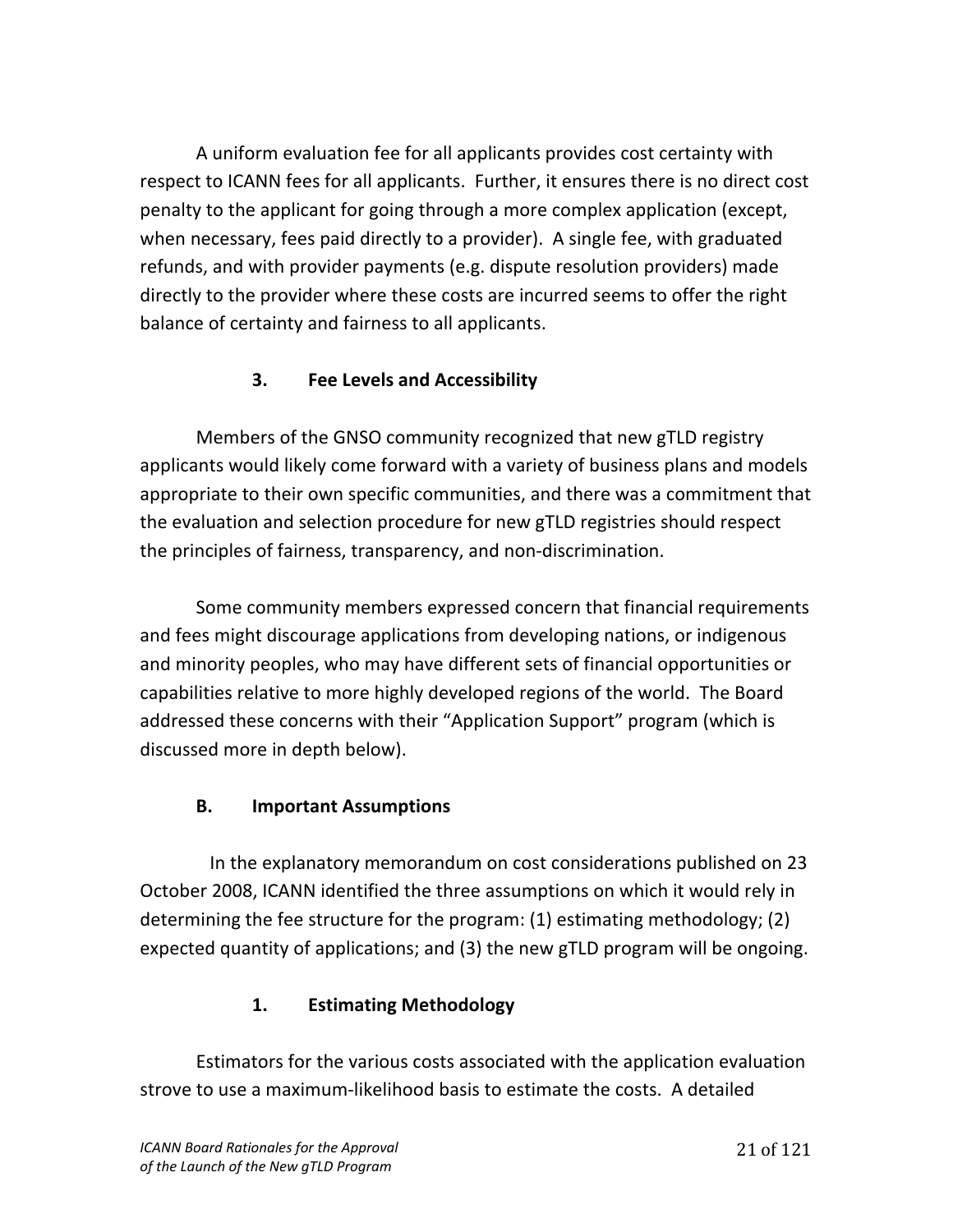A uniform evaluation fee for all applicants provides cost certainty with respect to ICANN fees for all applicants. Further, it ensures there is no direct cost penalty to the applicant for going through a more complex application (except, when necessary, fees paid directly to a provider). A single fee, with graduated refunds, and with provider payments (e.g. dispute resolution providers) made directly to the provider where these costs are incurred seems to offer the right balance of certainty and fairness to all applicants.

### 3. Fee Levels and Accessibility

Members of the GNSO community recognized that new gTLD registry applicants would likely come forward with a variety of business plans and models appropriate to their own specific communities, and there was a commitment that the evaluation and selection procedure for new gTLD registries should respect the principles of fairness, transparency, and non-discrimination.

Some community members expressed concern that financial requirements and fees might discourage applications from developing nations, or indigenous and minority peoples, who may have different sets of financial opportunities or capabilities relative to more highly developed regions of the world. The Board addressed these concerns with their "Application Support" program (which is discussed more in depth below).

## B. Important Assumptions

In the explanatory memorandum on cost considerations published on 23 October 2008, ICANN identified the three assumptions on which it would rely in determining the fee structure for the program: (1) estimating methodology; (2) expected quantity of applications; and (3) the new gTLD program will be ongoing.

### 1. Estimating Methodology

Estimators for the various costs associated with the application evaluation strove to use a maximum-likelihood basis to estimate the costs. A detailed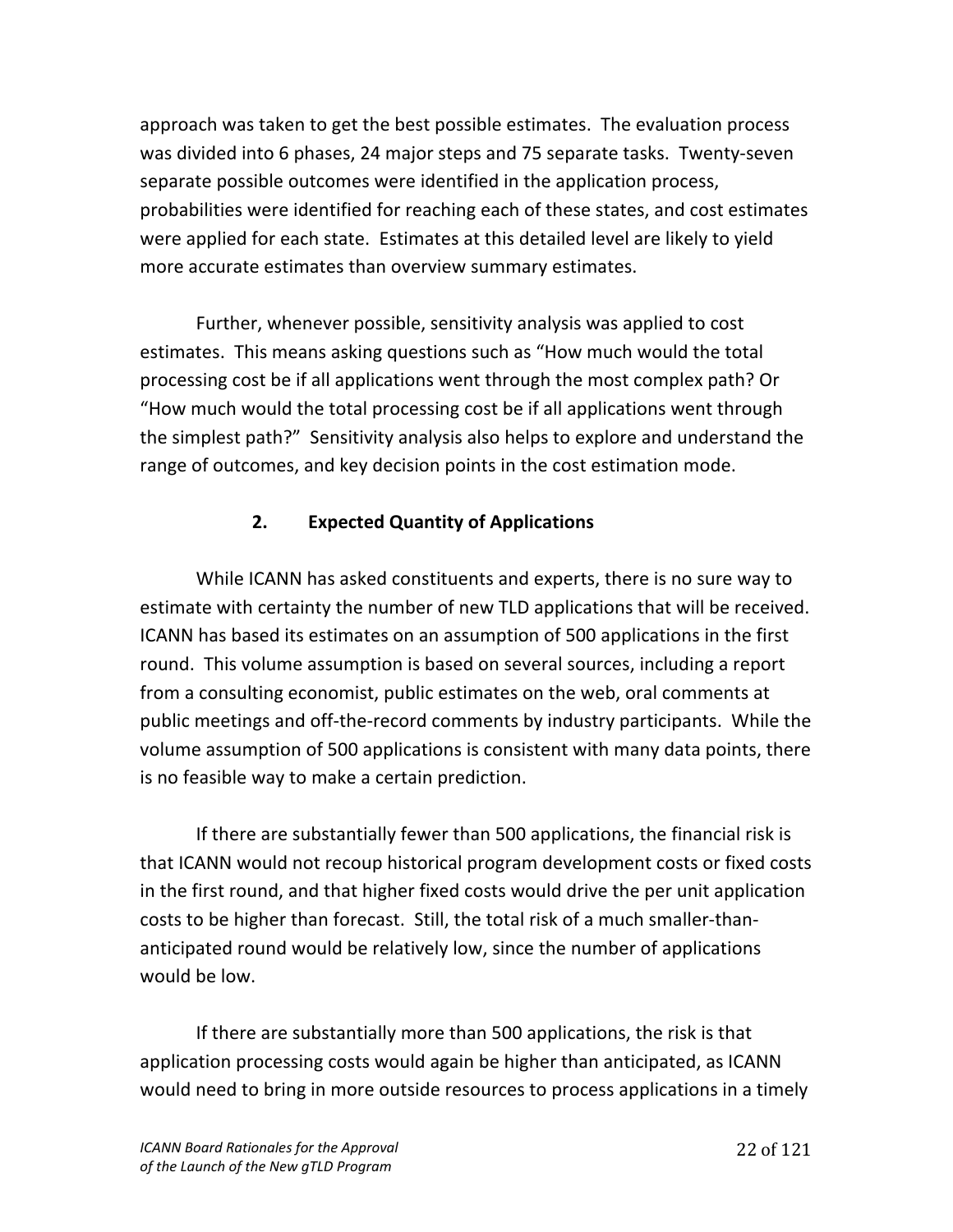approach was taken to get the best possible estimates. The evaluation process was divided into 6 phases, 24 major steps and 75 separate tasks. Twenty-seven separate possible outcomes were identified in the application process, probabilities were identified for reaching each of these states, and cost estimates were applied for each state. Estimates at this detailed level are likely to yield more accurate estimates than overview summary estimates.

Further, whenever possible, sensitivity analysis was applied to cost estimates. This means asking questions such as "How much would the total processing cost be if all applications went through the most complex path? Or "How much would the total processing cost be if all applications went through the simplest path?" Sensitivity analysis also helps to explore and understand the range of outcomes, and key decision points in the cost estimation mode.

### 2. Expected Quantity of Applications

While ICANN has asked constituents and experts, there is no sure way to estimate with certainty the number of new TLD applications that will be received. ICANN has based its estimates on an assumption of 500 applications in the first round. This volume assumption is based on several sources, including a report from a consulting economist, public estimates on the web, oral comments at public meetings and off-the-record comments by industry participants. While the volume assumption of 500 applications is consistent with many data points, there is no feasible way to make a certain prediction.

If there are substantially fewer than 500 applications, the financial risk is that ICANN would not recoup historical program development costs or fixed costs in the first round, and that higher fixed costs would drive the per unit application costs to be higher than forecast. Still, the total risk of a much smaller-than-anticipated round would be relatively low, since the number of applications would be low.

If there are substantially more than 500 applications, the risk is that application processing costs would again be higher than anticipated, as ICANN would need to bring in more outside resources to process applications in a timely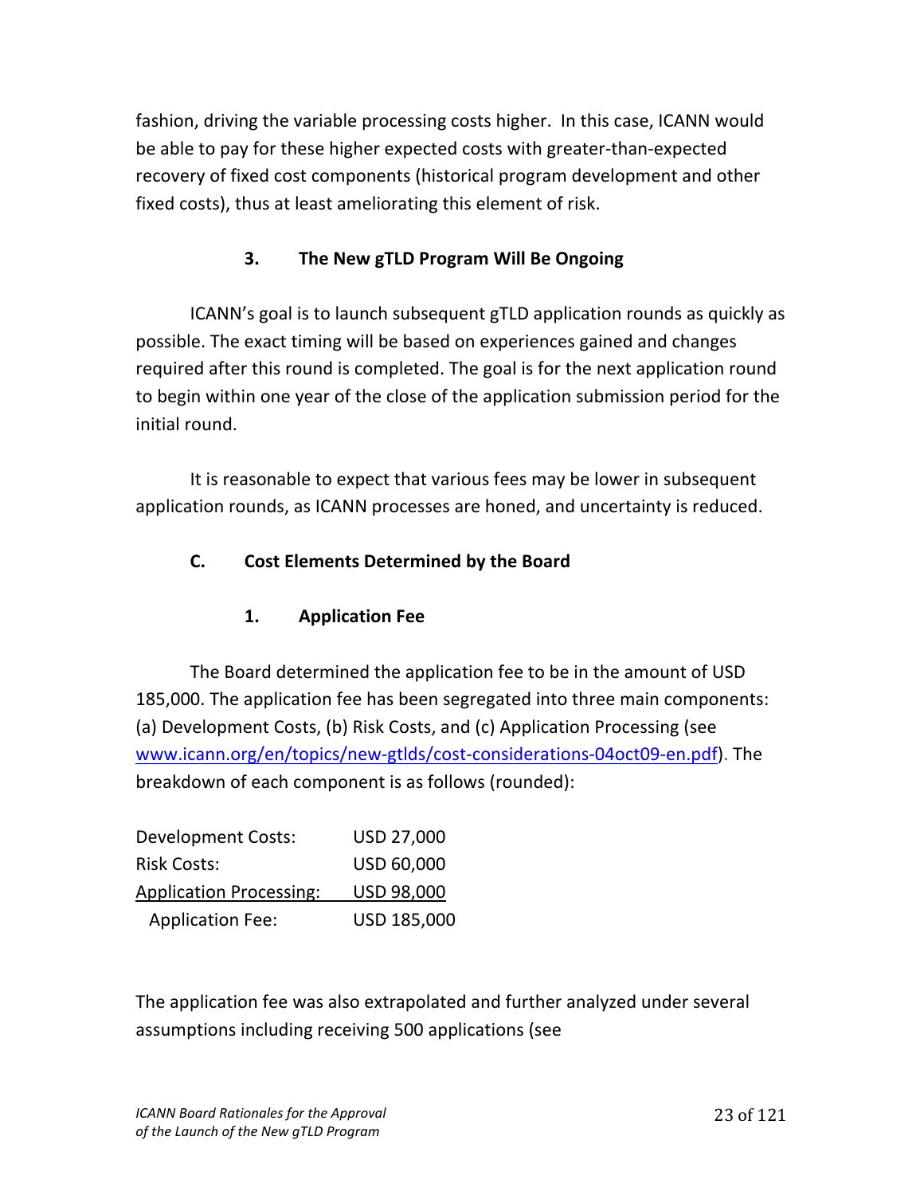fashion, driving the variable processing costs higher. In this case, ICANN would be able to pay for these higher expected costs with greater-than-expected recovery of fixed cost components (historical program development and other fixed costs), thus at least ameliorating this element of risk.

### 3. The New gTLD Program Will Be Ongoing

ICANN's goal is to launch subsequent gTLD application rounds as quickly as possible. The exact timing will be based on experiences gained and changes required after this round is completed. The goal is for the next application round to begin within one year of the close of the application submission period for the initial round.

It is reasonable to expect that various fees may be lower in subsequent application rounds, as ICANN processes are honed, and uncertainty is reduced.

## C. Cost Elements Determined by the Board

### 1. Application Fee

The Board determined the application fee to be in the amount of USD 185,000. The application fee has been segregated into three main components: (a) Development Costs, (b) Risk Costs, and (c) Application Processing (see www.icann.org/en/topics/new-gtlds/cost-considerations-04oct09-en.pdf). The breakdown of each component is as follows (rounded):

| | |
|---|---|
| Development Costs: | USD 27,000 |
| Risk Costs: | USD 60,000 |
| Application Processing: | USD 98,000 |
| Application Fee: | USD 185,000 |

The application fee was also extrapolated and further analyzed under several assumptions including receiving 500 applications (see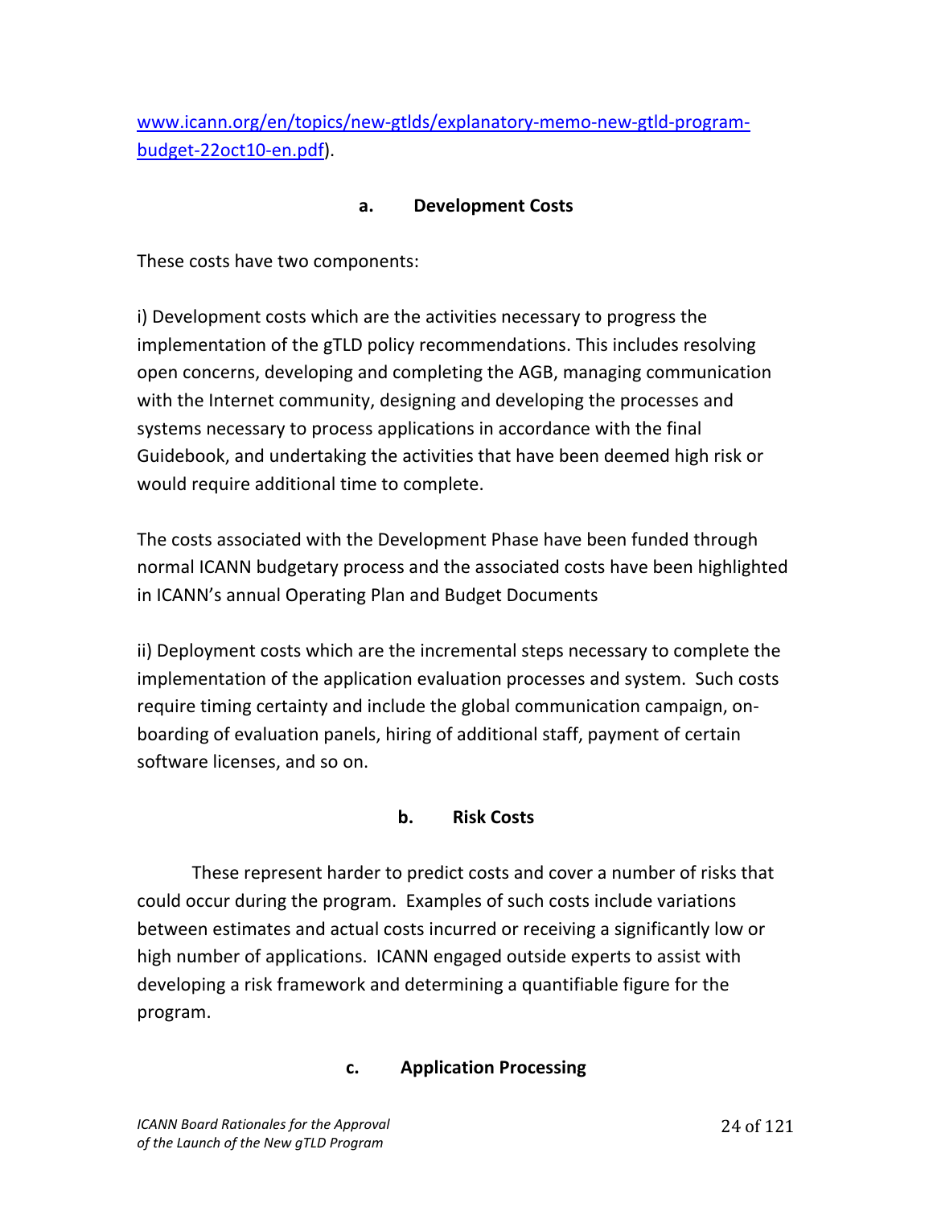[www.icann.org/en/topics/new-gtlds/explanatory-memo-new-gtld-program-budget-22oct10-en.pdf](www.icann.org/en/topics/new-gtlds/explanatory-memo-new-gtld-program-budget-22oct10-en.pdf)).

### a. Development Costs

These costs have two components:

i) Development costs which are the activities necessary to progress the implementation of the gTLD policy recommendations. This includes resolving open concerns, developing and completing the AGB, managing communication with the Internet community, designing and developing the processes and systems necessary to process applications in accordance with the final Guidebook, and undertaking the activities that have been deemed high risk or would require additional time to complete.

The costs associated with the Development Phase have been funded through normal ICANN budgetary process and the associated costs have been highlighted in ICANN's annual Operating Plan and Budget Documents

ii) Deployment costs which are the incremental steps necessary to complete the implementation of the application evaluation processes and system. Such costs require timing certainty and include the global communication campaign, on-boarding of evaluation panels, hiring of additional staff, payment of certain software licenses, and so on.

### b. Risk Costs

These represent harder to predict costs and cover a number of risks that could occur during the program. Examples of such costs include variations between estimates and actual costs incurred or receiving a significantly low or high number of applications. ICANN engaged outside experts to assist with developing a risk framework and determining a quantifiable figure for the program.

### c. Application Processing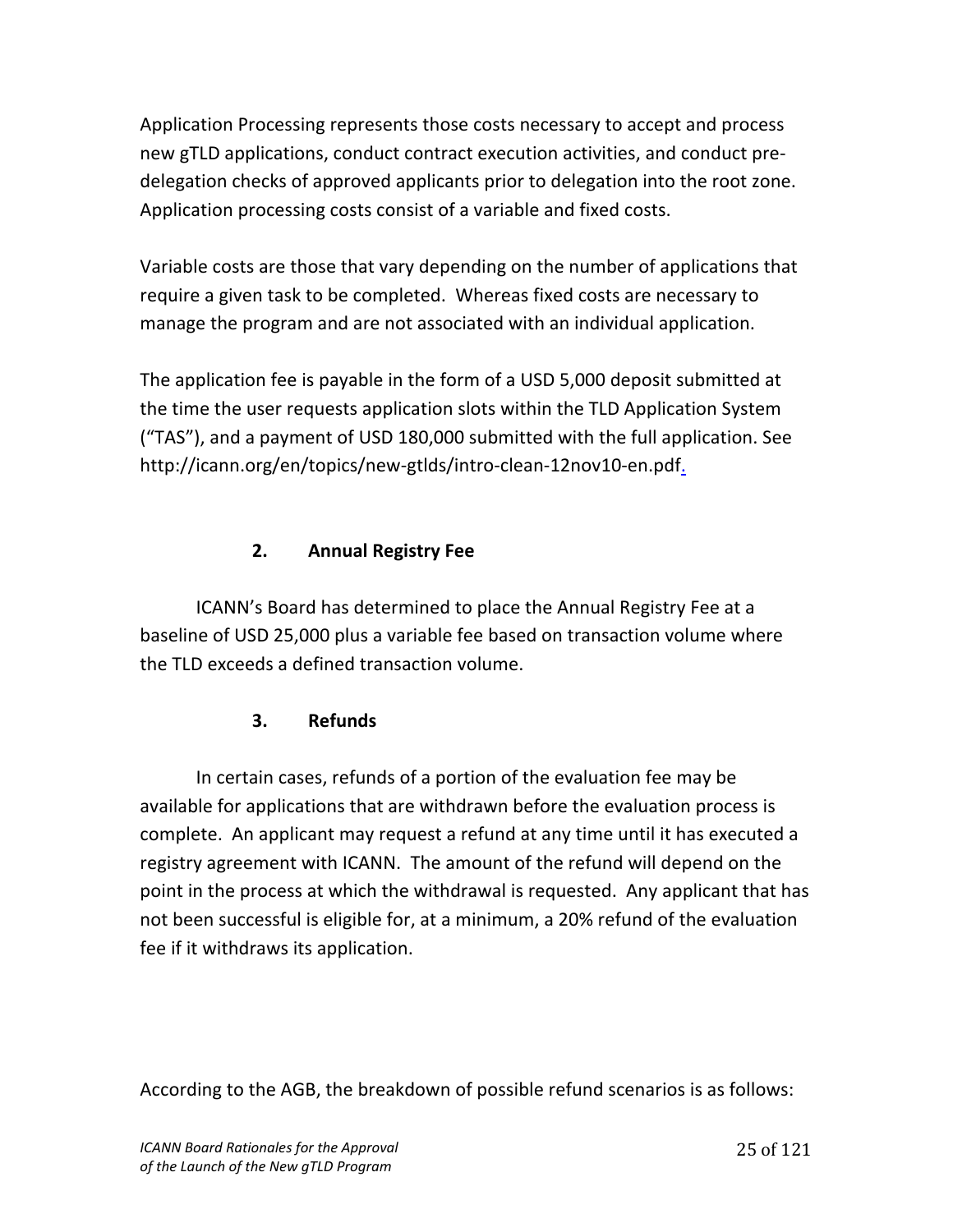Application Processing represents those costs necessary to accept and process new gTLD applications, conduct contract execution activities, and conduct pre-delegation checks of approved applicants prior to delegation into the root zone. Application processing costs consist of a variable and fixed costs.

Variable costs are those that vary depending on the number of applications that require a given task to be completed. Whereas fixed costs are necessary to manage the program and are not associated with an individual application.

The application fee is payable in the form of a USD 5,000 deposit submitted at the time the user requests application slots within the TLD Application System ("TAS"), and a payment of USD 180,000 submitted with the full application. See http://icann.org/en/topics/new-gtlds/intro-clean-12nov10-en.pdf.

### 2. Annual Registry Fee

ICANN's Board has determined to place the Annual Registry Fee at a baseline of USD 25,000 plus a variable fee based on transaction volume where the TLD exceeds a defined transaction volume.

### 3. Refunds

In certain cases, refunds of a portion of the evaluation fee may be available for applications that are withdrawn before the evaluation process is complete. An applicant may request a refund at any time until it has executed a registry agreement with ICANN. The amount of the refund will depend on the point in the process at which the withdrawal is requested. Any applicant that has not been successful is eligible for, at a minimum, a 20% refund of the evaluation fee if it withdraws its application.

According to the AGB, the breakdown of possible refund scenarios is as follows: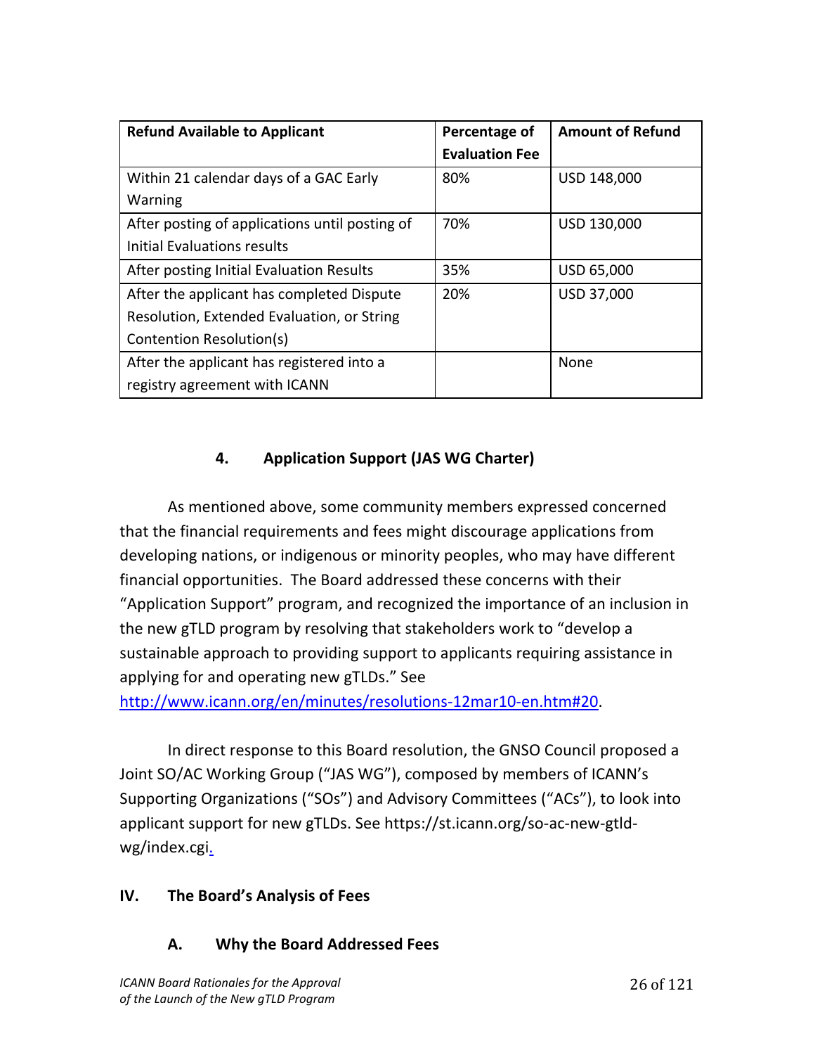| Refund Available to Applicant | Percentage of Evaluation Fee | Amount of Refund |
|---|---|---|
| Within 21 calendar days of a GAC Early Warning | 80% | USD 148,000 |
| After posting of applications until posting of Initial Evaluations results | 70% | USD 130,000 |
| After posting Initial Evaluation Results | 35% | USD 65,000 |
| After the applicant has completed Dispute Resolution, Extended Evaluation, or String Contention Resolution(s) | 20% | USD 37,000 |
| After the applicant has registered into a registry agreement with ICANN | | None |

### 4. Application Support (JAS WG Charter)

As mentioned above, some community members expressed concerned that the financial requirements and fees might discourage applications from developing nations, or indigenous or minority peoples, who may have different financial opportunities. The Board addressed these concerns with their "Application Support" program, and recognized the importance of an inclusion in the new gTLD program by resolving that stakeholders work to "develop a sustainable approach to providing support to applicants requiring assistance in applying for and operating new gTLDs." See http://www.icann.org/en/minutes/resolutions-12mar10-en.htm#20.

In direct response to this Board resolution, the GNSO Council proposed a Joint SO/AC Working Group ("JAS WG"), composed by members of ICANN's Supporting Organizations ("SOs") and Advisory Committees ("ACs"), to look into applicant support for new gTLDs. See https://st.icann.org/so-ac-new-gtld-wg/index.cgi.

## IV. The Board's Analysis of Fees

### A. Why the Board Addressed Fees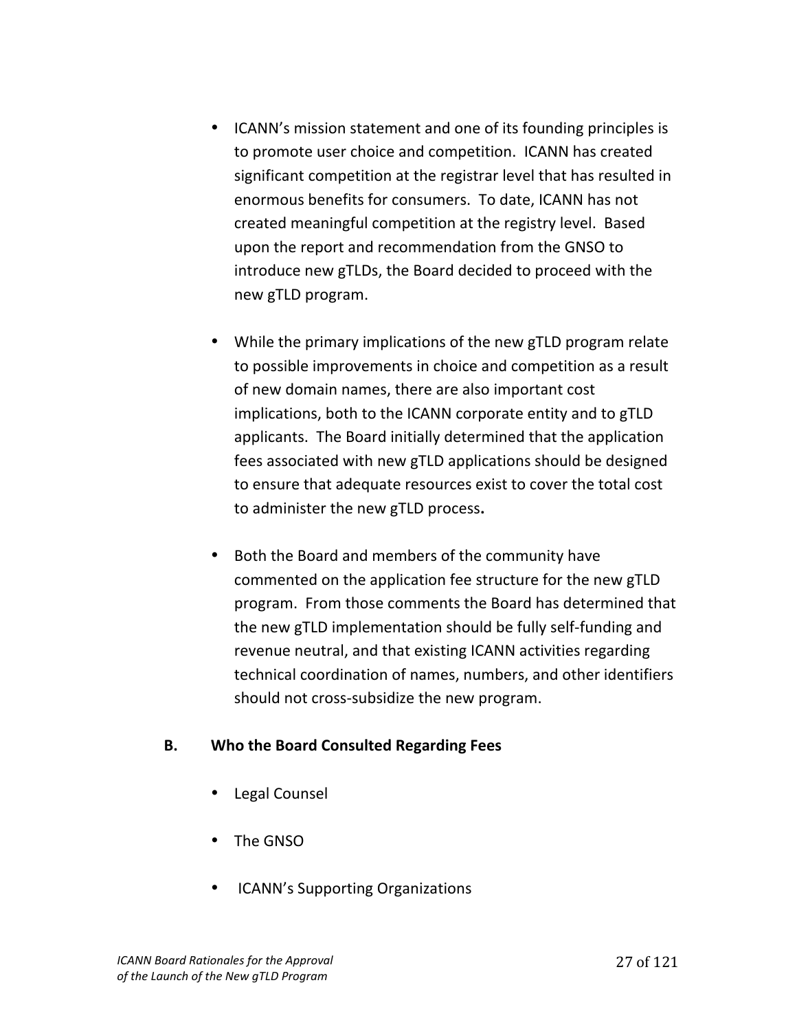- ICANN's mission statement and one of its founding principles is to promote user choice and competition. ICANN has created significant competition at the registrar level that has resulted in enormous benefits for consumers. To date, ICANN has not created meaningful competition at the registry level. Based upon the report and recommendation from the GNSO to introduce new gTLDs, the Board decided to proceed with the new gTLD program.

- While the primary implications of the new gTLD program relate to possible improvements in choice and competition as a result of new domain names, there are also important cost implications, both to the ICANN corporate entity and to gTLD applicants. The Board initially determined that the application fees associated with new gTLD applications should be designed to ensure that adequate resources exist to cover the total cost to administer the new gTLD process**.**

- Both the Board and members of the community have commented on the application fee structure for the new gTLD program. From those comments the Board has determined that the new gTLD implementation should be fully self-funding and revenue neutral, and that existing ICANN activities regarding technical coordination of names, numbers, and other identifiers should not cross-subsidize the new program.

## B. Who the Board Consulted Regarding Fees

- Legal Counsel

- The GNSO

- ICANN's Supporting Organizations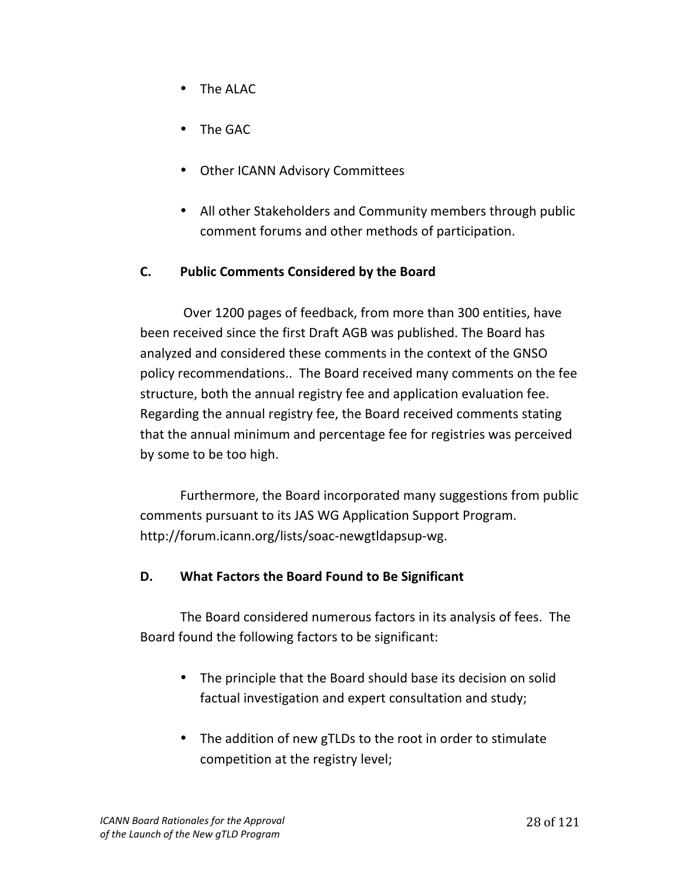- The ALAC
- The GAC
- Other ICANN Advisory Committees
- All other Stakeholders and Community members through public comment forums and other methods of participation.

### C. Public Comments Considered by the Board

Over 1200 pages of feedback, from more than 300 entities, have been received since the first Draft AGB was published. The Board has analyzed and considered these comments in the context of the GNSO policy recommendations.. The Board received many comments on the fee structure, both the annual registry fee and application evaluation fee. Regarding the annual registry fee, the Board received comments stating that the annual minimum and percentage fee for registries was perceived by some to be too high.

Furthermore, the Board incorporated many suggestions from public comments pursuant to its JAS WG Application Support Program. http://forum.icann.org/lists/soac-newgtldapsup-wg.

### D. What Factors the Board Found to Be Significant

The Board considered numerous factors in its analysis of fees. The Board found the following factors to be significant:

- The principle that the Board should base its decision on solid factual investigation and expert consultation and study;
- The addition of new gTLDs to the root in order to stimulate competition at the registry level;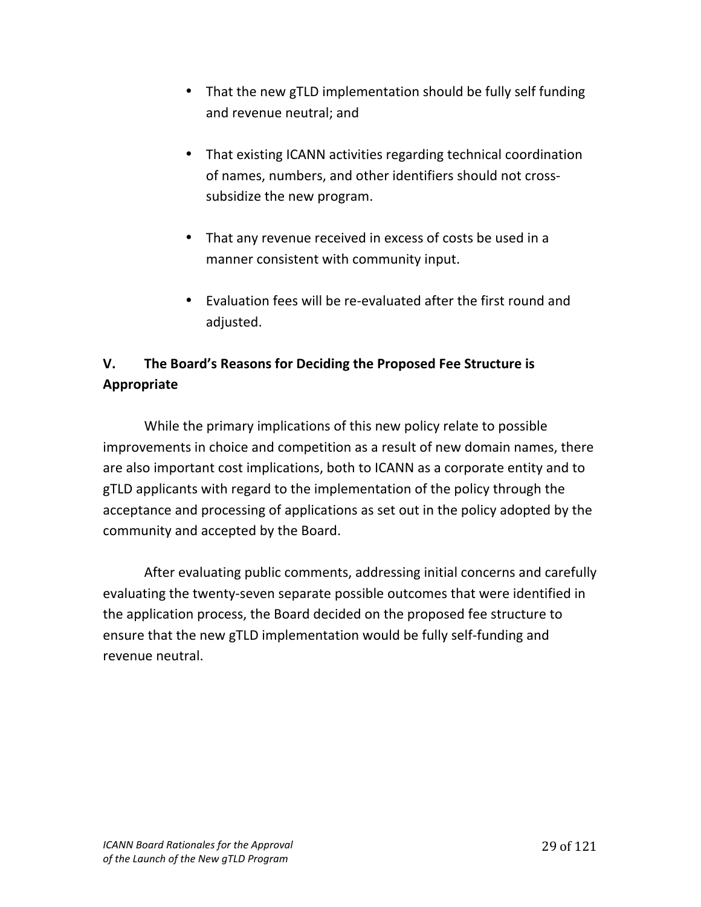- That the new gTLD implementation should be fully self funding and revenue neutral; and

- That existing ICANN activities regarding technical coordination of names, numbers, and other identifiers should not cross-subsidize the new program.

- That any revenue received in excess of costs be used in a manner consistent with community input.

- Evaluation fees will be re-evaluated after the first round and adjusted.

## V. The Board's Reasons for Deciding the Proposed Fee Structure is Appropriate

While the primary implications of this new policy relate to possible improvements in choice and competition as a result of new domain names, there are also important cost implications, both to ICANN as a corporate entity and to gTLD applicants with regard to the implementation of the policy through the acceptance and processing of applications as set out in the policy adopted by the community and accepted by the Board.

After evaluating public comments, addressing initial concerns and carefully evaluating the twenty-seven separate possible outcomes that were identified in the application process, the Board decided on the proposed fee structure to ensure that the new gTLD implementation would be fully self-funding and revenue neutral.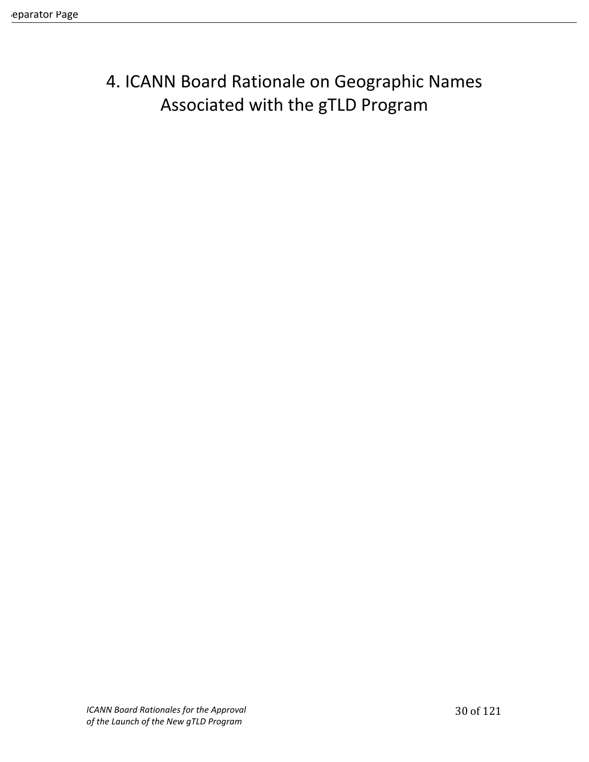# 4. ICANN Board Rationale on Geographic Names Associated with the gTLD Program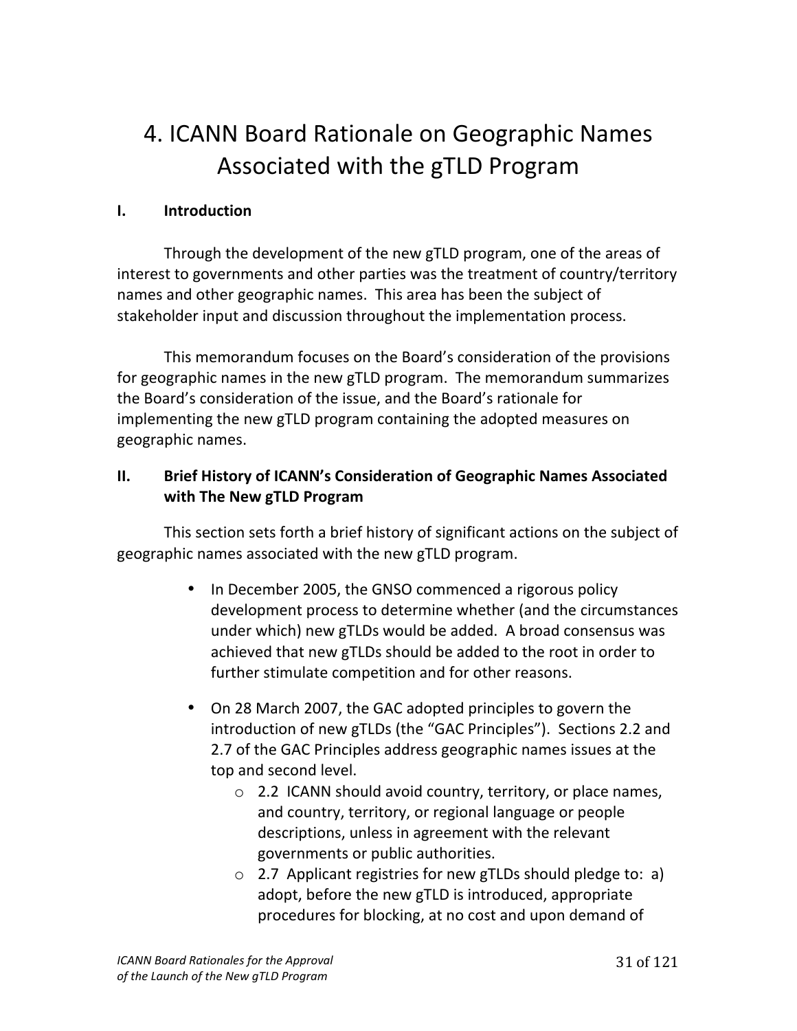# 4. ICANN Board Rationale on Geographic Names Associated with the gTLD Program

## I. Introduction

Through the development of the new gTLD program, one of the areas of interest to governments and other parties was the treatment of country/territory names and other geographic names. This area has been the subject of stakeholder input and discussion throughout the implementation process.

This memorandum focuses on the Board's consideration of the provisions for geographic names in the new gTLD program. The memorandum summarizes the Board's consideration of the issue, and the Board's rationale for implementing the new gTLD program containing the adopted measures on geographic names.

## II. Brief History of ICANN's Consideration of Geographic Names Associated with The New gTLD Program

This section sets forth a brief history of significant actions on the subject of geographic names associated with the new gTLD program.

- In December 2005, the GNSO commenced a rigorous policy development process to determine whether (and the circumstances under which) new gTLDs would be added. A broad consensus was achieved that new gTLDs should be added to the root in order to further stimulate competition and for other reasons.

- On 28 March 2007, the GAC adopted principles to govern the introduction of new gTLDs (the "GAC Principles"). Sections 2.2 and 2.7 of the GAC Principles address geographic names issues at the top and second level.
  - 2.2 ICANN should avoid country, territory, or place names, and country, territory, or regional language or people descriptions, unless in agreement with the relevant governments or public authorities.
  - 2.7 Applicant registries for new gTLDs should pledge to: a) adopt, before the new gTLD is introduced, appropriate procedures for blocking, at no cost and upon demand of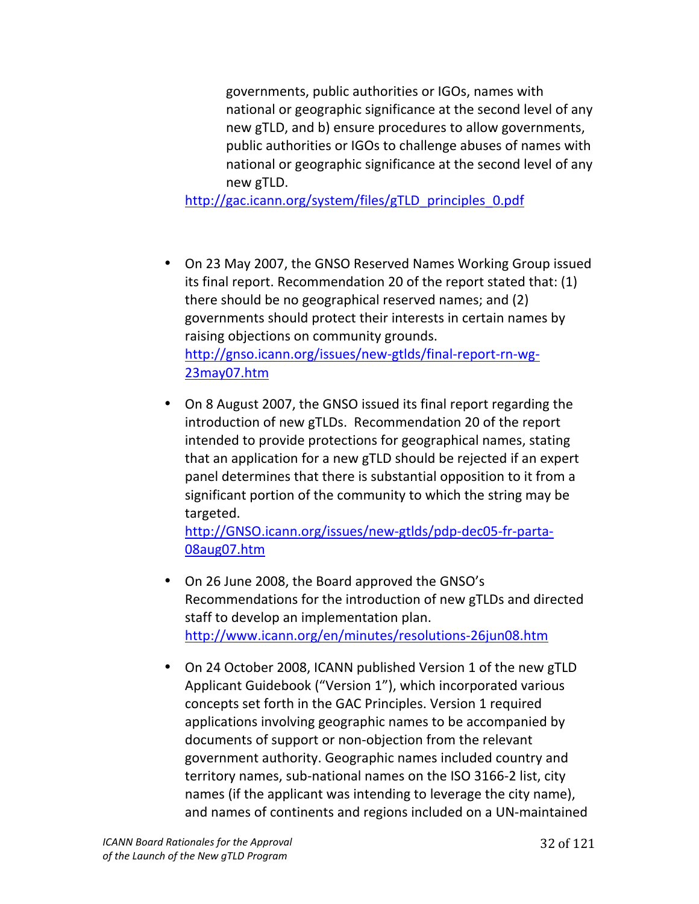governments, public authorities or IGOs, names with national or geographic significance at the second level of any new gTLD, and b) ensure procedures to allow governments, public authorities or IGOs to challenge abuses of names with national or geographic significance at the second level of any new gTLD.

http://gac.icann.org/system/files/gTLD_principles_0.pdf

- On 23 May 2007, the GNSO Reserved Names Working Group issued its final report. Recommendation 20 of the report stated that: (1) there should be no geographical reserved names; and (2) governments should protect their interests in certain names by raising objections on community grounds. http://gnso.icann.org/issues/new-gtlds/final-report-rn-wg-23may07.htm

- On 8 August 2007, the GNSO issued its final report regarding the introduction of new gTLDs. Recommendation 20 of the report intended to provide protections for geographical names, stating that an application for a new gTLD should be rejected if an expert panel determines that there is substantial opposition to it from a significant portion of the community to which the string may be targeted. http://GNSO.icann.org/issues/new-gtlds/pdp-dec05-fr-parta-08aug07.htm

- On 26 June 2008, the Board approved the GNSO's Recommendations for the introduction of new gTLDs and directed staff to develop an implementation plan. http://www.icann.org/en/minutes/resolutions-26jun08.htm

- On 24 October 2008, ICANN published Version 1 of the new gTLD Applicant Guidebook ("Version 1"), which incorporated various concepts set forth in the GAC Principles. Version 1 required applications involving geographic names to be accompanied by documents of support or non-objection from the relevant government authority. Geographic names included country and territory names, sub-national names on the ISO 3166-2 list, city names (if the applicant was intending to leverage the city name), and names of continents and regions included on a UN-maintained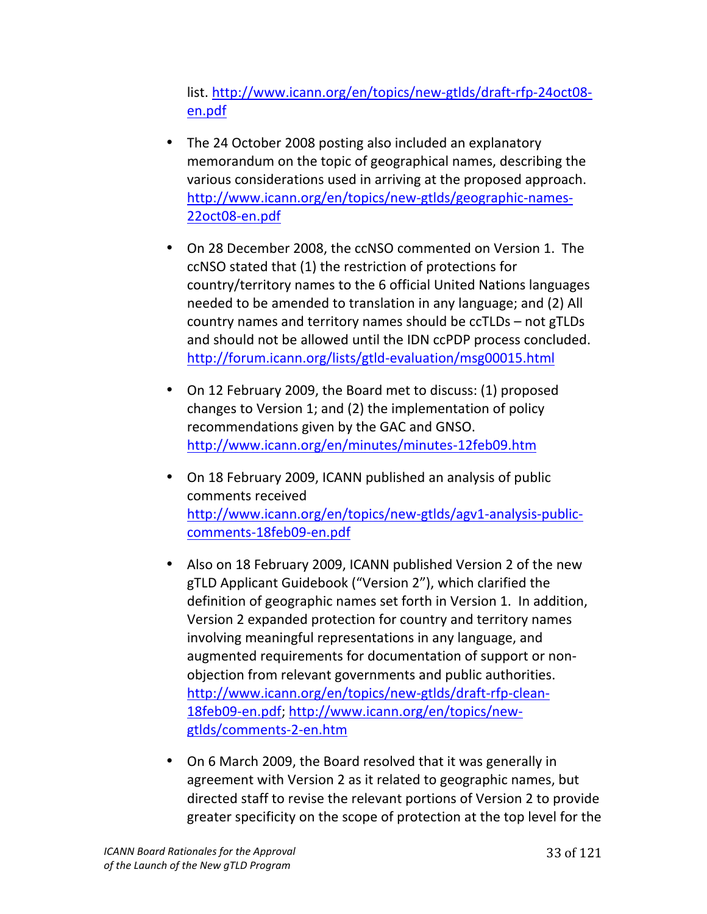list. http://www.icann.org/en/topics/new-gtlds/draft-rfp-24oct08-en.pdf

- The 24 October 2008 posting also included an explanatory memorandum on the topic of geographical names, describing the various considerations used in arriving at the proposed approach. http://www.icann.org/en/topics/new-gtlds/geographic-names-22oct08-en.pdf

- On 28 December 2008, the ccNSO commented on Version 1. The ccNSO stated that (1) the restriction of protections for country/territory names to the 6 official United Nations languages needed to be amended to translation in any language; and (2) All country names and territory names should be ccTLDs – not gTLDs and should not be allowed until the IDN ccPDP process concluded. http://forum.icann.org/lists/gtld-evaluation/msg00015.html

- On 12 February 2009, the Board met to discuss: (1) proposed changes to Version 1; and (2) the implementation of policy recommendations given by the GAC and GNSO. http://www.icann.org/en/minutes/minutes-12feb09.htm

- On 18 February 2009, ICANN published an analysis of public comments received http://www.icann.org/en/topics/new-gtlds/agv1-analysis-public-comments-18feb09-en.pdf

- Also on 18 February 2009, ICANN published Version 2 of the new gTLD Applicant Guidebook ("Version 2"), which clarified the definition of geographic names set forth in Version 1. In addition, Version 2 expanded protection for country and territory names involving meaningful representations in any language, and augmented requirements for documentation of support or non-objection from relevant governments and public authorities. http://www.icann.org/en/topics/new-gtlds/draft-rfp-clean-18feb09-en.pdf; http://www.icann.org/en/topics/new-gtlds/comments-2-en.htm

- On 6 March 2009, the Board resolved that it was generally in agreement with Version 2 as it related to geographic names, but directed staff to revise the relevant portions of Version 2 to provide greater specificity on the scope of protection at the top level for the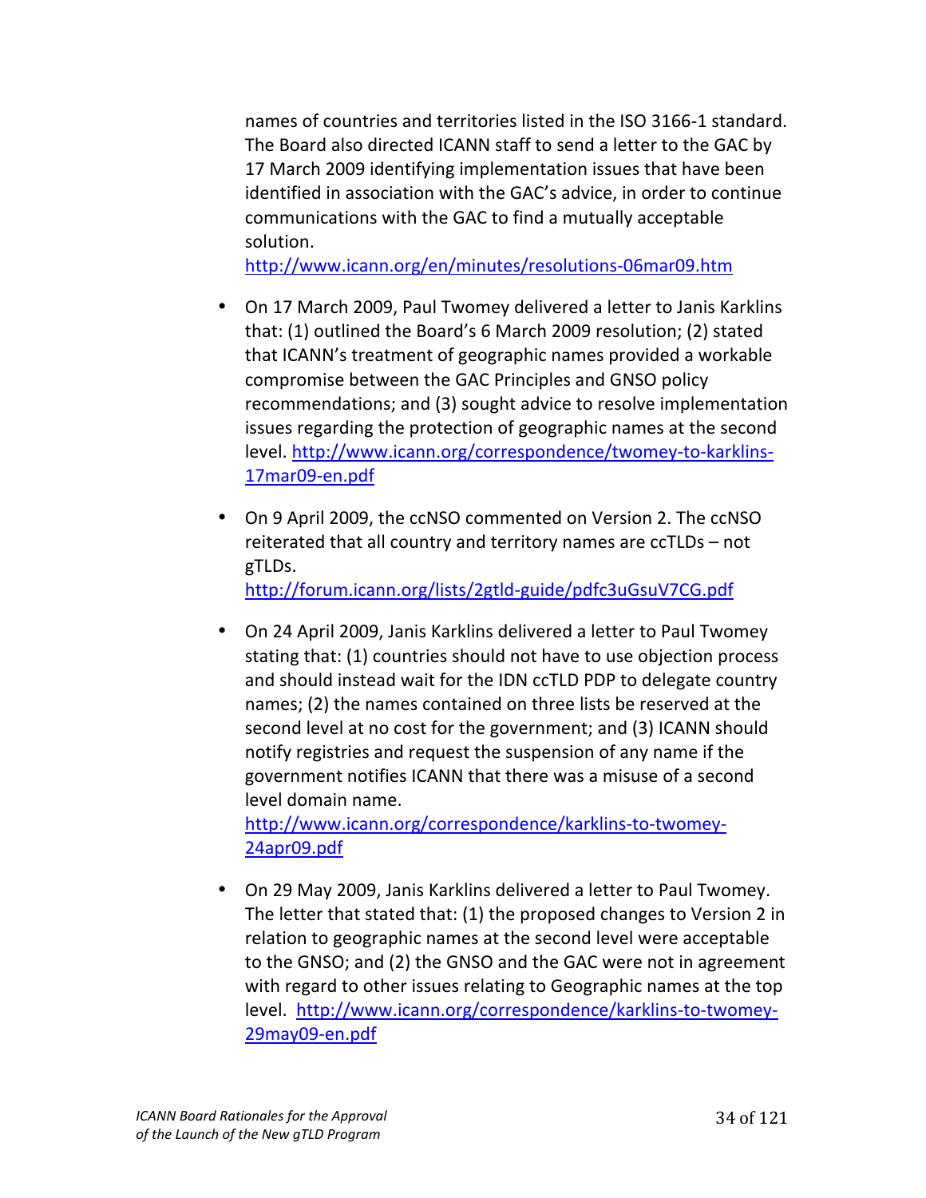names of countries and territories listed in the ISO 3166-1 standard. The Board also directed ICANN staff to send a letter to the GAC by 17 March 2009 identifying implementation issues that have been identified in association with the GAC's advice, in order to continue communications with the GAC to find a mutually acceptable solution.
http://www.icann.org/en/minutes/resolutions-06mar09.htm

- On 17 March 2009, Paul Twomey delivered a letter to Janis Karklins that: (1) outlined the Board's 6 March 2009 resolution; (2) stated that ICANN's treatment of geographic names provided a workable compromise between the GAC Principles and GNSO policy recommendations; and (3) sought advice to resolve implementation issues regarding the protection of geographic names at the second level. http://www.icann.org/correspondence/twomey-to-karklins-17mar09-en.pdf

- On 9 April 2009, the ccNSO commented on Version 2. The ccNSO reiterated that all country and territory names are ccTLDs – not gTLDs.
http://forum.icann.org/lists/2gtld-guide/pdfc3uGsuV7CG.pdf

- On 24 April 2009, Janis Karklins delivered a letter to Paul Twomey stating that: (1) countries should not have to use objection process and should instead wait for the IDN ccTLD PDP to delegate country names; (2) the names contained on three lists be reserved at the second level at no cost for the government; and (3) ICANN should notify registries and request the suspension of any name if the government notifies ICANN that there was a misuse of a second level domain name.
http://www.icann.org/correspondence/karklins-to-twomey-24apr09.pdf

- On 29 May 2009, Janis Karklins delivered a letter to Paul Twomey. The letter that stated that: (1) the proposed changes to Version 2 in relation to geographic names at the second level were acceptable to the GNSO; and (2) the GNSO and the GAC were not in agreement with regard to other issues relating to Geographic names at the top level. http://www.icann.org/correspondence/karklins-to-twomey-29may09-en.pdf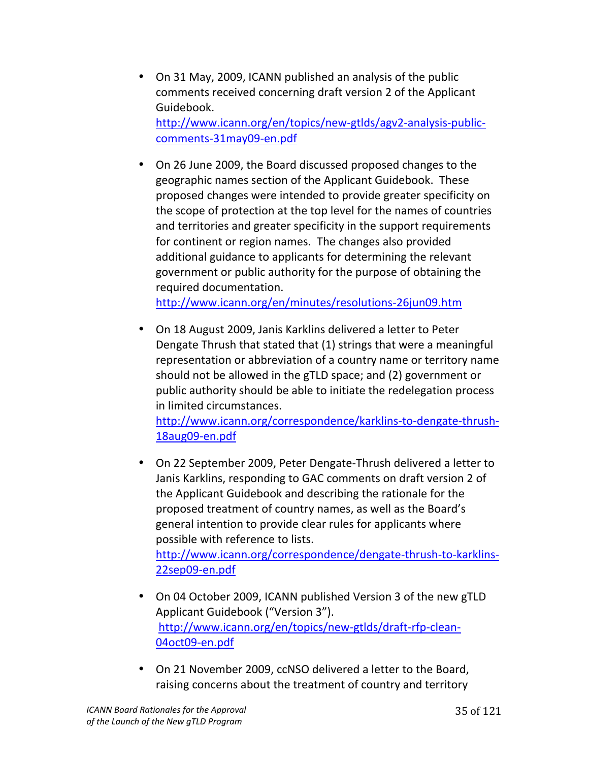- On 31 May, 2009, ICANN published an analysis of the public comments received concerning draft version 2 of the Applicant Guidebook. http://www.icann.org/en/topics/new-gtlds/agv2-analysis-public-comments-31may09-en.pdf

- On 26 June 2009, the Board discussed proposed changes to the geographic names section of the Applicant Guidebook. These proposed changes were intended to provide greater specificity on the scope of protection at the top level for the names of countries and territories and greater specificity in the support requirements for continent or region names. The changes also provided additional guidance to applicants for determining the relevant government or public authority for the purpose of obtaining the required documentation. http://www.icann.org/en/minutes/resolutions-26jun09.htm

- On 18 August 2009, Janis Karklins delivered a letter to Peter Dengate Thrush that stated that (1) strings that were a meaningful representation or abbreviation of a country name or territory name should not be allowed in the gTLD space; and (2) government or public authority should be able to initiate the redelegation process in limited circumstances. http://www.icann.org/correspondence/karklins-to-dengate-thrush-18aug09-en.pdf

- On 22 September 2009, Peter Dengate-Thrush delivered a letter to Janis Karklins, responding to GAC comments on draft version 2 of the Applicant Guidebook and describing the rationale for the proposed treatment of country names, as well as the Board's general intention to provide clear rules for applicants where possible with reference to lists. http://www.icann.org/correspondence/dengate-thrush-to-karklins-22sep09-en.pdf

- On 04 October 2009, ICANN published Version 3 of the new gTLD Applicant Guidebook ("Version 3"). http://www.icann.org/en/topics/new-gtlds/draft-rfp-clean-04oct09-en.pdf

- On 21 November 2009, ccNSO delivered a letter to the Board, raising concerns about the treatment of country and territory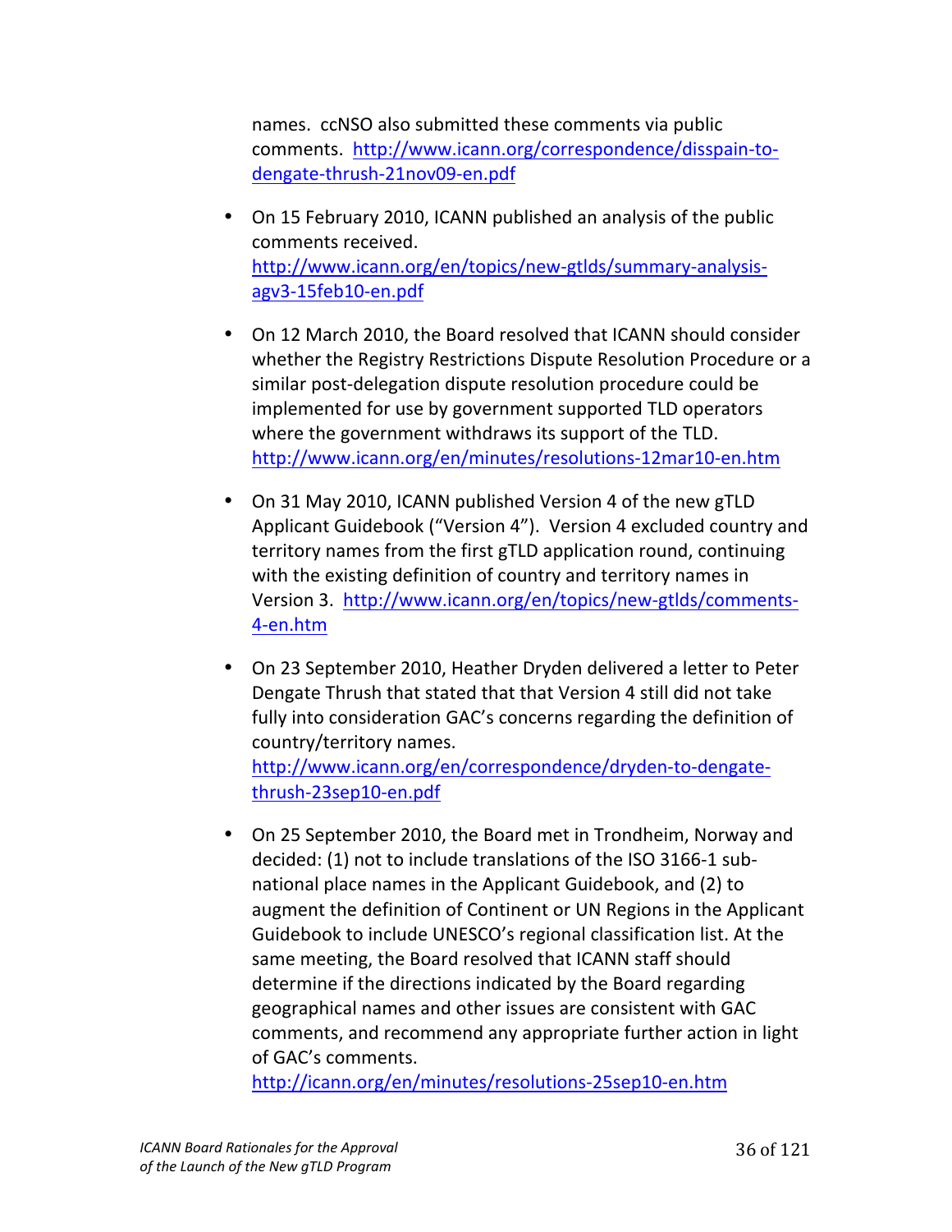names. ccNSO also submitted these comments via public comments. http://www.icann.org/correspondence/disspain-to-dengate-thrush-21nov09-en.pdf

- On 15 February 2010, ICANN published an analysis of the public comments received. http://www.icann.org/en/topics/new-gtlds/summary-analysis-agv3-15feb10-en.pdf

- On 12 March 2010, the Board resolved that ICANN should consider whether the Registry Restrictions Dispute Resolution Procedure or a similar post-delegation dispute resolution procedure could be implemented for use by government supported TLD operators where the government withdraws its support of the TLD. http://www.icann.org/en/minutes/resolutions-12mar10-en.htm

- On 31 May 2010, ICANN published Version 4 of the new gTLD Applicant Guidebook ("Version 4"). Version 4 excluded country and territory names from the first gTLD application round, continuing with the existing definition of country and territory names in Version 3. http://www.icann.org/en/topics/new-gtlds/comments-4-en.htm

- On 23 September 2010, Heather Dryden delivered a letter to Peter Dengate Thrush that stated that that Version 4 still did not take fully into consideration GAC's concerns regarding the definition of country/territory names. http://www.icann.org/en/correspondence/dryden-to-dengate-thrush-23sep10-en.pdf

- On 25 September 2010, the Board met in Trondheim, Norway and decided: (1) not to include translations of the ISO 3166-1 sub-national place names in the Applicant Guidebook, and (2) to augment the definition of Continent or UN Regions in the Applicant Guidebook to include UNESCO's regional classification list. At the same meeting, the Board resolved that ICANN staff should determine if the directions indicated by the Board regarding geographical names and other issues are consistent with GAC comments, and recommend any appropriate further action in light of GAC's comments. http://icann.org/en/minutes/resolutions-25sep10-en.htm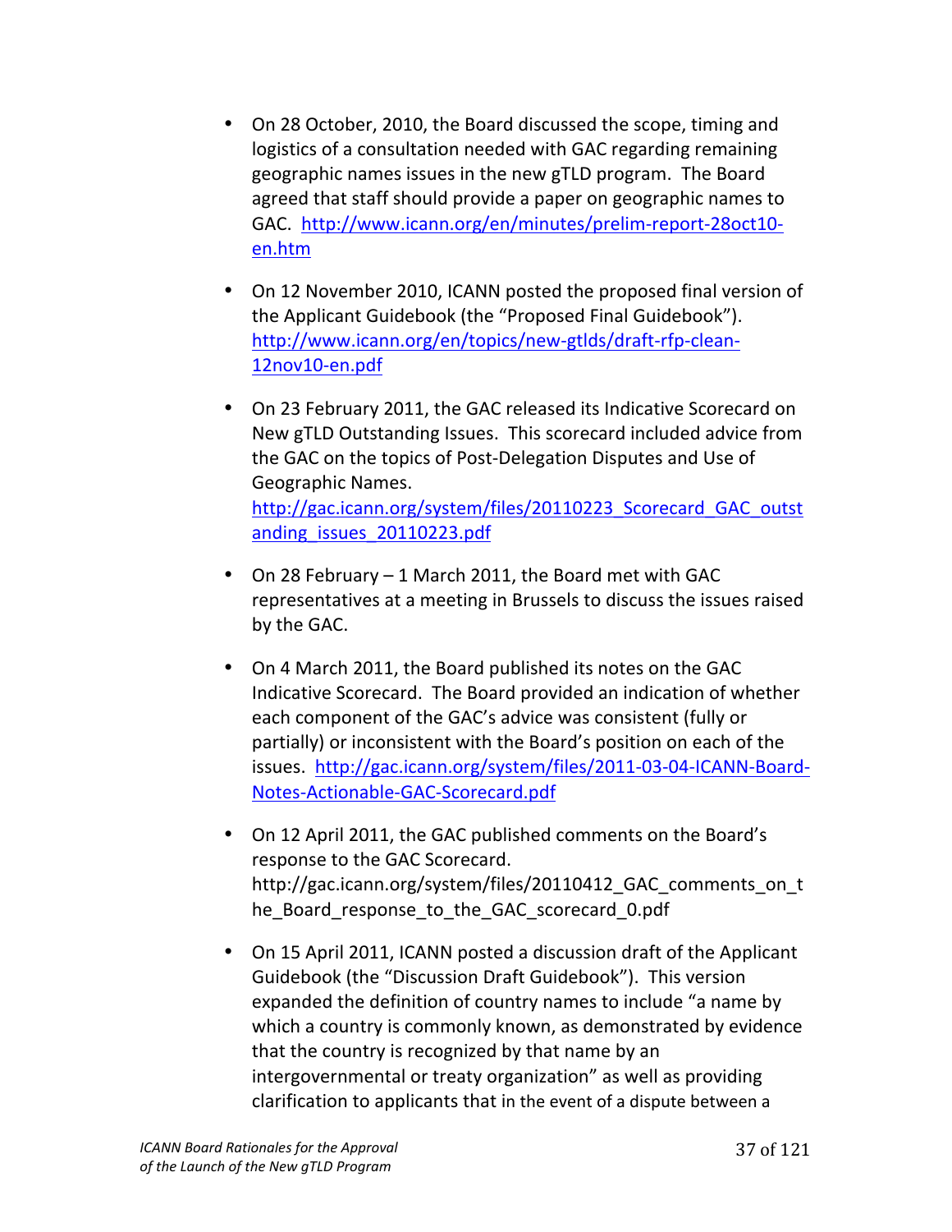- On 28 October, 2010, the Board discussed the scope, timing and logistics of a consultation needed with GAC regarding remaining geographic names issues in the new gTLD program. The Board agreed that staff should provide a paper on geographic names to GAC. [http://www.icann.org/en/minutes/prelim-report-28oct10-en.htm](http://www.icann.org/en/minutes/prelim-report-28oct10-en.htm)

- On 12 November 2010, ICANN posted the proposed final version of the Applicant Guidebook (the "Proposed Final Guidebook"). [http://www.icann.org/en/topics/new-gtlds/draft-rfp-clean-12nov10-en.pdf](http://www.icann.org/en/topics/new-gtlds/draft-rfp-clean-12nov10-en.pdf)

- On 23 February 2011, the GAC released its Indicative Scorecard on New gTLD Outstanding Issues. This scorecard included advice from the GAC on the topics of Post-Delegation Disputes and Use of Geographic Names. [http://gac.icann.org/system/files/20110223_Scorecard_GAC_outstanding_issues_20110223.pdf](http://gac.icann.org/system/files/20110223_Scorecard_GAC_outstanding_issues_20110223.pdf)

- On 28 February – 1 March 2011, the Board met with GAC representatives at a meeting in Brussels to discuss the issues raised by the GAC.

- On 4 March 2011, the Board published its notes on the GAC Indicative Scorecard. The Board provided an indication of whether each component of the GAC's advice was consistent (fully or partially) or inconsistent with the Board's position on each of the issues. [http://gac.icann.org/system/files/2011-03-04-ICANN-Board-Notes-Actionable-GAC-Scorecard.pdf](http://gac.icann.org/system/files/2011-03-04-ICANN-Board-Notes-Actionable-GAC-Scorecard.pdf)

- On 12 April 2011, the GAC published comments on the Board's response to the GAC Scorecard. http://gac.icann.org/system/files/20110412_GAC_comments_on_the_Board_response_to_the_GAC_scorecard_0.pdf

- On 15 April 2011, ICANN posted a discussion draft of the Applicant Guidebook (the "Discussion Draft Guidebook"). This version expanded the definition of country names to include "a name by which a country is commonly known, as demonstrated by evidence that the country is recognized by that name by an intergovernmental or treaty organization" as well as providing clarification to applicants that in the event of a dispute between a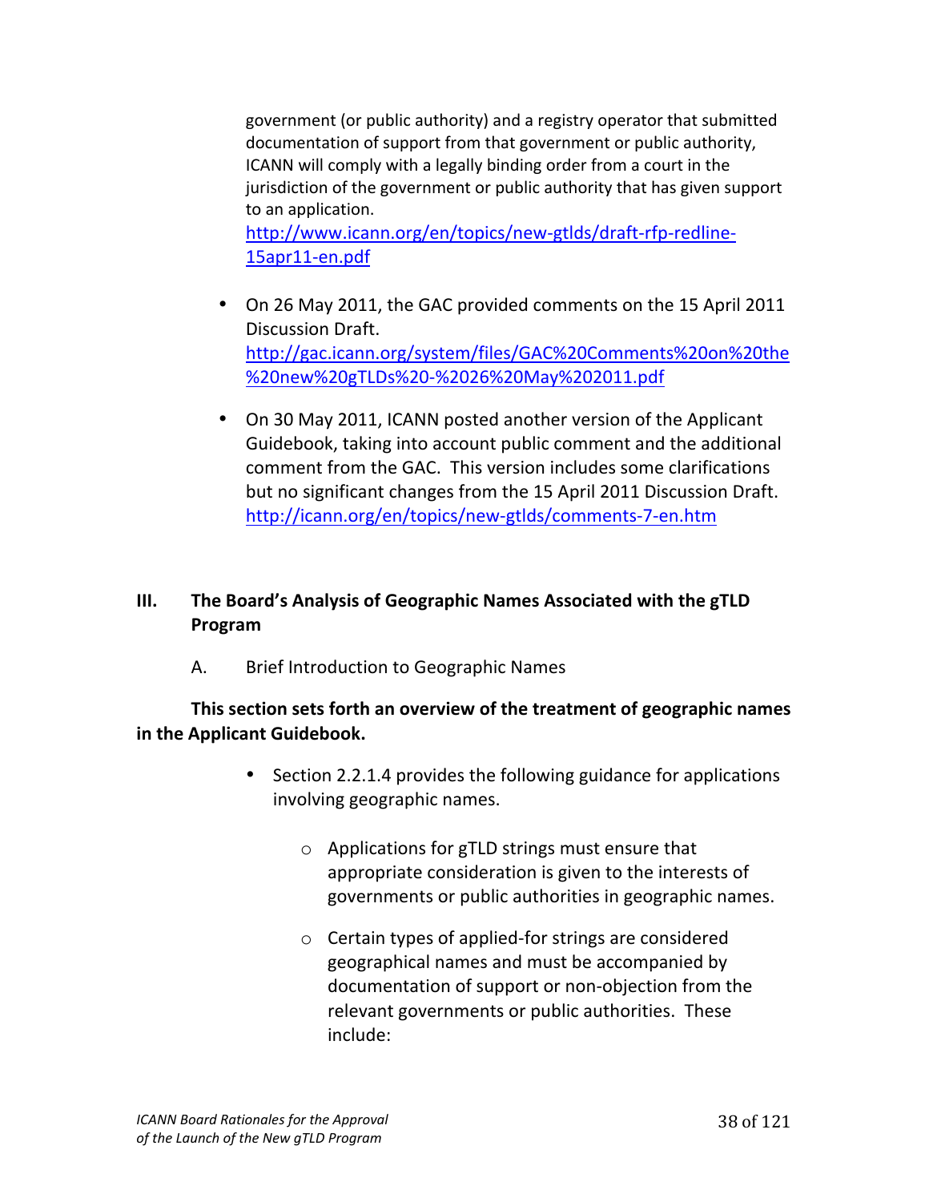government (or public authority) and a registry operator that submitted documentation of support from that government or public authority, ICANN will comply with a legally binding order from a court in the jurisdiction of the government or public authority that has given support to an application.
http://www.icann.org/en/topics/new-gtlds/draft-rfp-redline-15apr11-en.pdf

- On 26 May 2011, the GAC provided comments on the 15 April 2011 Discussion Draft.
http://gac.icann.org/system/files/GAC%20Comments%20on%20the%20new%20gTLDs%20-%2026%20May%202011.pdf

- On 30 May 2011, ICANN posted another version of the Applicant Guidebook, taking into account public comment and the additional comment from the GAC. This version includes some clarifications but no significant changes from the 15 April 2011 Discussion Draft.
http://icann.org/en/topics/new-gtlds/comments-7-en.htm

## III. The Board's Analysis of Geographic Names Associated with the gTLD Program

### A. Brief Introduction to Geographic Names

**This section sets forth an overview of the treatment of geographic names in the Applicant Guidebook.**

- Section 2.2.1.4 provides the following guidance for applications involving geographic names.
  - Applications for gTLD strings must ensure that appropriate consideration is given to the interests of governments or public authorities in geographic names.
  - Certain types of applied-for strings are considered geographical names and must be accompanied by documentation of support or non-objection from the relevant governments or public authorities. These include: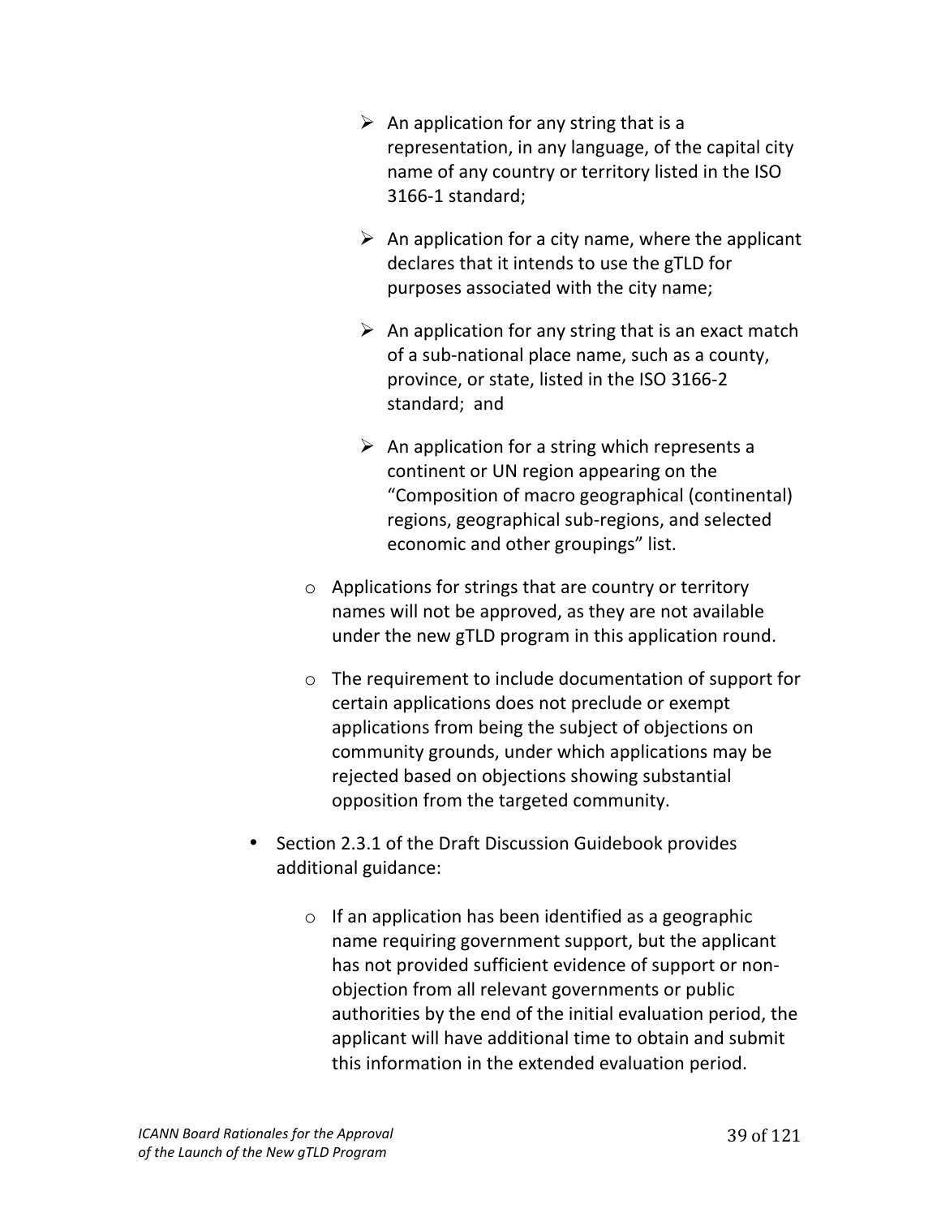- An application for any string that is a representation, in any language, of the capital city name of any country or territory listed in the ISO 3166-1 standard;

        - An application for a city name, where the applicant declares that it intends to use the gTLD for purposes associated with the city name;

        - An application for any string that is an exact match of a sub-national place name, such as a county, province, or state, listed in the ISO 3166-2 standard; and

        - An application for a string which represents a continent or UN region appearing on the "Composition of macro geographical (continental) regions, geographical sub-regions, and selected economic and other groupings" list.

    - Applications for strings that are country or territory names will not be approved, as they are not available under the new gTLD program in this application round.

    - The requirement to include documentation of support for certain applications does not preclude or exempt applications from being the subject of objections on community grounds, under which applications may be rejected based on objections showing substantial opposition from the targeted community.

- Section 2.3.1 of the Draft Discussion Guidebook provides additional guidance:

    - If an application has been identified as a geographic name requiring government support, but the applicant has not provided sufficient evidence of support or non-objection from all relevant governments or public authorities by the end of the initial evaluation period, the applicant will have additional time to obtain and submit this information in the extended evaluation period.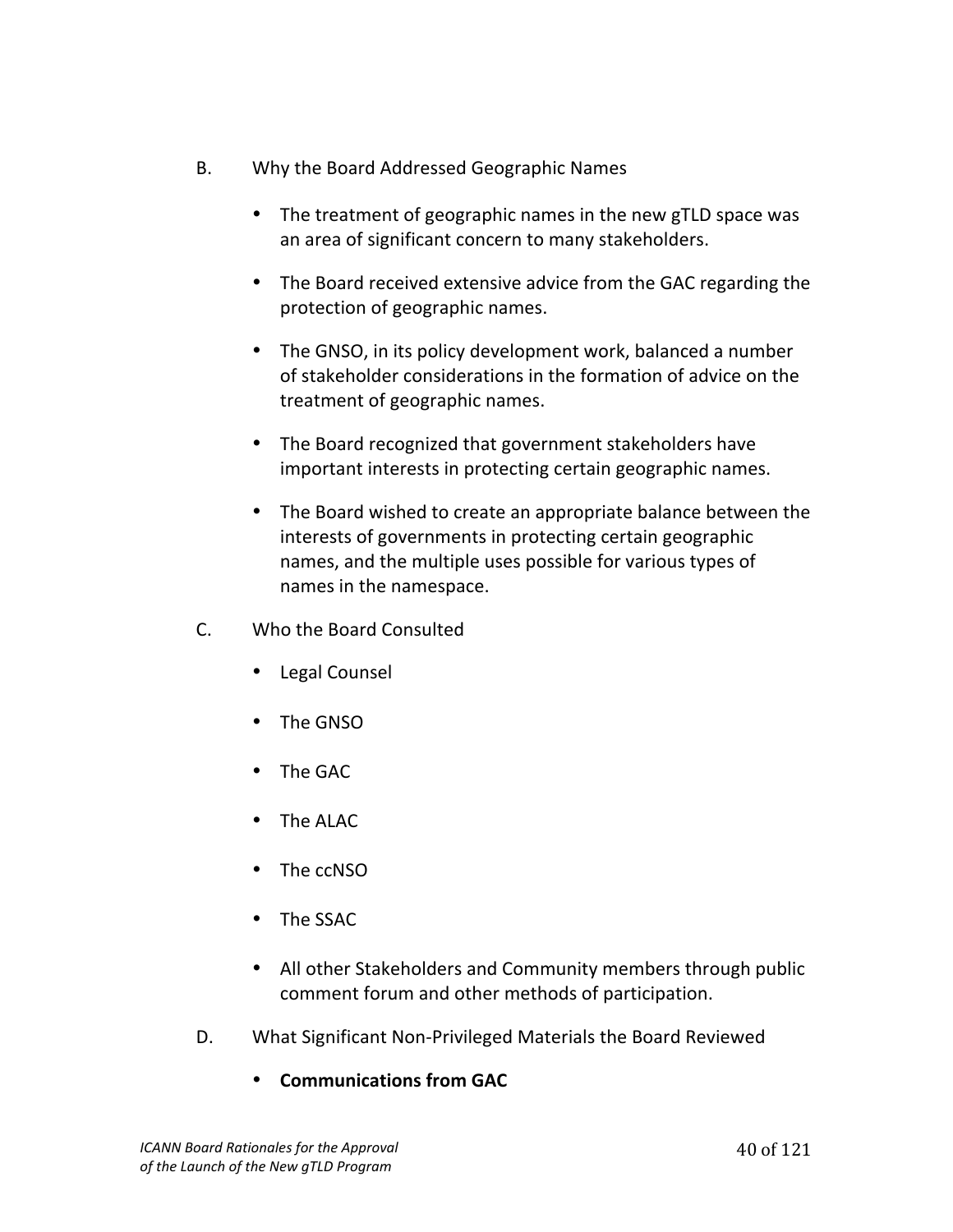B. Why the Board Addressed Geographic Names

- The treatment of geographic names in the new gTLD space was an area of significant concern to many stakeholders.
- The Board received extensive advice from the GAC regarding the protection of geographic names.
- The GNSO, in its policy development work, balanced a number of stakeholder considerations in the formation of advice on the treatment of geographic names.
- The Board recognized that government stakeholders have important interests in protecting certain geographic names.
- The Board wished to create an appropriate balance between the interests of governments in protecting certain geographic names, and the multiple uses possible for various types of names in the namespace.

C. Who the Board Consulted

- Legal Counsel
- The GNSO
- The GAC
- The ALAC
- The ccNSO
- The SSAC
- All other Stakeholders and Community members through public comment forum and other methods of participation.

D. What Significant Non-Privileged Materials the Board Reviewed

- **Communications from GAC**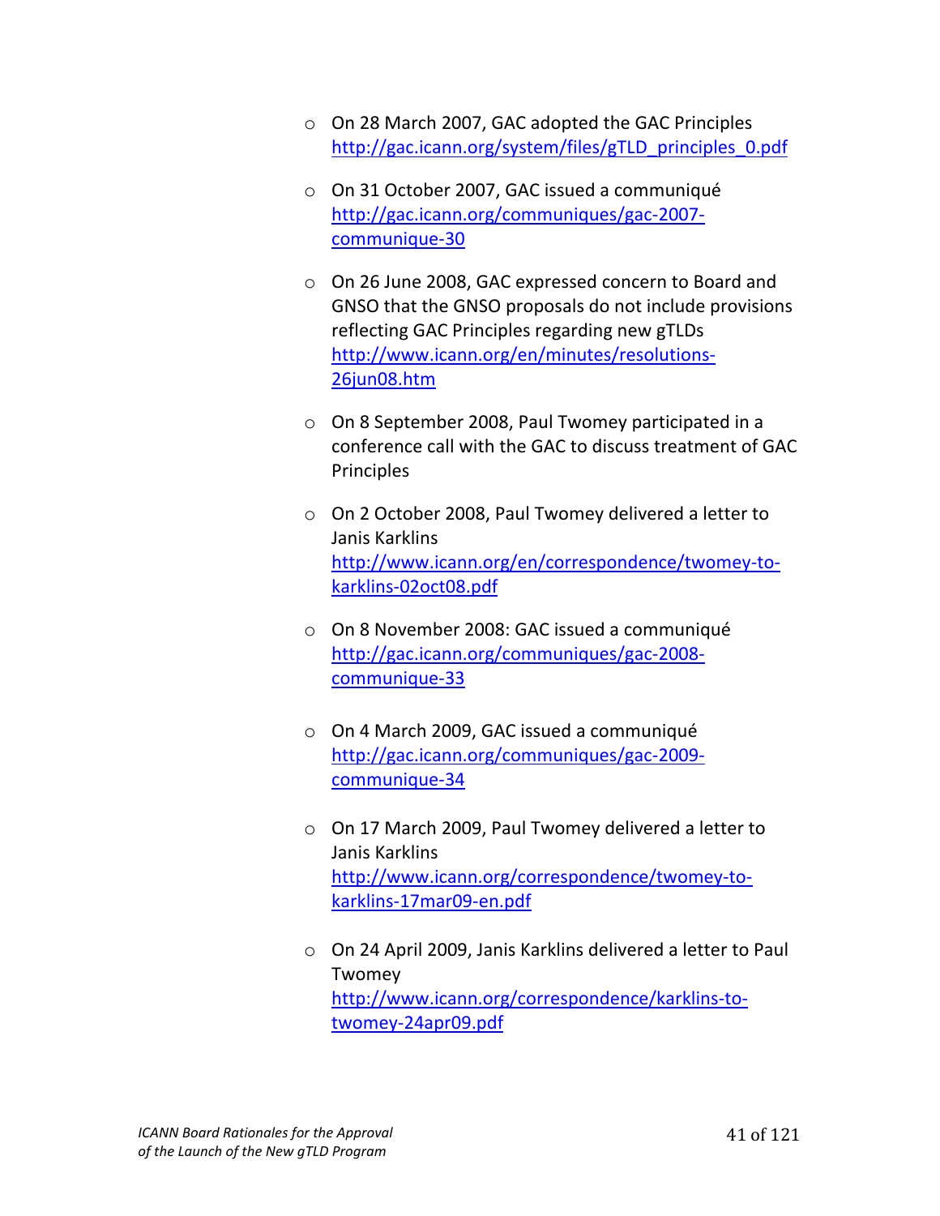- On 28 March 2007, GAC adopted the GAC Principles http://gac.icann.org/system/files/gTLD_principles_0.pdf

- On 31 October 2007, GAC issued a communiqué http://gac.icann.org/communiques/gac-2007-communique-30

- On 26 June 2008, GAC expressed concern to Board and GNSO that the GNSO proposals do not include provisions reflecting GAC Principles regarding new gTLDs http://www.icann.org/en/minutes/resolutions-26jun08.htm

- On 8 September 2008, Paul Twomey participated in a conference call with the GAC to discuss treatment of GAC Principles

- On 2 October 2008, Paul Twomey delivered a letter to Janis Karklins http://www.icann.org/en/correspondence/twomey-to-karklins-02oct08.pdf

- On 8 November 2008: GAC issued a communiqué http://gac.icann.org/communiques/gac-2008-communique-33

- On 4 March 2009, GAC issued a communiqué http://gac.icann.org/communiques/gac-2009-communique-34

- On 17 March 2009, Paul Twomey delivered a letter to Janis Karklins http://www.icann.org/en/correspondence/twomey-to-karklins-17mar09-en.pdf

- On 24 April 2009, Janis Karklins delivered a letter to Paul Twomey http://www.icann.org/en/correspondence/karklins-to-twomey-24apr09.pdf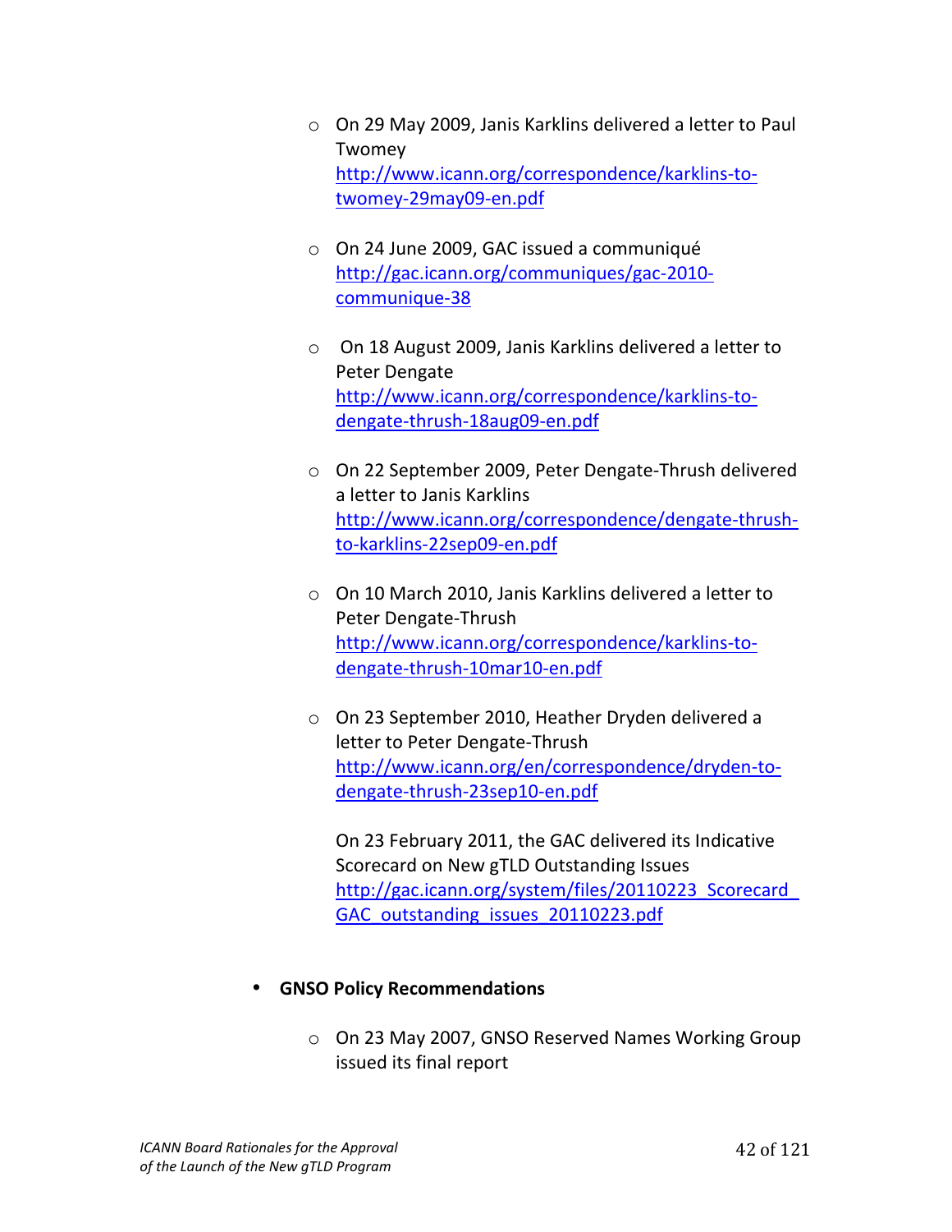- On 29 May 2009, Janis Karklins delivered a letter to Paul Twomey
    http://www.icann.org/correspondence/karklins-to-twomey-29may09-en.pdf

  - On 24 June 2009, GAC issued a communiqué
    http://gac.icann.org/communiques/gac-2010-communique-38

  - On 18 August 2009, Janis Karklins delivered a letter to Peter Dengate
    http://www.icann.org/correspondence/karklins-to-dengate-thrush-18aug09-en.pdf

  - On 22 September 2009, Peter Dengate-Thrush delivered a letter to Janis Karklins
    http://www.icann.org/correspondence/dengate-thrush-to-karklins-22sep09-en.pdf

  - On 10 March 2010, Janis Karklins delivered a letter to Peter Dengate-Thrush
    http://www.icann.org/correspondence/karklins-to-dengate-thrush-10mar10-en.pdf

  - On 23 September 2010, Heather Dryden delivered a letter to Peter Dengate-Thrush
    http://www.icann.org/en/correspondence/dryden-to-dengate-thrush-23sep10-en.pdf

    On 23 February 2011, the GAC delivered its Indicative Scorecard on New gTLD Outstanding Issues
    http://gac.icann.org/system/files/20110223_Scorecard_GAC_outstanding_issues_20110223.pdf

- **GNSO Policy Recommendations**

  - On 23 May 2007, GNSO Reserved Names Working Group issued its final report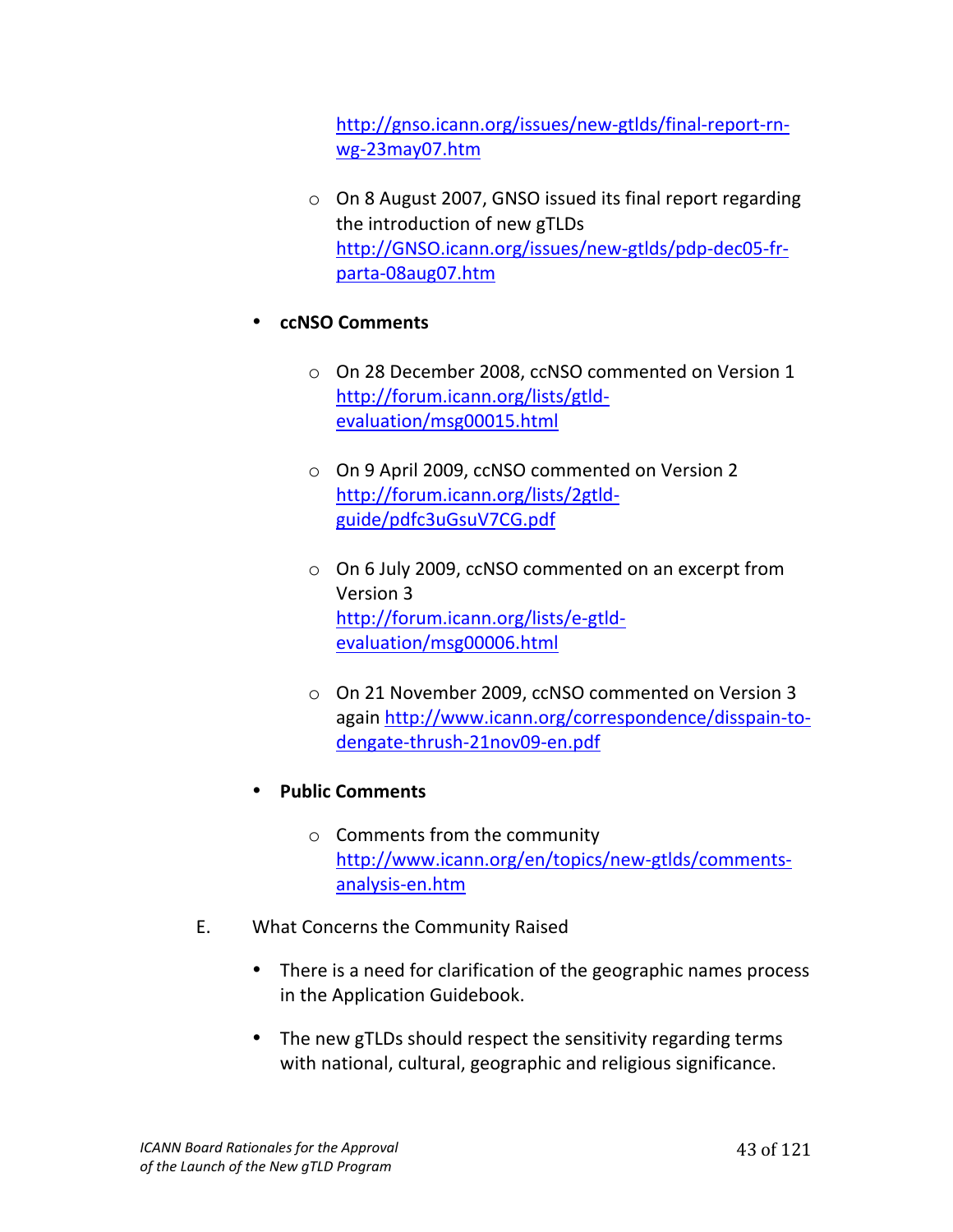http://gnso.icann.org/issues/new-gtlds/final-report-rn-wg-23may07.htm

- On 8 August 2007, GNSO issued its final report regarding the introduction of new gTLDs http://GNSO.icann.org/issues/new-gtlds/pdp-dec05-fr-parta-08aug07.htm

- **ccNSO Comments**

  - On 28 December 2008, ccNSO commented on Version 1 http://forum.icann.org/lists/gtld-evaluation/msg00015.html

  - On 9 April 2009, ccNSO commented on Version 2 http://forum.icann.org/lists/2gtld-guide/pdfc3uGsuV7CG.pdf

  - On 6 July 2009, ccNSO commented on an excerpt from Version 3 http://forum.icann.org/lists/e-gtld-evaluation/msg00006.html

  - On 21 November 2009, ccNSO commented on Version 3 again http://www.icann.org/correspondence/disspain-to-dengate-thrush-21nov09-en.pdf

- **Public Comments**

  - Comments from the community http://www.icann.org/en/topics/new-gtlds/comments-analysis-en.htm

E. What Concerns the Community Raised

- There is a need for clarification of the geographic names process in the Application Guidebook.

- The new gTLDs should respect the sensitivity regarding terms with national, cultural, geographic and religious significance.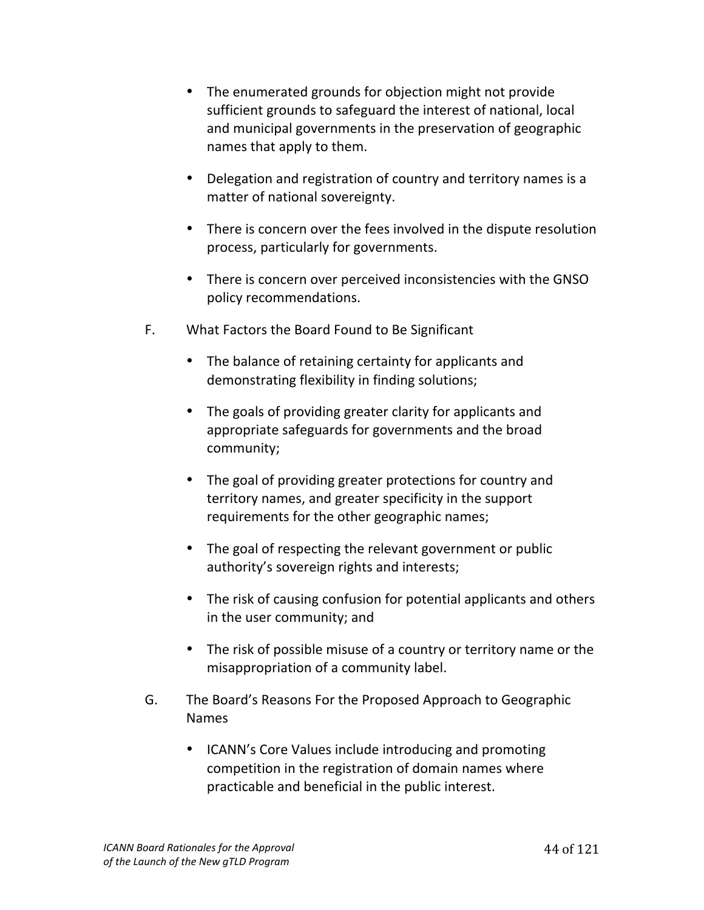- The enumerated grounds for objection might not provide sufficient grounds to safeguard the interest of national, local and municipal governments in the preservation of geographic names that apply to them.

- Delegation and registration of country and territory names is a matter of national sovereignty.

- There is concern over the fees involved in the dispute resolution process, particularly for governments.

- There is concern over perceived inconsistencies with the GNSO policy recommendations.

F. What Factors the Board Found to Be Significant

- The balance of retaining certainty for applicants and demonstrating flexibility in finding solutions;

- The goals of providing greater clarity for applicants and appropriate safeguards for governments and the broad community;

- The goal of providing greater protections for country and territory names, and greater specificity in the support requirements for the other geographic names;

- The goal of respecting the relevant government or public authority's sovereign rights and interests;

- The risk of causing confusion for potential applicants and others in the user community; and

- The risk of possible misuse of a country or territory name or the misappropriation of a community label.

G. The Board's Reasons For the Proposed Approach to Geographic Names

- ICANN's Core Values include introducing and promoting competition in the registration of domain names where practicable and beneficial in the public interest.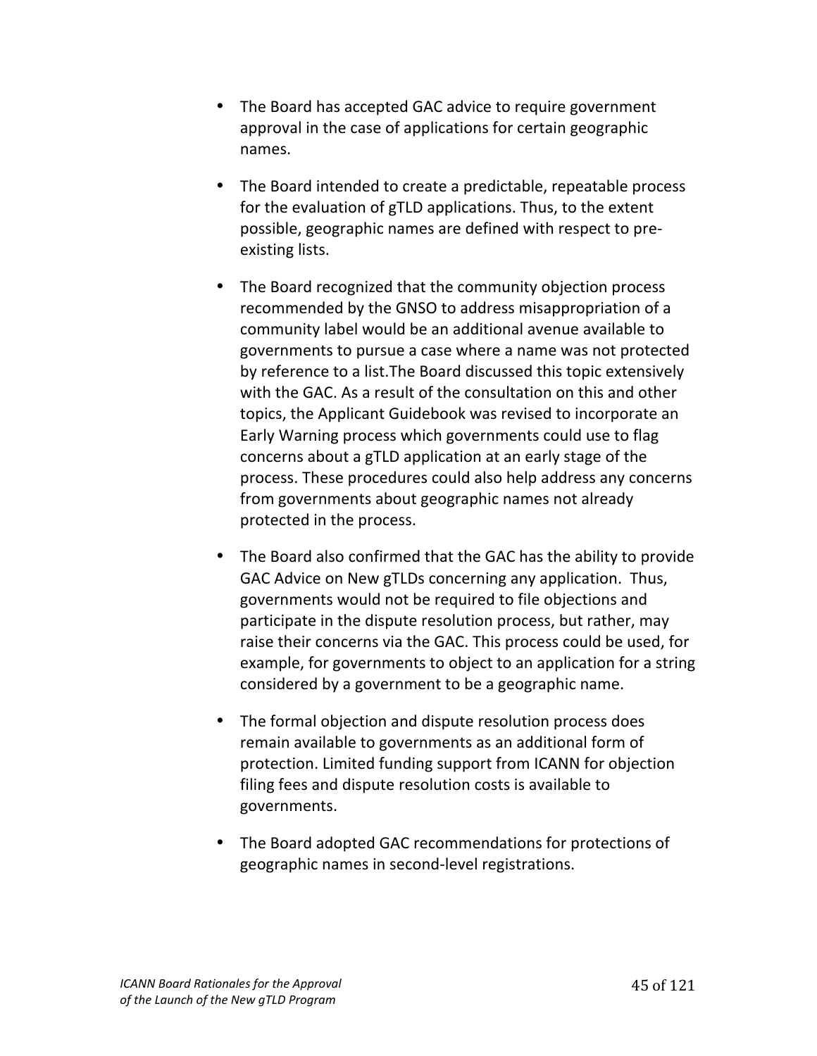- The Board has accepted GAC advice to require government approval in the case of applications for certain geographic names.

- The Board intended to create a predictable, repeatable process for the evaluation of gTLD applications. Thus, to the extent possible, geographic names are defined with respect to pre-existing lists.

- The Board recognized that the community objection process recommended by the GNSO to address misappropriation of a community label would be an additional avenue available to governments to pursue a case where a name was not protected by reference to a list.The Board discussed this topic extensively with the GAC. As a result of the consultation on this and other topics, the Applicant Guidebook was revised to incorporate an Early Warning process which governments could use to flag concerns about a gTLD application at an early stage of the process. These procedures could also help address any concerns from governments about geographic names not already protected in the process.

- The Board also confirmed that the GAC has the ability to provide GAC Advice on New gTLDs concerning any application. Thus, governments would not be required to file objections and participate in the dispute resolution process, but rather, may raise their concerns via the GAC. This process could be used, for example, for governments to object to an application for a string considered by a government to be a geographic name.

- The formal objection and dispute resolution process does remain available to governments as an additional form of protection. Limited funding support from ICANN for objection filing fees and dispute resolution costs is available to governments.

- The Board adopted GAC recommendations for protections of geographic names in second-level registrations.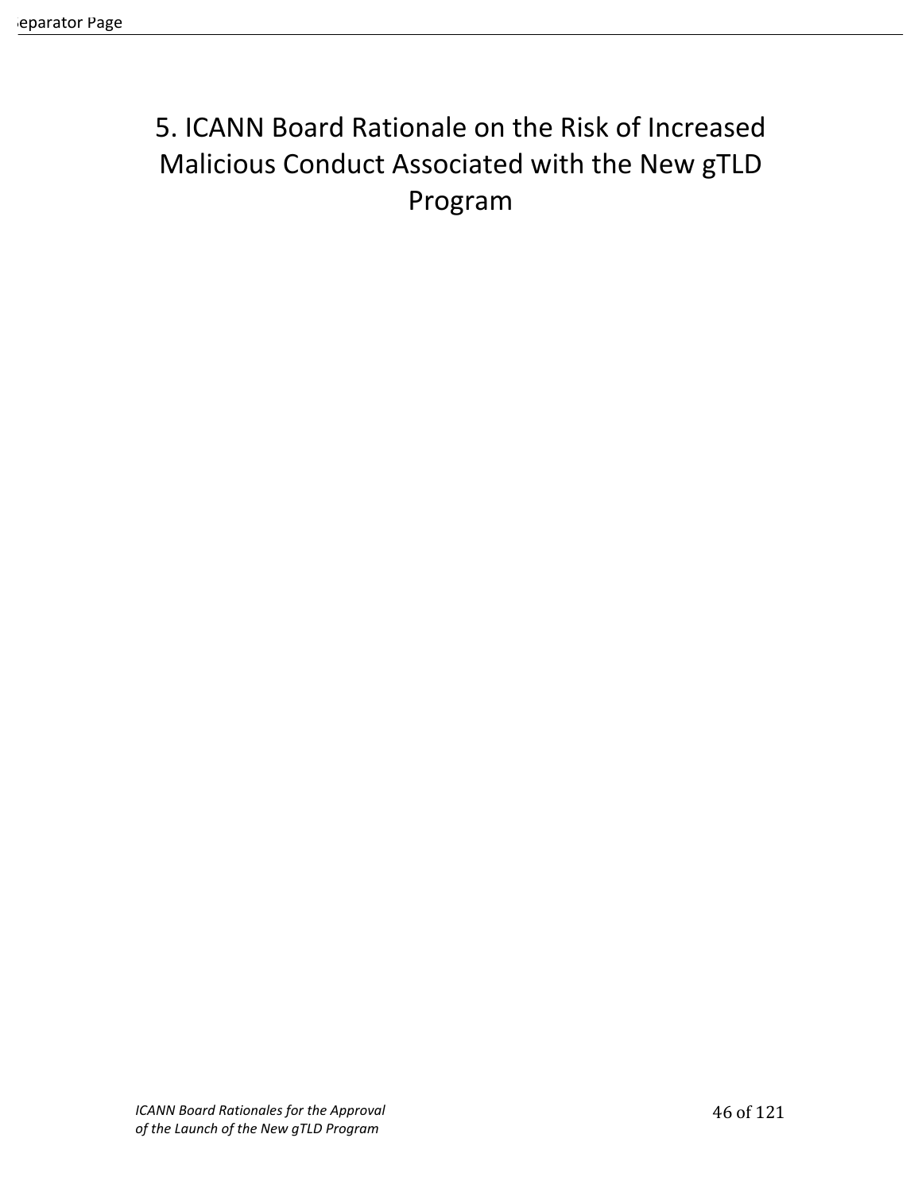# 5. ICANN Board Rationale on the Risk of Increased Malicious Conduct Associated with the New gTLD Program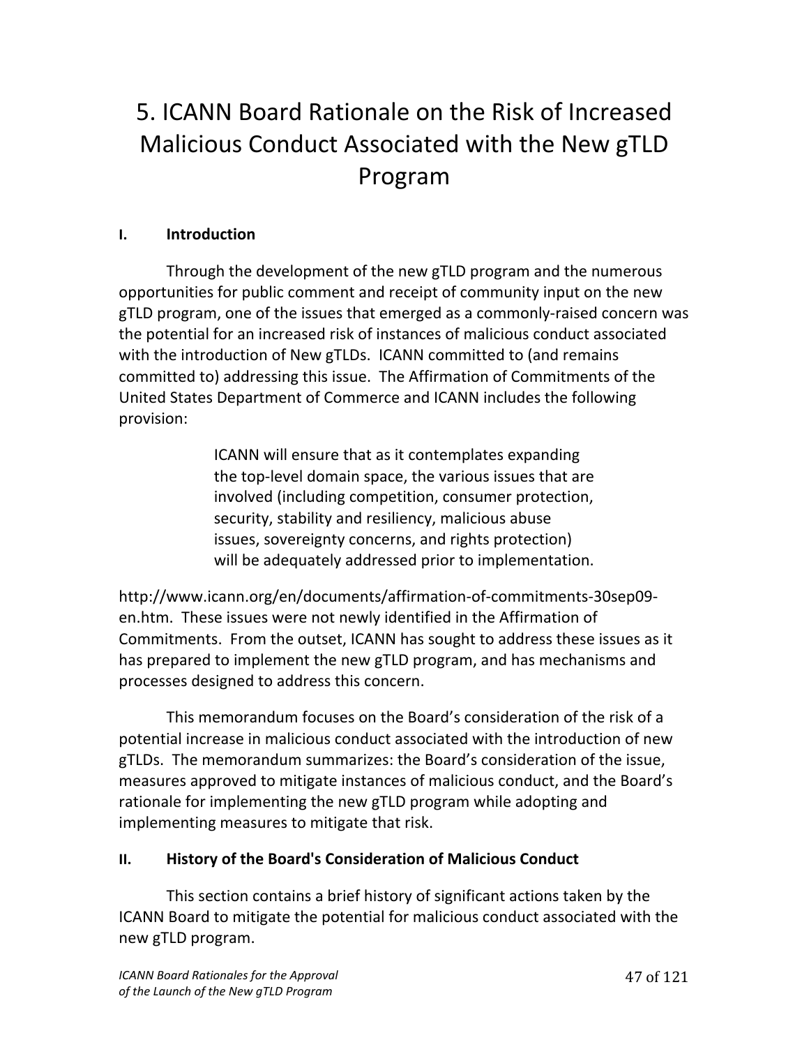# 5. ICANN Board Rationale on the Risk of Increased Malicious Conduct Associated with the New gTLD Program

## I. Introduction

Through the development of the new gTLD program and the numerous opportunities for public comment and receipt of community input on the new gTLD program, one of the issues that emerged as a commonly-raised concern was the potential for an increased risk of instances of malicious conduct associated with the introduction of New gTLDs. ICANN committed to (and remains committed to) addressing this issue. The Affirmation of Commitments of the United States Department of Commerce and ICANN includes the following provision:

> ICANN will ensure that as it contemplates expanding the top-level domain space, the various issues that are involved (including competition, consumer protection, security, stability and resiliency, malicious abuse issues, sovereignty concerns, and rights protection) will be adequately addressed prior to implementation.

http://www.icann.org/en/documents/affirmation-of-commitments-30sep09-en.htm. These issues were not newly identified in the Affirmation of Commitments. From the outset, ICANN has sought to address these issues as it has prepared to implement the new gTLD program, and has mechanisms and processes designed to address this concern.

This memorandum focuses on the Board's consideration of the risk of a potential increase in malicious conduct associated with the introduction of new gTLDs. The memorandum summarizes: the Board's consideration of the issue, measures approved to mitigate instances of malicious conduct, and the Board's rationale for implementing the new gTLD program while adopting and implementing measures to mitigate that risk.

## II. History of the Board's Consideration of Malicious Conduct

This section contains a brief history of significant actions taken by the ICANN Board to mitigate the potential for malicious conduct associated with the new gTLD program.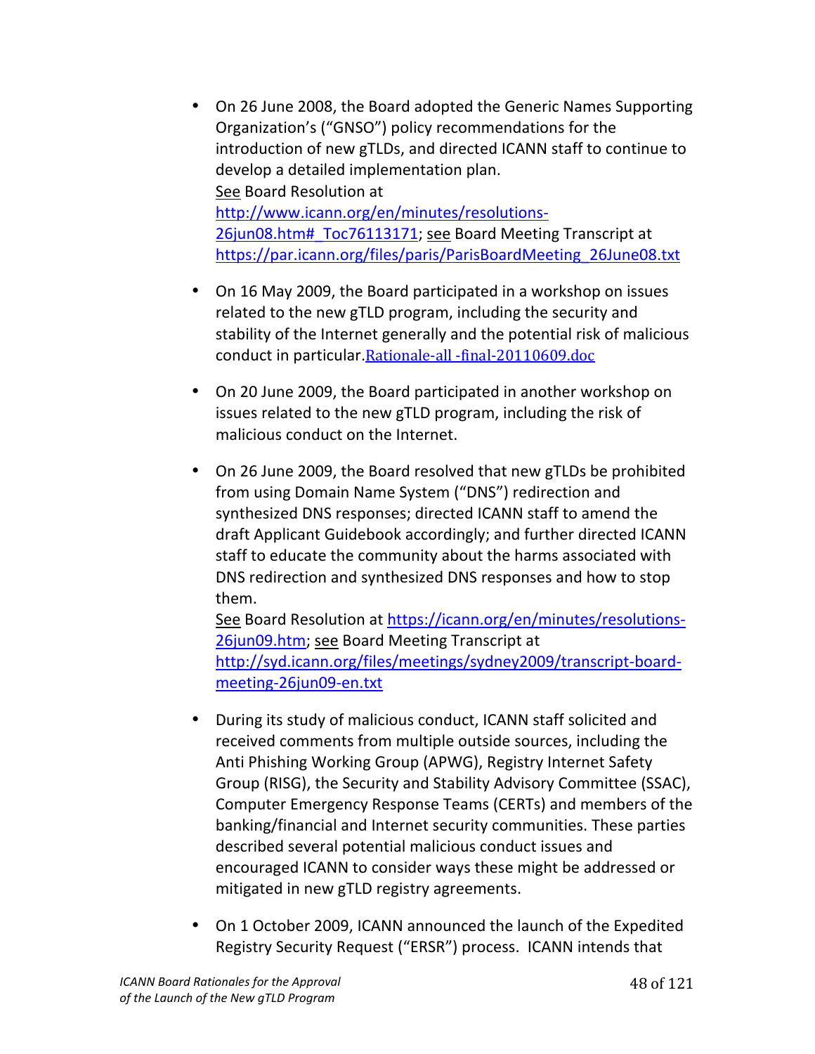- On 26 June 2008, the Board adopted the Generic Names Supporting Organization's ("GNSO") policy recommendations for the introduction of new gTLDs, and directed ICANN staff to continue to develop a detailed implementation plan.
  See Board Resolution at http://www.icann.org/en/minutes/resolutions-26jun08.htm#_Toc76113171; see Board Meeting Transcript at https://par.icann.org/files/paris/ParisBoardMeeting_26June08.txt

- On 16 May 2009, the Board participated in a workshop on issues related to the new gTLD program, including the security and stability of the Internet generally and the potential risk of malicious conduct in particular. Rationale-all -final-20110609.doc

- On 20 June 2009, the Board participated in another workshop on issues related to the new gTLD program, including the risk of malicious conduct on the Internet.

- On 26 June 2009, the Board resolved that new gTLDs be prohibited from using Domain Name System ("DNS") redirection and synthesized DNS responses; directed ICANN staff to amend the draft Applicant Guidebook accordingly; and further directed ICANN staff to educate the community about the harms associated with DNS redirection and synthesized DNS responses and how to stop them.
  See Board Resolution at https://icann.org/en/minutes/resolutions-26jun09.htm; see Board Meeting Transcript at http://syd.icann.org/files/meetings/sydney2009/transcript-board-meeting-26jun09-en.txt

- During its study of malicious conduct, ICANN staff solicited and received comments from multiple outside sources, including the Anti Phishing Working Group (APWG), Registry Internet Safety Group (RISG), the Security and Stability Advisory Committee (SSAC), Computer Emergency Response Teams (CERTs) and members of the banking/financial and Internet security communities. These parties described several potential malicious conduct issues and encouraged ICANN to consider ways these might be addressed or mitigated in new gTLD registry agreements.

- On 1 October 2009, ICANN announced the launch of the Expedited Registry Security Request ("ERSR") process. ICANN intends that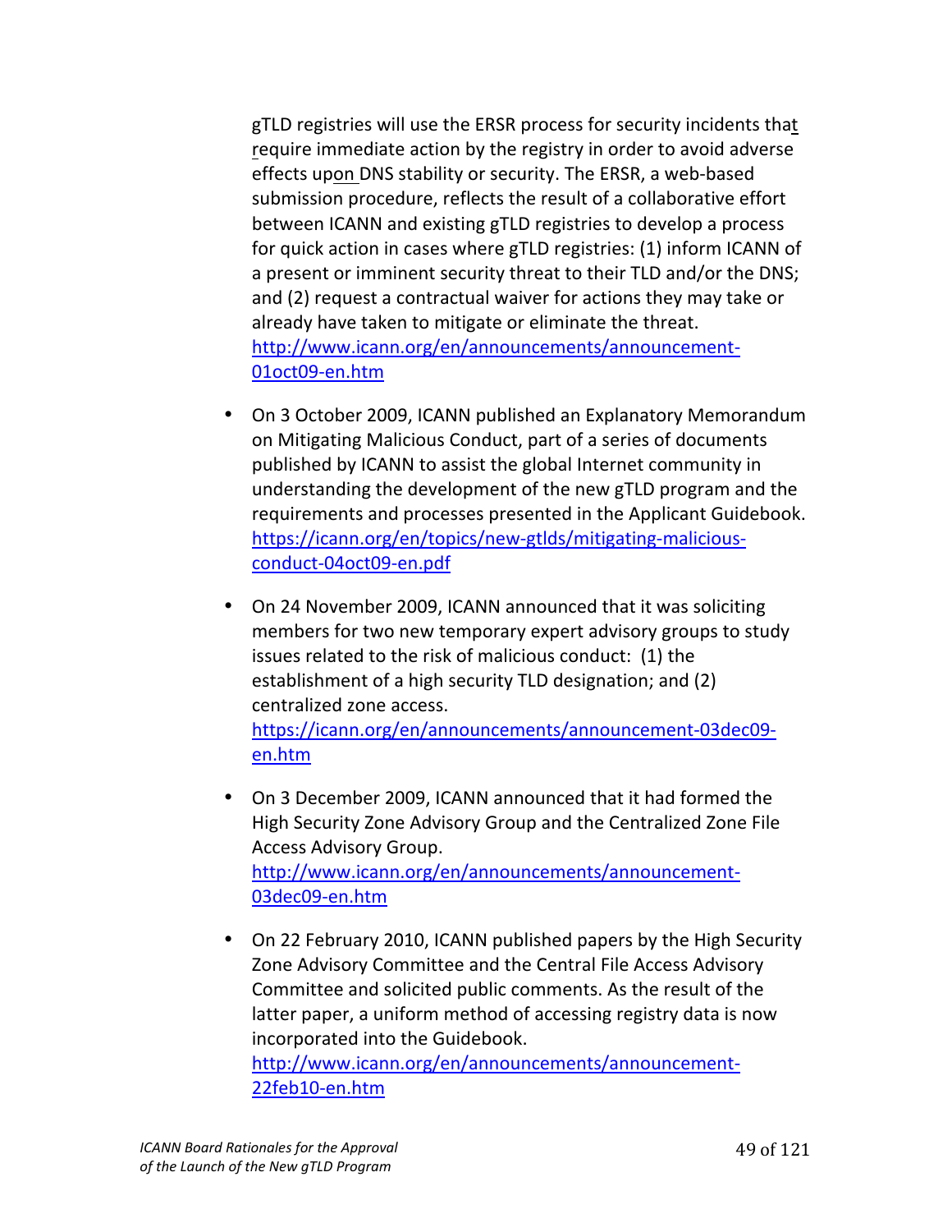gTLD registries will use the ERSR process for security incidents that require immediate action by the registry in order to avoid adverse effects upon DNS stability or security. The ERSR, a web-based submission procedure, reflects the result of a collaborative effort between ICANN and existing gTLD registries to develop a process for quick action in cases where gTLD registries: (1) inform ICANN of a present or imminent security threat to their TLD and/or the DNS; and (2) request a contractual waiver for actions they may take or already have taken to mitigate or eliminate the threat. http://www.icann.org/en/announcements/announcement-01oct09-en.htm

- On 3 October 2009, ICANN published an Explanatory Memorandum on Mitigating Malicious Conduct, part of a series of documents published by ICANN to assist the global Internet community in understanding the development of the new gTLD program and the requirements and processes presented in the Applicant Guidebook. https://icann.org/en/topics/new-gtlds/mitigating-malicious-conduct-04oct09-en.pdf

- On 24 November 2009, ICANN announced that it was soliciting members for two new temporary expert advisory groups to study issues related to the risk of malicious conduct: (1) the establishment of a high security TLD designation; and (2) centralized zone access. https://icann.org/en/announcements/announcement-03dec09-en.htm

- On 3 December 2009, ICANN announced that it had formed the High Security Zone Advisory Group and the Centralized Zone File Access Advisory Group. http://www.icann.org/en/announcements/announcement-03dec09-en.htm

- On 22 February 2010, ICANN published papers by the High Security Zone Advisory Committee and the Central File Access Advisory Committee and solicited public comments. As the result of the latter paper, a uniform method of accessing registry data is now incorporated into the Guidebook. http://www.icann.org/en/announcements/announcement-22feb10-en.htm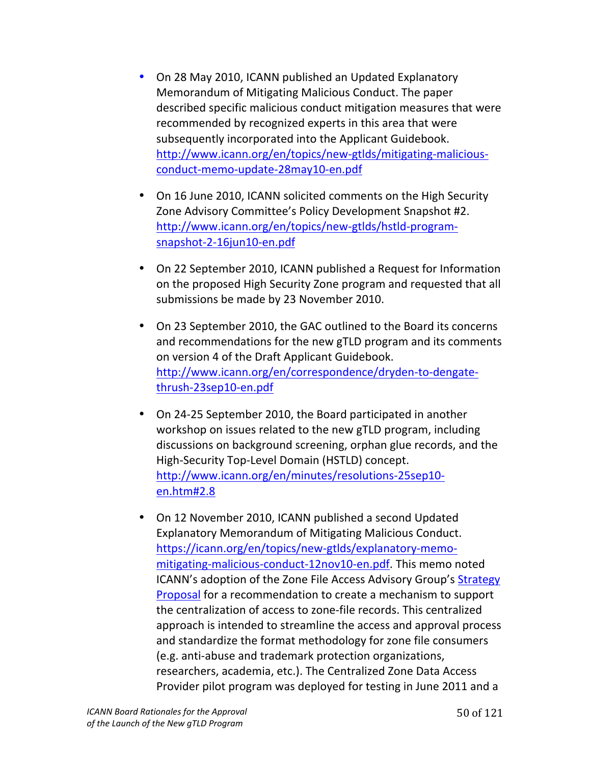- On 28 May 2010, ICANN published an Updated Explanatory Memorandum of Mitigating Malicious Conduct. The paper described specific malicious conduct mitigation measures that were recommended by recognized experts in this area that were subsequently incorporated into the Applicant Guidebook. http://www.icann.org/en/topics/new-gtlds/mitigating-malicious-conduct-memo-update-28may10-en.pdf

- On 16 June 2010, ICANN solicited comments on the High Security Zone Advisory Committee's Policy Development Snapshot #2. http://www.icann.org/en/topics/new-gtlds/hstld-program-snapshot-2-16jun10-en.pdf

- On 22 September 2010, ICANN published a Request for Information on the proposed High Security Zone program and requested that all submissions be made by 23 November 2010.

- On 23 September 2010, the GAC outlined to the Board its concerns and recommendations for the new gTLD program and its comments on version 4 of the Draft Applicant Guidebook. http://www.icann.org/en/correspondence/dryden-to-dengate-thrush-23sep10-en.pdf

- On 24-25 September 2010, the Board participated in another workshop on issues related to the new gTLD program, including discussions on background screening, orphan glue records, and the High-Security Top-Level Domain (HSTLD) concept. http://www.icann.org/en/minutes/resolutions-25sep10-en.htm#2.8

- On 12 November 2010, ICANN published a second Updated Explanatory Memorandum of Mitigating Malicious Conduct. https://icann.org/en/topics/new-gtlds/explanatory-memo-mitigating-malicious-conduct-12nov10-en.pdf. This memo noted ICANN's adoption of the Zone File Access Advisory Group's Strategy Proposal for a recommendation to create a mechanism to support the centralization of access to zone-file records. This centralized approach is intended to streamline the access and approval process and standardize the format methodology for zone file consumers (e.g. anti-abuse and trademark protection organizations, researchers, academia, etc.). The Centralized Zone Data Access Provider pilot program was deployed for testing in June 2011 and a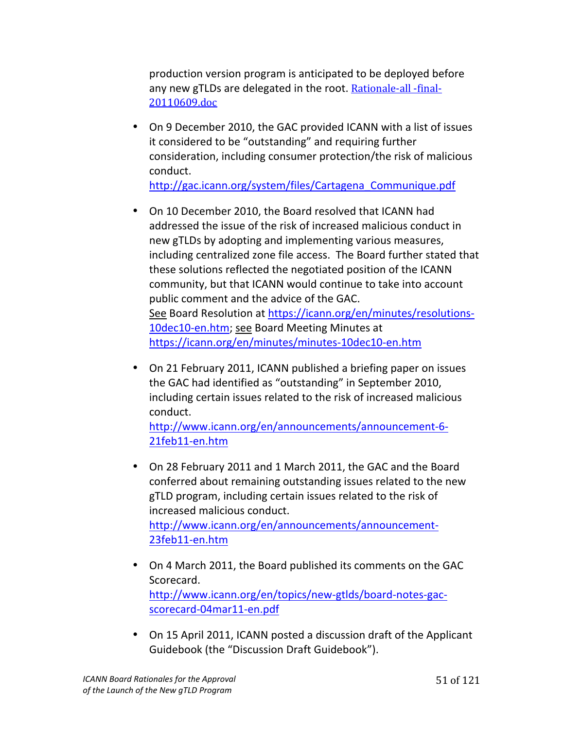production version program is anticipated to be deployed before any new gTLDs are delegated in the root. Rationale-all -final-20110609.doc

- On 9 December 2010, the GAC provided ICANN with a list of issues it considered to be "outstanding" and requiring further consideration, including consumer protection/the risk of malicious conduct.
  http://gac.icann.org/system/files/Cartagena_Communique.pdf

- On 10 December 2010, the Board resolved that ICANN had addressed the issue of the risk of increased malicious conduct in new gTLDs by adopting and implementing various measures, including centralized zone file access. The Board further stated that these solutions reflected the negotiated position of the ICANN community, but that ICANN would continue to take into account public comment and the advice of the GAC.
  See Board Resolution at https://icann.org/en/minutes/resolutions-10dec10-en.htm; see Board Meeting Minutes at https://icann.org/en/minutes/minutes-10dec10-en.htm

- On 21 February 2011, ICANN published a briefing paper on issues the GAC had identified as "outstanding" in September 2010, including certain issues related to the risk of increased malicious conduct.
  http://www.icann.org/en/announcements/announcement-6-21feb11-en.htm

- On 28 February 2011 and 1 March 2011, the GAC and the Board conferred about remaining outstanding issues related to the new gTLD program, including certain issues related to the risk of increased malicious conduct.
  http://www.icann.org/en/announcements/announcement-23feb11-en.htm

- On 4 March 2011, the Board published its comments on the GAC Scorecard.
  http://www.icann.org/en/topics/new-gtlds/board-notes-gac-scorecard-04mar11-en.pdf

- On 15 April 2011, ICANN posted a discussion draft of the Applicant Guidebook (the "Discussion Draft Guidebook").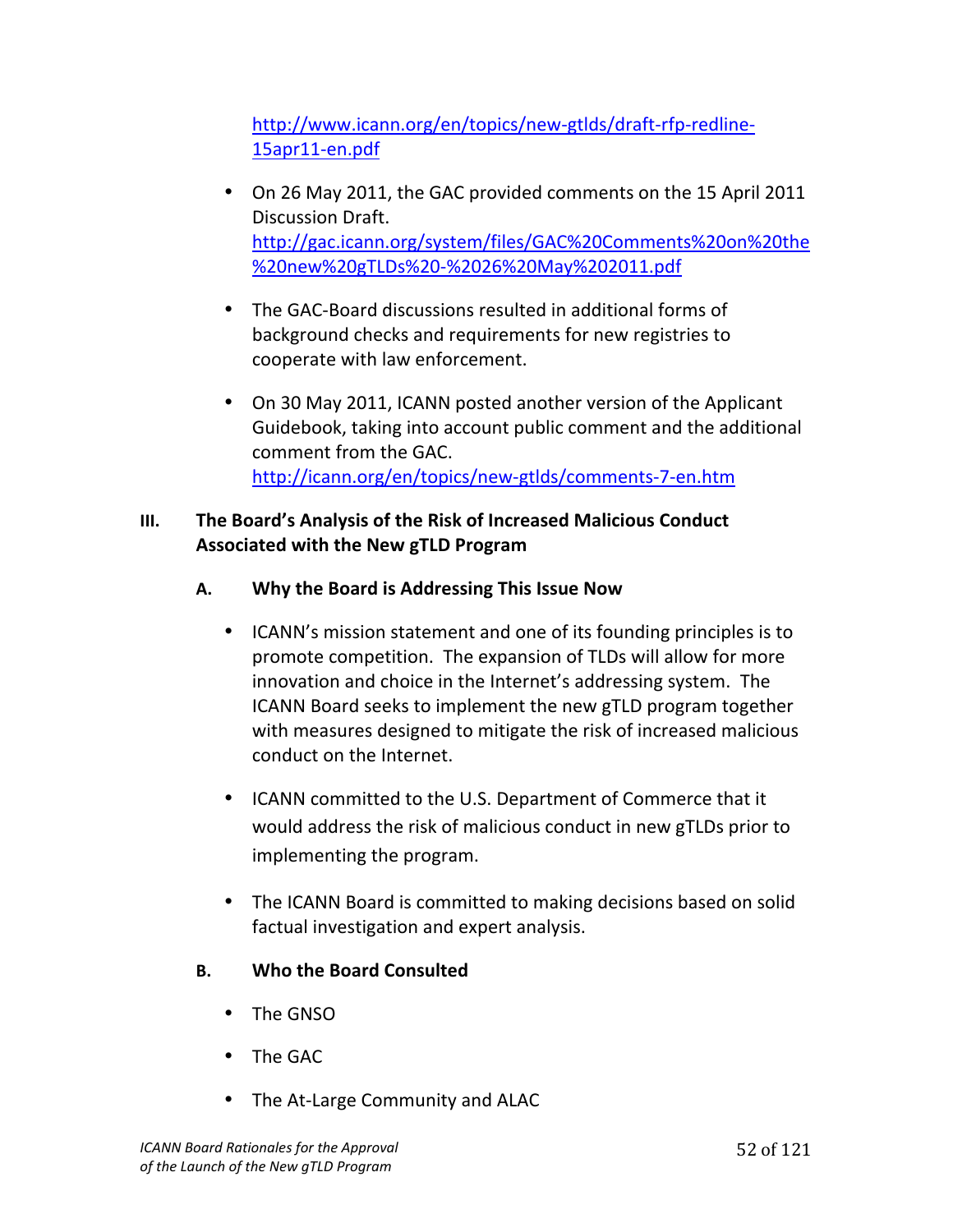http://www.icann.org/en/topics/new-gtlds/draft-rfp-redline-15apr11-en.pdf

- On 26 May 2011, the GAC provided comments on the 15 April 2011 Discussion Draft. http://gac.icann.org/system/files/GAC%20Comments%20on%20the%20new%20gTLDs%20-%2026%20May%202011.pdf

- The GAC-Board discussions resulted in additional forms of background checks and requirements for new registries to cooperate with law enforcement.

- On 30 May 2011, ICANN posted another version of the Applicant Guidebook, taking into account public comment and the additional comment from the GAC. http://icann.org/en/topics/new-gtlds/comments-7-en.htm

## III. The Board's Analysis of the Risk of Increased Malicious Conduct Associated with the New gTLD Program

### A. Why the Board is Addressing This Issue Now

- ICANN's mission statement and one of its founding principles is to promote competition. The expansion of TLDs will allow for more innovation and choice in the Internet's addressing system. The ICANN Board seeks to implement the new gTLD program together with measures designed to mitigate the risk of increased malicious conduct on the Internet.

- ICANN committed to the U.S. Department of Commerce that it would address the risk of malicious conduct in new gTLDs prior to implementing the program.

- The ICANN Board is committed to making decisions based on solid factual investigation and expert analysis.

### B. Who the Board Consulted

- The GNSO

- The GAC

- The At-Large Community and ALAC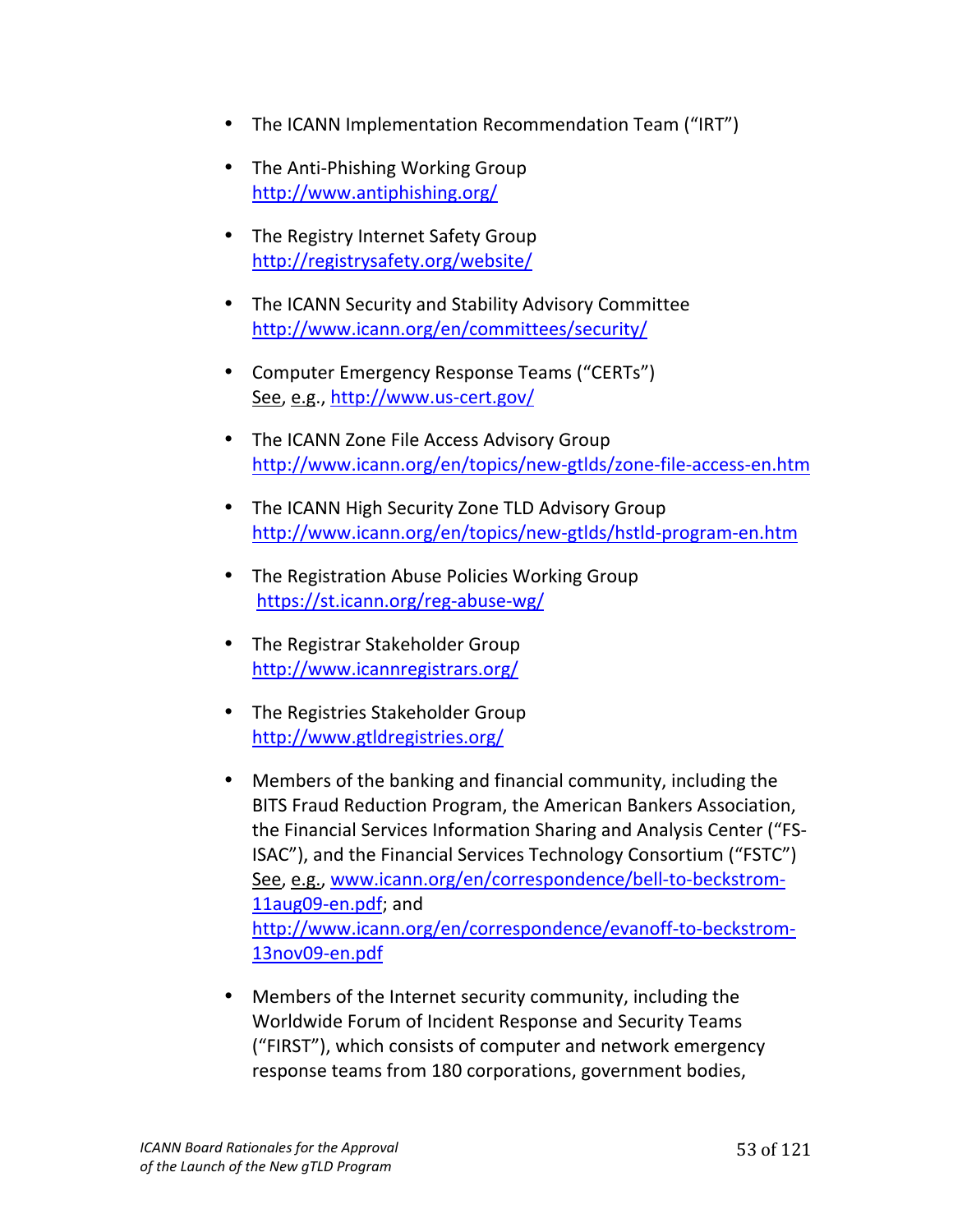- The ICANN Implementation Recommendation Team ("IRT")
- The Anti-Phishing Working Group
  http://www.antiphishing.org/
- The Registry Internet Safety Group
  http://registrysafety.org/website/
- The ICANN Security and Stability Advisory Committee
  http://www.icann.org/en/committees/security/
- Computer Emergency Response Teams ("CERTs")
  See, e.g., http://www.us-cert.gov/
- The ICANN Zone File Access Advisory Group
  http://www.icann.org/en/topics/new-gtlds/zone-file-access-en.htm
- The ICANN High Security Zone TLD Advisory Group
  http://www.icann.org/en/topics/new-gtlds/hstld-program-en.htm
- The Registration Abuse Policies Working Group
  https://st.icann.org/reg-abuse-wg/
- The Registrar Stakeholder Group
  http://www.icannregistrars.org/
- The Registries Stakeholder Group
  http://www.gtldregistries.org/
- Members of the banking and financial community, including the BITS Fraud Reduction Program, the American Bankers Association, the Financial Services Information Sharing and Analysis Center ("FS-ISAC"), and the Financial Services Technology Consortium ("FSTC") See, e.g., www.icann.org/en/correspondence/bell-to-beckstrom-11aug09-en.pdf; and http://www.icann.org/en/correspondence/evanoff-to-beckstrom-13nov09-en.pdf
- Members of the Internet security community, including the Worldwide Forum of Incident Response and Security Teams ("FIRST"), which consists of computer and network emergency response teams from 180 corporations, government bodies,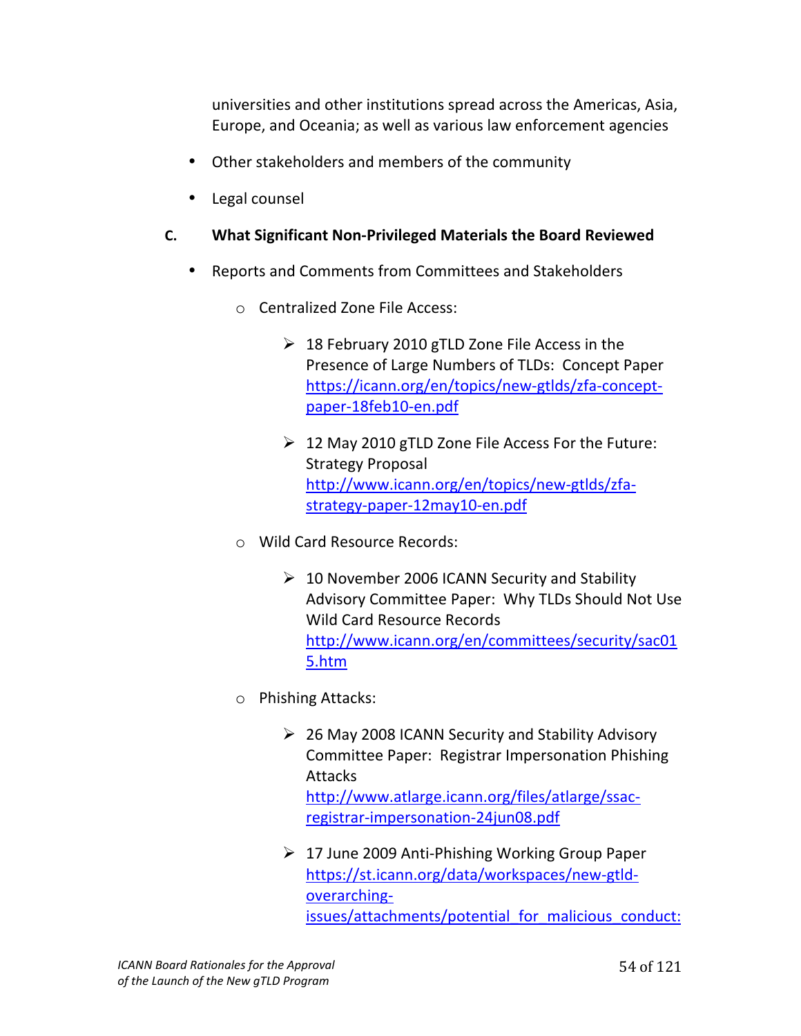universities and other institutions spread across the Americas, Asia, Europe, and Oceania; as well as various law enforcement agencies

- Other stakeholders and members of the community
- Legal counsel

## C. What Significant Non-Privileged Materials the Board Reviewed

- Reports and Comments from Committees and Stakeholders
  - Centralized Zone File Access:
    - 18 February 2010 gTLD Zone File Access in the Presence of Large Numbers of TLDs: Concept Paper https://icann.org/en/topics/new-gtlds/zfa-concept-paper-18feb10-en.pdf
    - 12 May 2010 gTLD Zone File Access For the Future: Strategy Proposal http://www.icann.org/en/topics/new-gtlds/zfa-strategy-paper-12may10-en.pdf
  - Wild Card Resource Records:
    - 10 November 2006 ICANN Security and Stability Advisory Committee Paper: Why TLDs Should Not Use Wild Card Resource Records http://www.icann.org/en/committees/security/sac015.htm
  - Phishing Attacks:
    - 26 May 2008 ICANN Security and Stability Advisory Committee Paper: Registrar Impersonation Phishing Attacks http://www.atlarge.icann.org/files/atlarge/ssac-registrar-impersonation-24jun08.pdf
    - 17 June 2009 Anti-Phishing Working Group Paper https://st.icann.org/data/workspaces/new-gtld-overarching-issues/attachments/potential_for_malicious_conduct: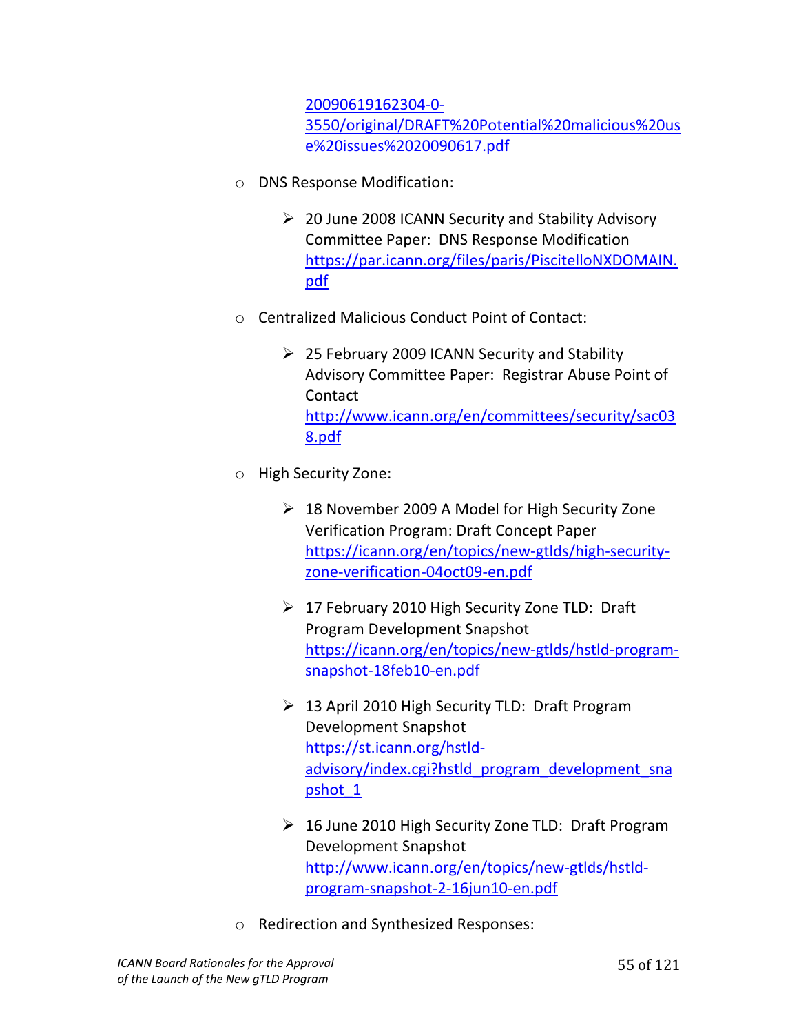20090619162304-0-3550/original/DRAFT%20Potential%20malicious%20use%20issues%2020090617.pdf

- DNS Response Modification:
  - 20 June 2008 ICANN Security and Stability Advisory Committee Paper: DNS Response Modification https://par.icann.org/files/paris/PiscitelloNXDOMAIN.pdf
- Centralized Malicious Conduct Point of Contact:
  - 25 February 2009 ICANN Security and Stability Advisory Committee Paper: Registrar Abuse Point of Contact http://www.icann.org/en/committees/security/sac038.pdf
- High Security Zone:
  - 18 November 2009 A Model for High Security Zone Verification Program: Draft Concept Paper https://icann.org/en/topics/new-gtlds/high-security-zone-verification-04oct09-en.pdf
  - 17 February 2010 High Security Zone TLD: Draft Program Development Snapshot https://icann.org/en/topics/new-gtlds/hstld-program-snapshot-18feb10-en.pdf
  - 13 April 2010 High Security TLD: Draft Program Development Snapshot https://st.icann.org/hstld-advisory/index.cgi?hstld_program_development_snapshot_1
  - 16 June 2010 High Security Zone TLD: Draft Program Development Snapshot http://www.icann.org/en/topics/new-gtlds/hstld-program-snapshot-2-16jun10-en.pdf
- Redirection and Synthesized Responses: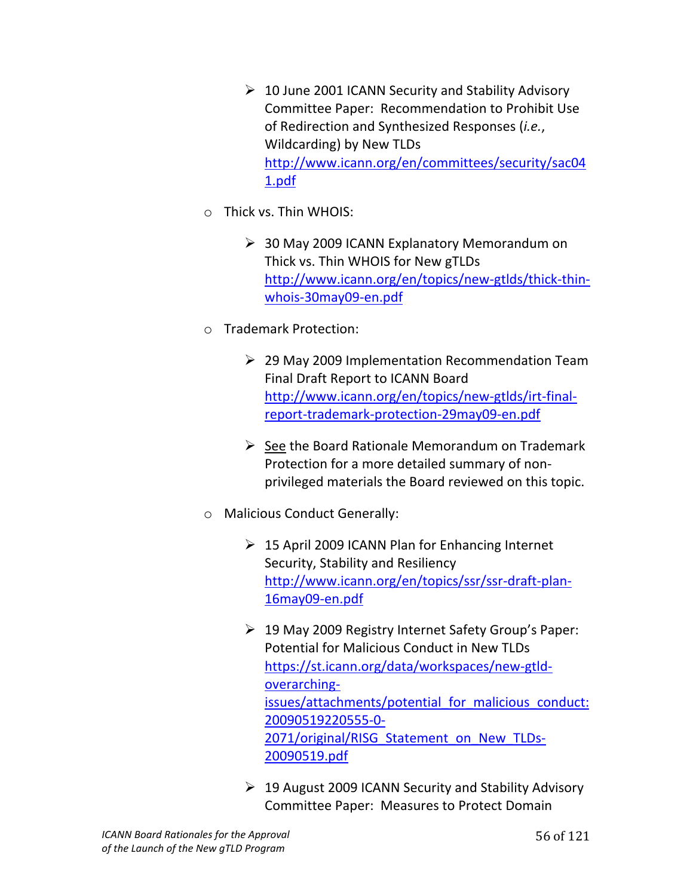- 10 June 2001 ICANN Security and Stability Advisory Committee Paper: Recommendation to Prohibit Use of Redirection and Synthesized Responses (*i.e.*, Wildcarding) by New TLDs
     [http://www.icann.org/en/committees/security/sac041.pdf](http://www.icann.org/en/committees/security/sac041.pdf)

- Thick vs. Thin WHOIS:

   - 30 May 2009 ICANN Explanatory Memorandum on Thick vs. Thin WHOIS for New gTLDs
     [http://www.icann.org/en/topics/new-gtlds/thick-thin-whois-30may09-en.pdf](http://www.icann.org/en/topics/new-gtlds/thick-thin-whois-30may09-en.pdf)

- Trademark Protection:

   - 29 May 2009 Implementation Recommendation Team Final Draft Report to ICANN Board
     [http://www.icann.org/en/topics/new-gtlds/irt-final-report-trademark-protection-29may09-en.pdf](http://www.icann.org/en/topics/new-gtlds/irt-final-report-trademark-protection-29may09-en.pdf)

   - See the Board Rationale Memorandum on Trademark Protection for a more detailed summary of non-privileged materials the Board reviewed on this topic.

- Malicious Conduct Generally:

   - 15 April 2009 ICANN Plan for Enhancing Internet Security, Stability and Resiliency
     [http://www.icann.org/en/topics/ssr/ssr-draft-plan-16may09-en.pdf](http://www.icann.org/en/topics/ssr/ssr-draft-plan-16may09-en.pdf)

   - 19 May 2009 Registry Internet Safety Group's Paper: Potential for Malicious Conduct in New TLDs
     [https://st.icann.org/data/workspaces/new-gtld-overarching-issues/attachments/potential_for_malicious_conduct:20090519220555-0-2071/original/RISG_Statement_on_New_TLDs-20090519.pdf](https://st.icann.org/data/workspaces/new-gtld-overarching-issues/attachments/potential_for_malicious_conduct:20090519220555-0-2071/original/RISG_Statement_on_New_TLDs-20090519.pdf)

   - 19 August 2009 ICANN Security and Stability Advisory Committee Paper: Measures to Protect Domain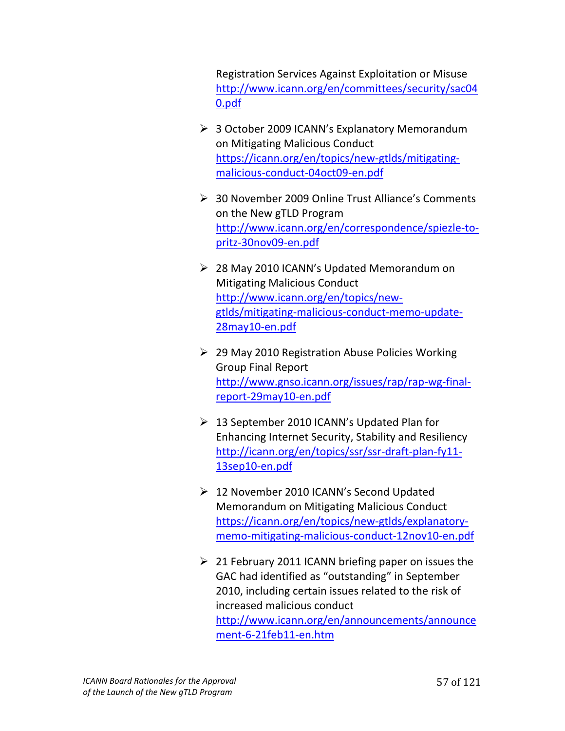Registration Services Against Exploitation or Misuse
http://www.icann.org/en/committees/security/sac040.pdf

- 3 October 2009 ICANN's Explanatory Memorandum on Mitigating Malicious Conduct
https://icann.org/en/topics/new-gtlds/mitigating-malicious-conduct-04oct09-en.pdf

- 30 November 2009 Online Trust Alliance's Comments on the New gTLD Program
http://www.icann.org/en/correspondence/spiezle-to-pritz-30nov09-en.pdf

- 28 May 2010 ICANN's Updated Memorandum on Mitigating Malicious Conduct
http://www.icann.org/en/topics/new-gtlds/mitigating-malicious-conduct-memo-update-28may10-en.pdf

- 29 May 2010 Registration Abuse Policies Working Group Final Report
http://www.gnso.icann.org/issues/rap/rap-wg-final-report-29may10-en.pdf

- 13 September 2010 ICANN's Updated Plan for Enhancing Internet Security, Stability and Resiliency
http://icann.org/en/topics/ssr/ssr-draft-plan-fy11-13sep10-en.pdf

- 12 November 2010 ICANN's Second Updated Memorandum on Mitigating Malicious Conduct
https://icann.org/en/topics/new-gtlds/explanatory-memo-mitigating-malicious-conduct-12nov10-en.pdf

- 21 February 2011 ICANN briefing paper on issues the GAC had identified as "outstanding" in September 2010, including certain issues related to the risk of increased malicious conduct
http://www.icann.org/en/announcements/announcement-6-21feb11-en.htm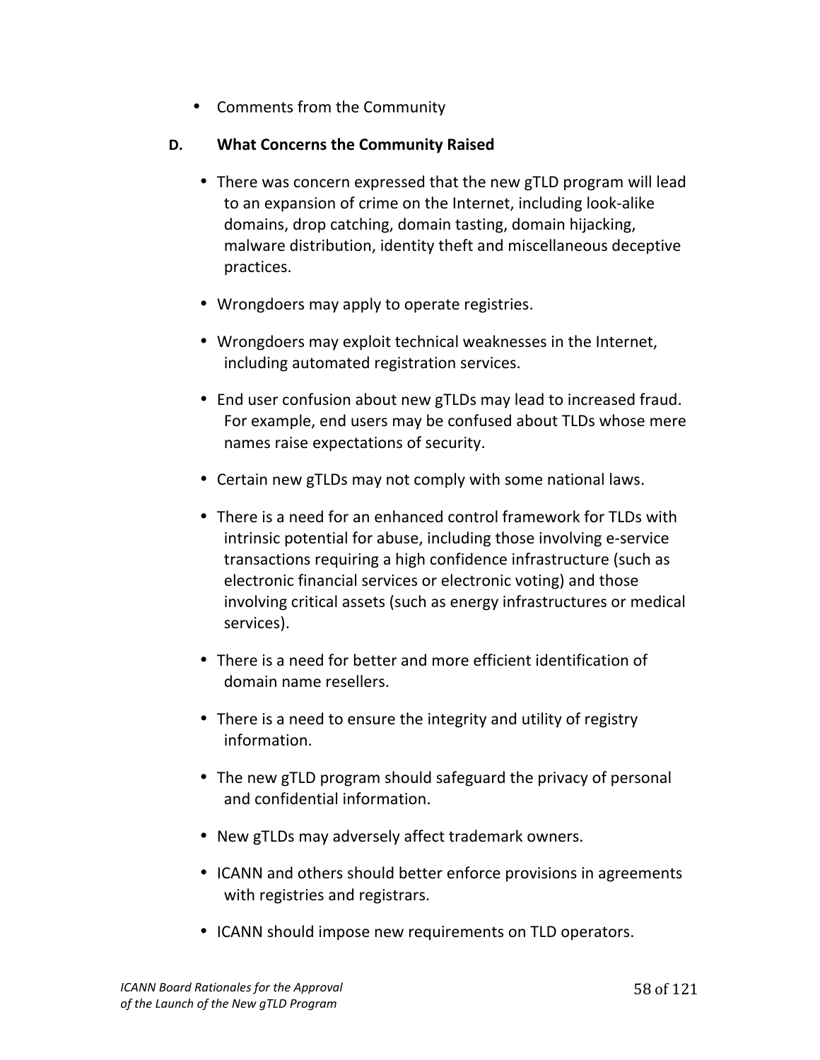- Comments from the Community

### D. What Concerns the Community Raised

- There was concern expressed that the new gTLD program will lead to an expansion of crime on the Internet, including look-alike domains, drop catching, domain tasting, domain hijacking, malware distribution, identity theft and miscellaneous deceptive practices.

- Wrongdoers may apply to operate registries.

- Wrongdoers may exploit technical weaknesses in the Internet, including automated registration services.

- End user confusion about new gTLDs may lead to increased fraud. For example, end users may be confused about TLDs whose mere names raise expectations of security.

- Certain new gTLDs may not comply with some national laws.

- There is a need for an enhanced control framework for TLDs with intrinsic potential for abuse, including those involving e-service transactions requiring a high confidence infrastructure (such as electronic financial services or electronic voting) and those involving critical assets (such as energy infrastructures or medical services).

- There is a need for better and more efficient identification of domain name resellers.

- There is a need to ensure the integrity and utility of registry information.

- The new gTLD program should safeguard the privacy of personal and confidential information.

- New gTLDs may adversely affect trademark owners.

- ICANN and others should better enforce provisions in agreements with registries and registrars.

- ICANN should impose new requirements on TLD operators.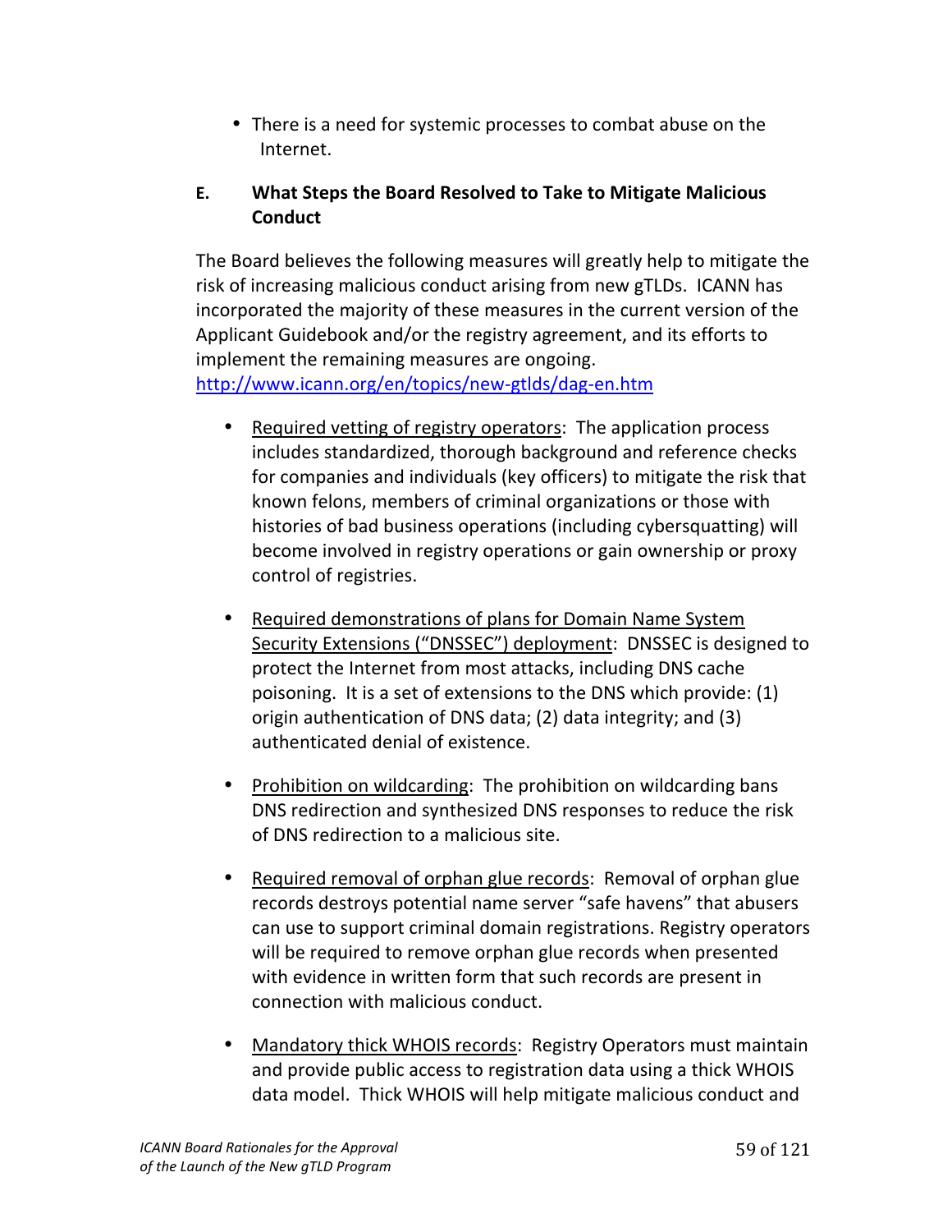- There is a need for systemic processes to combat abuse on the Internet.

### E. What Steps the Board Resolved to Take to Mitigate Malicious Conduct

The Board believes the following measures will greatly help to mitigate the risk of increasing malicious conduct arising from new gTLDs. ICANN has incorporated the majority of these measures in the current version of the Applicant Guidebook and/or the registry agreement, and its efforts to implement the remaining measures are ongoing. http://www.icann.org/en/topics/new-gtlds/dag-en.htm

- Required vetting of registry operators: The application process includes standardized, thorough background and reference checks for companies and individuals (key officers) to mitigate the risk that known felons, members of criminal organizations or those with histories of bad business operations (including cybersquatting) will become involved in registry operations or gain ownership or proxy control of registries.

- Required demonstrations of plans for Domain Name System Security Extensions ("DNSSEC") deployment: DNSSEC is designed to protect the Internet from most attacks, including DNS cache poisoning. It is a set of extensions to the DNS which provide: (1) origin authentication of DNS data; (2) data integrity; and (3) authenticated denial of existence.

- Prohibition on wildcarding: The prohibition on wildcarding bans DNS redirection and synthesized DNS responses to reduce the risk of DNS redirection to a malicious site.

- Required removal of orphan glue records: Removal of orphan glue records destroys potential name server "safe havens" that abusers can use to support criminal domain registrations. Registry operators will be required to remove orphan glue records when presented with evidence in written form that such records are present in connection with malicious conduct.

- Mandatory thick WHOIS records: Registry Operators must maintain and provide public access to registration data using a thick WHOIS data model. Thick WHOIS will help mitigate malicious conduct and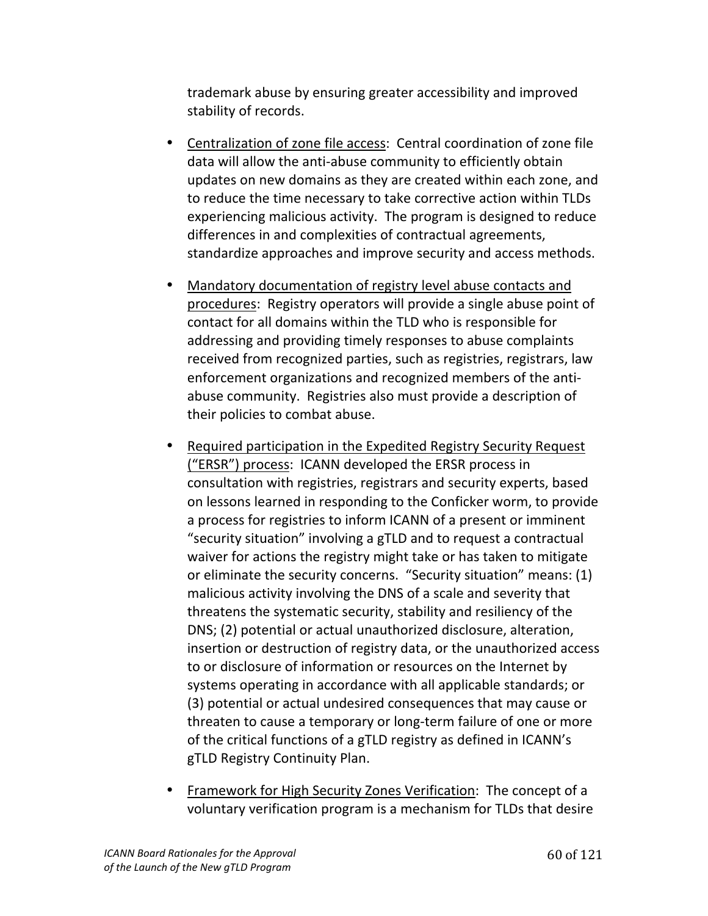trademark abuse by ensuring greater accessibility and improved stability of records.

- Centralization of zone file access: Central coordination of zone file data will allow the anti-abuse community to efficiently obtain updates on new domains as they are created within each zone, and to reduce the time necessary to take corrective action within TLDs experiencing malicious activity. The program is designed to reduce differences in and complexities of contractual agreements, standardize approaches and improve security and access methods.

- Mandatory documentation of registry level abuse contacts and procedures: Registry operators will provide a single abuse point of contact for all domains within the TLD who is responsible for addressing and providing timely responses to abuse complaints received from recognized parties, such as registries, registrars, law enforcement organizations and recognized members of the anti-abuse community. Registries also must provide a description of their policies to combat abuse.

- Required participation in the Expedited Registry Security Request ("ERSR") process: ICANN developed the ERSR process in consultation with registries, registrars and security experts, based on lessons learned in responding to the Conficker worm, to provide a process for registries to inform ICANN of a present or imminent "security situation" involving a gTLD and to request a contractual waiver for actions the registry might take or has taken to mitigate or eliminate the security concerns. "Security situation" means: (1) malicious activity involving the DNS of a scale and severity that threatens the systematic security, stability and resiliency of the DNS; (2) potential or actual unauthorized disclosure, alteration, insertion or destruction of registry data, or the unauthorized access to or disclosure of information or resources on the Internet by systems operating in accordance with all applicable standards; or (3) potential or actual undesired consequences that may cause or threaten to cause a temporary or long-term failure of one or more of the critical functions of a gTLD registry as defined in ICANN's gTLD Registry Continuity Plan.

- Framework for High Security Zones Verification: The concept of a voluntary verification program is a mechanism for TLDs that desire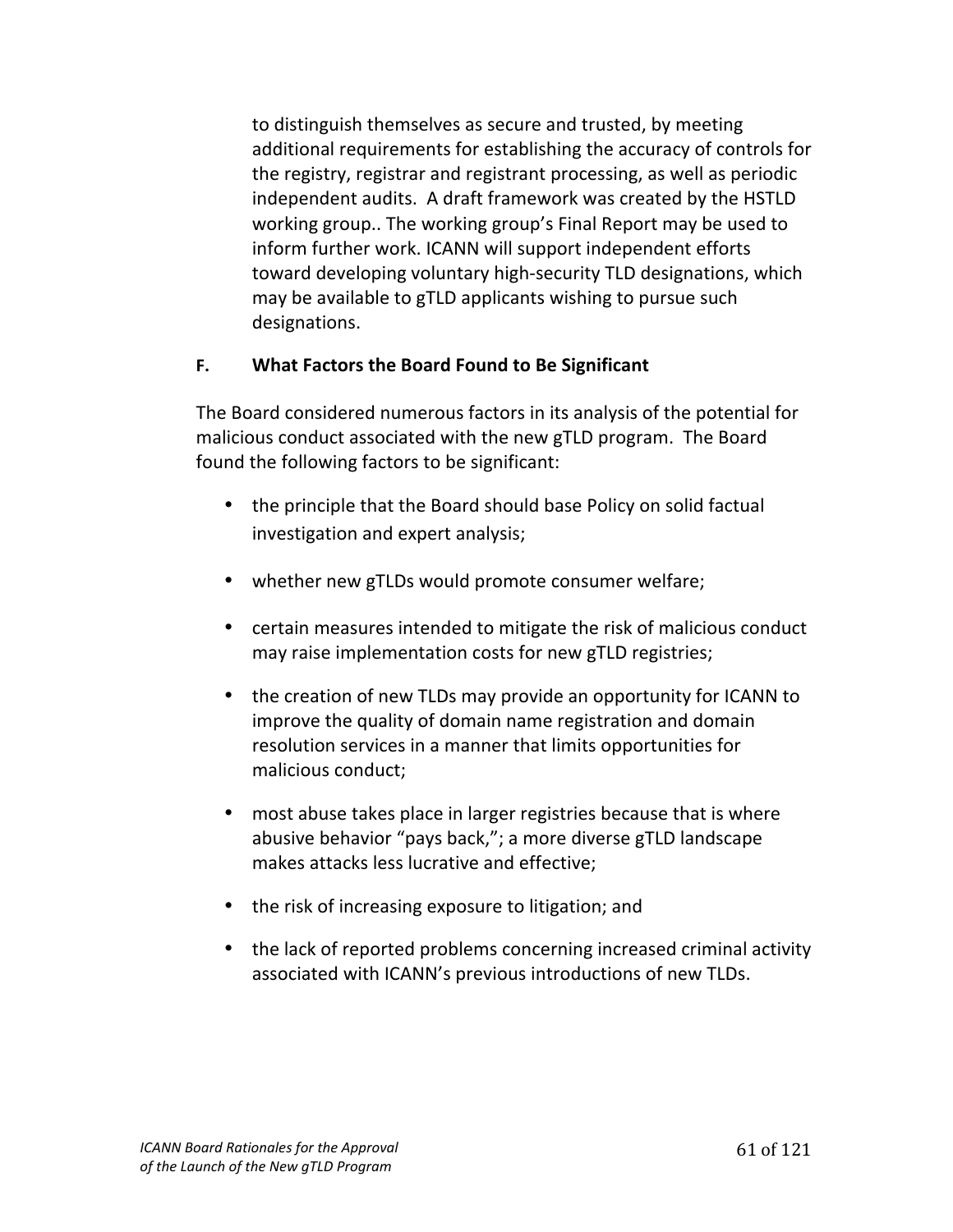to distinguish themselves as secure and trusted, by meeting additional requirements for establishing the accuracy of controls for the registry, registrar and registrant processing, as well as periodic independent audits. A draft framework was created by the HSTLD working group.. The working group's Final Report may be used to inform further work. ICANN will support independent efforts toward developing voluntary high-security TLD designations, which may be available to gTLD applicants wishing to pursue such designations.

### F. What Factors the Board Found to Be Significant

The Board considered numerous factors in its analysis of the potential for malicious conduct associated with the new gTLD program. The Board found the following factors to be significant:

- the principle that the Board should base Policy on solid factual investigation and expert analysis;
- whether new gTLDs would promote consumer welfare;
- certain measures intended to mitigate the risk of malicious conduct may raise implementation costs for new gTLD registries;
- the creation of new TLDs may provide an opportunity for ICANN to improve the quality of domain name registration and domain resolution services in a manner that limits opportunities for malicious conduct;
- most abuse takes place in larger registries because that is where abusive behavior "pays back,"; a more diverse gTLD landscape makes attacks less lucrative and effective;
- the risk of increasing exposure to litigation; and
- the lack of reported problems concerning increased criminal activity associated with ICANN's previous introductions of new TLDs.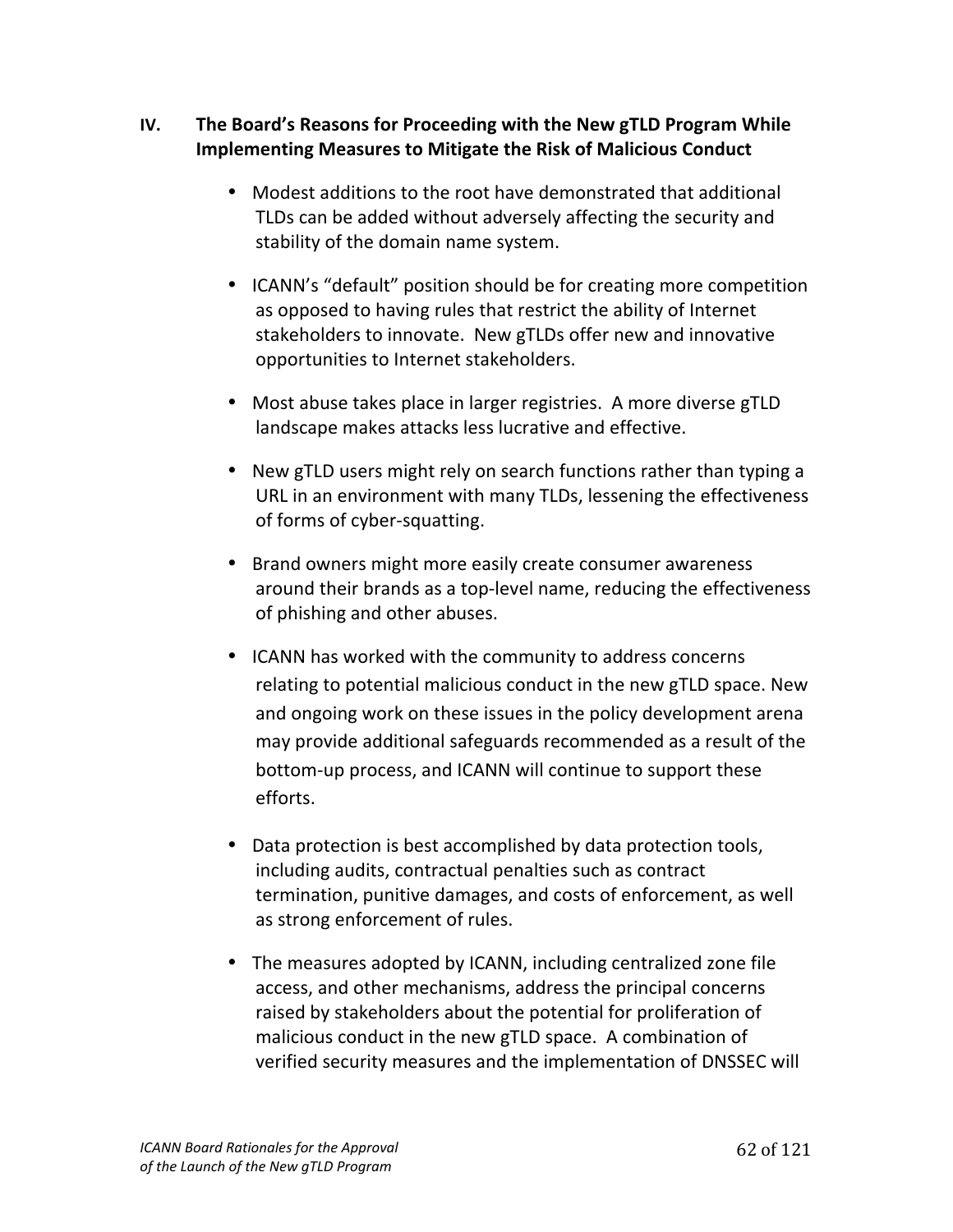## IV. The Board's Reasons for Proceeding with the New gTLD Program While Implementing Measures to Mitigate the Risk of Malicious Conduct

- Modest additions to the root have demonstrated that additional TLDs can be added without adversely affecting the security and stability of the domain name system.

- ICANN's "default" position should be for creating more competition as opposed to having rules that restrict the ability of Internet stakeholders to innovate. New gTLDs offer new and innovative opportunities to Internet stakeholders.

- Most abuse takes place in larger registries. A more diverse gTLD landscape makes attacks less lucrative and effective.

- New gTLD users might rely on search functions rather than typing a URL in an environment with many TLDs, lessening the effectiveness of forms of cyber-squatting.

- Brand owners might more easily create consumer awareness around their brands as a top-level name, reducing the effectiveness of phishing and other abuses.

- ICANN has worked with the community to address concerns relating to potential malicious conduct in the new gTLD space. New and ongoing work on these issues in the policy development arena may provide additional safeguards recommended as a result of the bottom-up process, and ICANN will continue to support these efforts.

- Data protection is best accomplished by data protection tools, including audits, contractual penalties such as contract termination, punitive damages, and costs of enforcement, as well as strong enforcement of rules.

- The measures adopted by ICANN, including centralized zone file access, and other mechanisms, address the principal concerns raised by stakeholders about the potential for proliferation of malicious conduct in the new gTLD space. A combination of verified security measures and the implementation of DNSSEC will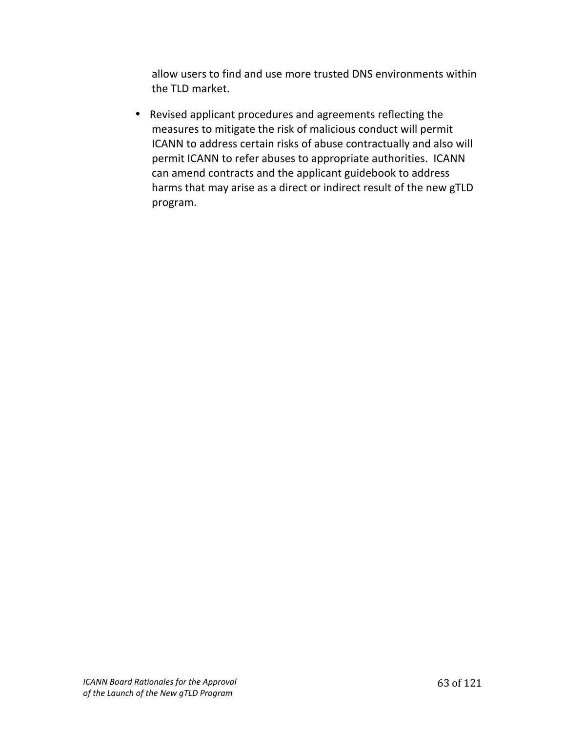allow users to find and use more trusted DNS environments within the TLD market.

- Revised applicant procedures and agreements reflecting the measures to mitigate the risk of malicious conduct will permit ICANN to address certain risks of abuse contractually and also will permit ICANN to refer abuses to appropriate authorities. ICANN can amend contracts and the applicant guidebook to address harms that may arise as a direct or indirect result of the new gTLD program.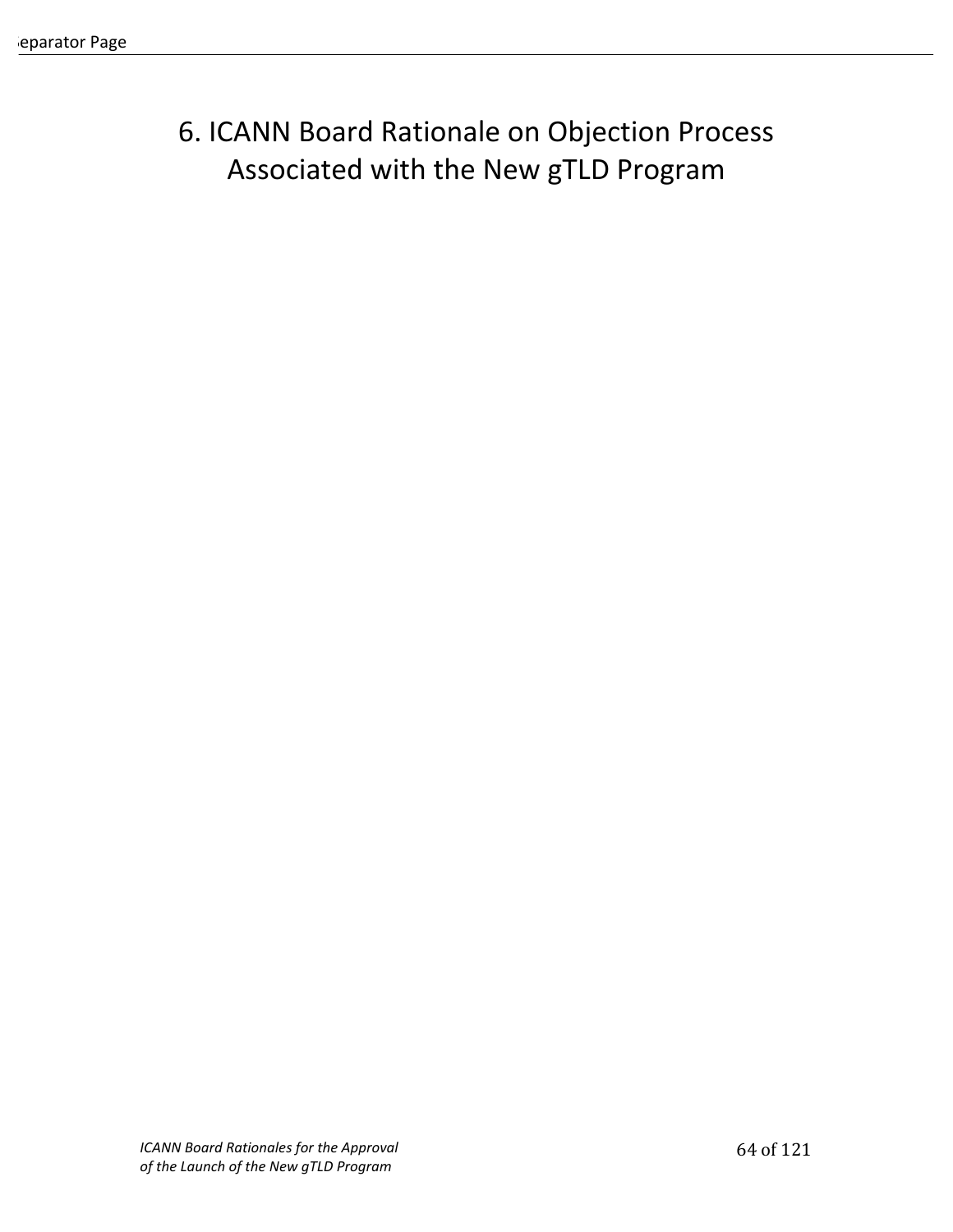# 6. ICANN Board Rationale on Objection Process Associated with the New gTLD Program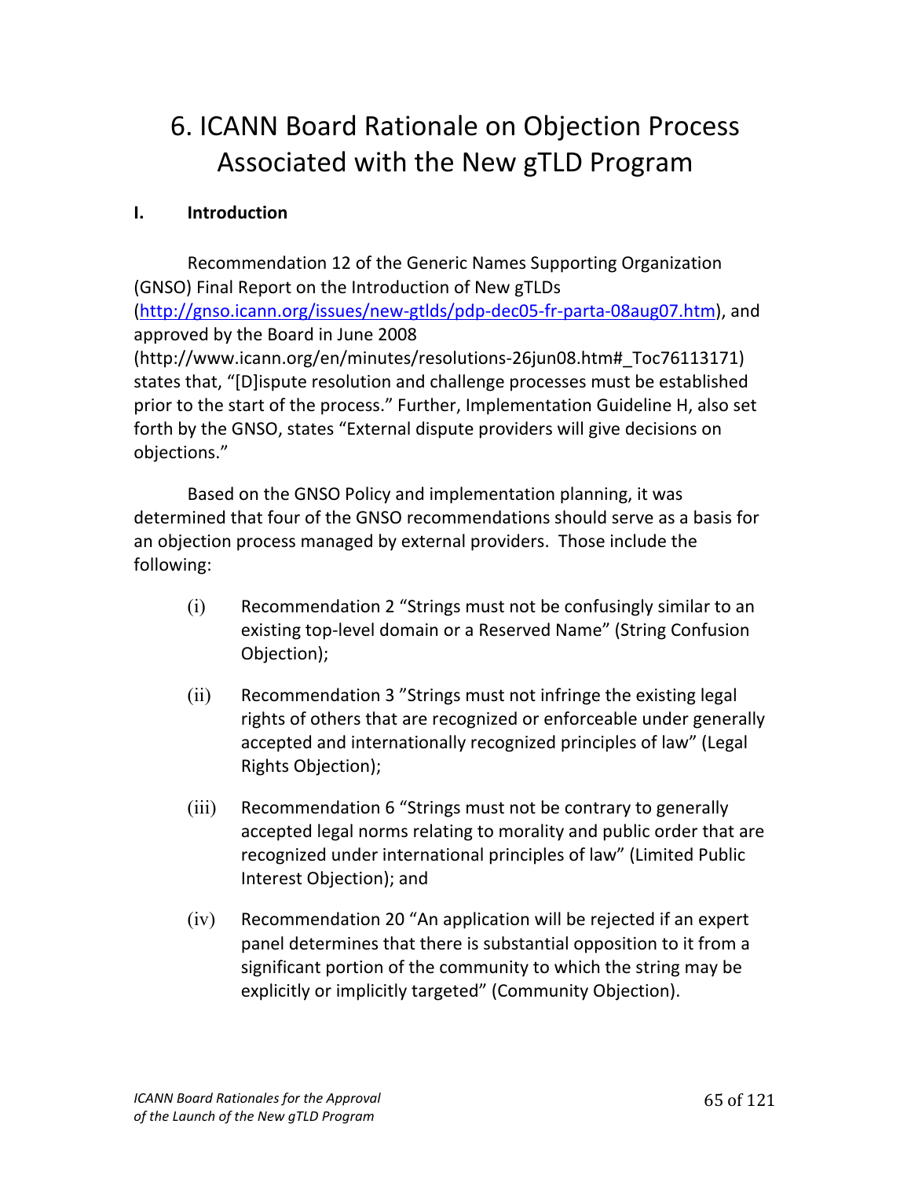# 6. ICANN Board Rationale on Objection Process Associated with the New gTLD Program

## I. Introduction

Recommendation 12 of the Generic Names Supporting Organization (GNSO) Final Report on the Introduction of New gTLDs (http://gnso.icann.org/issues/new-gtlds/pdp-dec05-fr-parta-08aug07.htm), and approved by the Board in June 2008 (http://www.icann.org/en/minutes/resolutions-26jun08.htm#_Toc76113171) states that, "[D]ispute resolution and challenge processes must be established prior to the start of the process." Further, Implementation Guideline H, also set forth by the GNSO, states "External dispute providers will give decisions on objections."

Based on the GNSO Policy and implementation planning, it was determined that four of the GNSO recommendations should serve as a basis for an objection process managed by external providers. Those include the following:

(i) Recommendation 2 "Strings must not be confusingly similar to an existing top-level domain or a Reserved Name" (String Confusion Objection);

(ii) Recommendation 3 "Strings must not infringe the existing legal rights of others that are recognized or enforceable under generally accepted and internationally recognized principles of law" (Legal Rights Objection);

(iii) Recommendation 6 "Strings must not be contrary to generally accepted legal norms relating to morality and public order that are recognized under international principles of law" (Limited Public Interest Objection); and

(iv) Recommendation 20 "An application will be rejected if an expert panel determines that there is substantial opposition to it from a significant portion of the community to which the string may be explicitly or implicitly targeted" (Community Objection).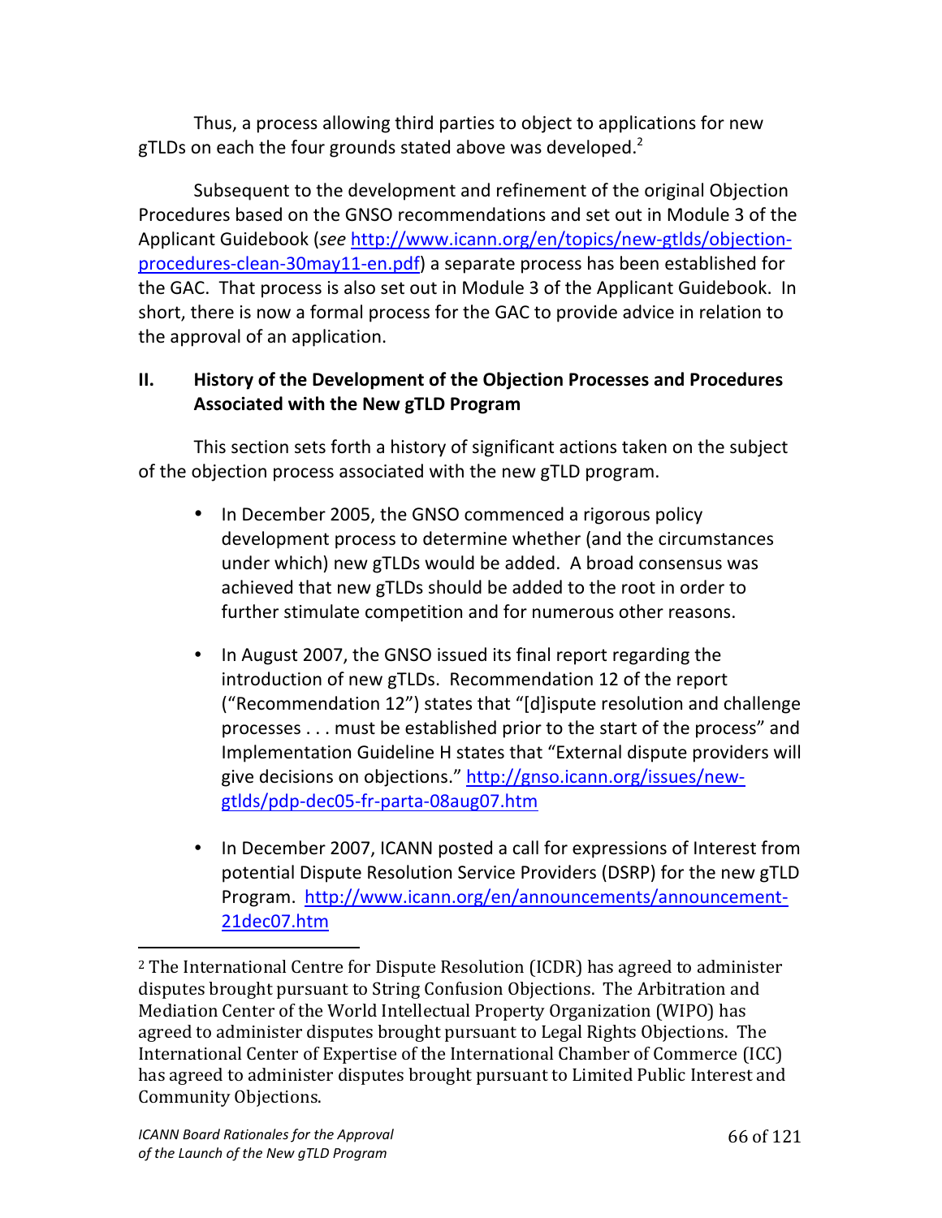Thus, a process allowing third parties to object to applications for new gTLDs on each the four grounds stated above was developed.[2]

Subsequent to the development and refinement of the original Objection Procedures based on the GNSO recommendations and set out in Module 3 of the Applicant Guidebook (*see* http://www.icann.org/en/topics/new-gtlds/objection-procedures-clean-30may11-en.pdf) a separate process has been established for the GAC. That process is also set out in Module 3 of the Applicant Guidebook. In short, there is now a formal process for the GAC to provide advice in relation to the approval of an application.

## II. History of the Development of the Objection Processes and Procedures Associated with the New gTLD Program

This section sets forth a history of significant actions taken on the subject of the objection process associated with the new gTLD program.

- In December 2005, the GNSO commenced a rigorous policy development process to determine whether (and the circumstances under which) new gTLDs would be added. A broad consensus was achieved that new gTLDs should be added to the root in order to further stimulate competition and for numerous other reasons.

- In August 2007, the GNSO issued its final report regarding the introduction of new gTLDs. Recommendation 12 of the report ("Recommendation 12") states that "[d]ispute resolution and challenge processes . . . must be established prior to the start of the process" and Implementation Guideline H states that "External dispute providers will give decisions on objections." http://gnso.icann.org/issues/new-gtlds/pdp-dec05-fr-parta-08aug07.htm

- In December 2007, ICANN posted a call for expressions of Interest from potential Dispute Resolution Service Providers (DSRP) for the new gTLD Program. http://www.icann.org/en/announcements/announcement-21dec07.htm

---

[2] The International Centre for Dispute Resolution (ICDR) has agreed to administer disputes brought pursuant to String Confusion Objections. The Arbitration and Mediation Center of the World Intellectual Property Organization (WIPO) has agreed to administer disputes brought pursuant to Legal Rights Objections. The International Center of Expertise of the International Chamber of Commerce (ICC) has agreed to administer disputes brought pursuant to Limited Public Interest and Community Objections.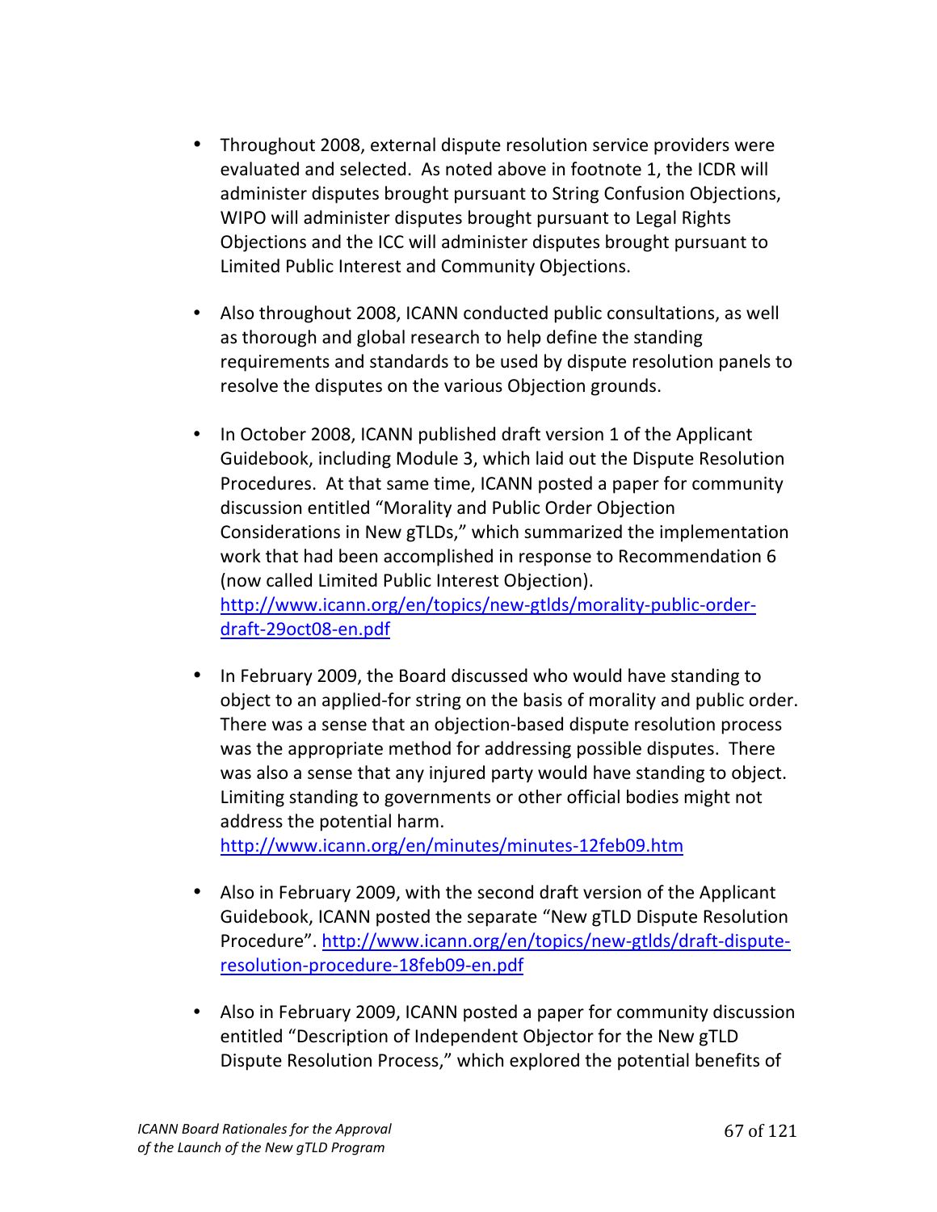- Throughout 2008, external dispute resolution service providers were evaluated and selected. As noted above in footnote 1, the ICDR will administer disputes brought pursuant to String Confusion Objections, WIPO will administer disputes brought pursuant to Legal Rights Objections and the ICC will administer disputes brought pursuant to Limited Public Interest and Community Objections.

- Also throughout 2008, ICANN conducted public consultations, as well as thorough and global research to help define the standing requirements and standards to be used by dispute resolution panels to resolve the disputes on the various Objection grounds.

- In October 2008, ICANN published draft version 1 of the Applicant Guidebook, including Module 3, which laid out the Dispute Resolution Procedures. At that same time, ICANN posted a paper for community discussion entitled "Morality and Public Order Objection Considerations in New gTLDs," which summarized the implementation work that had been accomplished in response to Recommendation 6 (now called Limited Public Interest Objection). http://www.icann.org/en/topics/new-gtlds/morality-public-order-draft-29oct08-en.pdf

- In February 2009, the Board discussed who would have standing to object to an applied-for string on the basis of morality and public order. There was a sense that an objection-based dispute resolution process was the appropriate method for addressing possible disputes. There was also a sense that any injured party would have standing to object. Limiting standing to governments or other official bodies might not address the potential harm. http://www.icann.org/en/minutes/minutes-12feb09.htm

- Also in February 2009, with the second draft version of the Applicant Guidebook, ICANN posted the separate "New gTLD Dispute Resolution Procedure". http://www.icann.org/en/topics/new-gtlds/draft-dispute-resolution-procedure-18feb09-en.pdf

- Also in February 2009, ICANN posted a paper for community discussion entitled "Description of Independent Objector for the New gTLD Dispute Resolution Process," which explored the potential benefits of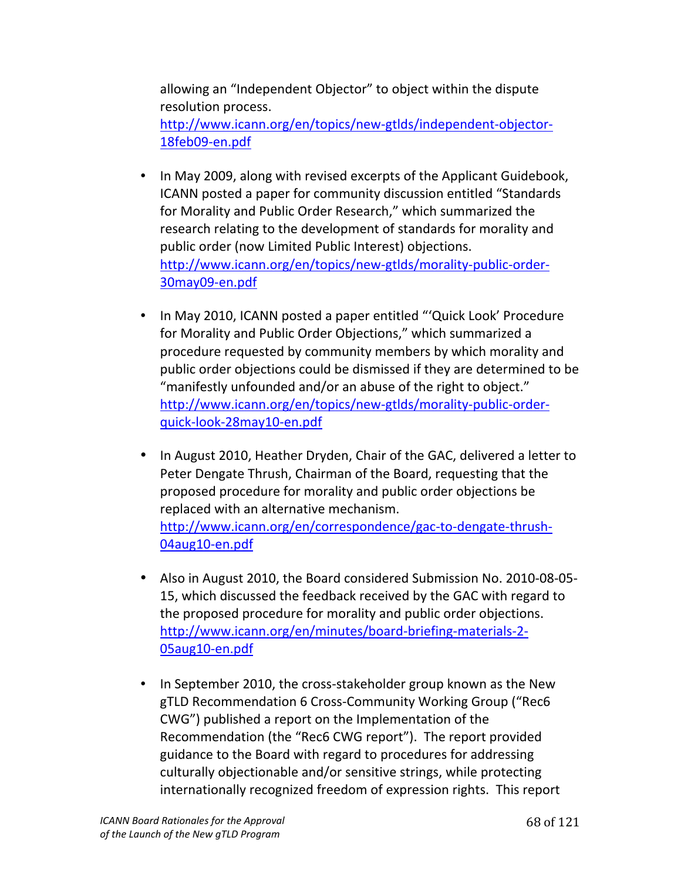allowing an "Independent Objector" to object within the dispute resolution process.
http://www.icann.org/en/topics/new-gtlds/independent-objector-18feb09-en.pdf

- In May 2009, along with revised excerpts of the Applicant Guidebook, ICANN posted a paper for community discussion entitled "Standards for Morality and Public Order Research," which summarized the research relating to the development of standards for morality and public order (now Limited Public Interest) objections.
http://www.icann.org/en/topics/new-gtlds/morality-public-order-30may09-en.pdf

- In May 2010, ICANN posted a paper entitled "'Quick Look' Procedure for Morality and Public Order Objections," which summarized a procedure requested by community members by which morality and public order objections could be dismissed if they are determined to be "manifestly unfounded and/or an abuse of the right to object."
http://www.icann.org/en/topics/new-gtlds/morality-public-order-quick-look-28may10-en.pdf

- In August 2010, Heather Dryden, Chair of the GAC, delivered a letter to Peter Dengate Thrush, Chairman of the Board, requesting that the proposed procedure for morality and public order objections be replaced with an alternative mechanism.
http://www.icann.org/en/correspondence/gac-to-dengate-thrush-04aug10-en.pdf

- Also in August 2010, the Board considered Submission No. 2010-08-05-15, which discussed the feedback received by the GAC with regard to the proposed procedure for morality and public order objections.
http://www.icann.org/en/minutes/board-briefing-materials-2-05aug10-en.pdf

- In September 2010, the cross-stakeholder group known as the New gTLD Recommendation 6 Cross-Community Working Group ("Rec6 CWG") published a report on the Implementation of the Recommendation (the "Rec6 CWG report"). The report provided guidance to the Board with regard to procedures for addressing culturally objectionable and/or sensitive strings, while protecting internationally recognized freedom of expression rights. This report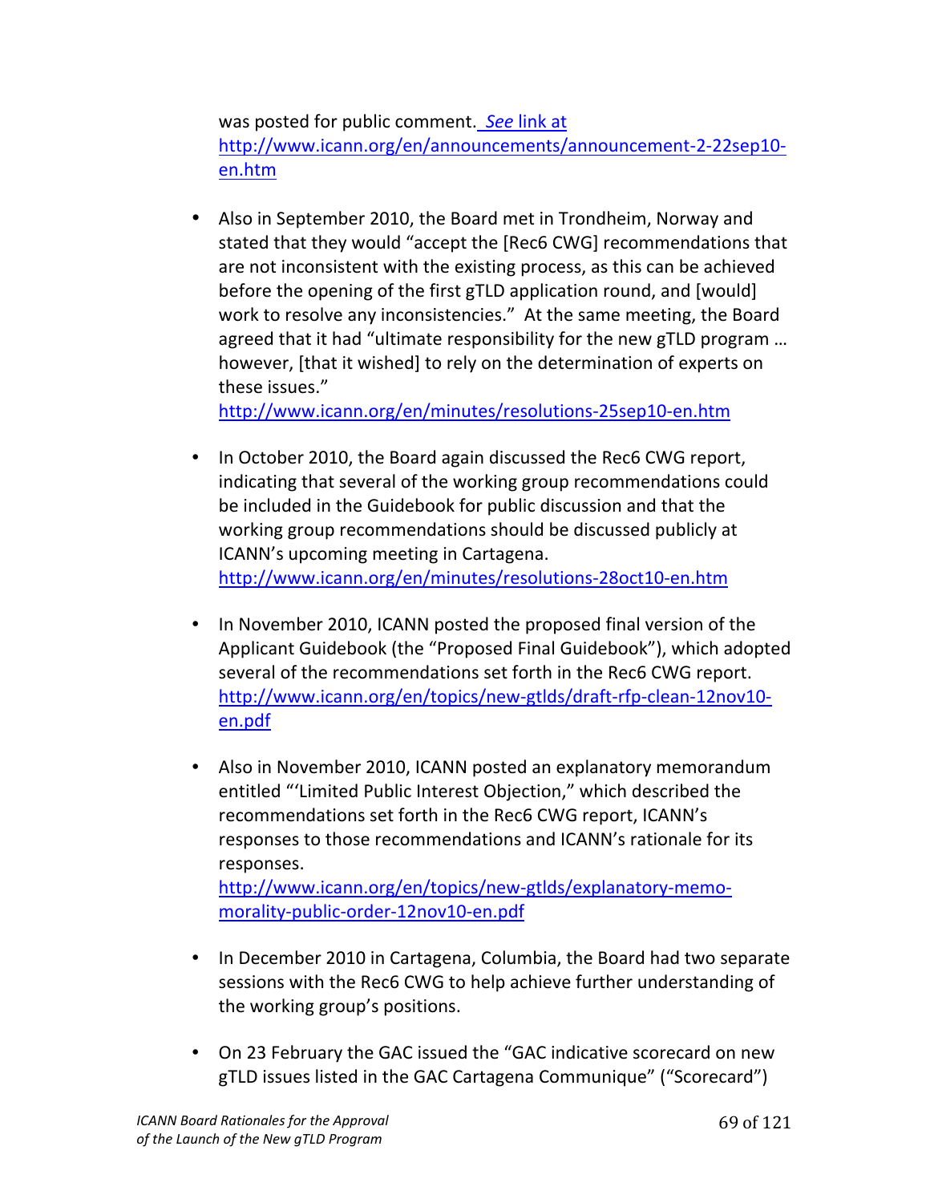was posted for public comment. *See* link at http://www.icann.org/en/announcements/announcement-2-22sep10-en.htm

- Also in September 2010, the Board met in Trondheim, Norway and stated that they would "accept the [Rec6 CWG] recommendations that are not inconsistent with the existing process, as this can be achieved before the opening of the first gTLD application round, and [would] work to resolve any inconsistencies." At the same meeting, the Board agreed that it had "ultimate responsibility for the new gTLD program … however, [that it wished] to rely on the determination of experts on these issues." http://www.icann.org/en/minutes/resolutions-25sep10-en.htm

- In October 2010, the Board again discussed the Rec6 CWG report, indicating that several of the working group recommendations could be included in the Guidebook for public discussion and that the working group recommendations should be discussed publicly at ICANN's upcoming meeting in Cartagena. http://www.icann.org/en/minutes/resolutions-28oct10-en.htm

- In November 2010, ICANN posted the proposed final version of the Applicant Guidebook (the "Proposed Final Guidebook"), which adopted several of the recommendations set forth in the Rec6 CWG report. http://www.icann.org/en/topics/new-gtlds/draft-rfp-clean-12nov10-en.pdf

- Also in November 2010, ICANN posted an explanatory memorandum entitled "'Limited Public Interest Objection," which described the recommendations set forth in the Rec6 CWG report, ICANN's responses to those recommendations and ICANN's rationale for its responses. http://www.icann.org/en/topics/new-gtlds/explanatory-memo-morality-public-order-12nov10-en.pdf

- In December 2010 in Cartagena, Columbia, the Board had two separate sessions with the Rec6 CWG to help achieve further understanding of the working group's positions.

- On 23 February the GAC issued the "GAC indicative scorecard on new gTLD issues listed in the GAC Cartagena Communique" ("Scorecard")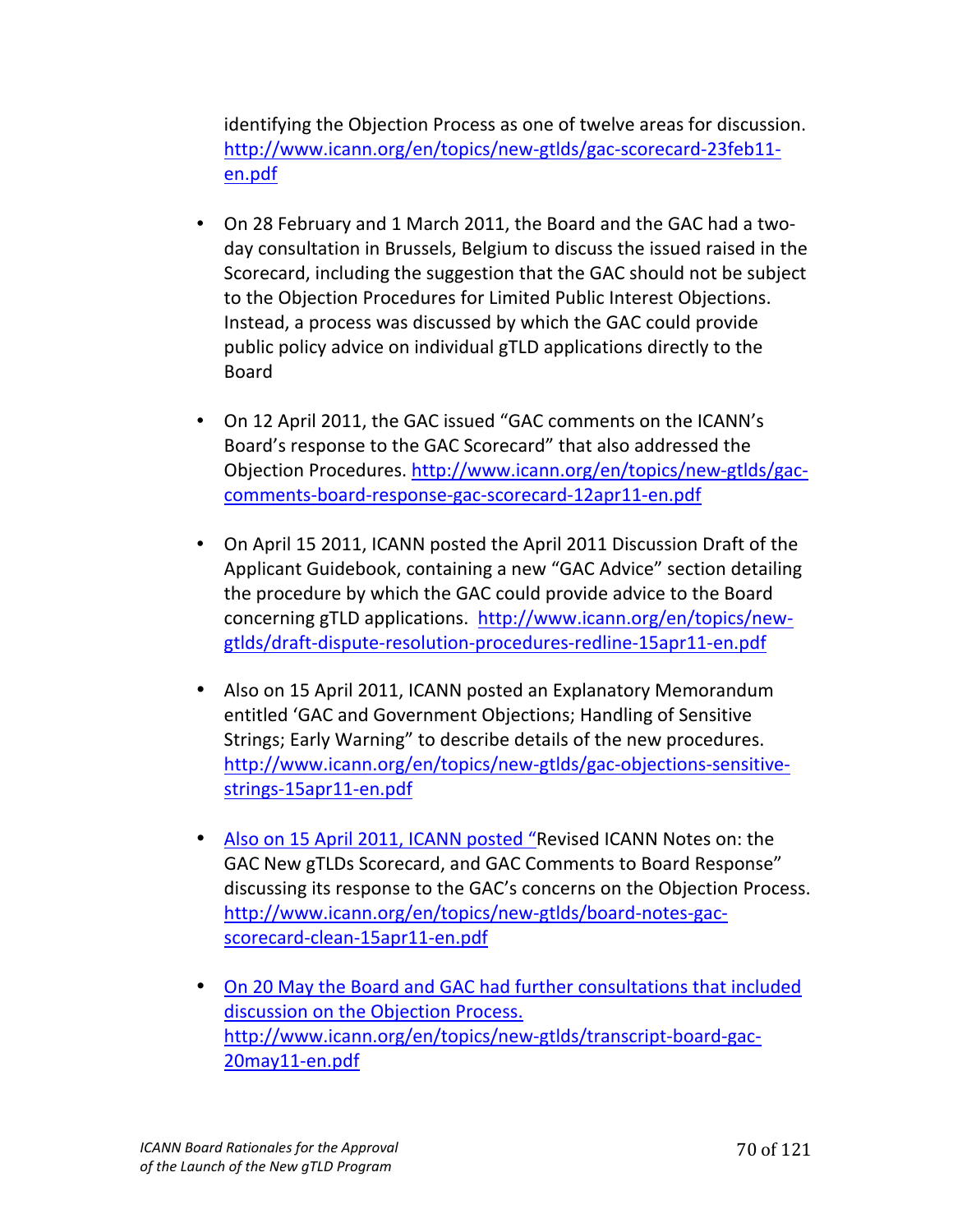identifying the Objection Process as one of twelve areas for discussion. http://www.icann.org/en/topics/new-gtlds/gac-scorecard-23feb11-en.pdf

- On 28 February and 1 March 2011, the Board and the GAC had a two-day consultation in Brussels, Belgium to discuss the issued raised in the Scorecard, including the suggestion that the GAC should not be subject to the Objection Procedures for Limited Public Interest Objections. Instead, a process was discussed by which the GAC could provide public policy advice on individual gTLD applications directly to the Board

- On 12 April 2011, the GAC issued "GAC comments on the ICANN's Board's response to the GAC Scorecard" that also addressed the Objection Procedures. http://www.icann.org/en/topics/new-gtlds/gac-comments-board-response-gac-scorecard-12apr11-en.pdf

- On April 15 2011, ICANN posted the April 2011 Discussion Draft of the Applicant Guidebook, containing a new "GAC Advice" section detailing the procedure by which the GAC could provide advice to the Board concerning gTLD applications. http://www.icann.org/en/topics/new-gtlds/draft-dispute-resolution-procedures-redline-15apr11-en.pdf

- Also on 15 April 2011, ICANN posted an Explanatory Memorandum entitled 'GAC and Government Objections; Handling of Sensitive Strings; Early Warning" to describe details of the new procedures. http://www.icann.org/en/topics/new-gtlds/gac-objections-sensitive-strings-15apr11-en.pdf

- Also on 15 April 2011, ICANN posted "Revised ICANN Notes on: the GAC New gTLDs Scorecard, and GAC Comments to Board Response" discussing its response to the GAC's concerns on the Objection Process. http://www.icann.org/en/topics/new-gtlds/board-notes-gac-scorecard-clean-15apr11-en.pdf

- On 20 May the Board and GAC had further consultations that included discussion on the Objection Process. http://www.icann.org/en/topics/new-gtlds/transcript-board-gac-20may11-en.pdf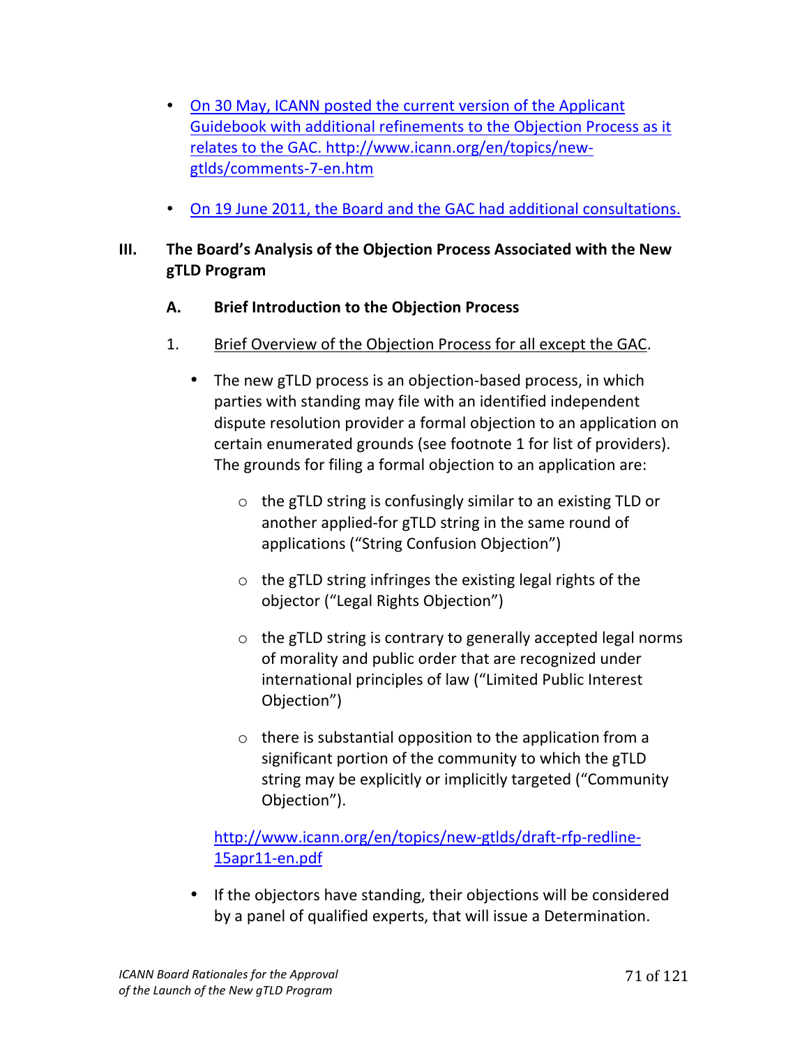- On 30 May, ICANN posted the current version of the Applicant Guidebook with additional refinements to the Objection Process as it relates to the GAC. http://www.icann.org/en/topics/new-gtlds/comments-7-en.htm

- On 19 June 2011, the Board and the GAC had additional consultations.

## III. The Board's Analysis of the Objection Process Associated with the New gTLD Program

### A. Brief Introduction to the Objection Process

1. Brief Overview of the Objection Process for all except the GAC.

   - The new gTLD process is an objection-based process, in which parties with standing may file with an identified independent dispute resolution provider a formal objection to an application on certain enumerated grounds (see footnote 1 for list of providers). The grounds for filing a formal objection to an application are:

     - the gTLD string is confusingly similar to an existing TLD or another applied-for gTLD string in the same round of applications ("String Confusion Objection")

     - the gTLD string infringes the existing legal rights of the objector ("Legal Rights Objection")

     - the gTLD string is contrary to generally accepted legal norms of morality and public order that are recognized under international principles of law ("Limited Public Interest Objection")

     - there is substantial opposition to the application from a significant portion of the community to which the gTLD string may be explicitly or implicitly targeted ("Community Objection").

     http://www.icann.org/en/topics/new-gtlds/draft-rfp-redline-15apr11-en.pdf

   - If the objectors have standing, their objections will be considered by a panel of qualified experts, that will issue a Determination.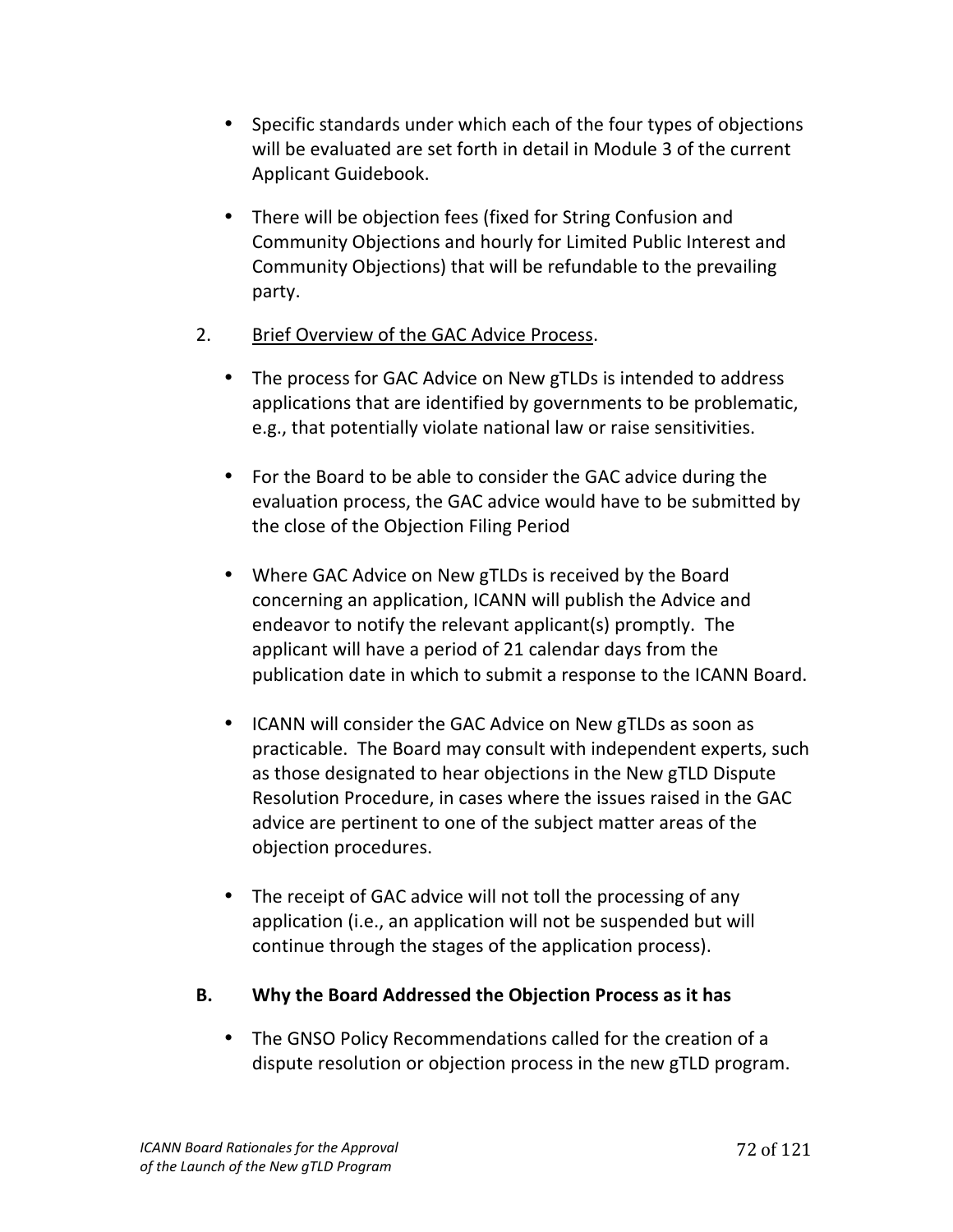- Specific standards under which each of the four types of objections will be evaluated are set forth in detail in Module 3 of the current Applicant Guidebook.

- There will be objection fees (fixed for String Confusion and Community Objections and hourly for Limited Public Interest and Community Objections) that will be refundable to the prevailing party.

2. Brief Overview of the GAC Advice Process.

    - The process for GAC Advice on New gTLDs is intended to address applications that are identified by governments to be problematic, e.g., that potentially violate national law or raise sensitivities.

    - For the Board to be able to consider the GAC advice during the evaluation process, the GAC advice would have to be submitted by the close of the Objection Filing Period

    - Where GAC Advice on New gTLDs is received by the Board concerning an application, ICANN will publish the Advice and endeavor to notify the relevant applicant(s) promptly. The applicant will have a period of 21 calendar days from the publication date in which to submit a response to the ICANN Board.

    - ICANN will consider the GAC Advice on New gTLDs as soon as practicable. The Board may consult with independent experts, such as those designated to hear objections in the New gTLD Dispute Resolution Procedure, in cases where the issues raised in the GAC advice are pertinent to one of the subject matter areas of the objection procedures.

    - The receipt of GAC advice will not toll the processing of any application (i.e., an application will not be suspended but will continue through the stages of the application process).

**B. Why the Board Addressed the Objection Process as it has**

- The GNSO Policy Recommendations called for the creation of a dispute resolution or objection process in the new gTLD program.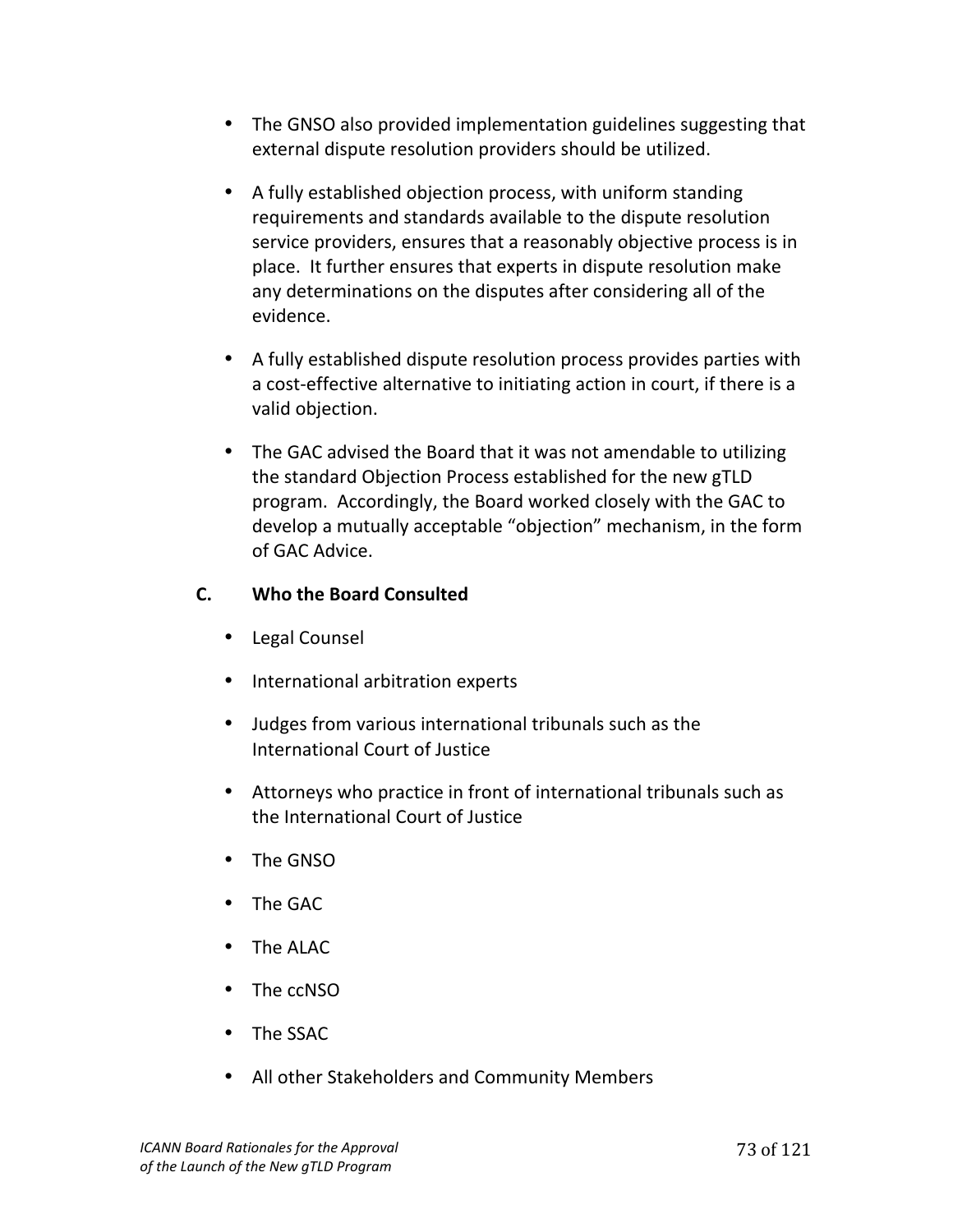- The GNSO also provided implementation guidelines suggesting that external dispute resolution providers should be utilized.

- A fully established objection process, with uniform standing requirements and standards available to the dispute resolution service providers, ensures that a reasonably objective process is in place. It further ensures that experts in dispute resolution make any determinations on the disputes after considering all of the evidence.

- A fully established dispute resolution process provides parties with a cost-effective alternative to initiating action in court, if there is a valid objection.

- The GAC advised the Board that it was not amendable to utilizing the standard Objection Process established for the new gTLD program. Accordingly, the Board worked closely with the GAC to develop a mutually acceptable "objection" mechanism, in the form of GAC Advice.

### C. Who the Board Consulted

- Legal Counsel

- International arbitration experts

- Judges from various international tribunals such as the International Court of Justice

- Attorneys who practice in front of international tribunals such as the International Court of Justice

- The GNSO

- The GAC

- The ALAC

- The ccNSO

- The SSAC

- All other Stakeholders and Community Members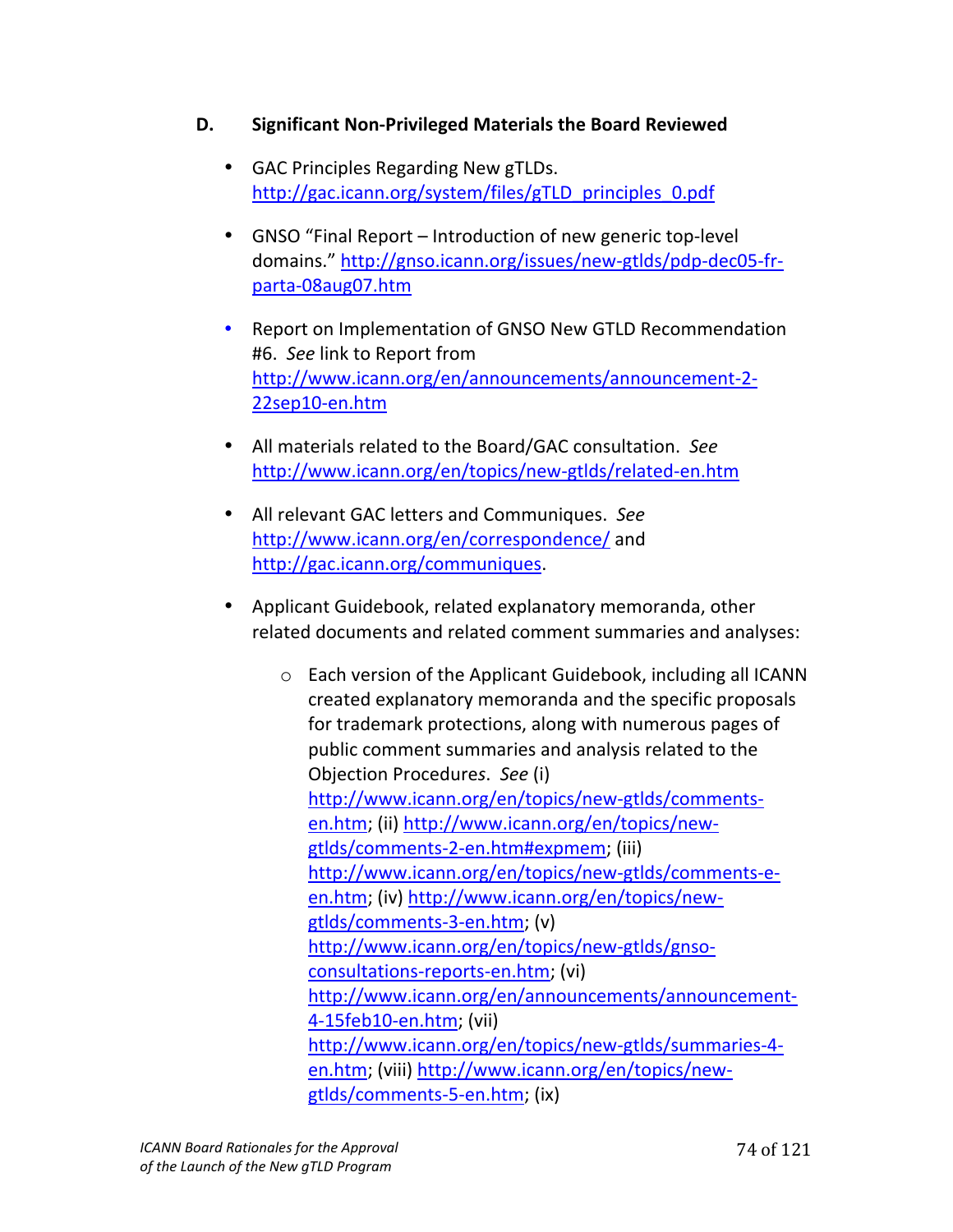## D. Significant Non-Privileged Materials the Board Reviewed

- GAC Principles Regarding New gTLDs. http://gac.icann.org/system/files/gTLD_principles_0.pdf
- GNSO "Final Report – Introduction of new generic top-level domains." http://gnso.icann.org/issues/new-gtlds/pdp-dec05-fr-parta-08aug07.htm
- Report on Implementation of GNSO New GTLD Recommendation #6. *See* link to Report from http://www.icann.org/en/announcements/announcement-2-22sep10-en.htm
- All materials related to the Board/GAC consultation. *See* http://www.icann.org/en/topics/new-gtlds/related-en.htm
- All relevant GAC letters and Communiques. *See* http://www.icann.org/en/correspondence/ and http://gac.icann.org/communiques.
- Applicant Guidebook, related explanatory memoranda, other related documents and related comment summaries and analyses:
  - Each version of the Applicant Guidebook, including all ICANN created explanatory memoranda and the specific proposals for trademark protections, along with numerous pages of public comment summaries and analysis related to the Objection Procedures. *See* (i) http://www.icann.org/en/topics/new-gtlds/comments-en.htm; (ii) http://www.icann.org/en/topics/new-gtlds/comments-2-en.htm#expmem; (iii) http://www.icann.org/en/topics/new-gtlds/comments-e-en.htm; (iv) http://www.icann.org/en/topics/new-gtlds/comments-3-en.htm; (v) http://www.icann.org/en/topics/new-gtlds/gnso-consultations-reports-en.htm; (vi) http://www.icann.org/en/announcements/announcement-4-15feb10-en.htm; (vii) http://www.icann.org/en/topics/new-gtlds/summaries-4-en.htm; (viii) http://www.icann.org/en/topics/new-gtlds/comments-5-en.htm; (ix)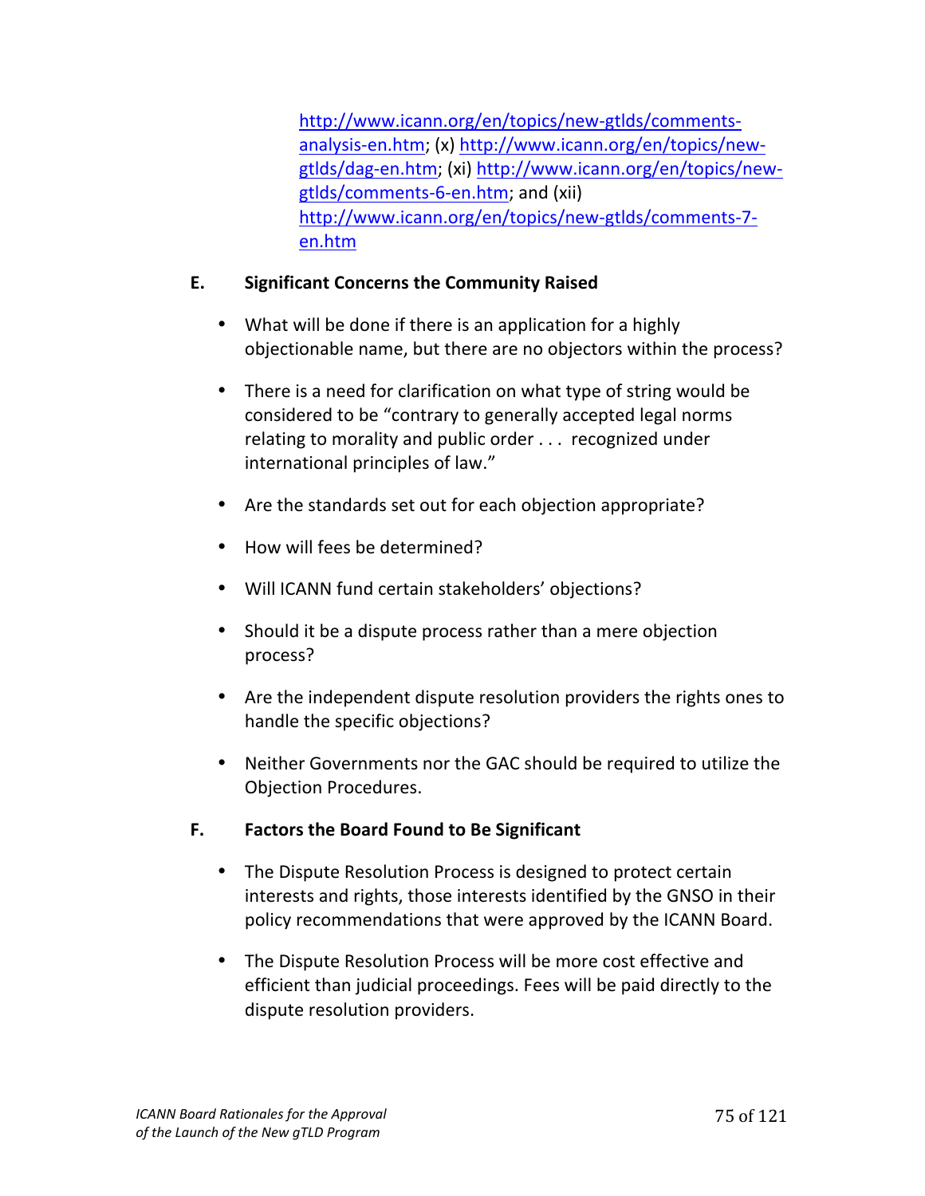http://www.icann.org/en/topics/new-gtlds/comments-analysis-en.htm; (x) http://www.icann.org/en/topics/new-gtlds/dag-en.htm; (xi) http://www.icann.org/en/topics/new-gtlds/comments-6-en.htm; and (xii) http://www.icann.org/en/topics/new-gtlds/comments-7-en.htm

### E. Significant Concerns the Community Raised

- What will be done if there is an application for a highly objectionable name, but there are no objectors within the process?
- There is a need for clarification on what type of string would be considered to be "contrary to generally accepted legal norms relating to morality and public order . . . recognized under international principles of law."
- Are the standards set out for each objection appropriate?
- How will fees be determined?
- Will ICANN fund certain stakeholders' objections?
- Should it be a dispute process rather than a mere objection process?
- Are the independent dispute resolution providers the rights ones to handle the specific objections?
- Neither Governments nor the GAC should be required to utilize the Objection Procedures.

### F. Factors the Board Found to Be Significant

- The Dispute Resolution Process is designed to protect certain interests and rights, those interests identified by the GNSO in their policy recommendations that were approved by the ICANN Board.
- The Dispute Resolution Process will be more cost effective and efficient than judicial proceedings. Fees will be paid directly to the dispute resolution providers.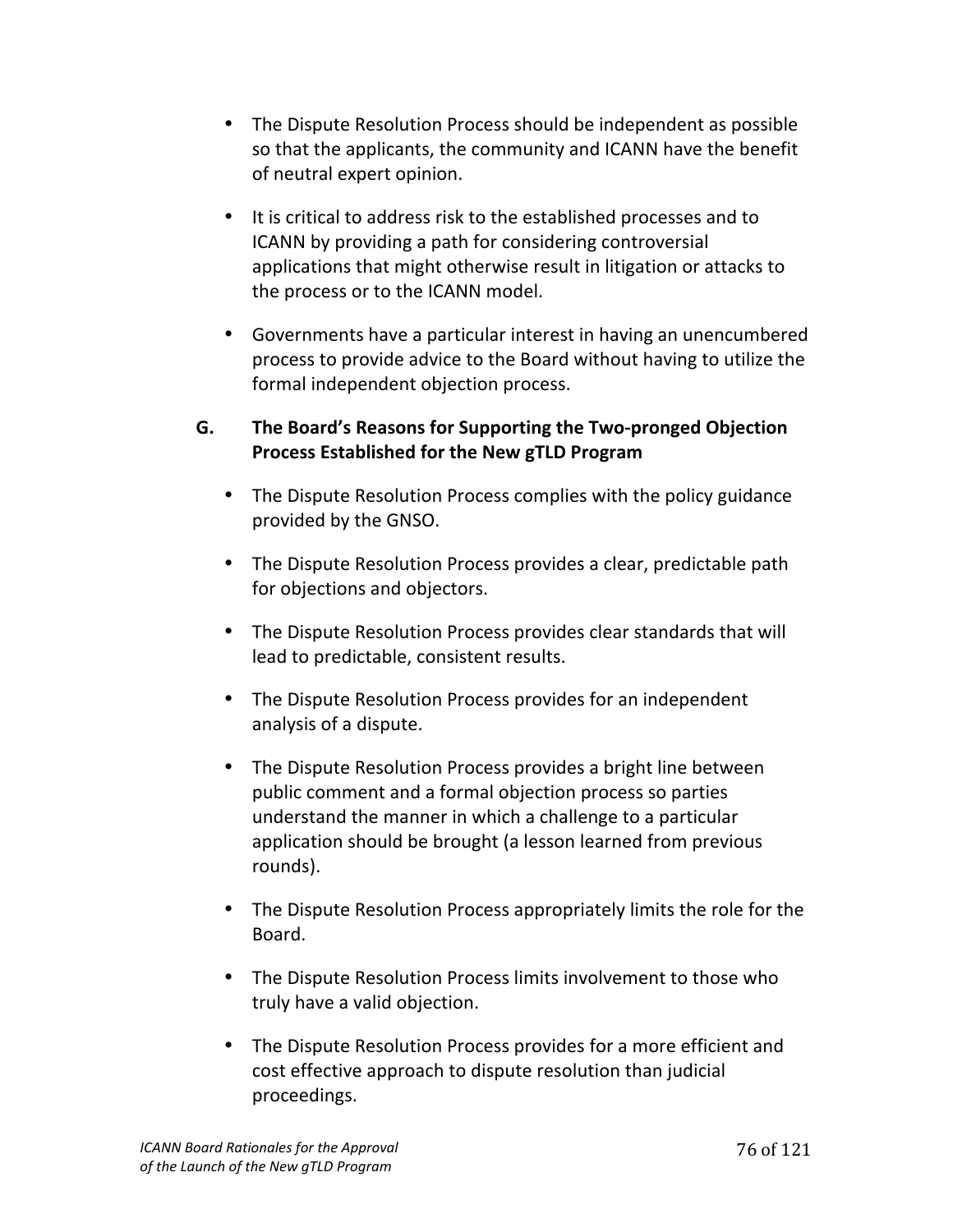- The Dispute Resolution Process should be independent as possible so that the applicants, the community and ICANN have the benefit of neutral expert opinion.

- It is critical to address risk to the established processes and to ICANN by providing a path for considering controversial applications that might otherwise result in litigation or attacks to the process or to the ICANN model.

- Governments have a particular interest in having an unencumbered process to provide advice to the Board without having to utilize the formal independent objection process.

## G. The Board's Reasons for Supporting the Two-pronged Objection Process Established for the New gTLD Program

- The Dispute Resolution Process complies with the policy guidance provided by the GNSO.

- The Dispute Resolution Process provides a clear, predictable path for objections and objectors.

- The Dispute Resolution Process provides clear standards that will lead to predictable, consistent results.

- The Dispute Resolution Process provides for an independent analysis of a dispute.

- The Dispute Resolution Process provides a bright line between public comment and a formal objection process so parties understand the manner in which a challenge to a particular application should be brought (a lesson learned from previous rounds).

- The Dispute Resolution Process appropriately limits the role for the Board.

- The Dispute Resolution Process limits involvement to those who truly have a valid objection.

- The Dispute Resolution Process provides for a more efficient and cost effective approach to dispute resolution than judicial proceedings.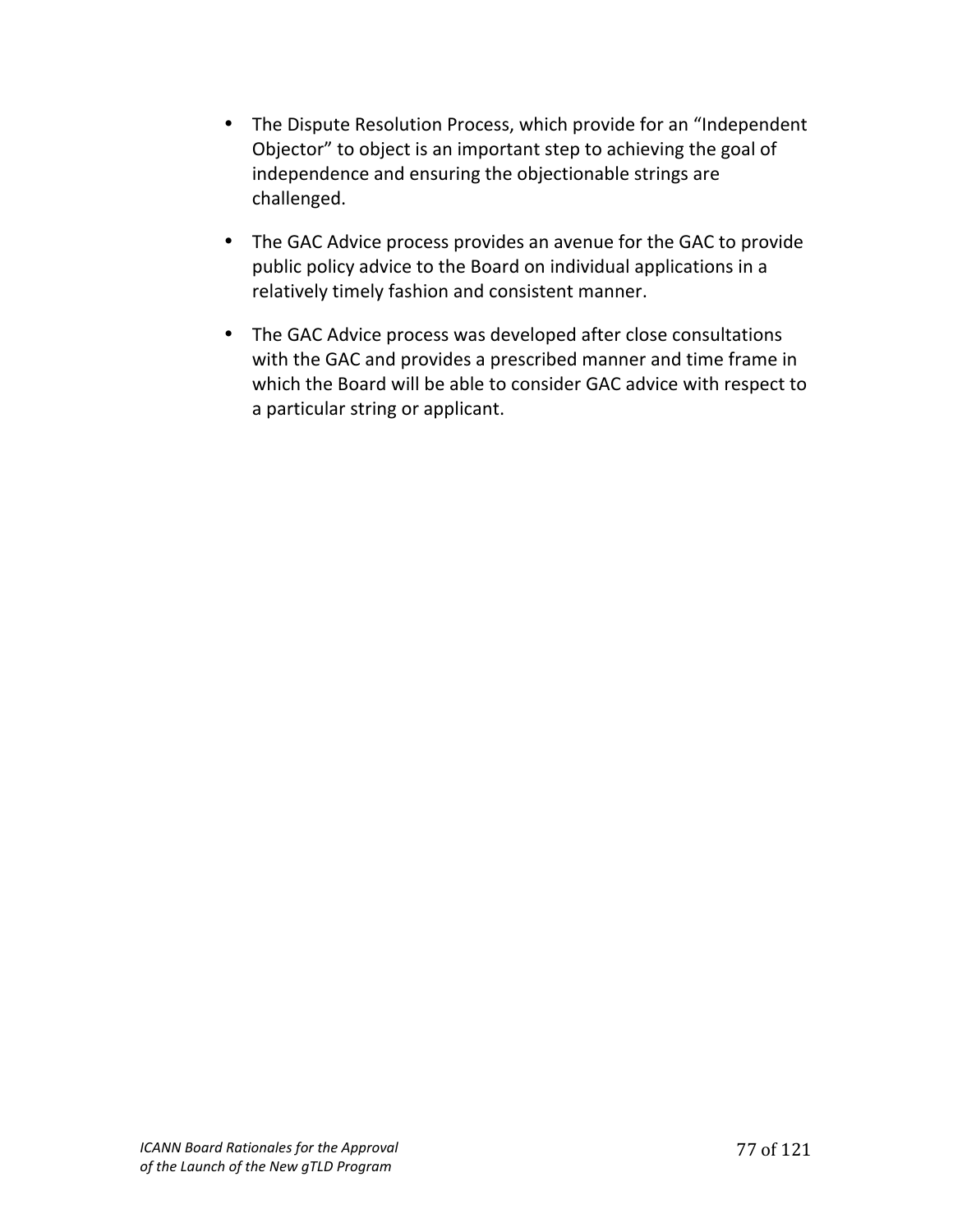- The Dispute Resolution Process, which provide for an "Independent Objector" to object is an important step to achieving the goal of independence and ensuring the objectionable strings are challenged.

- The GAC Advice process provides an avenue for the GAC to provide public policy advice to the Board on individual applications in a relatively timely fashion and consistent manner.

- The GAC Advice process was developed after close consultations with the GAC and provides a prescribed manner and time frame in which the Board will be able to consider GAC advice with respect to a particular string or applicant.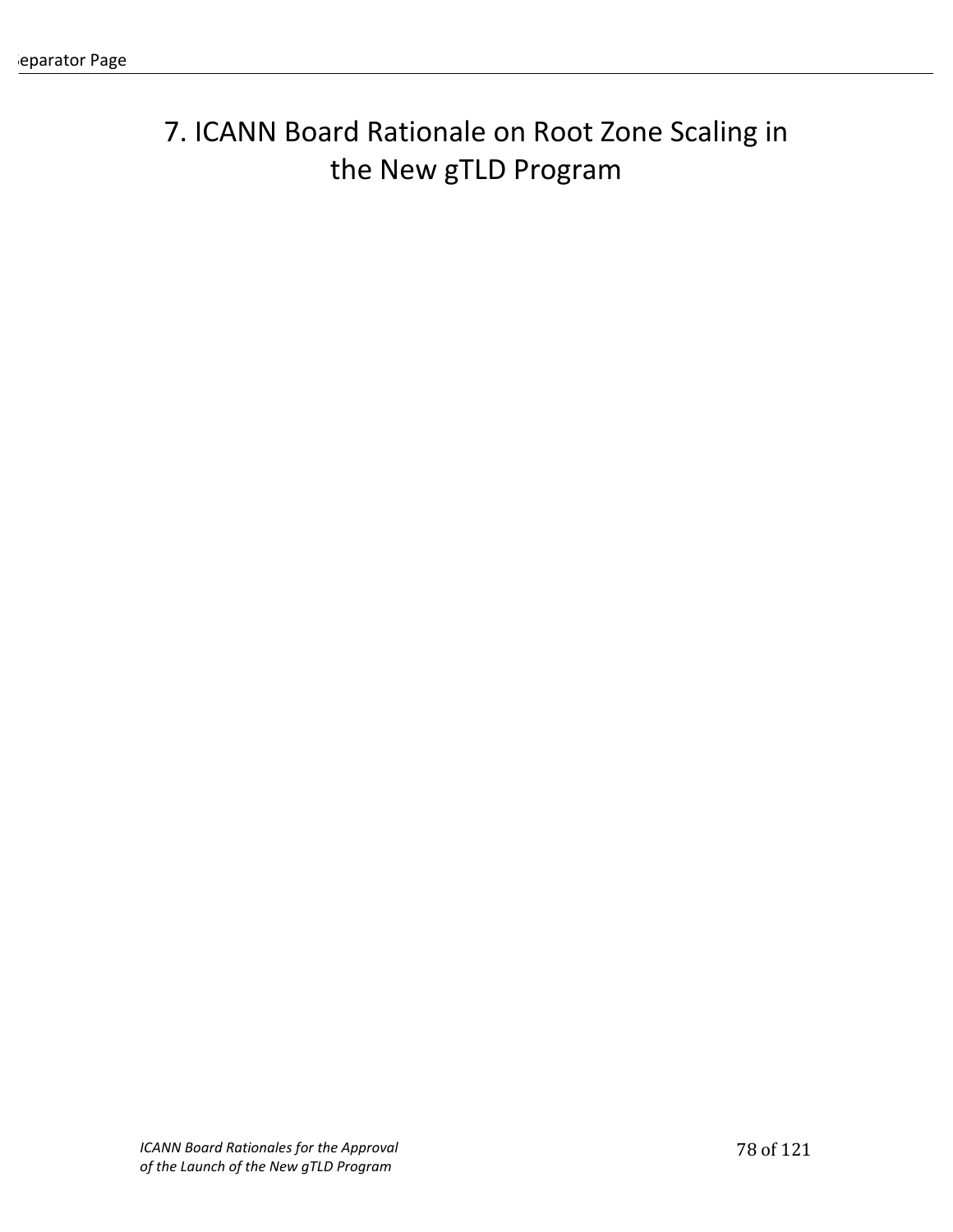# 7. ICANN Board Rationale on Root Zone Scaling in the New gTLD Program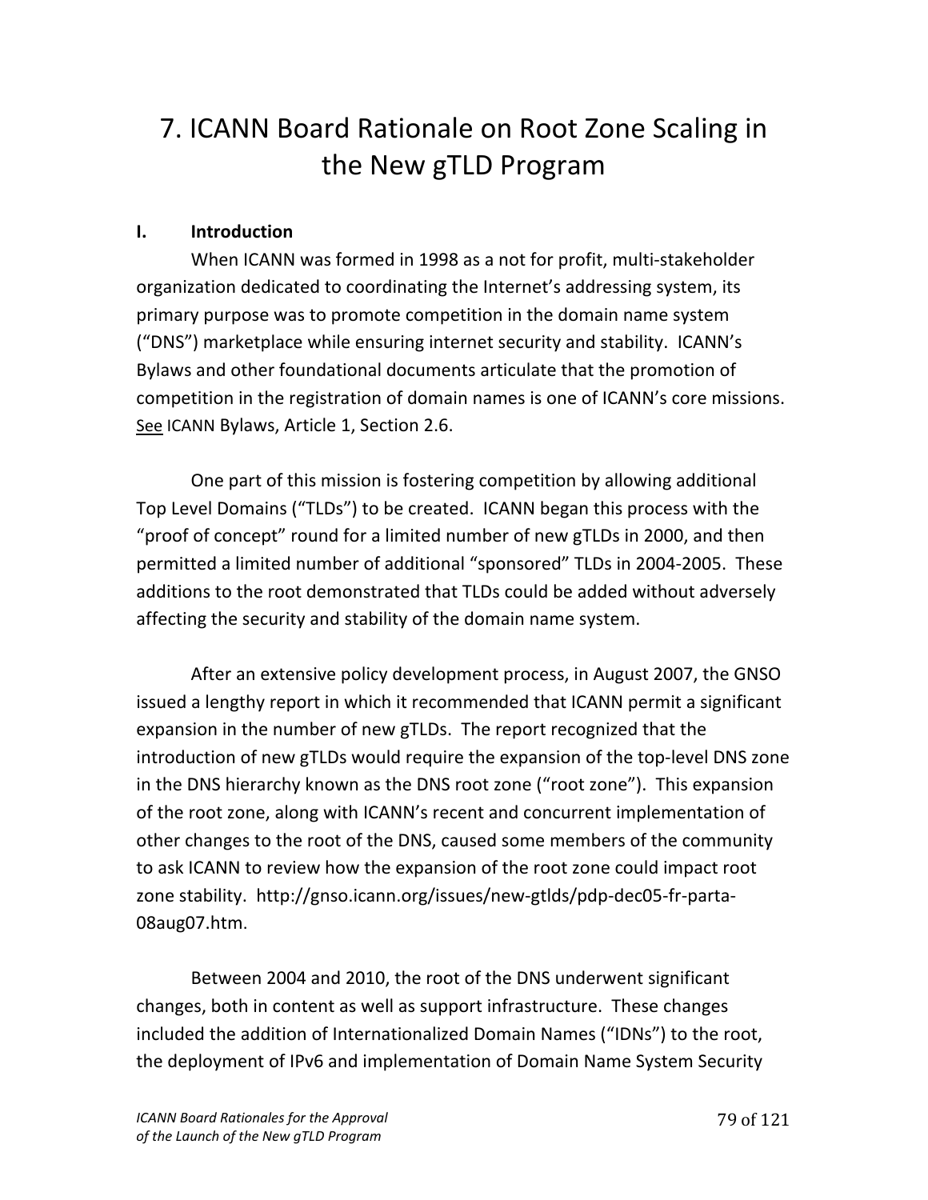# 7. ICANN Board Rationale on Root Zone Scaling in the New gTLD Program

## I. Introduction

When ICANN was formed in 1998 as a not for profit, multi-stakeholder organization dedicated to coordinating the Internet's addressing system, its primary purpose was to promote competition in the domain name system ("DNS") marketplace while ensuring internet security and stability. ICANN's Bylaws and other foundational documents articulate that the promotion of competition in the registration of domain names is one of ICANN's core missions. See ICANN Bylaws, Article 1, Section 2.6.

One part of this mission is fostering competition by allowing additional Top Level Domains ("TLDs") to be created. ICANN began this process with the "proof of concept" round for a limited number of new gTLDs in 2000, and then permitted a limited number of additional "sponsored" TLDs in 2004-2005. These additions to the root demonstrated that TLDs could be added without adversely affecting the security and stability of the domain name system.

After an extensive policy development process, in August 2007, the GNSO issued a lengthy report in which it recommended that ICANN permit a significant expansion in the number of new gTLDs. The report recognized that the introduction of new gTLDs would require the expansion of the top-level DNS zone in the DNS hierarchy known as the DNS root zone ("root zone"). This expansion of the root zone, along with ICANN's recent and concurrent implementation of other changes to the root of the DNS, caused some members of the community to ask ICANN to review how the expansion of the root zone could impact root zone stability. http://gnso.icann.org/issues/new-gtlds/pdp-dec05-fr-parta-08aug07.htm.

Between 2004 and 2010, the root of the DNS underwent significant changes, both in content as well as support infrastructure. These changes included the addition of Internationalized Domain Names ("IDNs") to the root, the deployment of IPv6 and implementation of Domain Name System Security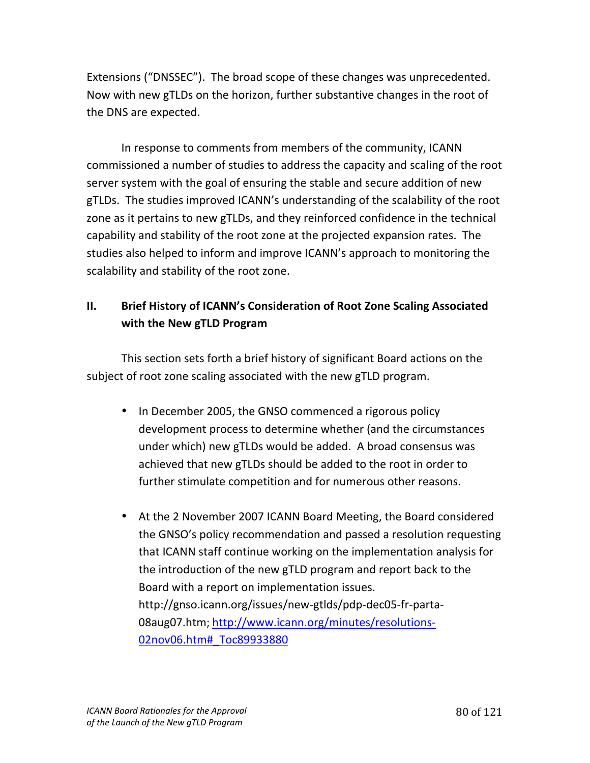Extensions ("DNSSEC"). The broad scope of these changes was unprecedented. Now with new gTLDs on the horizon, further substantive changes in the root of the DNS are expected.

In response to comments from members of the community, ICANN commissioned a number of studies to address the capacity and scaling of the root server system with the goal of ensuring the stable and secure addition of new gTLDs. The studies improved ICANN's understanding of the scalability of the root zone as it pertains to new gTLDs, and they reinforced confidence in the technical capability and stability of the root zone at the projected expansion rates. The studies also helped to inform and improve ICANN's approach to monitoring the scalability and stability of the root zone.

## II. Brief History of ICANN's Consideration of Root Zone Scaling Associated with the New gTLD Program

This section sets forth a brief history of significant Board actions on the subject of root zone scaling associated with the new gTLD program.

- In December 2005, the GNSO commenced a rigorous policy development process to determine whether (and the circumstances under which) new gTLDs would be added. A broad consensus was achieved that new gTLDs should be added to the root in order to further stimulate competition and for numerous other reasons.

- At the 2 November 2007 ICANN Board Meeting, the Board considered the GNSO's policy recommendation and passed a resolution requesting that ICANN staff continue working on the implementation analysis for the introduction of the new gTLD program and report back to the Board with a report on implementation issues. http://gnso.icann.org/issues/new-gtlds/pdp-dec05-fr-parta-08aug07.htm; [http://www.icann.org/minutes/resolutions-02nov06.htm#_Toc89933880](http://www.icann.org/minutes/resolutions-02nov06.htm#_Toc89933880)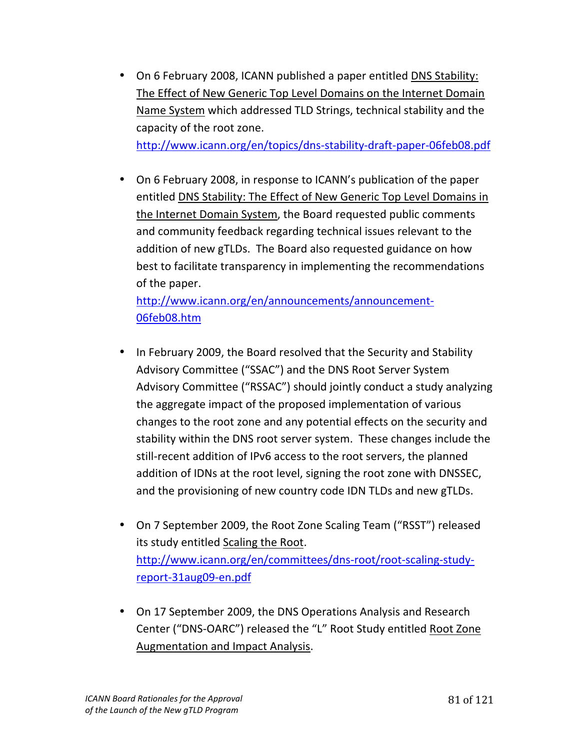- On 6 February 2008, ICANN published a paper entitled DNS Stability: The Effect of New Generic Top Level Domains on the Internet Domain Name System which addressed TLD Strings, technical stability and the capacity of the root zone.
  http://www.icann.org/en/topics/dns-stability-draft-paper-06feb08.pdf

- On 6 February 2008, in response to ICANN's publication of the paper entitled DNS Stability: The Effect of New Generic Top Level Domains in the Internet Domain System, the Board requested public comments and community feedback regarding technical issues relevant to the addition of new gTLDs. The Board also requested guidance on how best to facilitate transparency in implementing the recommendations of the paper.
  http://www.icann.org/en/announcements/announcement-06feb08.htm

- In February 2009, the Board resolved that the Security and Stability Advisory Committee ("SSAC") and the DNS Root Server System Advisory Committee ("RSSAC") should jointly conduct a study analyzing the aggregate impact of the proposed implementation of various changes to the root zone and any potential effects on the security and stability within the DNS root server system. These changes include the still-recent addition of IPv6 access to the root servers, the planned addition of IDNs at the root level, signing the root zone with DNSSEC, and the provisioning of new country code IDN TLDs and new gTLDs.

- On 7 September 2009, the Root Zone Scaling Team ("RSST") released its study entitled Scaling the Root.
  http://www.icann.org/en/committees/dns-root/root-scaling-study-report-31aug09-en.pdf

- On 17 September 2009, the DNS Operations Analysis and Research Center ("DNS-OARC") released the "L" Root Study entitled Root Zone Augmentation and Impact Analysis.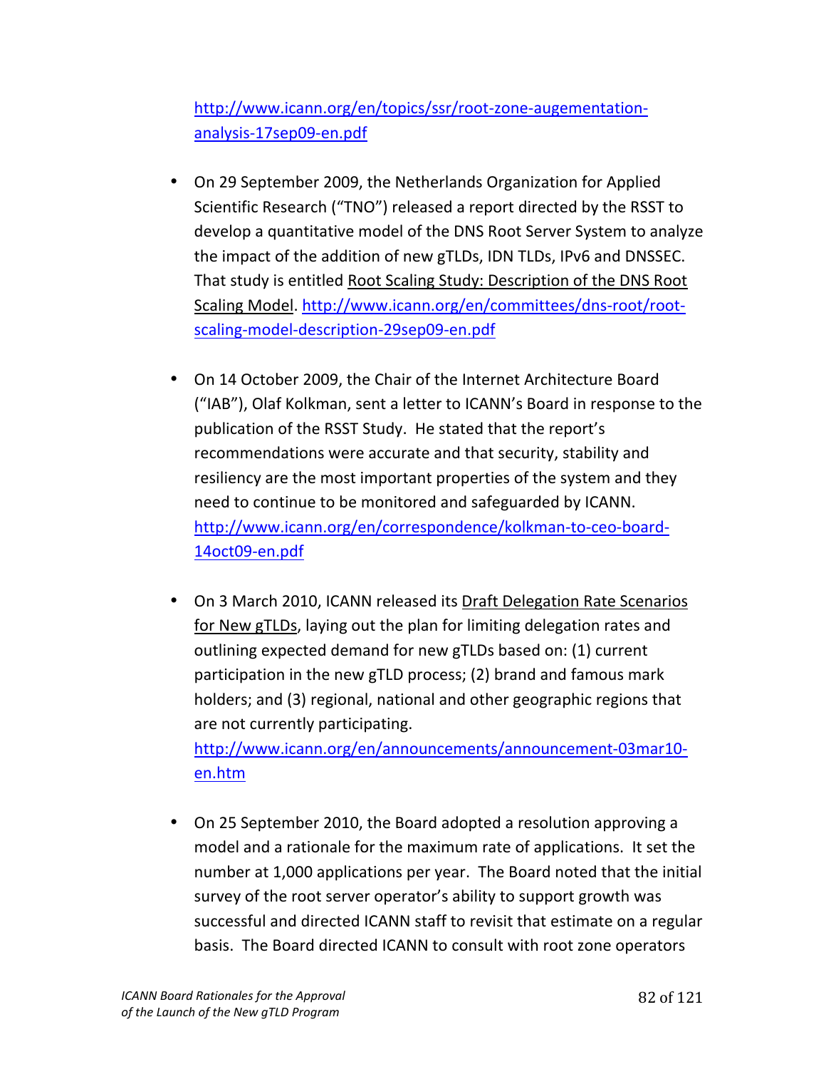http://www.icann.org/en/topics/ssr/root-zone-augementation-analysis-17sep09-en.pdf

- On 29 September 2009, the Netherlands Organization for Applied Scientific Research ("TNO") released a report directed by the RSST to develop a quantitative model of the DNS Root Server System to analyze the impact of the addition of new gTLDs, IDN TLDs, IPv6 and DNSSEC. That study is entitled Root Scaling Study: Description of the DNS Root Scaling Model. http://www.icann.org/en/committees/dns-root/root-scaling-model-description-29sep09-en.pdf

- On 14 October 2009, the Chair of the Internet Architecture Board ("IAB"), Olaf Kolkman, sent a letter to ICANN's Board in response to the publication of the RSST Study. He stated that the report's recommendations were accurate and that security, stability and resiliency are the most important properties of the system and they need to continue to be monitored and safeguarded by ICANN. http://www.icann.org/en/correspondence/kolkman-to-ceo-board-14oct09-en.pdf

- On 3 March 2010, ICANN released its Draft Delegation Rate Scenarios for New gTLDs, laying out the plan for limiting delegation rates and outlining expected demand for new gTLDs based on: (1) current participation in the new gTLD process; (2) brand and famous mark holders; and (3) regional, national and other geographic regions that are not currently participating. http://www.icann.org/en/announcements/announcement-03mar10-en.htm

- On 25 September 2010, the Board adopted a resolution approving a model and a rationale for the maximum rate of applications. It set the number at 1,000 applications per year. The Board noted that the initial survey of the root server operator's ability to support growth was successful and directed ICANN staff to revisit that estimate on a regular basis. The Board directed ICANN to consult with root zone operators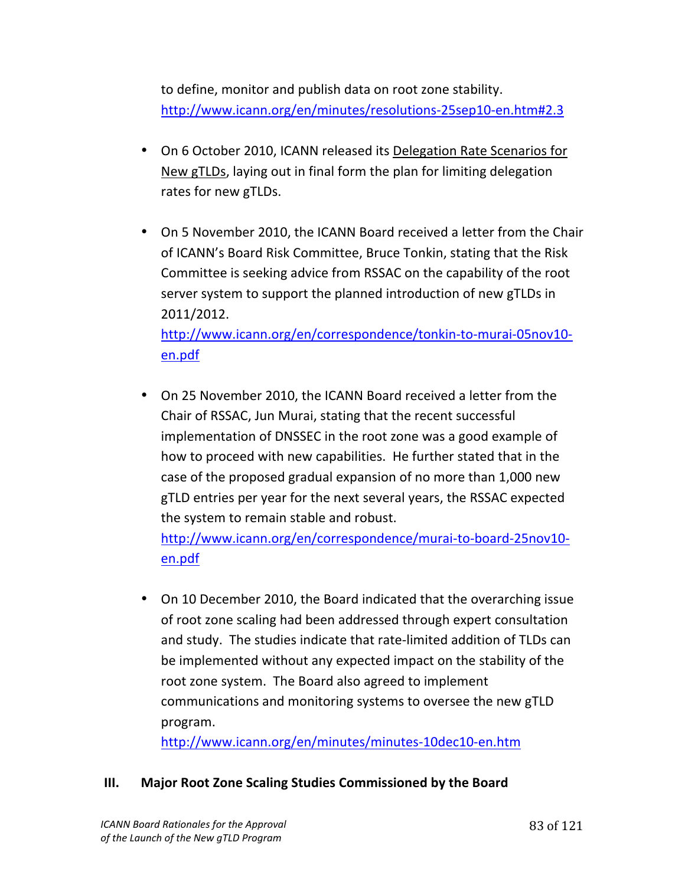to define, monitor and publish data on root zone stability. http://www.icann.org/en/minutes/resolutions-25sep10-en.htm#2.3

- On 6 October 2010, ICANN released its Delegation Rate Scenarios for New gTLDs, laying out in final form the plan for limiting delegation rates for new gTLDs.

- On 5 November 2010, the ICANN Board received a letter from the Chair of ICANN's Board Risk Committee, Bruce Tonkin, stating that the Risk Committee is seeking advice from RSSAC on the capability of the root server system to support the planned introduction of new gTLDs in 2011/2012.
  http://www.icann.org/en/correspondence/tonkin-to-murai-05nov10-en.pdf

- On 25 November 2010, the ICANN Board received a letter from the Chair of RSSAC, Jun Murai, stating that the recent successful implementation of DNSSEC in the root zone was a good example of how to proceed with new capabilities. He further stated that in the case of the proposed gradual expansion of no more than 1,000 new gTLD entries per year for the next several years, the RSSAC expected the system to remain stable and robust.
  http://www.icann.org/en/correspondence/murai-to-board-25nov10-en.pdf

- On 10 December 2010, the Board indicated that the overarching issue of root zone scaling had been addressed through expert consultation and study. The studies indicate that rate-limited addition of TLDs can be implemented without any expected impact on the stability of the root zone system. The Board also agreed to implement communications and monitoring systems to oversee the new gTLD program.
  http://www.icann.org/en/minutes/minutes-10dec10-en.htm

## III. Major Root Zone Scaling Studies Commissioned by the Board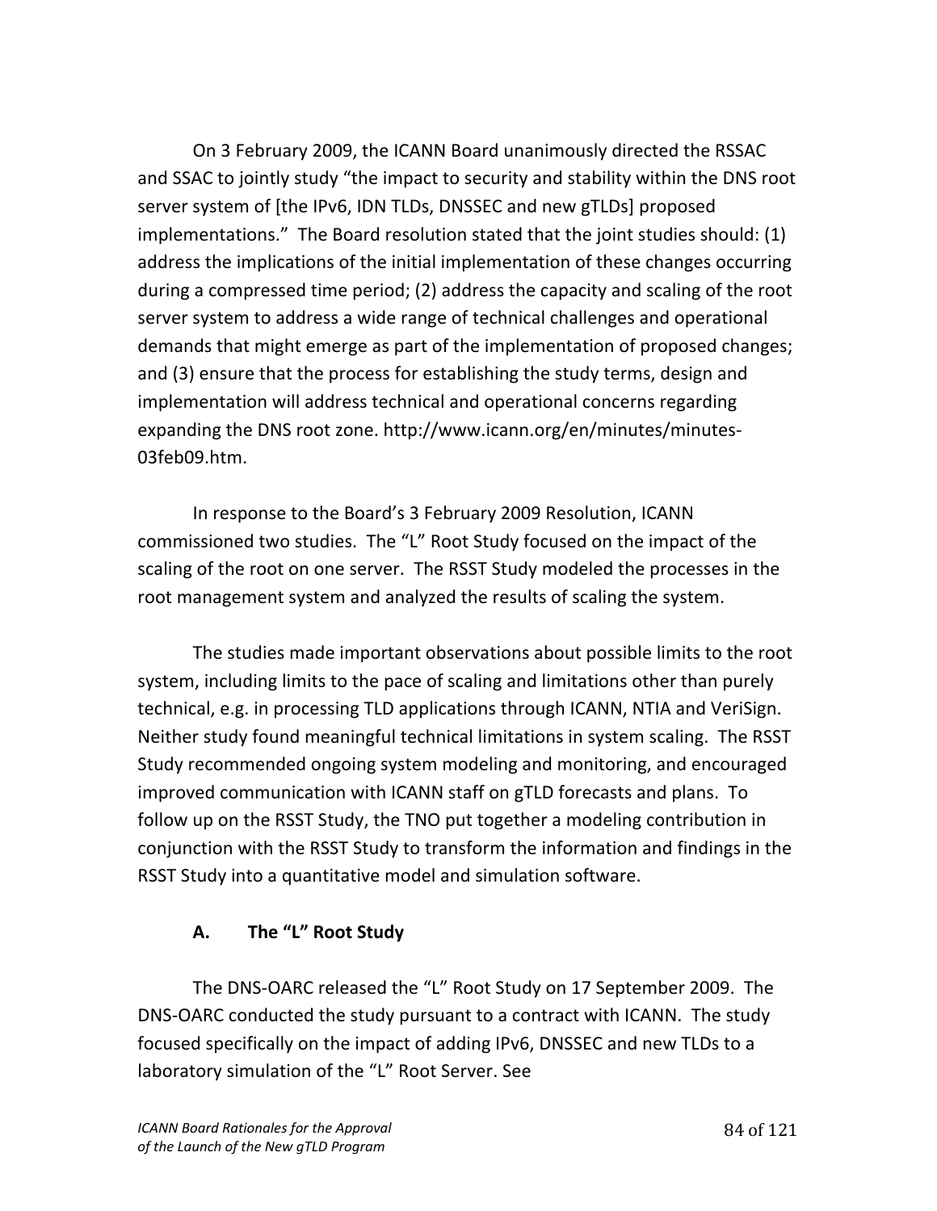On 3 February 2009, the ICANN Board unanimously directed the RSSAC and SSAC to jointly study "the impact to security and stability within the DNS root server system of [the IPv6, IDN TLDs, DNSSEC and new gTLDs] proposed implementations." The Board resolution stated that the joint studies should: (1) address the implications of the initial implementation of these changes occurring during a compressed time period; (2) address the capacity and scaling of the root server system to address a wide range of technical challenges and operational demands that might emerge as part of the implementation of proposed changes; and (3) ensure that the process for establishing the study terms, design and implementation will address technical and operational concerns regarding expanding the DNS root zone. http://www.icann.org/en/minutes/minutes-03feb09.htm.

In response to the Board's 3 February 2009 Resolution, ICANN commissioned two studies. The "L" Root Study focused on the impact of the scaling of the root on one server. The RSST Study modeled the processes in the root management system and analyzed the results of scaling the system.

The studies made important observations about possible limits to the root system, including limits to the pace of scaling and limitations other than purely technical, e.g. in processing TLD applications through ICANN, NTIA and VeriSign. Neither study found meaningful technical limitations in system scaling. The RSST Study recommended ongoing system modeling and monitoring, and encouraged improved communication with ICANN staff on gTLD forecasts and plans. To follow up on the RSST Study, the TNO put together a modeling contribution in conjunction with the RSST Study to transform the information and findings in the RSST Study into a quantitative model and simulation software.

### A. The "L" Root Study

The DNS-OARC released the "L" Root Study on 17 September 2009. The DNS-OARC conducted the study pursuant to a contract with ICANN. The study focused specifically on the impact of adding IPv6, DNSSEC and new TLDs to a laboratory simulation of the "L" Root Server. See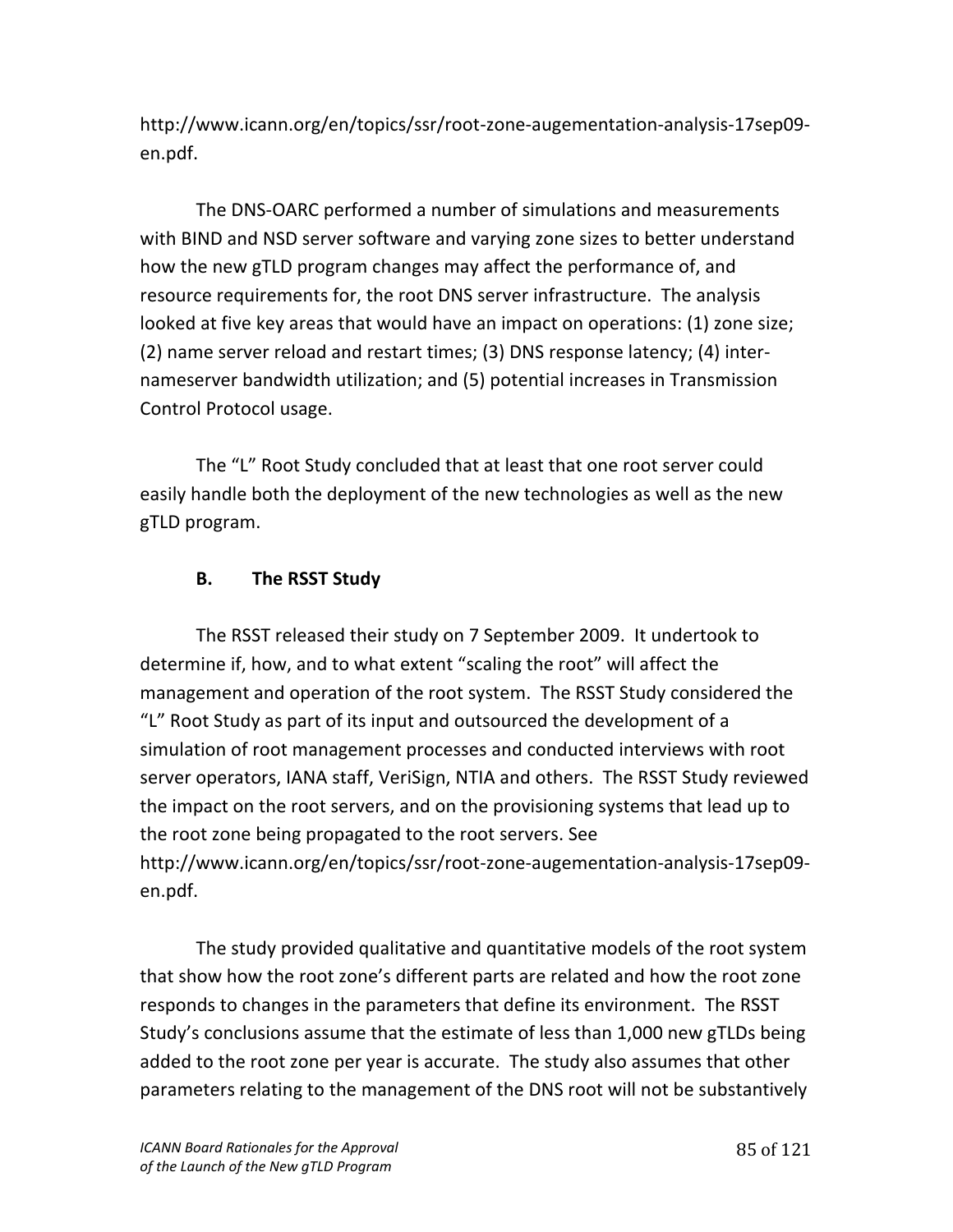http://www.icann.org/en/topics/ssr/root-zone-augementation-analysis-17sep09-en.pdf.

The DNS-OARC performed a number of simulations and measurements with BIND and NSD server software and varying zone sizes to better understand how the new gTLD program changes may affect the performance of, and resource requirements for, the root DNS server infrastructure. The analysis looked at five key areas that would have an impact on operations: (1) zone size; (2) name server reload and restart times; (3) DNS response latency; (4) inter-nameserver bandwidth utilization; and (5) potential increases in Transmission Control Protocol usage.

The "L" Root Study concluded that at least that one root server could easily handle both the deployment of the new technologies as well as the new gTLD program.

### B. The RSST Study

The RSST released their study on 7 September 2009. It undertook to determine if, how, and to what extent "scaling the root" will affect the management and operation of the root system. The RSST Study considered the "L" Root Study as part of its input and outsourced the development of a simulation of root management processes and conducted interviews with root server operators, IANA staff, VeriSign, NTIA and others. The RSST Study reviewed the impact on the root servers, and on the provisioning systems that lead up to the root zone being propagated to the root servers. See http://www.icann.org/en/topics/ssr/root-zone-augementation-analysis-17sep09-en.pdf.

The study provided qualitative and quantitative models of the root system that show how the root zone's different parts are related and how the root zone responds to changes in the parameters that define its environment. The RSST Study's conclusions assume that the estimate of less than 1,000 new gTLDs being added to the root zone per year is accurate. The study also assumes that other parameters relating to the management of the DNS root will not be substantively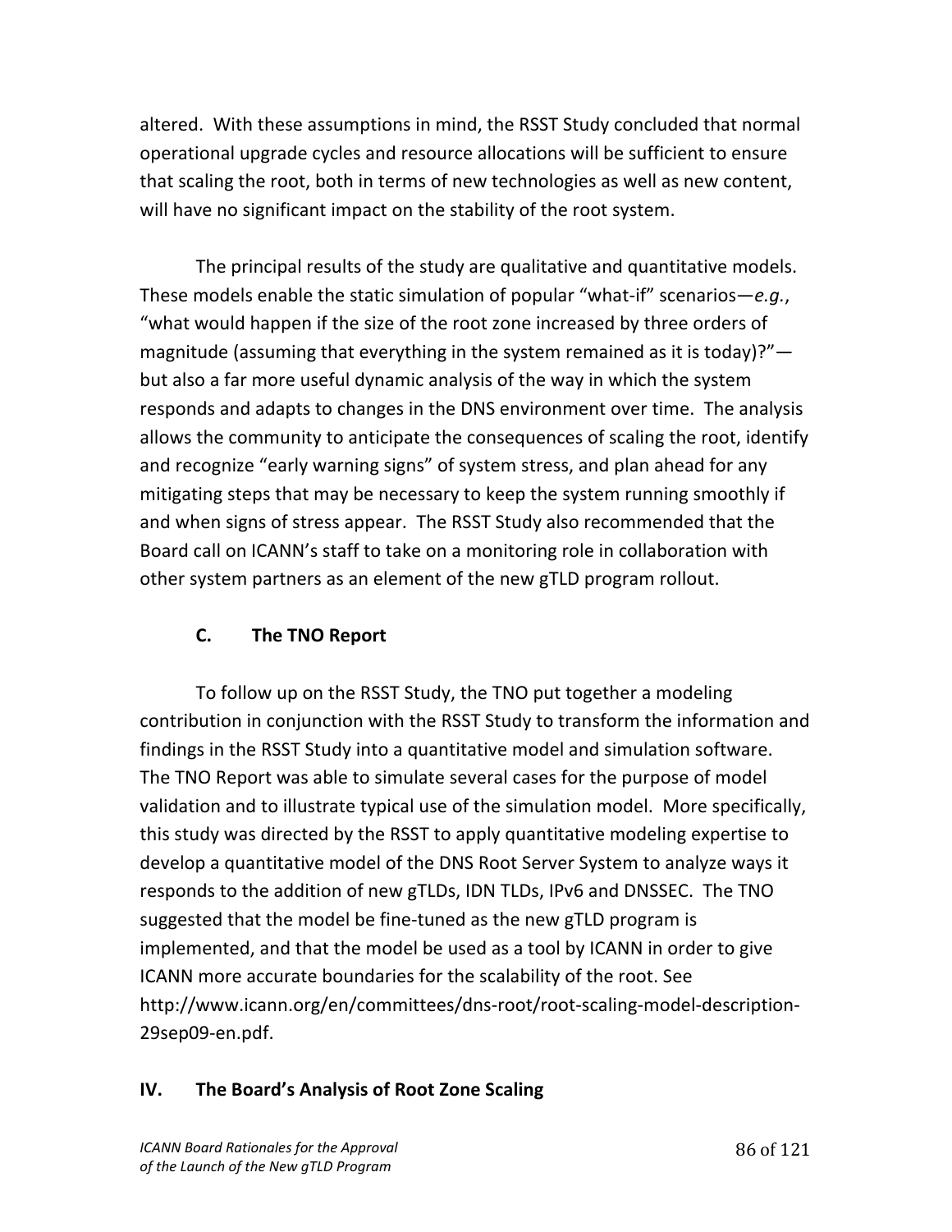altered. With these assumptions in mind, the RSST Study concluded that normal operational upgrade cycles and resource allocations will be sufficient to ensure that scaling the root, both in terms of new technologies as well as new content, will have no significant impact on the stability of the root system.

The principal results of the study are qualitative and quantitative models. These models enable the static simulation of popular "what-if" scenarios—*e.g.*, "what would happen if the size of the root zone increased by three orders of magnitude (assuming that everything in the system remained as it is today)?"—but also a far more useful dynamic analysis of the way in which the system responds and adapts to changes in the DNS environment over time. The analysis allows the community to anticipate the consequences of scaling the root, identify and recognize "early warning signs" of system stress, and plan ahead for any mitigating steps that may be necessary to keep the system running smoothly if and when signs of stress appear. The RSST Study also recommended that the Board call on ICANN's staff to take on a monitoring role in collaboration with other system partners as an element of the new gTLD program rollout.

### C. The TNO Report

To follow up on the RSST Study, the TNO put together a modeling contribution in conjunction with the RSST Study to transform the information and findings in the RSST Study into a quantitative model and simulation software. The TNO Report was able to simulate several cases for the purpose of model validation and to illustrate typical use of the simulation model. More specifically, this study was directed by the RSST to apply quantitative modeling expertise to develop a quantitative model of the DNS Root Server System to analyze ways it responds to the addition of new gTLDs, IDN TLDs, IPv6 and DNSSEC. The TNO suggested that the model be fine-tuned as the new gTLD program is implemented, and that the model be used as a tool by ICANN in order to give ICANN more accurate boundaries for the scalability of the root. See http://www.icann.org/en/committees/dns-root/root-scaling-model-description-29sep09-en.pdf.

## IV. The Board's Analysis of Root Zone Scaling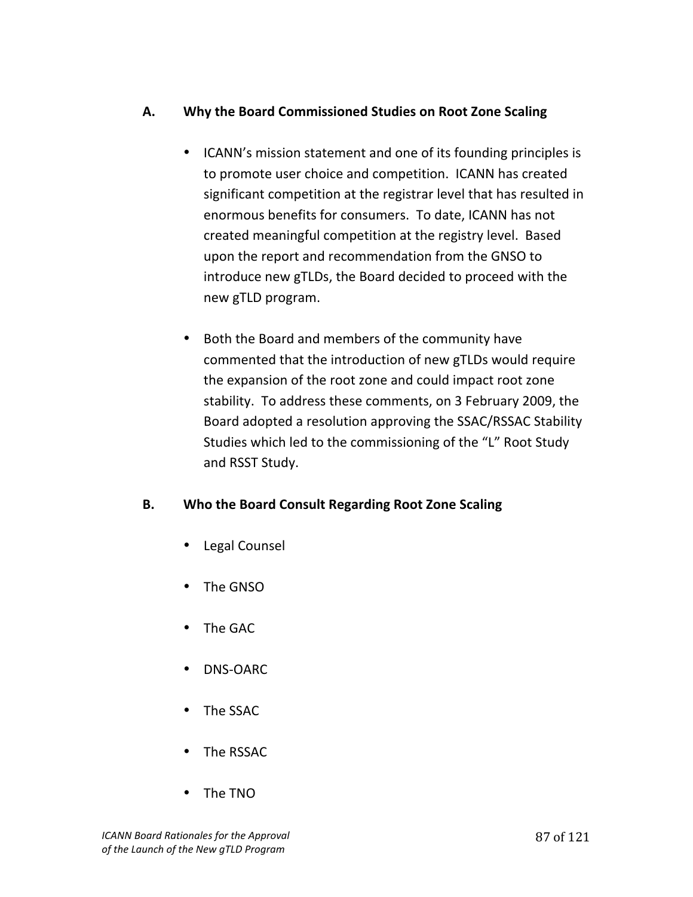### A. Why the Board Commissioned Studies on Root Zone Scaling

- ICANN's mission statement and one of its founding principles is to promote user choice and competition. ICANN has created significant competition at the registrar level that has resulted in enormous benefits for consumers. To date, ICANN has not created meaningful competition at the registry level. Based upon the report and recommendation from the GNSO to introduce new gTLDs, the Board decided to proceed with the new gTLD program.

- Both the Board and members of the community have commented that the introduction of new gTLDs would require the expansion of the root zone and could impact root zone stability. To address these comments, on 3 February 2009, the Board adopted a resolution approving the SSAC/RSSAC Stability Studies which led to the commissioning of the "L" Root Study and RSST Study.

### B. Who the Board Consult Regarding Root Zone Scaling

- Legal Counsel
- The GNSO
- The GAC
- DNS-OARC
- The SSAC
- The RSSAC
- The TNO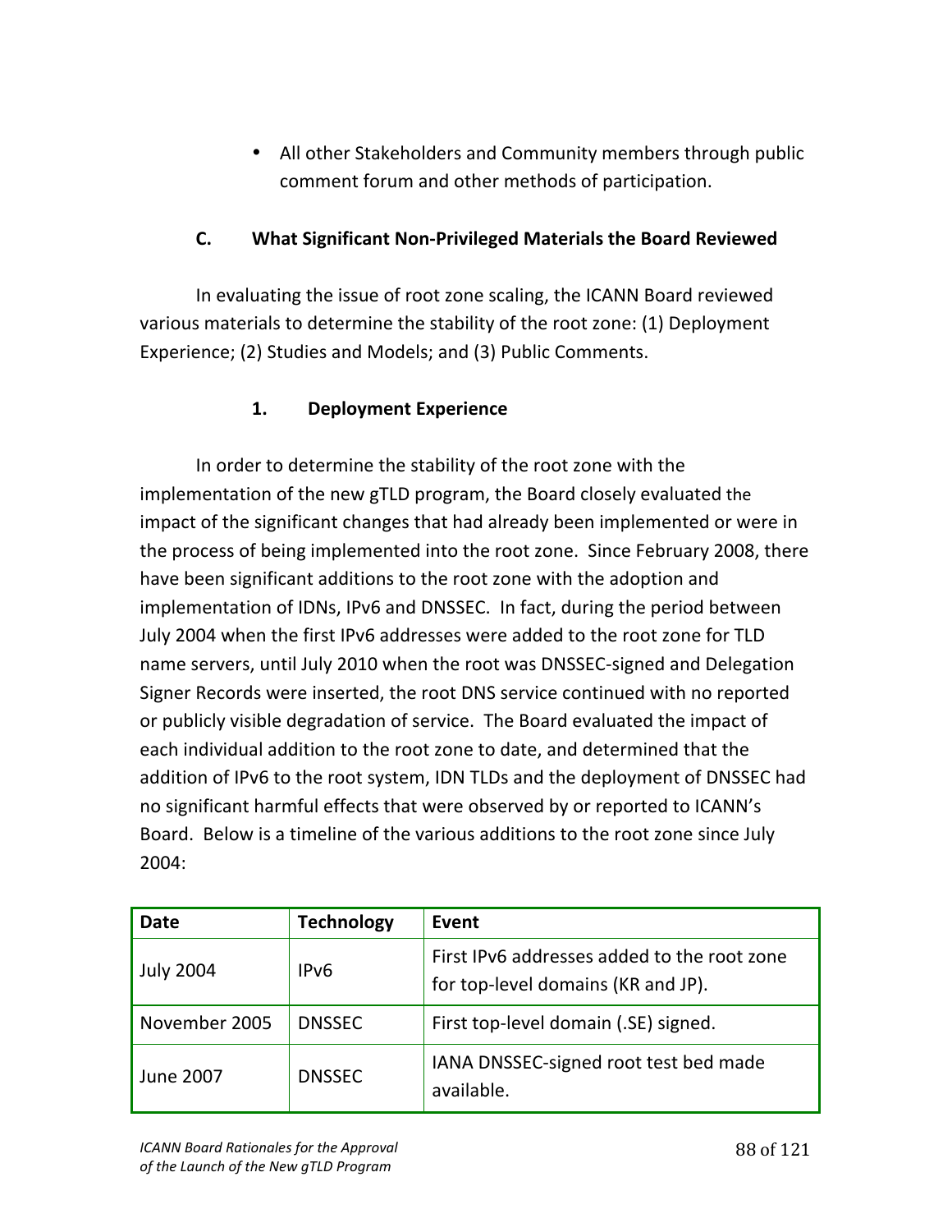- All other Stakeholders and Community members through public comment forum and other methods of participation.

### C. What Significant Non-Privileged Materials the Board Reviewed

In evaluating the issue of root zone scaling, the ICANN Board reviewed various materials to determine the stability of the root zone: (1) Deployment Experience; (2) Studies and Models; and (3) Public Comments.

#### 1. Deployment Experience

In order to determine the stability of the root zone with the implementation of the new gTLD program, the Board closely evaluated the impact of the significant changes that had already been implemented or were in the process of being implemented into the root zone. Since February 2008, there have been significant additions to the root zone with the adoption and implementation of IDNs, IPv6 and DNSSEC. In fact, during the period between July 2004 when the first IPv6 addresses were added to the root zone for TLD name servers, until July 2010 when the root was DNSSEC-signed and Delegation Signer Records were inserted, the root DNS service continued with no reported or publicly visible degradation of service. The Board evaluated the impact of each individual addition to the root zone to date, and determined that the addition of IPv6 to the root system, IDN TLDs and the deployment of DNSSEC had no significant harmful effects that were observed by or reported to ICANN's Board. Below is a timeline of the various additions to the root zone since July 2004:

| Date | Technology | Event |
|---|---|---|
| July 2004 | IPv6 | First IPv6 addresses added to the root zone for top-level domains (KR and JP). |
| November 2005 | DNSSEC | First top-level domain (.SE) signed. |
| June 2007 | DNSSEC | IANA DNSSEC-signed root test bed made available. |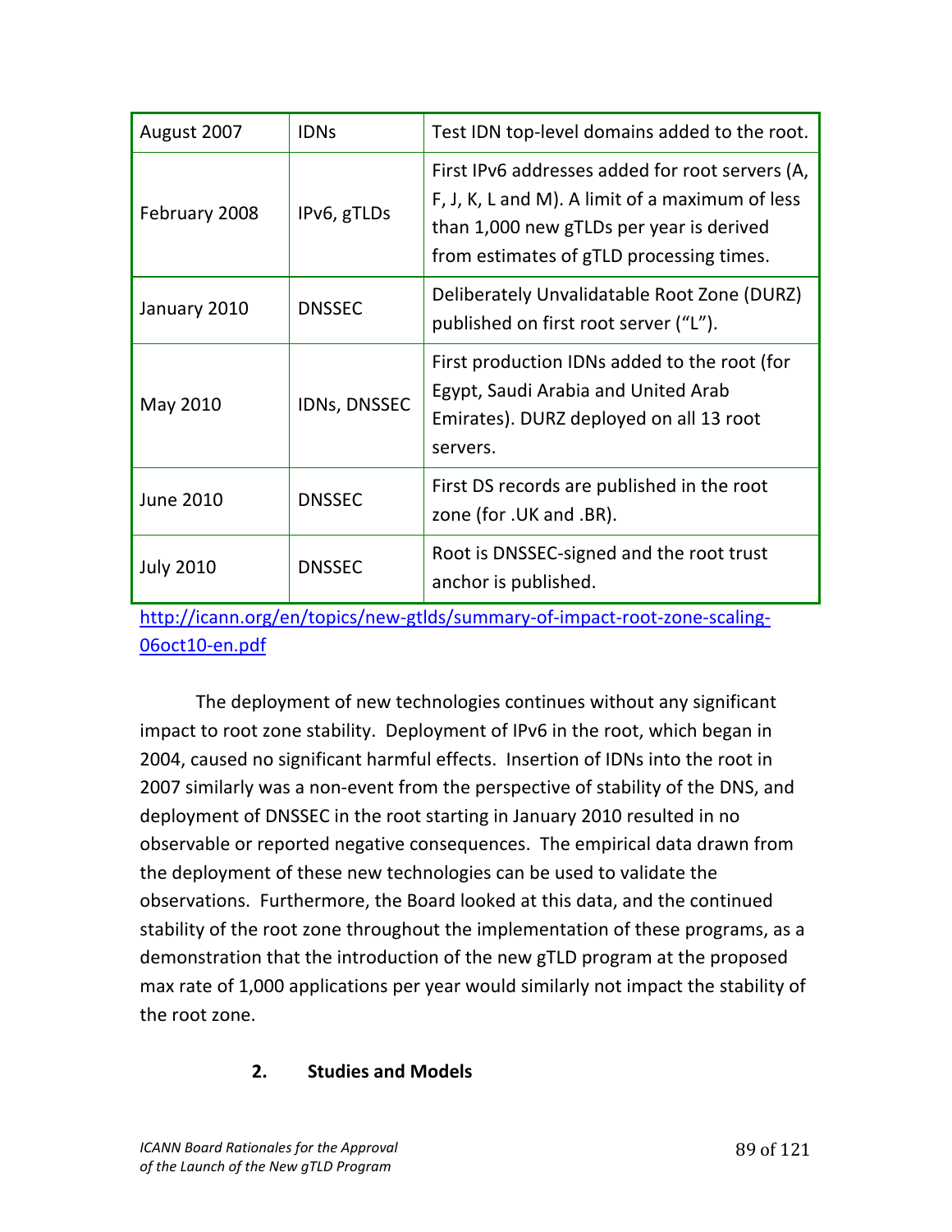| August 2007 | IDNs | Test IDN top-level domains added to the root. |
|---|---|---|
| February 2008 | IPv6, gTLDs | First IPv6 addresses added for root servers (A, F, J, K, L and M). A limit of a maximum of less than 1,000 new gTLDs per year is derived from estimates of gTLD processing times. |
| January 2010 | DNSSEC | Deliberately Unvalidatable Root Zone (DURZ) published on first root server ("L"). |
| May 2010 | IDNs, DNSSEC | First production IDNs added to the root (for Egypt, Saudi Arabia and United Arab Emirates). DURZ deployed on all 13 root servers. |
| June 2010 | DNSSEC | First DS records are published in the root zone (for .UK and .BR). |
| July 2010 | DNSSEC | Root is DNSSEC-signed and the root trust anchor is published. |

http://icann.org/en/topics/new-gtlds/summary-of-impact-root-zone-scaling-06oct10-en.pdf

The deployment of new technologies continues without any significant impact to root zone stability. Deployment of IPv6 in the root, which began in 2004, caused no significant harmful effects. Insertion of IDNs into the root in 2007 similarly was a non-event from the perspective of stability of the DNS, and deployment of DNSSEC in the root starting in January 2010 resulted in no observable or reported negative consequences. The empirical data drawn from the deployment of these new technologies can be used to validate the observations. Furthermore, the Board looked at this data, and the continued stability of the root zone throughout the implementation of these programs, as a demonstration that the introduction of the new gTLD program at the proposed max rate of 1,000 applications per year would similarly not impact the stability of the root zone.

### 2. Studies and Models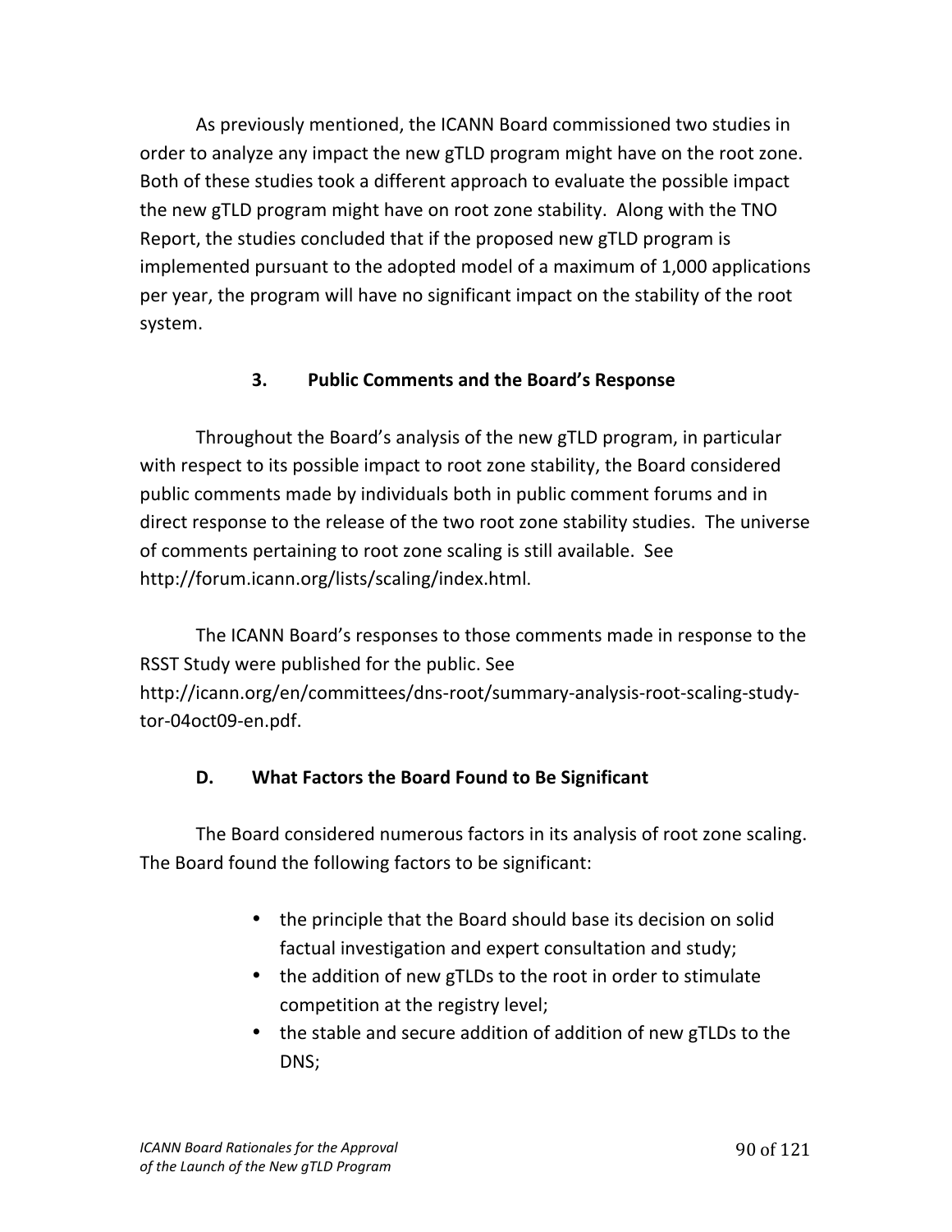As previously mentioned, the ICANN Board commissioned two studies in order to analyze any impact the new gTLD program might have on the root zone. Both of these studies took a different approach to evaluate the possible impact the new gTLD program might have on root zone stability. Along with the TNO Report, the studies concluded that if the proposed new gTLD program is implemented pursuant to the adopted model of a maximum of 1,000 applications per year, the program will have no significant impact on the stability of the root system.

### 3. Public Comments and the Board's Response

Throughout the Board's analysis of the new gTLD program, in particular with respect to its possible impact to root zone stability, the Board considered public comments made by individuals both in public comment forums and in direct response to the release of the two root zone stability studies. The universe of comments pertaining to root zone scaling is still available. See http://forum.icann.org/lists/scaling/index.html.

The ICANN Board's responses to those comments made in response to the RSST Study were published for the public. See http://icann.org/en/committees/dns-root/summary-analysis-root-scaling-study-tor-04oct09-en.pdf.

## D. What Factors the Board Found to Be Significant

The Board considered numerous factors in its analysis of root zone scaling. The Board found the following factors to be significant:

- the principle that the Board should base its decision on solid factual investigation and expert consultation and study;
- the addition of new gTLDs to the root in order to stimulate competition at the registry level;
- the stable and secure addition of addition of new gTLDs to the DNS;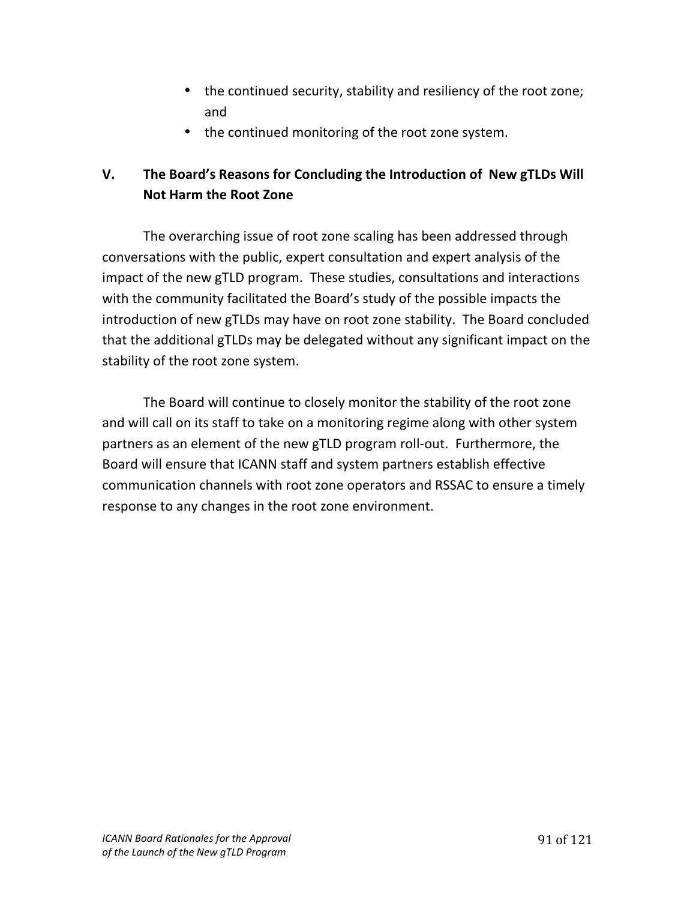- the continued security, stability and resiliency of the root zone; and
- the continued monitoring of the root zone system.

## V. The Board's Reasons for Concluding the Introduction of New gTLDs Will Not Harm the Root Zone

The overarching issue of root zone scaling has been addressed through conversations with the public, expert consultation and expert analysis of the impact of the new gTLD program. These studies, consultations and interactions with the community facilitated the Board's study of the possible impacts the introduction of new gTLDs may have on root zone stability. The Board concluded that the additional gTLDs may be delegated without any significant impact on the stability of the root zone system.

The Board will continue to closely monitor the stability of the root zone and will call on its staff to take on a monitoring regime along with other system partners as an element of the new gTLD program roll-out. Furthermore, the Board will ensure that ICANN staff and system partners establish effective communication channels with root zone operators and RSSAC to ensure a timely response to any changes in the root zone environment.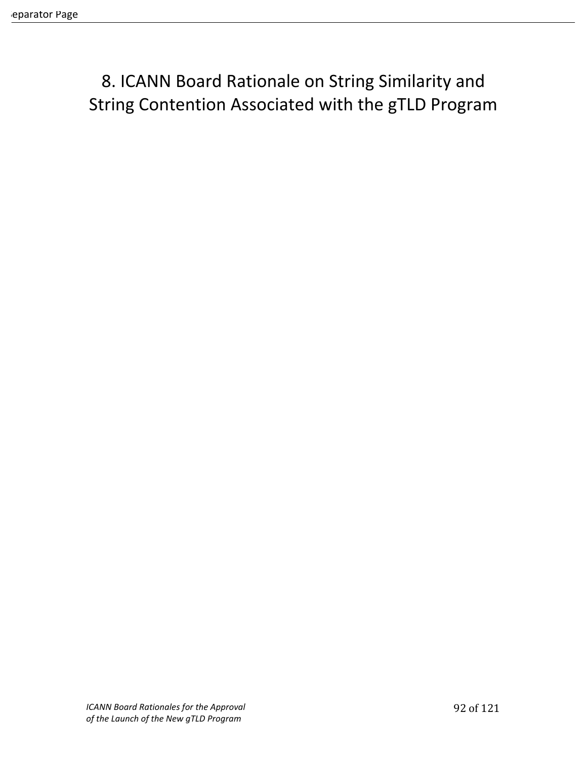# 8. ICANN Board Rationale on String Similarity and String Contention Associated with the gTLD Program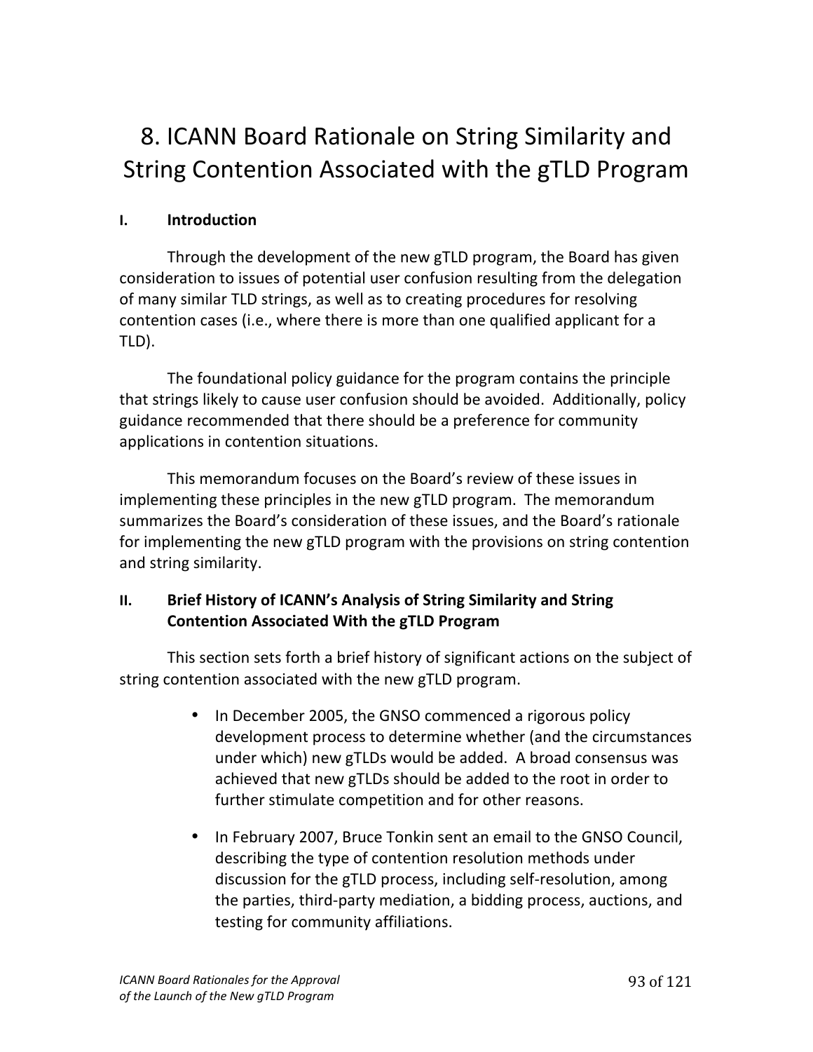# 8. ICANN Board Rationale on String Similarity and String Contention Associated with the gTLD Program

## I. Introduction

Through the development of the new gTLD program, the Board has given consideration to issues of potential user confusion resulting from the delegation of many similar TLD strings, as well as to creating procedures for resolving contention cases (i.e., where there is more than one qualified applicant for a TLD).

The foundational policy guidance for the program contains the principle that strings likely to cause user confusion should be avoided. Additionally, policy guidance recommended that there should be a preference for community applications in contention situations.

This memorandum focuses on the Board's review of these issues in implementing these principles in the new gTLD program. The memorandum summarizes the Board's consideration of these issues, and the Board's rationale for implementing the new gTLD program with the provisions on string contention and string similarity.

## II. Brief History of ICANN's Analysis of String Similarity and String Contention Associated With the gTLD Program

This section sets forth a brief history of significant actions on the subject of string contention associated with the new gTLD program.

- In December 2005, the GNSO commenced a rigorous policy development process to determine whether (and the circumstances under which) new gTLDs would be added. A broad consensus was achieved that new gTLDs should be added to the root in order to further stimulate competition and for other reasons.

- In February 2007, Bruce Tonkin sent an email to the GNSO Council, describing the type of contention resolution methods under discussion for the gTLD process, including self-resolution, among the parties, third-party mediation, a bidding process, auctions, and testing for community affiliations.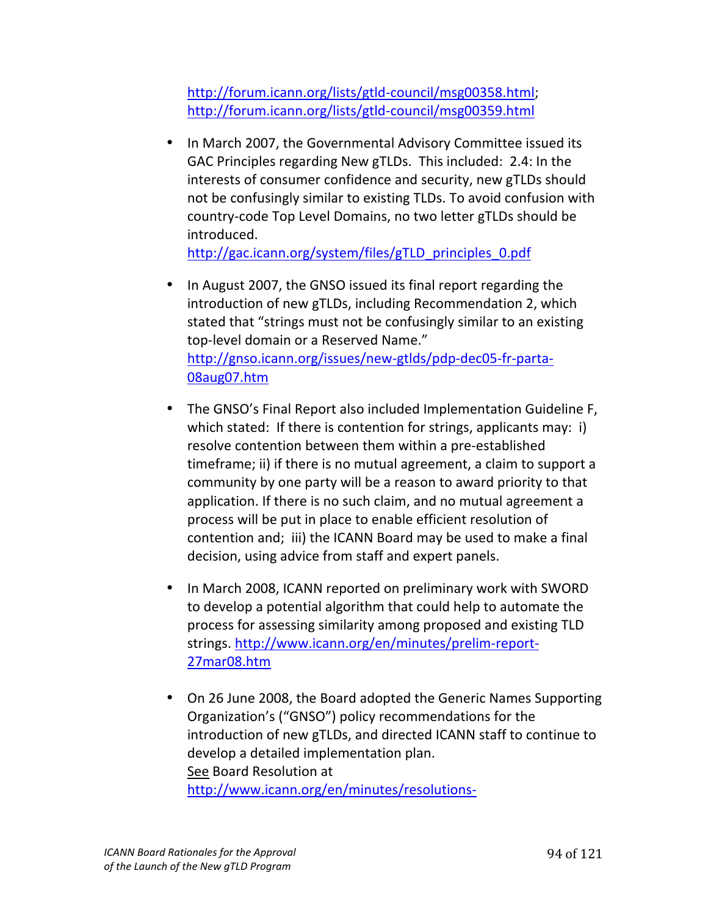http://forum.icann.org/lists/gtld-council/msg00358.html; http://forum.icann.org/lists/gtld-council/msg00359.html

- In March 2007, the Governmental Advisory Committee issued its GAC Principles regarding New gTLDs. This included: 2.4: In the interests of consumer confidence and security, new gTLDs should not be confusingly similar to existing TLDs. To avoid confusion with country-code Top Level Domains, no two letter gTLDs should be introduced.
  http://gac.icann.org/system/files/gTLD_principles_0.pdf

- In August 2007, the GNSO issued its final report regarding the introduction of new gTLDs, including Recommendation 2, which stated that "strings must not be confusingly similar to an existing top-level domain or a Reserved Name."
  http://gnso.icann.org/issues/new-gtlds/pdp-dec05-fr-parta-08aug07.htm

- The GNSO's Final Report also included Implementation Guideline F, which stated: If there is contention for strings, applicants may: i) resolve contention between them within a pre-established timeframe; ii) if there is no mutual agreement, a claim to support a community by one party will be a reason to award priority to that application. If there is no such claim, and no mutual agreement a process will be put in place to enable efficient resolution of contention and; iii) the ICANN Board may be used to make a final decision, using advice from staff and expert panels.

- In March 2008, ICANN reported on preliminary work with SWORD to develop a potential algorithm that could help to automate the process for assessing similarity among proposed and existing TLD strings. http://www.icann.org/en/minutes/prelim-report-27mar08.htm

- On 26 June 2008, the Board adopted the Generic Names Supporting Organization's ("GNSO") policy recommendations for the introduction of new gTLDs, and directed ICANN staff to continue to develop a detailed implementation plan.
  See Board Resolution at
  http://www.icann.org/en/minutes/resolutions-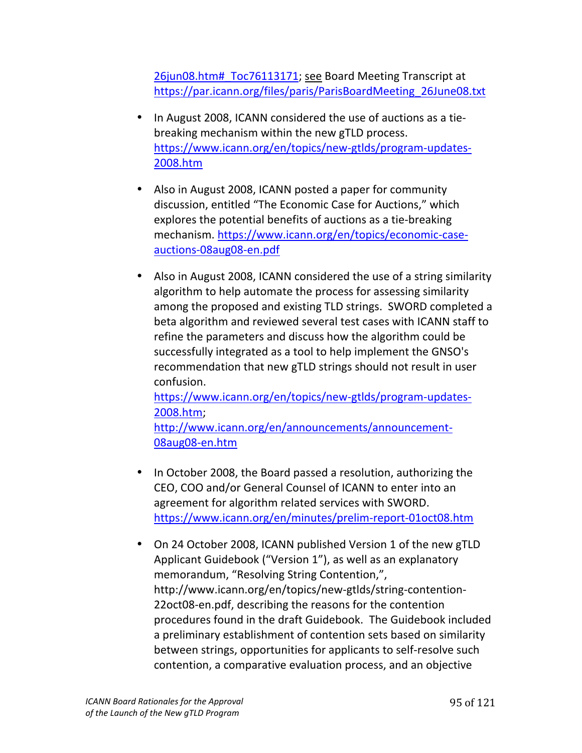26jun08.htm#_Toc76113171; see Board Meeting Transcript at https://par.icann.org/files/paris/ParisBoardMeeting_26June08.txt

- In August 2008, ICANN considered the use of auctions as a tie-breaking mechanism within the new gTLD process. https://www.icann.org/en/topics/new-gtlds/program-updates-2008.htm

- Also in August 2008, ICANN posted a paper for community discussion, entitled "The Economic Case for Auctions," which explores the potential benefits of auctions as a tie-breaking mechanism. https://www.icann.org/en/topics/economic-case-auctions-08aug08-en.pdf

- Also in August 2008, ICANN considered the use of a string similarity algorithm to help automate the process for assessing similarity among the proposed and existing TLD strings. SWORD completed a beta algorithm and reviewed several test cases with ICANN staff to refine the parameters and discuss how the algorithm could be successfully integrated as a tool to help implement the GNSO's recommendation that new gTLD strings should not result in user confusion. https://www.icann.org/en/topics/new-gtlds/program-updates-2008.htm; http://www.icann.org/en/announcements/announcement-08aug08-en.htm

- In October 2008, the Board passed a resolution, authorizing the CEO, COO and/or General Counsel of ICANN to enter into an agreement for algorithm related services with SWORD. https://www.icann.org/en/minutes/prelim-report-01oct08.htm

- On 24 October 2008, ICANN published Version 1 of the new gTLD Applicant Guidebook ("Version 1"), as well as an explanatory memorandum, "Resolving String Contention,", http://www.icann.org/en/topics/new-gtlds/string-contention-22oct08-en.pdf, describing the reasons for the contention procedures found in the draft Guidebook. The Guidebook included a preliminary establishment of contention sets based on similarity between strings, opportunities for applicants to self-resolve such contention, a comparative evaluation process, and an objective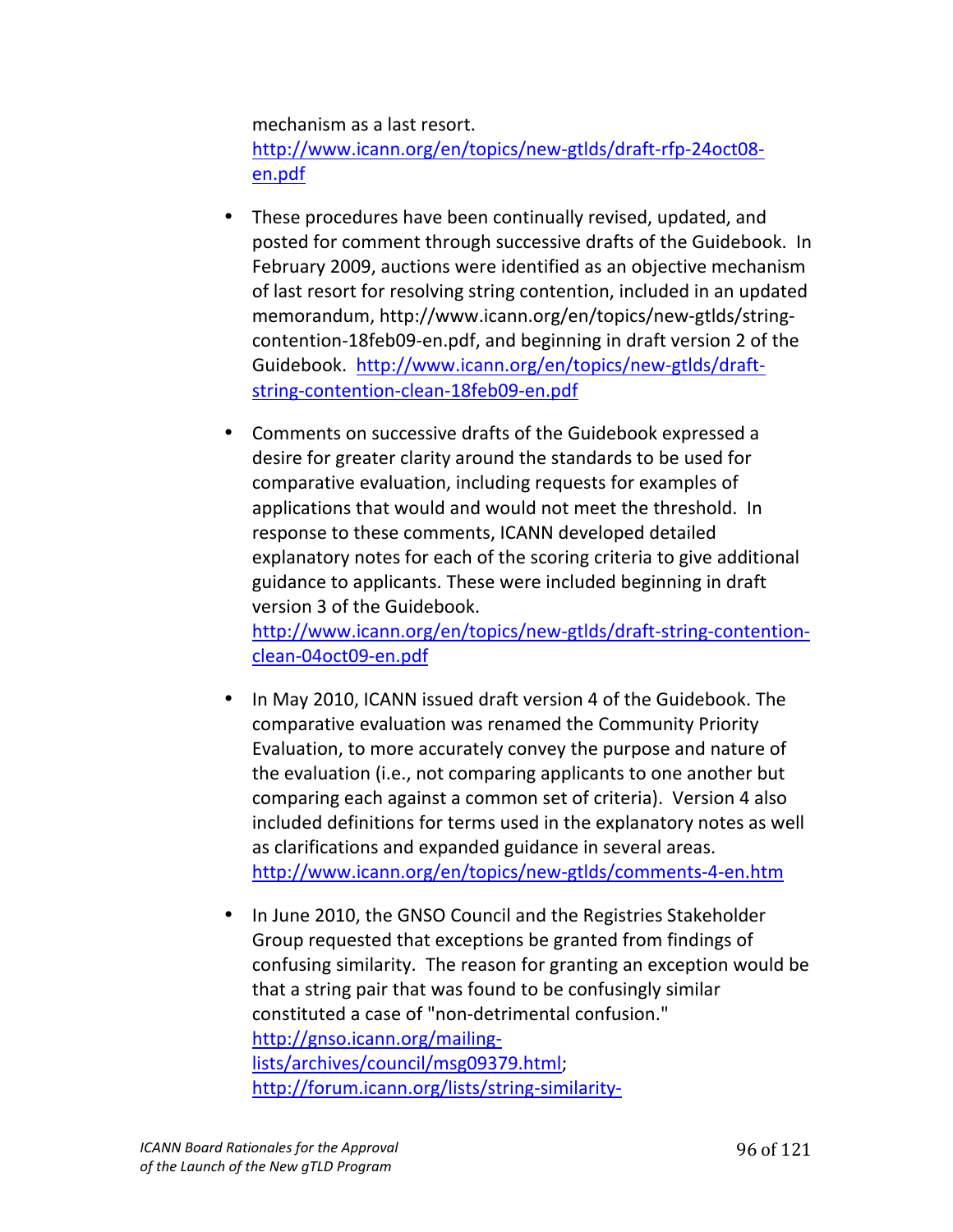mechanism as a last resort. http://www.icann.org/en/topics/new-gtlds/draft-rfp-24oct08-en.pdf

- These procedures have been continually revised, updated, and posted for comment through successive drafts of the Guidebook. In February 2009, auctions were identified as an objective mechanism of last resort for resolving string contention, included in an updated memorandum, http://www.icann.org/en/topics/new-gtlds/string-contention-18feb09-en.pdf, and beginning in draft version 2 of the Guidebook. http://www.icann.org/en/topics/new-gtlds/draft-string-contention-clean-18feb09-en.pdf

- Comments on successive drafts of the Guidebook expressed a desire for greater clarity around the standards to be used for comparative evaluation, including requests for examples of applications that would and would not meet the threshold. In response to these comments, ICANN developed detailed explanatory notes for each of the scoring criteria to give additional guidance to applicants. These were included beginning in draft version 3 of the Guidebook. http://www.icann.org/en/topics/new-gtlds/draft-string-contention-clean-04oct09-en.pdf

- In May 2010, ICANN issued draft version 4 of the Guidebook. The comparative evaluation was renamed the Community Priority Evaluation, to more accurately convey the purpose and nature of the evaluation (i.e., not comparing applicants to one another but comparing each against a common set of criteria). Version 4 also included definitions for terms used in the explanatory notes as well as clarifications and expanded guidance in several areas. http://www.icann.org/en/topics/new-gtlds/comments-4-en.htm

- In June 2010, the GNSO Council and the Registries Stakeholder Group requested that exceptions be granted from findings of confusing similarity. The reason for granting an exception would be that a string pair that was found to be confusingly similar constituted a case of "non-detrimental confusion." http://gnso.icann.org/mailing-lists/archives/council/msg09379.html; http://forum.icann.org/lists/string-similarity-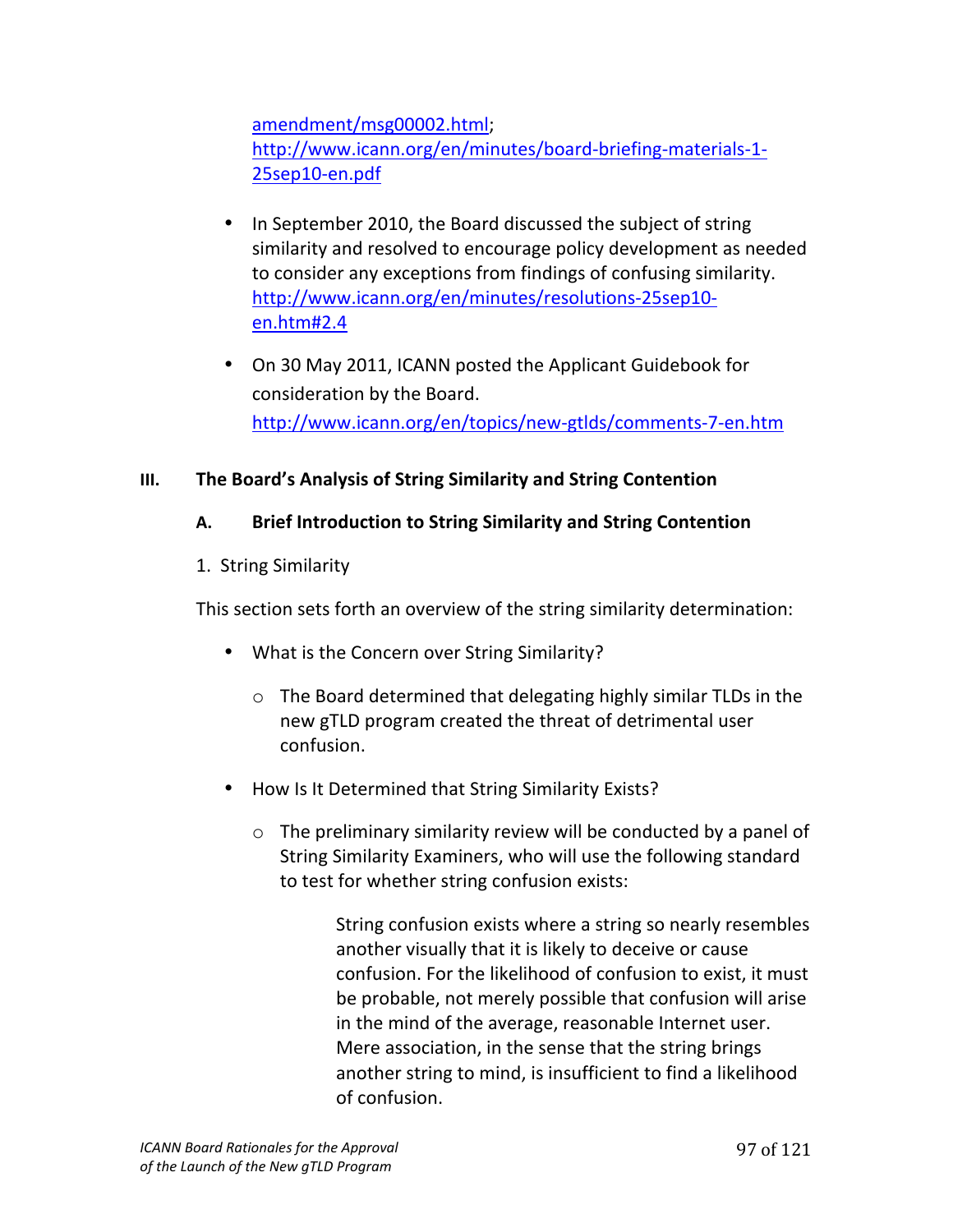amendment/msg00002.html;
http://www.icann.org/en/minutes/board-briefing-materials-1-25sep10-en.pdf

- In September 2010, the Board discussed the subject of string similarity and resolved to encourage policy development as needed to consider any exceptions from findings of confusing similarity. http://www.icann.org/en/minutes/resolutions-25sep10-en.htm#2.4

- On 30 May 2011, ICANN posted the Applicant Guidebook for consideration by the Board. http://www.icann.org/en/topics/new-gtlds/comments-7-en.htm

## III. The Board's Analysis of String Similarity and String Contention

### A. Brief Introduction to String Similarity and String Contention

1. String Similarity

This section sets forth an overview of the string similarity determination:

- What is the Concern over String Similarity?
  - The Board determined that delegating highly similar TLDs in the new gTLD program created the threat of detrimental user confusion.
- How Is It Determined that String Similarity Exists?
  - The preliminary similarity review will be conducted by a panel of String Similarity Examiners, who will use the following standard to test for whether string confusion exists:

> String confusion exists where a string so nearly resembles another visually that it is likely to deceive or cause confusion. For the likelihood of confusion to exist, it must be probable, not merely possible that confusion will arise in the mind of the average, reasonable Internet user. Mere association, in the sense that the string brings another string to mind, is insufficient to find a likelihood of confusion.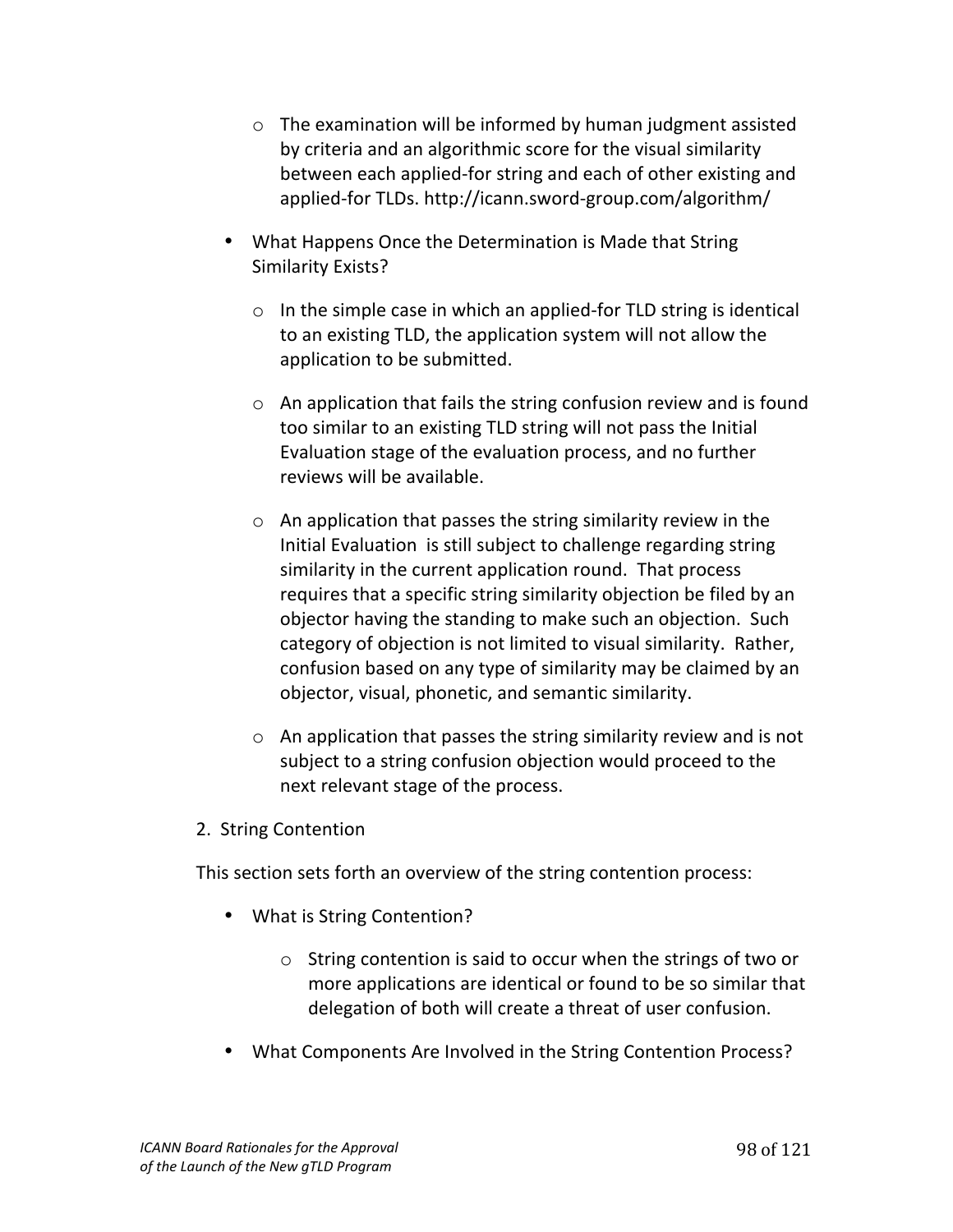- The examination will be informed by human judgment assisted by criteria and an algorithmic score for the visual similarity between each applied-for string and each of other existing and applied-for TLDs. http://icann.sword-group.com/algorithm/

- What Happens Once the Determination is Made that String Similarity Exists?

  - In the simple case in which an applied-for TLD string is identical to an existing TLD, the application system will not allow the application to be submitted.

  - An application that fails the string confusion review and is found too similar to an existing TLD string will not pass the Initial Evaluation stage of the evaluation process, and no further reviews will be available.

  - An application that passes the string similarity review in the Initial Evaluation is still subject to challenge regarding string similarity in the current application round. That process requires that a specific string similarity objection be filed by an objector having the standing to make such an objection. Such category of objection is not limited to visual similarity. Rather, confusion based on any type of similarity may be claimed by an objector, visual, phonetic, and semantic similarity.

  - An application that passes the string similarity review and is not subject to a string confusion objection would proceed to the next relevant stage of the process.

2. String Contention

This section sets forth an overview of the string contention process:

- What is String Contention?

  - String contention is said to occur when the strings of two or more applications are identical or found to be so similar that delegation of both will create a threat of user confusion.

- What Components Are Involved in the String Contention Process?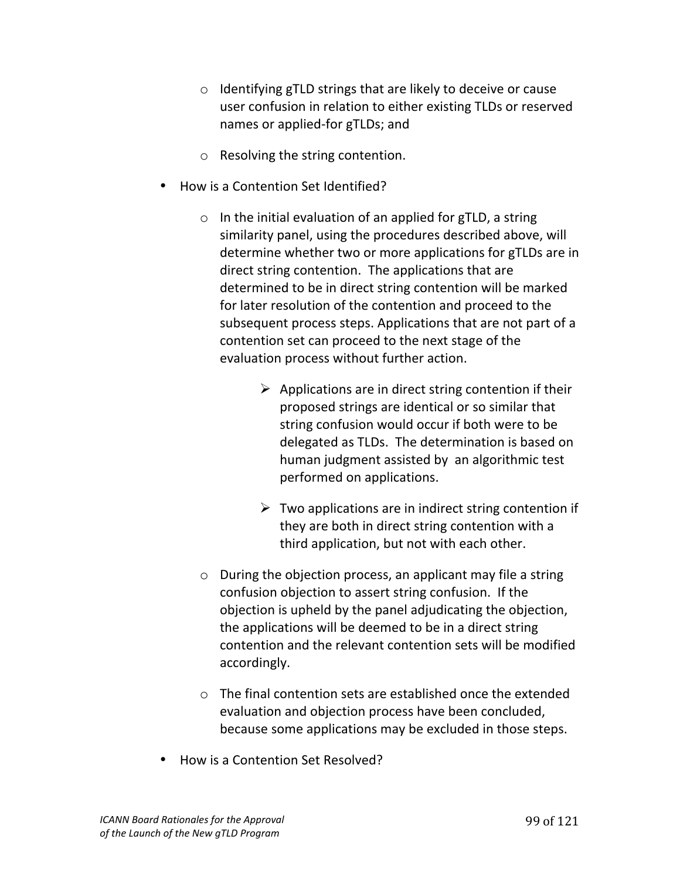- Identifying gTLD strings that are likely to deceive or cause user confusion in relation to either existing TLDs or reserved names or applied-for gTLDs; and

  - Resolving the string contention.

- How is a Contention Set Identified?

  - In the initial evaluation of an applied for gTLD, a string similarity panel, using the procedures described above, will determine whether two or more applications for gTLDs are in direct string contention. The applications that are determined to be in direct string contention will be marked for later resolution of the contention and proceed to the subsequent process steps. Applications that are not part of a contention set can proceed to the next stage of the evaluation process without further action.

    - Applications are in direct string contention if their proposed strings are identical or so similar that string confusion would occur if both were to be delegated as TLDs. The determination is based on human judgment assisted by an algorithmic test performed on applications.

    - Two applications are in indirect string contention if they are both in direct string contention with a third application, but not with each other.

  - During the objection process, an applicant may file a string confusion objection to assert string confusion. If the objection is upheld by the panel adjudicating the objection, the applications will be deemed to be in a direct string contention and the relevant contention sets will be modified accordingly.

  - The final contention sets are established once the extended evaluation and objection process have been concluded, because some applications may be excluded in those steps.

- How is a Contention Set Resolved?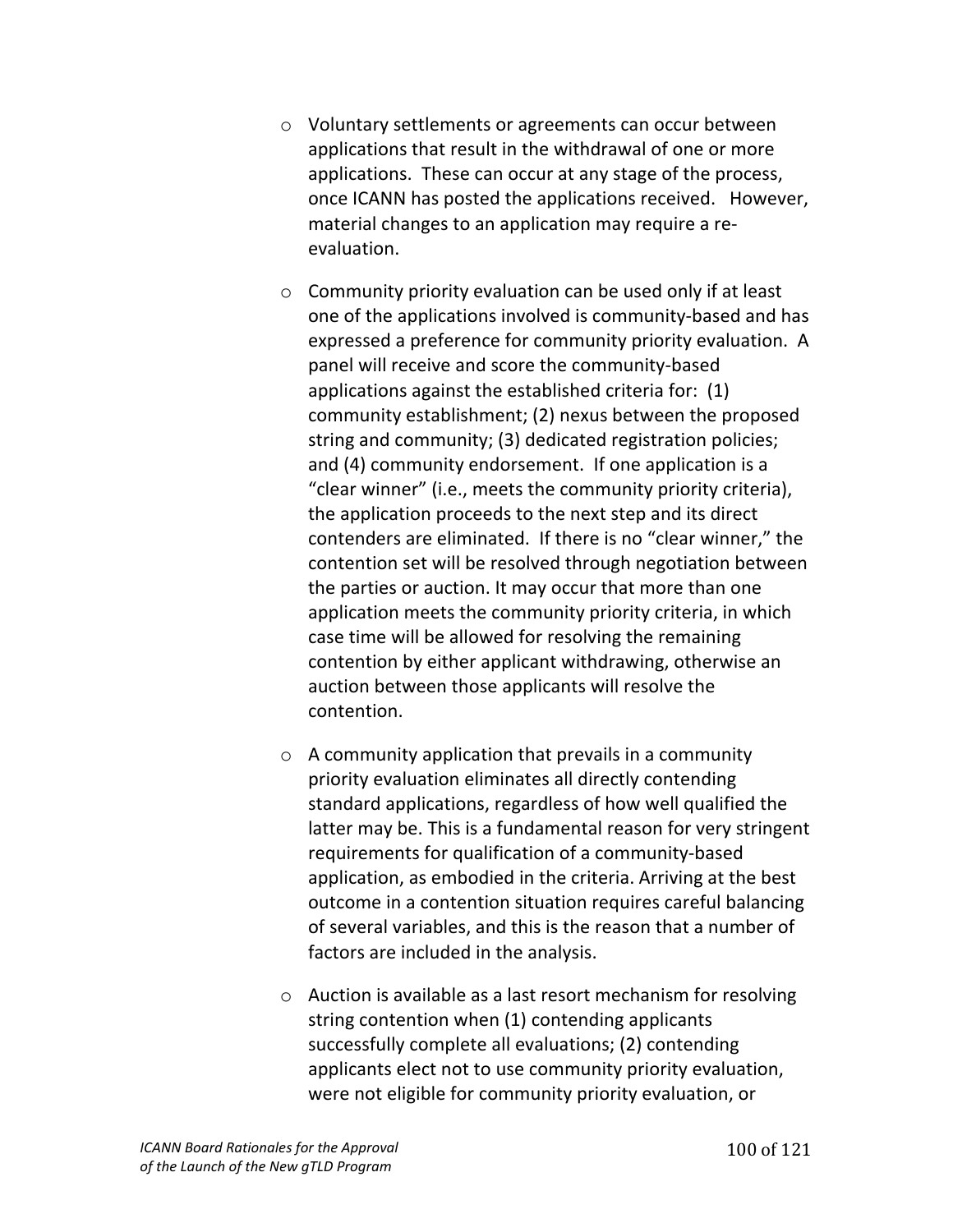- Voluntary settlements or agreements can occur between applications that result in the withdrawal of one or more applications. These can occur at any stage of the process, once ICANN has posted the applications received. However, material changes to an application may require a re-evaluation.

- Community priority evaluation can be used only if at least one of the applications involved is community-based and has expressed a preference for community priority evaluation. A panel will receive and score the community-based applications against the established criteria for: (1) community establishment; (2) nexus between the proposed string and community; (3) dedicated registration policies; and (4) community endorsement. If one application is a "clear winner" (i.e., meets the community priority criteria), the application proceeds to the next step and its direct contenders are eliminated. If there is no "clear winner," the contention set will be resolved through negotiation between the parties or auction. It may occur that more than one application meets the community priority criteria, in which case time will be allowed for resolving the remaining contention by either applicant withdrawing, otherwise an auction between those applicants will resolve the contention.

- A community application that prevails in a community priority evaluation eliminates all directly contending standard applications, regardless of how well qualified the latter may be. This is a fundamental reason for very stringent requirements for qualification of a community-based application, as embodied in the criteria. Arriving at the best outcome in a contention situation requires careful balancing of several variables, and this is the reason that a number of factors are included in the analysis.

- Auction is available as a last resort mechanism for resolving string contention when (1) contending applicants successfully complete all evaluations; (2) contending applicants elect not to use community priority evaluation, were not eligible for community priority evaluation, or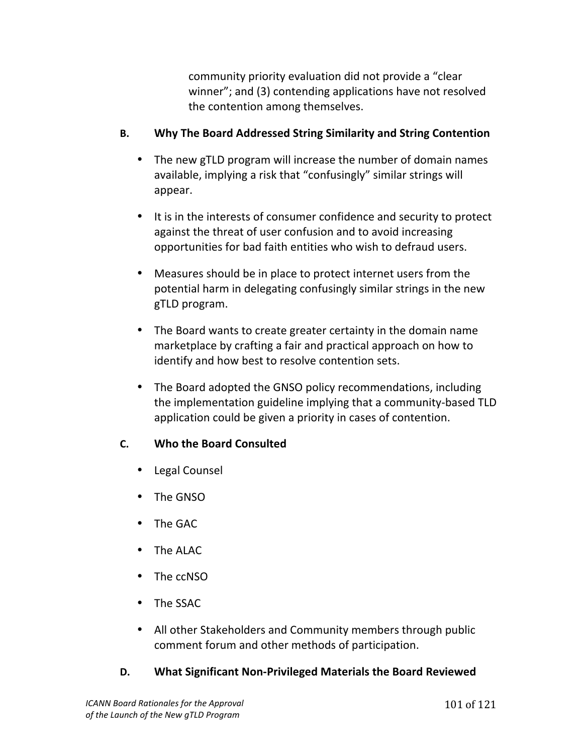community priority evaluation did not provide a "clear winner"; and (3) contending applications have not resolved the contention among themselves.

### B. Why The Board Addressed String Similarity and String Contention

- The new gTLD program will increase the number of domain names available, implying a risk that "confusingly" similar strings will appear.
- It is in the interests of consumer confidence and security to protect against the threat of user confusion and to avoid increasing opportunities for bad faith entities who wish to defraud users.
- Measures should be in place to protect internet users from the potential harm in delegating confusingly similar strings in the new gTLD program.
- The Board wants to create greater certainty in the domain name marketplace by crafting a fair and practical approach on how to identify and how best to resolve contention sets.
- The Board adopted the GNSO policy recommendations, including the implementation guideline implying that a community-based TLD application could be given a priority in cases of contention.

### C. Who the Board Consulted

- Legal Counsel
- The GNSO
- The GAC
- The ALAC
- The ccNSO
- The SSAC
- All other Stakeholders and Community members through public comment forum and other methods of participation.

### D. What Significant Non-Privileged Materials the Board Reviewed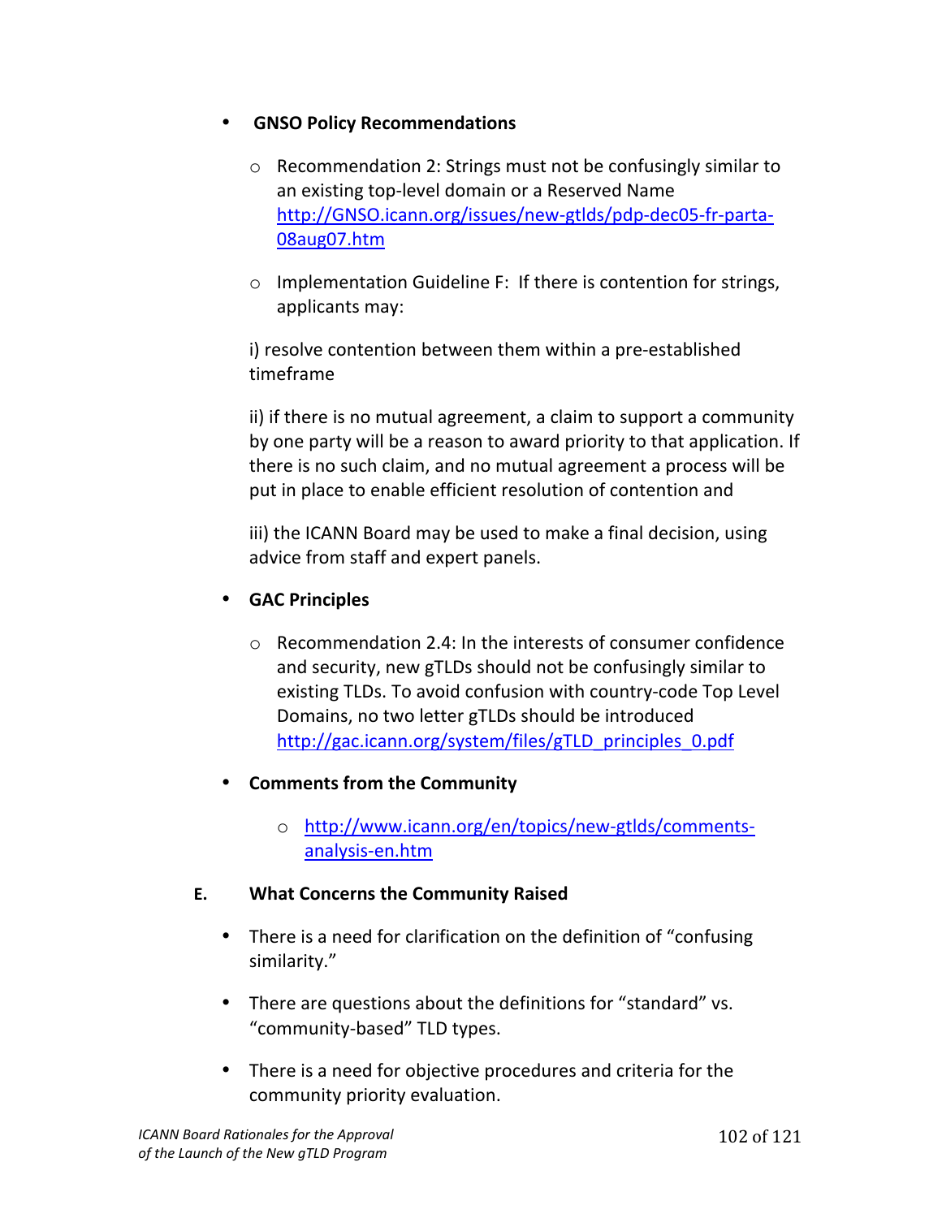- **GNSO Policy Recommendations**

    - Recommendation 2: Strings must not be confusingly similar to an existing top-level domain or a Reserved Name http://GNSO.icann.org/issues/new-gtlds/pdp-dec05-fr-parta-08aug07.htm

    - Implementation Guideline F: If there is contention for strings, applicants may:

    i) resolve contention between them within a pre-established timeframe

    ii) if there is no mutual agreement, a claim to support a community by one party will be a reason to award priority to that application. If there is no such claim, and no mutual agreement a process will be put in place to enable efficient resolution of contention and

    iii) the ICANN Board may be used to make a final decision, using advice from staff and expert panels.

- **GAC Principles**

    - Recommendation 2.4: In the interests of consumer confidence and security, new gTLDs should not be confusingly similar to existing TLDs. To avoid confusion with country-code Top Level Domains, no two letter gTLDs should be introduced http://gac.icann.org/system/files/gTLD_principles_0.pdf

- **Comments from the Community**

    - http://www.icann.org/en/topics/new-gtlds/comments-analysis-en.htm

**E. What Concerns the Community Raised**

- There is a need for clarification on the definition of "confusing similarity."

- There are questions about the definitions for "standard" vs. "community-based" TLD types.

- There is a need for objective procedures and criteria for the community priority evaluation.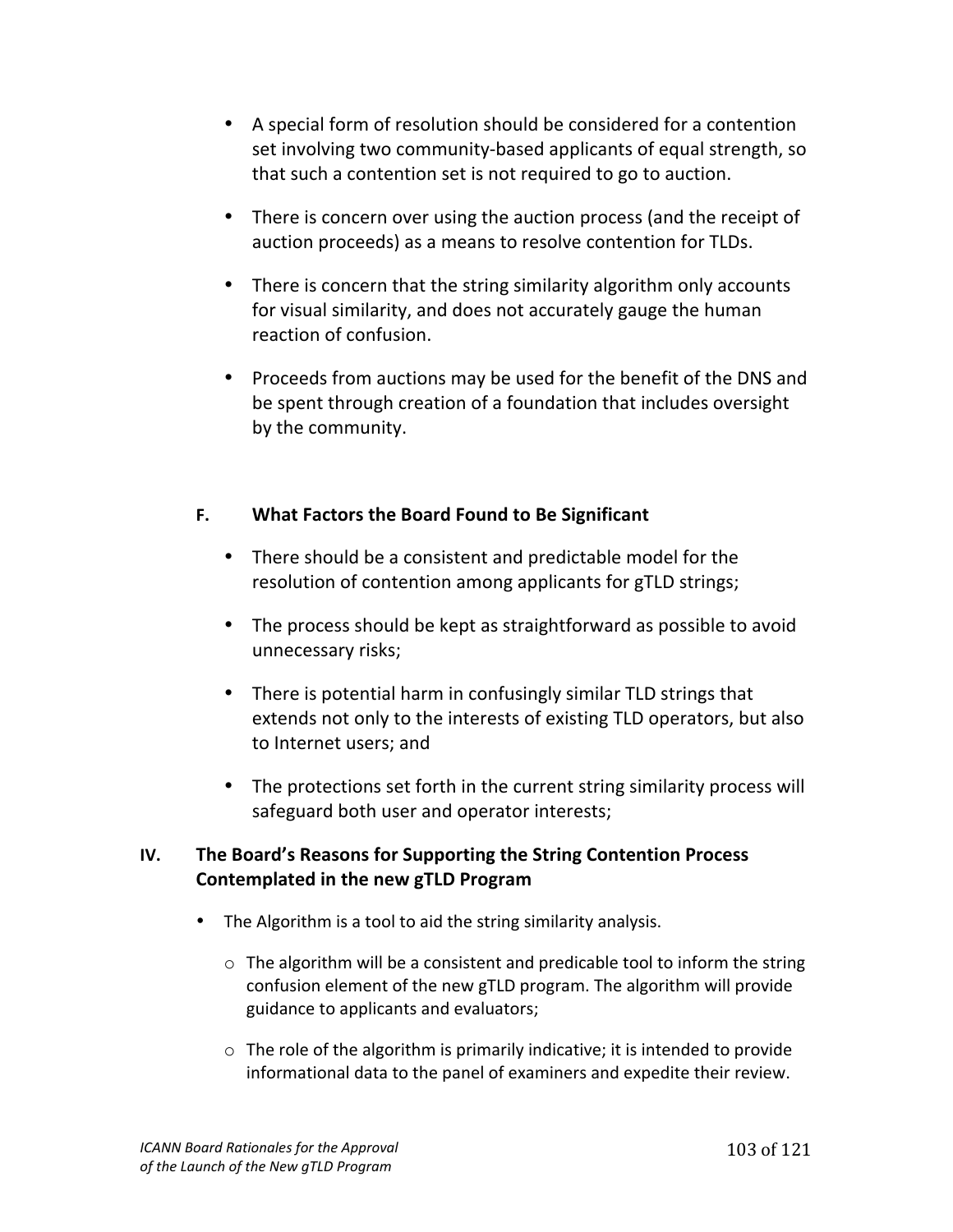- A special form of resolution should be considered for a contention set involving two community-based applicants of equal strength, so that such a contention set is not required to go to auction.

- There is concern over using the auction process (and the receipt of auction proceeds) as a means to resolve contention for TLDs.

- There is concern that the string similarity algorithm only accounts for visual similarity, and does not accurately gauge the human reaction of confusion.

- Proceeds from auctions may be used for the benefit of the DNS and be spent through creation of a foundation that includes oversight by the community.

### F. What Factors the Board Found to Be Significant

- There should be a consistent and predictable model for the resolution of contention among applicants for gTLD strings;

- The process should be kept as straightforward as possible to avoid unnecessary risks;

- There is potential harm in confusingly similar TLD strings that extends not only to the interests of existing TLD operators, but also to Internet users; and

- The protections set forth in the current string similarity process will safeguard both user and operator interests;

## IV. The Board's Reasons for Supporting the String Contention Process Contemplated in the new gTLD Program

- The Algorithm is a tool to aid the string similarity analysis.
  - The algorithm will be a consistent and predicable tool to inform the string confusion element of the new gTLD program. The algorithm will provide guidance to applicants and evaluators;
  - The role of the algorithm is primarily indicative; it is intended to provide informational data to the panel of examiners and expedite their review.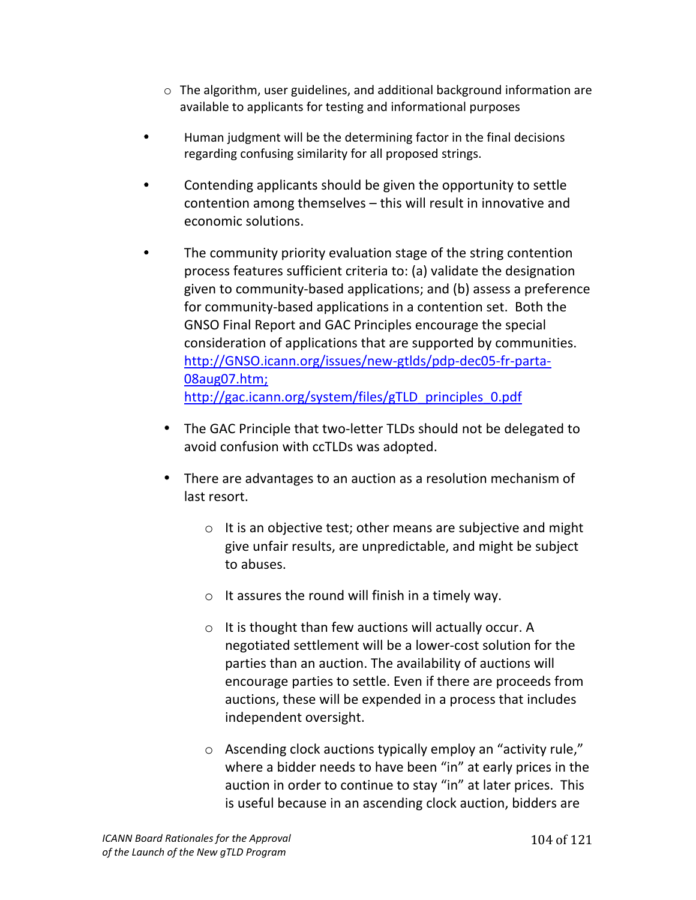- The algorithm, user guidelines, and additional background information are available to applicants for testing and informational purposes

- Human judgment will be the determining factor in the final decisions regarding confusing similarity for all proposed strings.

- Contending applicants should be given the opportunity to settle contention among themselves – this will result in innovative and economic solutions.

- The community priority evaluation stage of the string contention process features sufficient criteria to: (a) validate the designation given to community-based applications; and (b) assess a preference for community-based applications in a contention set. Both the GNSO Final Report and GAC Principles encourage the special consideration of applications that are supported by communities. http://GNSO.icann.org/issues/new-gtlds/pdp-dec05-fr-parta-08aug07.htm; http://gac.icann.org/system/files/gTLD_principles_0.pdf

- The GAC Principle that two-letter TLDs should not be delegated to avoid confusion with ccTLDs was adopted.

- There are advantages to an auction as a resolution mechanism of last resort.

  - It is an objective test; other means are subjective and might give unfair results, are unpredictable, and might be subject to abuses.

  - It assures the round will finish in a timely way.

  - It is thought than few auctions will actually occur. A negotiated settlement will be a lower-cost solution for the parties than an auction. The availability of auctions will encourage parties to settle. Even if there are proceeds from auctions, these will be expended in a process that includes independent oversight.

  - Ascending clock auctions typically employ an "activity rule," where a bidder needs to have been "in" at early prices in the auction in order to continue to stay "in" at later prices. This is useful because in an ascending clock auction, bidders are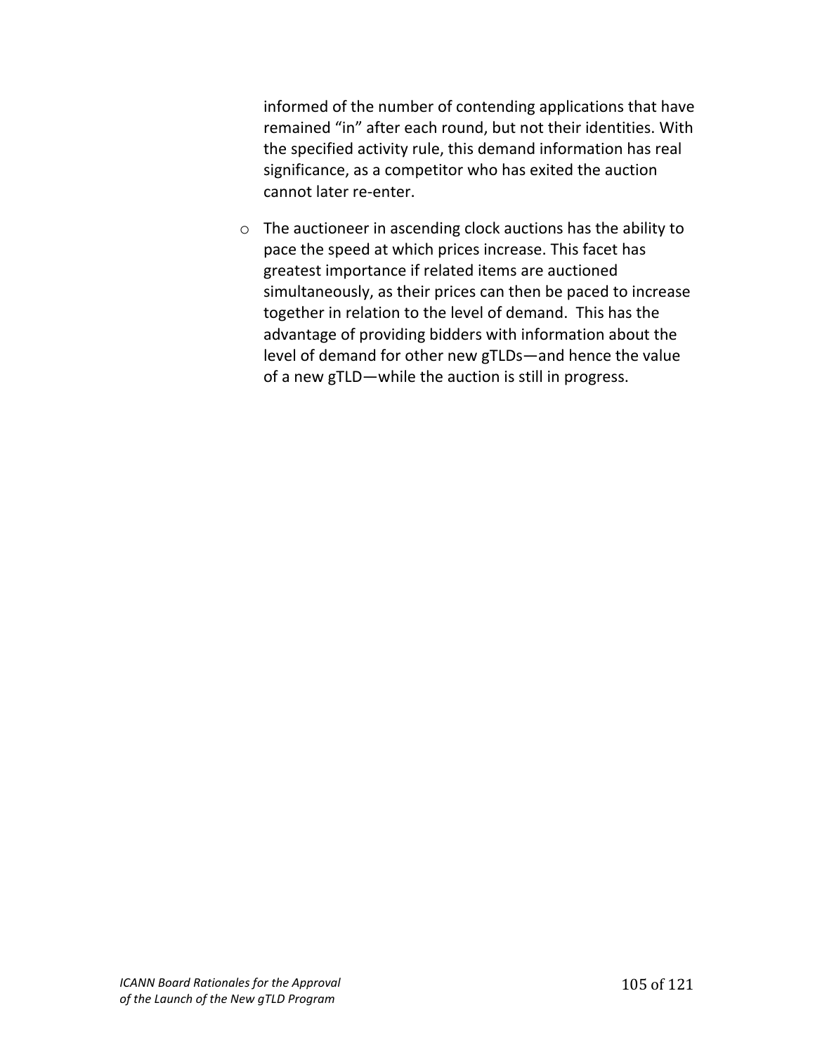informed of the number of contending applications that have remained "in" after each round, but not their identities. With the specified activity rule, this demand information has real significance, as a competitor who has exited the auction cannot later re-enter.

- The auctioneer in ascending clock auctions has the ability to pace the speed at which prices increase. This facet has greatest importance if related items are auctioned simultaneously, as their prices can then be paced to increase together in relation to the level of demand. This has the advantage of providing bidders with information about the level of demand for other new gTLDs—and hence the value of a new gTLD—while the auction is still in progress.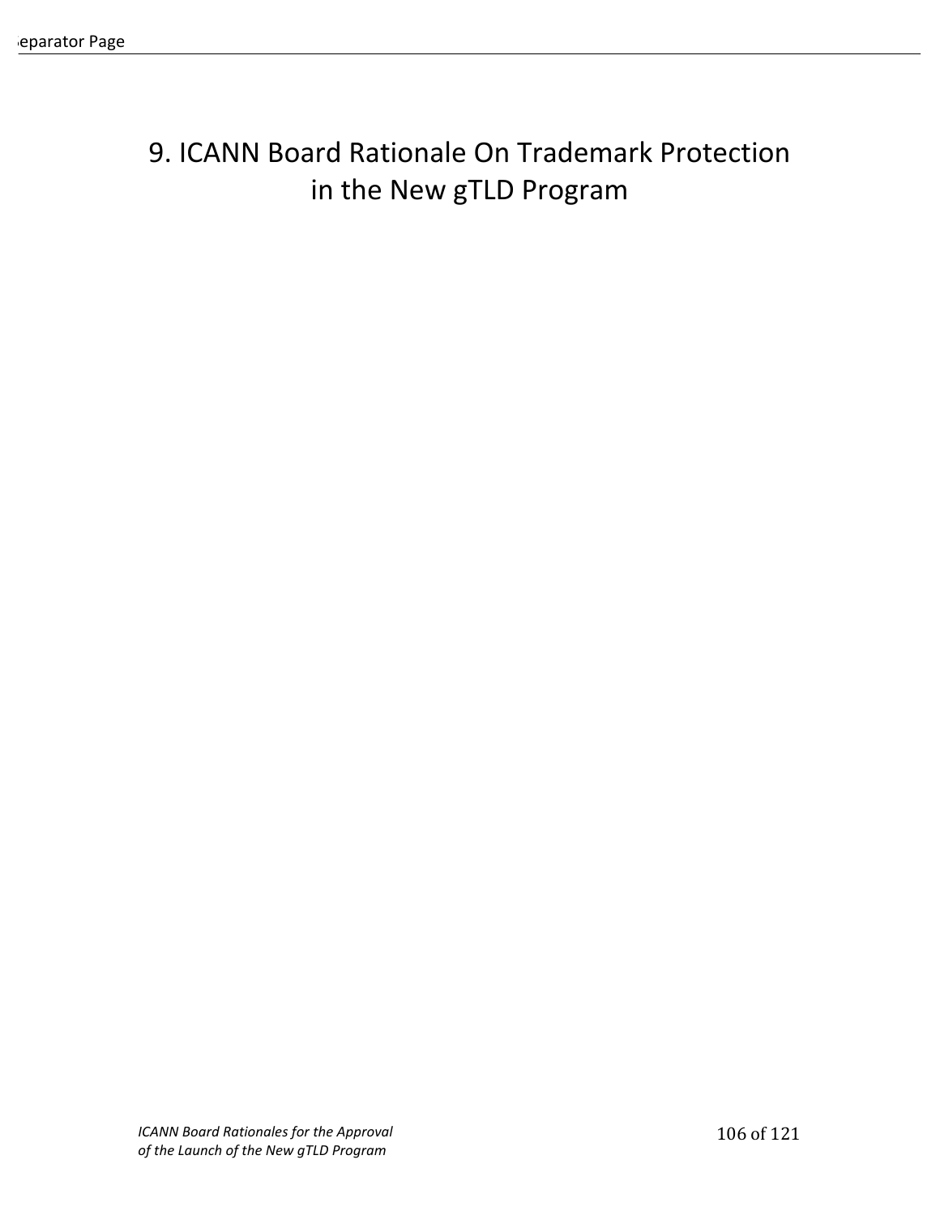# 9. ICANN Board Rationale On Trademark Protection in the New gTLD Program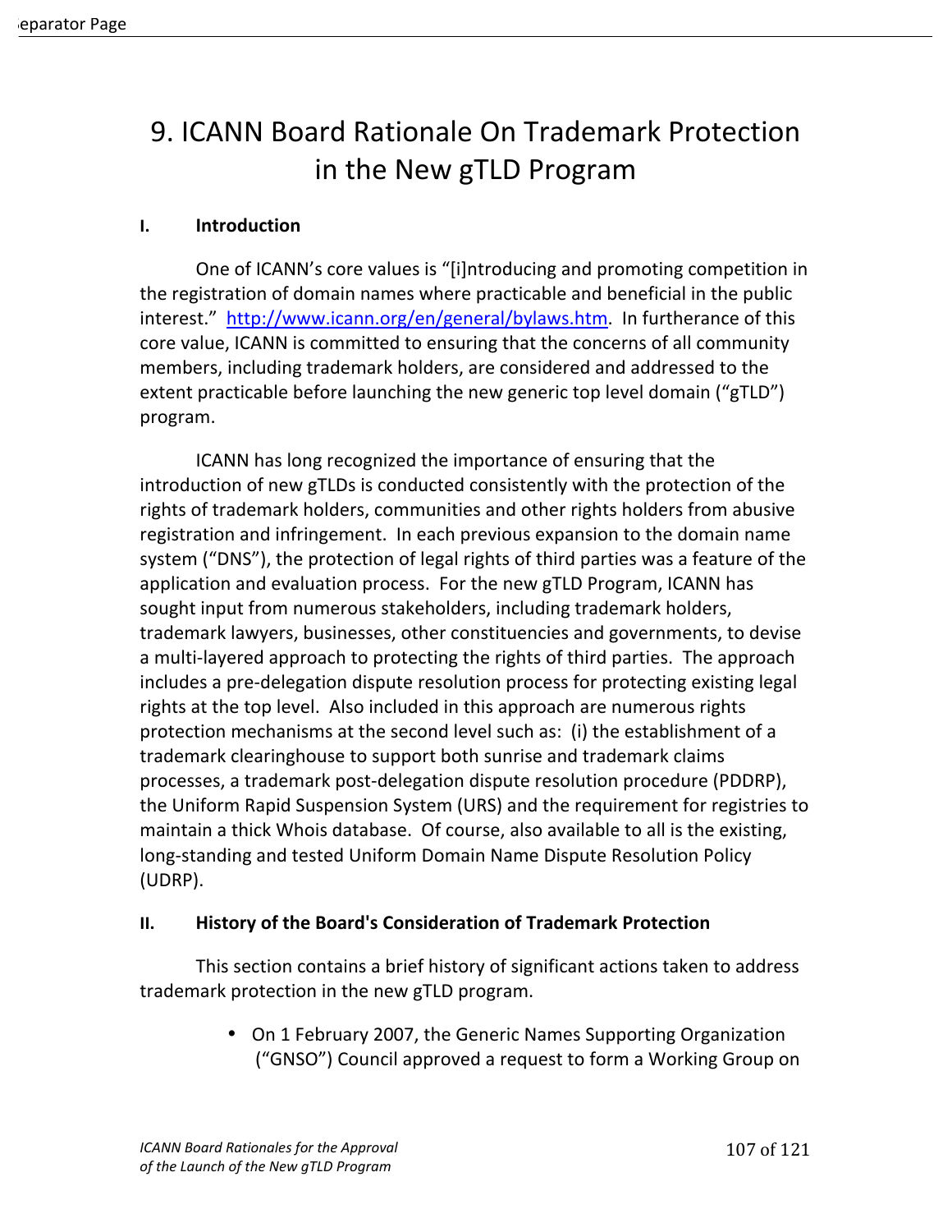# 9. ICANN Board Rationale On Trademark Protection in the New gTLD Program

## I. Introduction

One of ICANN's core values is "[i]ntroducing and promoting competition in the registration of domain names where practicable and beneficial in the public interest." http://www.icann.org/en/general/bylaws.htm. In furtherance of this core value, ICANN is committed to ensuring that the concerns of all community members, including trademark holders, are considered and addressed to the extent practicable before launching the new generic top level domain ("gTLD") program.

ICANN has long recognized the importance of ensuring that the introduction of new gTLDs is conducted consistently with the protection of the rights of trademark holders, communities and other rights holders from abusive registration and infringement. In each previous expansion to the domain name system ("DNS"), the protection of legal rights of third parties was a feature of the application and evaluation process. For the new gTLD Program, ICANN has sought input from numerous stakeholders, including trademark holders, trademark lawyers, businesses, other constituencies and governments, to devise a multi-layered approach to protecting the rights of third parties. The approach includes a pre-delegation dispute resolution process for protecting existing legal rights at the top level. Also included in this approach are numerous rights protection mechanisms at the second level such as: (i) the establishment of a trademark clearinghouse to support both sunrise and trademark claims processes, a trademark post-delegation dispute resolution procedure (PDDRP), the Uniform Rapid Suspension System (URS) and the requirement for registries to maintain a thick Whois database. Of course, also available to all is the existing, long-standing and tested Uniform Domain Name Dispute Resolution Policy (UDRP).

## II. History of the Board's Consideration of Trademark Protection

This section contains a brief history of significant actions taken to address trademark protection in the new gTLD program.

- On 1 February 2007, the Generic Names Supporting Organization ("GNSO") Council approved a request to form a Working Group on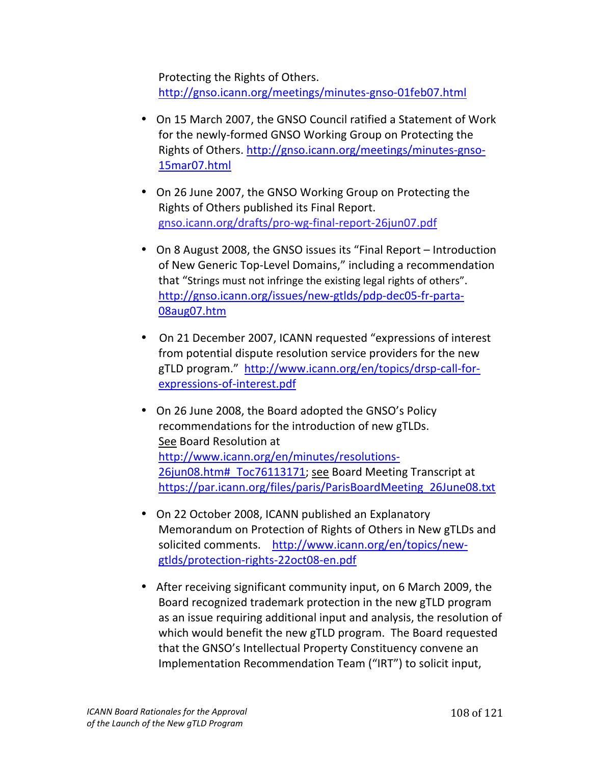Protecting the Rights of Others.
http://gnso.icann.org/meetings/minutes-gnso-01feb07.html

- On 15 March 2007, the GNSO Council ratified a Statement of Work for the newly-formed GNSO Working Group on Protecting the Rights of Others. http://gnso.icann.org/meetings/minutes-gnso-15mar07.html

- On 26 June 2007, the GNSO Working Group on Protecting the Rights of Others published its Final Report. gnso.icann.org/drafts/pro-wg-final-report-26jun07.pdf

- On 8 August 2008, the GNSO issues its "Final Report – Introduction of New Generic Top-Level Domains," including a recommendation that "Strings must not infringe the existing legal rights of others". http://gnso.icann.org/issues/new-gtlds/pdp-dec05-fr-parta-08aug07.htm

- On 21 December 2007, ICANN requested "expressions of interest from potential dispute resolution service providers for the new gTLD program." http://www.icann.org/en/topics/drsp-call-for-expressions-of-interest.pdf

- On 26 June 2008, the Board adopted the GNSO's Policy recommendations for the introduction of new gTLDs. See Board Resolution at http://www.icann.org/en/minutes/resolutions-26jun08.htm#_Toc76113171; see Board Meeting Transcript at https://par.icann.org/files/paris/ParisBoardMeeting_26June08.txt

- On 22 October 2008, ICANN published an Explanatory Memorandum on Protection of Rights of Others in New gTLDs and solicited comments. http://www.icann.org/en/topics/new-gtlds/protection-rights-22oct08-en.pdf

- After receiving significant community input, on 6 March 2009, the Board recognized trademark protection in the new gTLD program as an issue requiring additional input and analysis, the resolution of which would benefit the new gTLD program. The Board requested that the GNSO's Intellectual Property Constituency convene an Implementation Recommendation Team ("IRT") to solicit input,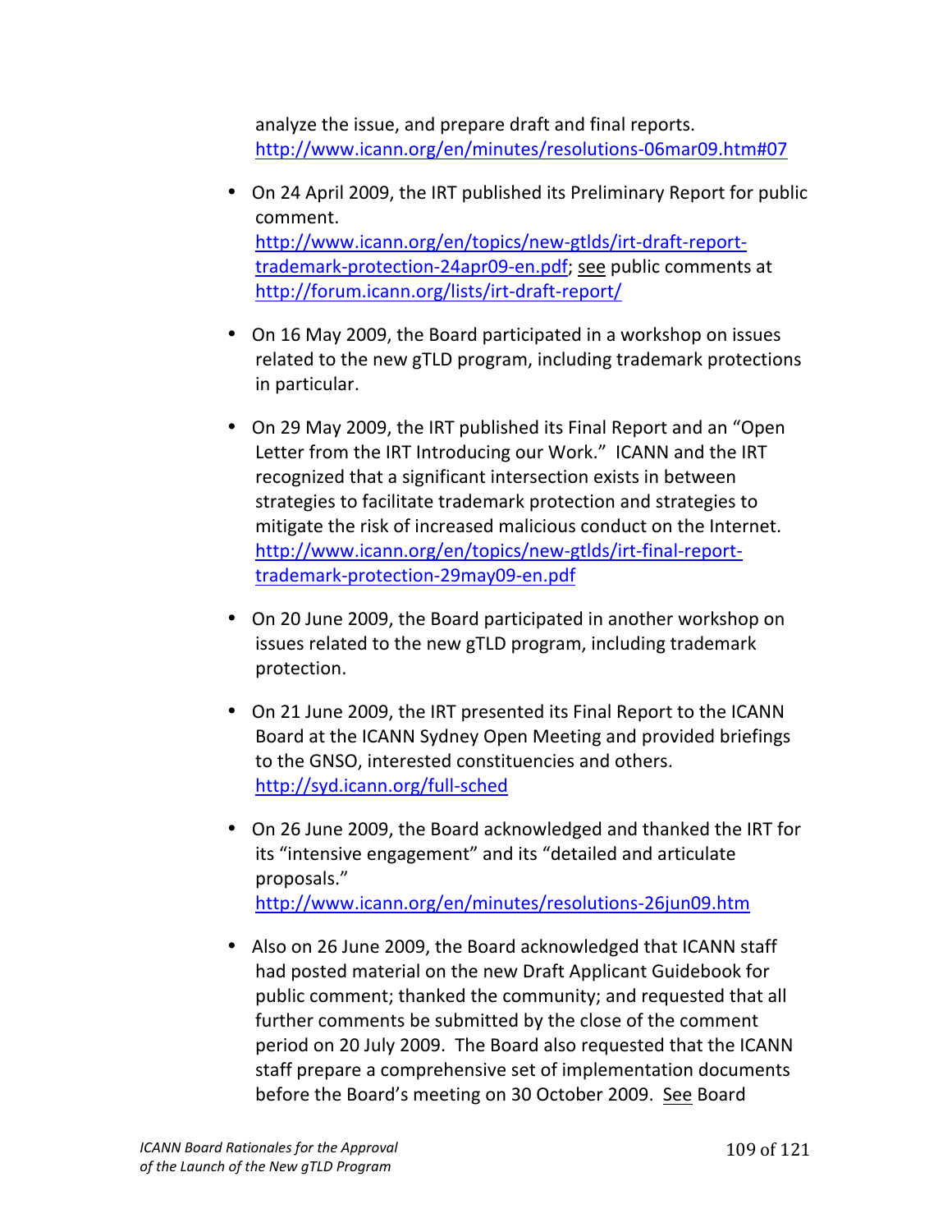analyze the issue, and prepare draft and final reports. http://www.icann.org/en/minutes/resolutions-06mar09.htm#07

- On 24 April 2009, the IRT published its Preliminary Report for public comment. http://www.icann.org/en/topics/new-gtlds/irt-draft-report-trademark-protection-24apr09-en.pdf; see public comments at http://forum.icann.org/lists/irt-draft-report/

- On 16 May 2009, the Board participated in a workshop on issues related to the new gTLD program, including trademark protections in particular.

- On 29 May 2009, the IRT published its Final Report and an "Open Letter from the IRT Introducing our Work." ICANN and the IRT recognized that a significant intersection exists in between strategies to facilitate trademark protection and strategies to mitigate the risk of increased malicious conduct on the Internet. http://www.icann.org/en/topics/new-gtlds/irt-final-report-trademark-protection-29may09-en.pdf

- On 20 June 2009, the Board participated in another workshop on issues related to the new gTLD program, including trademark protection.

- On 21 June 2009, the IRT presented its Final Report to the ICANN Board at the ICANN Sydney Open Meeting and provided briefings to the GNSO, interested constituencies and others. http://syd.icann.org/full-sched

- On 26 June 2009, the Board acknowledged and thanked the IRT for its "intensive engagement" and its "detailed and articulate proposals." http://www.icann.org/en/minutes/resolutions-26jun09.htm

- Also on 26 June 2009, the Board acknowledged that ICANN staff had posted material on the new Draft Applicant Guidebook for public comment; thanked the community; and requested that all further comments be submitted by the close of the comment period on 20 July 2009. The Board also requested that the ICANN staff prepare a comprehensive set of implementation documents before the Board's meeting on 30 October 2009. See Board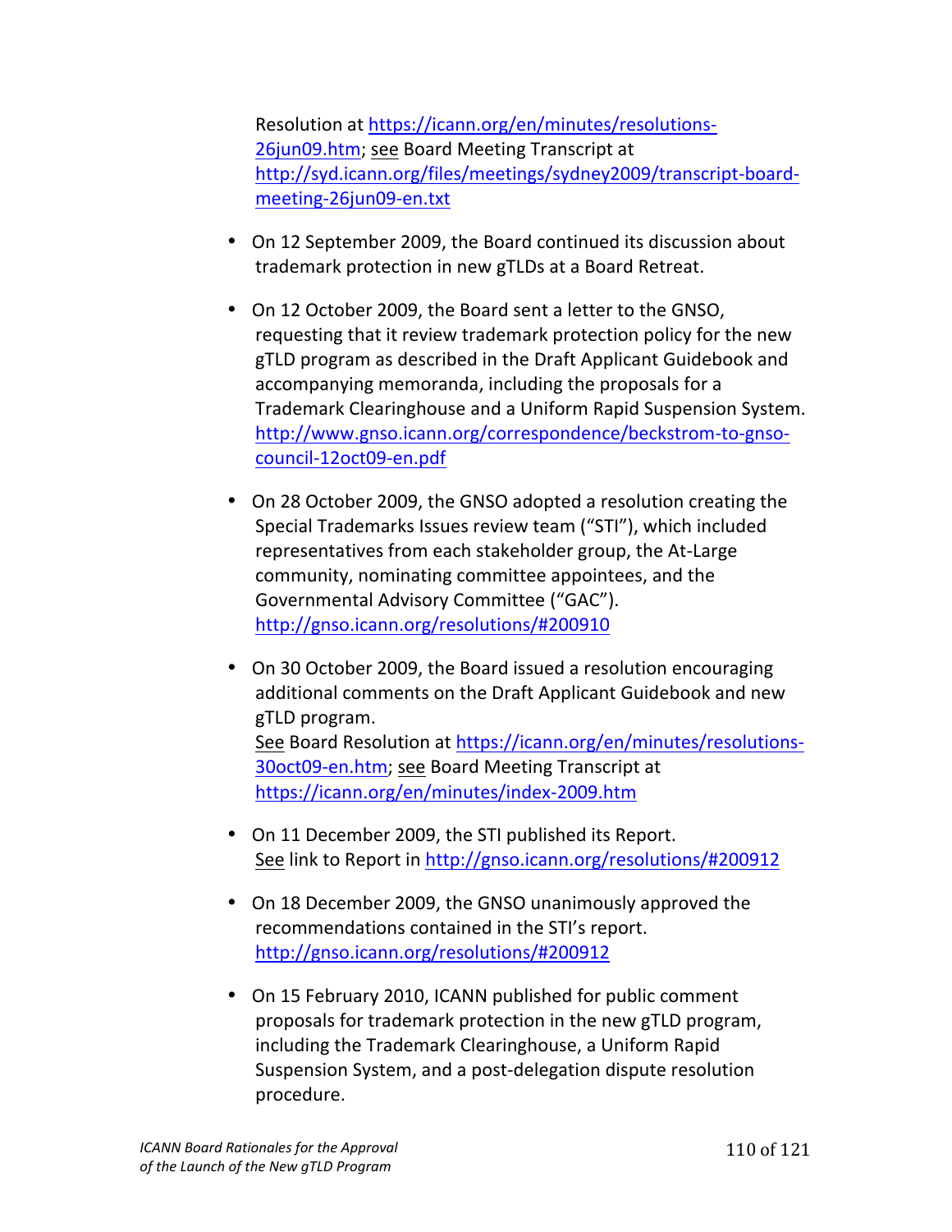Resolution at https://icann.org/en/minutes/resolutions-26jun09.htm; see Board Meeting Transcript at http://syd.icann.org/files/meetings/sydney2009/transcript-board-meeting-26jun09-en.txt

- On 12 September 2009, the Board continued its discussion about trademark protection in new gTLDs at a Board Retreat.

- On 12 October 2009, the Board sent a letter to the GNSO, requesting that it review trademark protection policy for the new gTLD program as described in the Draft Applicant Guidebook and accompanying memoranda, including the proposals for a Trademark Clearinghouse and a Uniform Rapid Suspension System. http://www.gnso.icann.org/correspondence/beckstrom-to-gnso-council-12oct09-en.pdf

- On 28 October 2009, the GNSO adopted a resolution creating the Special Trademarks Issues review team ("STI"), which included representatives from each stakeholder group, the At-Large community, nominating committee appointees, and the Governmental Advisory Committee ("GAC"). http://gnso.icann.org/resolutions/#200910

- On 30 October 2009, the Board issued a resolution encouraging additional comments on the Draft Applicant Guidebook and new gTLD program.
  See Board Resolution at https://icann.org/en/minutes/resolutions-30oct09-en.htm; see Board Meeting Transcript at https://icann.org/en/minutes/index-2009.htm

- On 11 December 2009, the STI published its Report.
  See link to Report in http://gnso.icann.org/resolutions/#200912

- On 18 December 2009, the GNSO unanimously approved the recommendations contained in the STI's report. http://gnso.icann.org/resolutions/#200912

- On 15 February 2010, ICANN published for public comment proposals for trademark protection in the new gTLD program, including the Trademark Clearinghouse, a Uniform Rapid Suspension System, and a post-delegation dispute resolution procedure.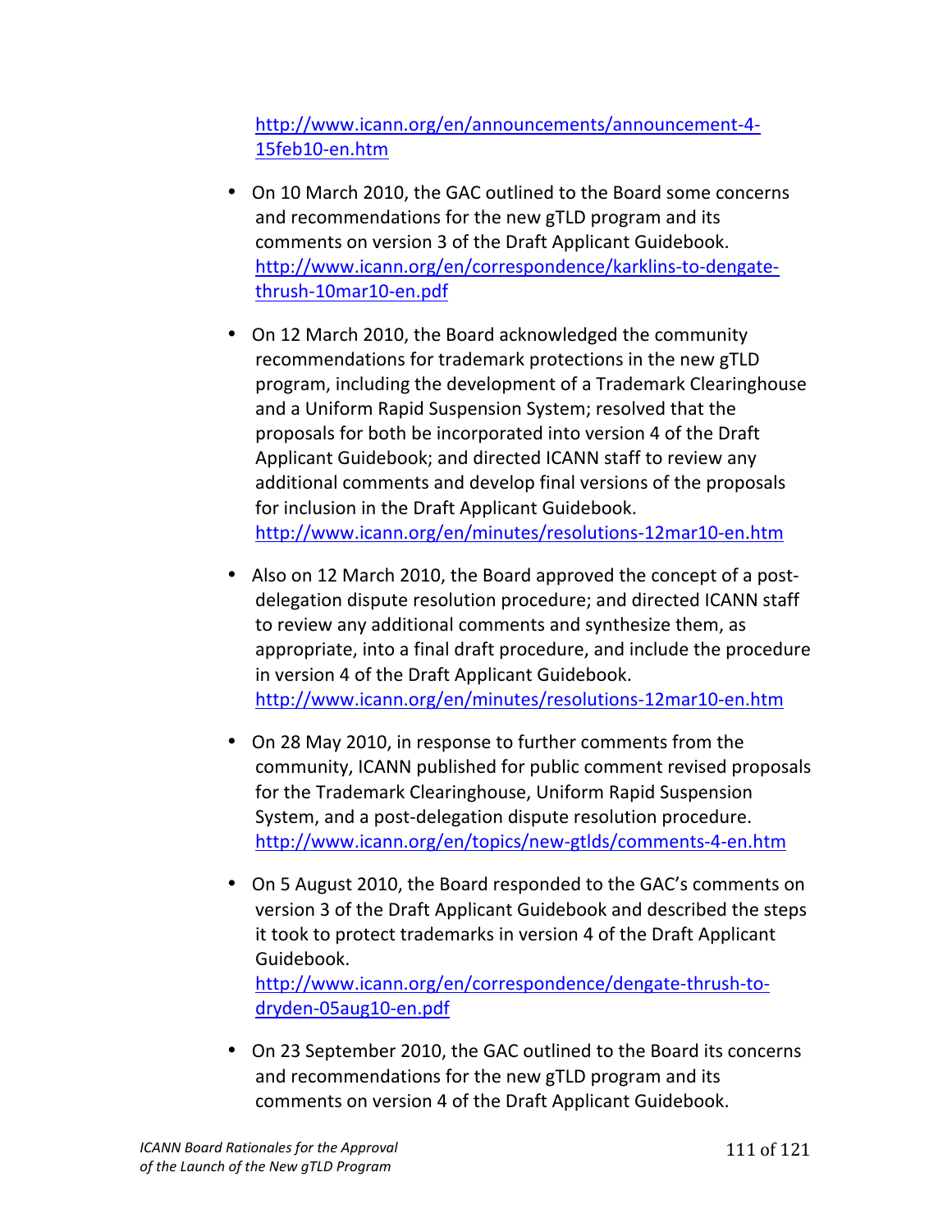http://www.icann.org/en/announcements/announcement-4-15feb10-en.htm

- On 10 March 2010, the GAC outlined to the Board some concerns and recommendations for the new gTLD program and its comments on version 3 of the Draft Applicant Guidebook. http://www.icann.org/en/correspondence/karklins-to-dengate-thrush-10mar10-en.pdf

- On 12 March 2010, the Board acknowledged the community recommendations for trademark protections in the new gTLD program, including the development of a Trademark Clearinghouse and a Uniform Rapid Suspension System; resolved that the proposals for both be incorporated into version 4 of the Draft Applicant Guidebook; and directed ICANN staff to review any additional comments and develop final versions of the proposals for inclusion in the Draft Applicant Guidebook. http://www.icann.org/en/minutes/resolutions-12mar10-en.htm

- Also on 12 March 2010, the Board approved the concept of a post-delegation dispute resolution procedure; and directed ICANN staff to review any additional comments and synthesize them, as appropriate, into a final draft procedure, and include the procedure in version 4 of the Draft Applicant Guidebook. http://www.icann.org/en/minutes/resolutions-12mar10-en.htm

- On 28 May 2010, in response to further comments from the community, ICANN published for public comment revised proposals for the Trademark Clearinghouse, Uniform Rapid Suspension System, and a post-delegation dispute resolution procedure. http://www.icann.org/en/topics/new-gtlds/comments-4-en.htm

- On 5 August 2010, the Board responded to the GAC's comments on version 3 of the Draft Applicant Guidebook and described the steps it took to protect trademarks in version 4 of the Draft Applicant Guidebook. http://www.icann.org/en/correspondence/dengate-thrush-to-dryden-05aug10-en.pdf

- On 23 September 2010, the GAC outlined to the Board its concerns and recommendations for the new gTLD program and its comments on version 4 of the Draft Applicant Guidebook.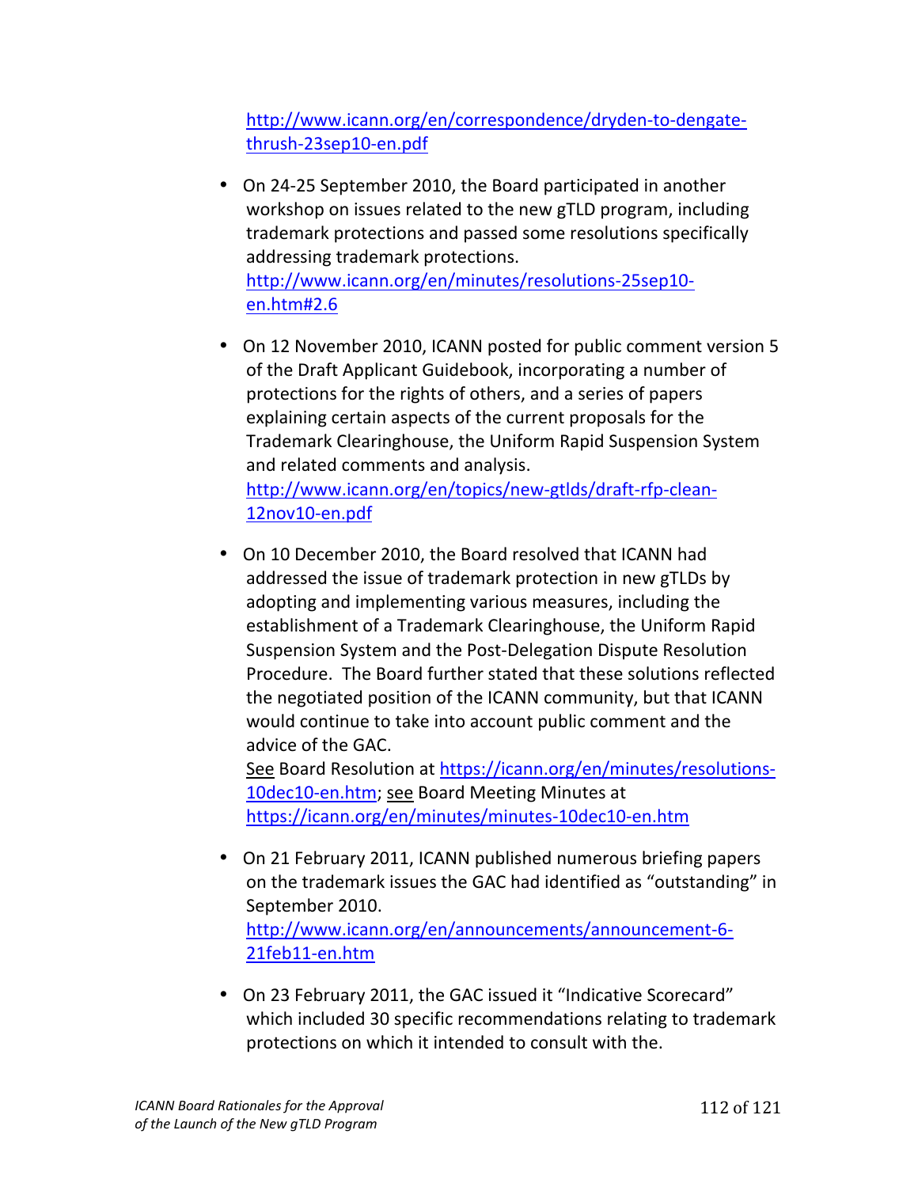http://www.icann.org/en/correspondence/dryden-to-dengate-thrush-23sep10-en.pdf

- On 24-25 September 2010, the Board participated in another workshop on issues related to the new gTLD program, including trademark protections and passed some resolutions specifically addressing trademark protections.
  http://www.icann.org/en/minutes/resolutions-25sep10-en.htm#2.6

- On 12 November 2010, ICANN posted for public comment version 5 of the Draft Applicant Guidebook, incorporating a number of protections for the rights of others, and a series of papers explaining certain aspects of the current proposals for the Trademark Clearinghouse, the Uniform Rapid Suspension System and related comments and analysis.
  http://www.icann.org/en/topics/new-gtlds/draft-rfp-clean-12nov10-en.pdf

- On 10 December 2010, the Board resolved that ICANN had addressed the issue of trademark protection in new gTLDs by adopting and implementing various measures, including the establishment of a Trademark Clearinghouse, the Uniform Rapid Suspension System and the Post-Delegation Dispute Resolution Procedure. The Board further stated that these solutions reflected the negotiated position of the ICANN community, but that ICANN would continue to take into account public comment and the advice of the GAC.
  See Board Resolution at https://icann.org/en/minutes/resolutions-10dec10-en.htm; see Board Meeting Minutes at https://icann.org/en/minutes/minutes-10dec10-en.htm

- On 21 February 2011, ICANN published numerous briefing papers on the trademark issues the GAC had identified as "outstanding" in September 2010.
  http://www.icann.org/en/announcements/announcement-6-21feb11-en.htm

- On 23 February 2011, the GAC issued it "Indicative Scorecard" which included 30 specific recommendations relating to trademark protections on which it intended to consult with the.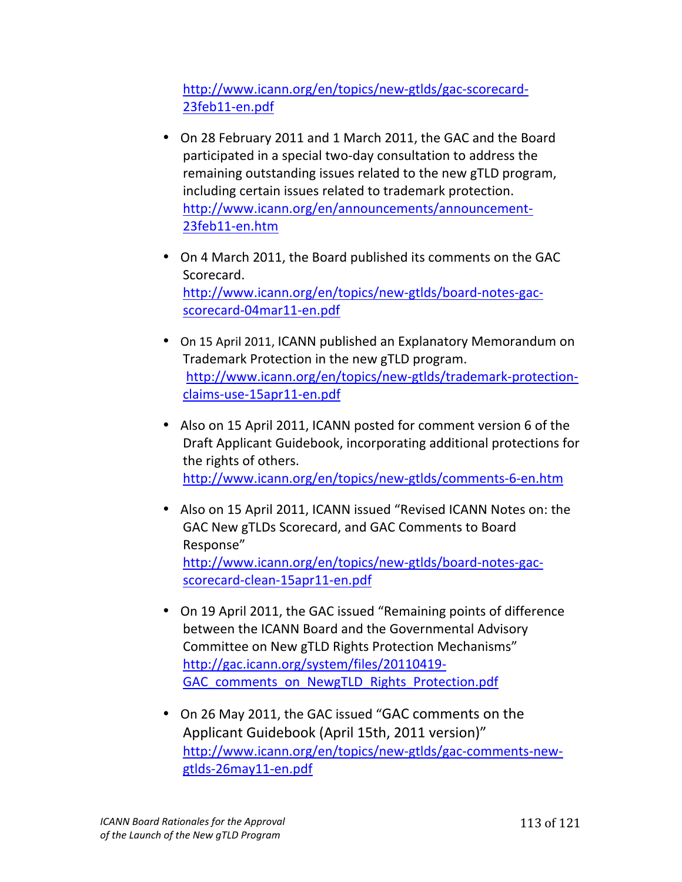http://www.icann.org/en/topics/new-gtlds/gac-scorecard-23feb11-en.pdf

- On 28 February 2011 and 1 March 2011, the GAC and the Board participated in a special two-day consultation to address the remaining outstanding issues related to the new gTLD program, including certain issues related to trademark protection. http://www.icann.org/en/announcements/announcement-23feb11-en.htm

- On 4 March 2011, the Board published its comments on the GAC Scorecard. http://www.icann.org/en/topics/new-gtlds/board-notes-gac-scorecard-04mar11-en.pdf

- On 15 April 2011, ICANN published an Explanatory Memorandum on Trademark Protection in the new gTLD program. http://www.icann.org/en/topics/new-gtlds/trademark-protection-claims-use-15apr11-en.pdf

- Also on 15 April 2011, ICANN posted for comment version 6 of the Draft Applicant Guidebook, incorporating additional protections for the rights of others. http://www.icann.org/en/topics/new-gtlds/comments-6-en.htm

- Also on 15 April 2011, ICANN issued "Revised ICANN Notes on: the GAC New gTLDs Scorecard, and GAC Comments to Board Response" http://www.icann.org/en/topics/new-gtlds/board-notes-gac-scorecard-clean-15apr11-en.pdf

- On 19 April 2011, the GAC issued "Remaining points of difference between the ICANN Board and the Governmental Advisory Committee on New gTLD Rights Protection Mechanisms" http://gac.icann.org/system/files/20110419-GAC_comments_on_NewgTLD_Rights_Protection.pdf

- On 26 May 2011, the GAC issued "GAC comments on the Applicant Guidebook (April 15th, 2011 version)" http://www.icann.org/en/topics/new-gtlds/gac-comments-new-gtlds-26may11-en.pdf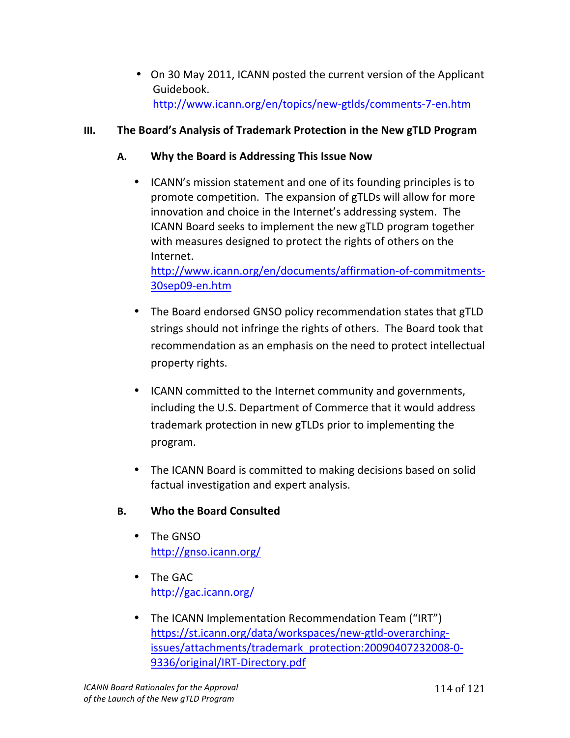- On 30 May 2011, ICANN posted the current version of the Applicant Guidebook.
  http://www.icann.org/en/topics/new-gtlds/comments-7-en.htm

## III. The Board's Analysis of Trademark Protection in the New gTLD Program

### A. Why the Board is Addressing This Issue Now

- ICANN's mission statement and one of its founding principles is to promote competition. The expansion of gTLDs will allow for more innovation and choice in the Internet's addressing system. The ICANN Board seeks to implement the new gTLD program together with measures designed to protect the rights of others on the Internet.
  http://www.icann.org/en/documents/affirmation-of-commitments-30sep09-en.htm

- The Board endorsed GNSO policy recommendation states that gTLD strings should not infringe the rights of others. The Board took that recommendation as an emphasis on the need to protect intellectual property rights.

- ICANN committed to the Internet community and governments, including the U.S. Department of Commerce that it would address trademark protection in new gTLDs prior to implementing the program.

- The ICANN Board is committed to making decisions based on solid factual investigation and expert analysis.

### B. Who the Board Consulted

- The GNSO
  http://gnso.icann.org/

- The GAC
  http://gac.icann.org/

- The ICANN Implementation Recommendation Team ("IRT")
  https://st.icann.org/data/workspaces/new-gtld-overarching-issues/attachments/trademark_protection:20090407232008-0-9336/original/IRT-Directory.pdf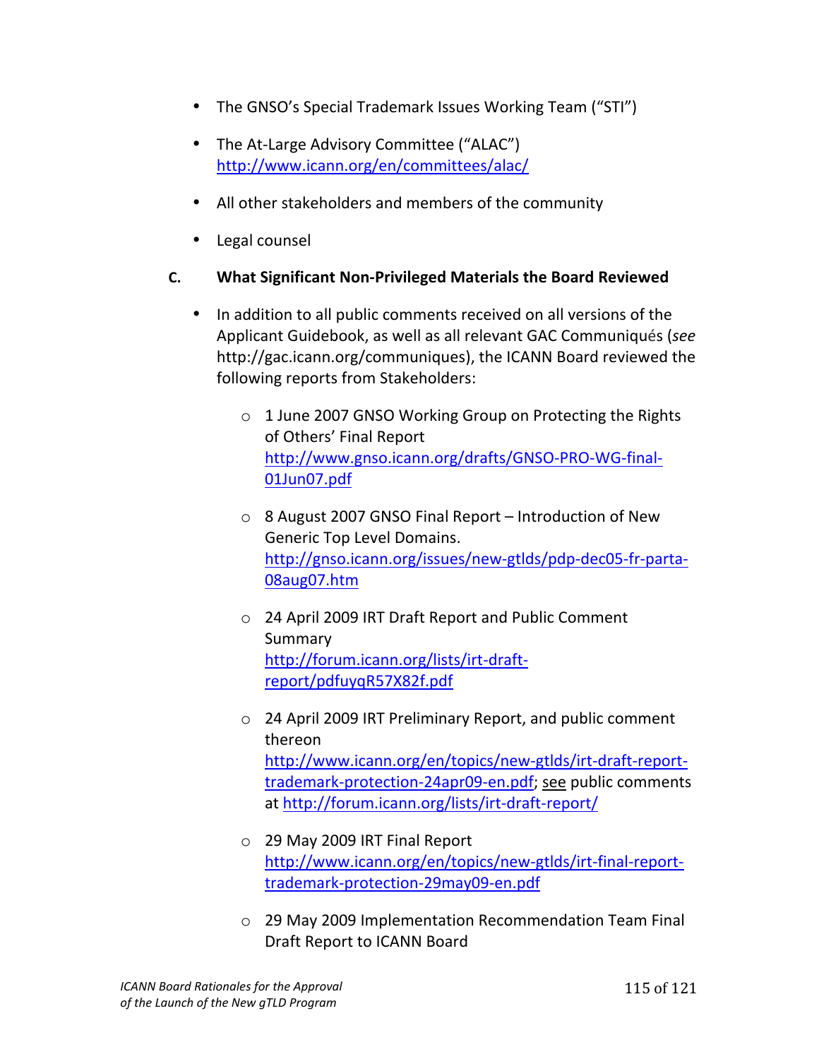- The GNSO's Special Trademark Issues Working Team ("STI")
- The At-Large Advisory Committee ("ALAC") http://www.icann.org/en/committees/alac/
- All other stakeholders and members of the community
- Legal counsel

**C. What Significant Non-Privileged Materials the Board Reviewed**

- In addition to all public comments received on all versions of the Applicant Guidebook, as well as all relevant GAC Communiqués (*see* http://gac.icann.org/communiques), the ICANN Board reviewed the following reports from Stakeholders:
  - 1 June 2007 GNSO Working Group on Protecting the Rights of Others' Final Report http://www.gnso.icann.org/drafts/GNSO-PRO-WG-final-01Jun07.pdf
  - 8 August 2007 GNSO Final Report – Introduction of New Generic Top Level Domains. http://gnso.icann.org/issues/new-gtlds/pdp-dec05-fr-parta-08aug07.htm
  - 24 April 2009 IRT Draft Report and Public Comment Summary http://forum.icann.org/lists/irt-draft-report/pdfuyqR57X82f.pdf
  - 24 April 2009 IRT Preliminary Report, and public comment thereon http://www.icann.org/en/topics/new-gtlds/irt-draft-report-trademark-protection-24apr09-en.pdf; see public comments at http://forum.icann.org/lists/irt-draft-report/
  - 29 May 2009 IRT Final Report http://www.icann.org/en/topics/new-gtlds/irt-final-report-trademark-protection-29may09-en.pdf
  - 29 May 2009 Implementation Recommendation Team Final Draft Report to ICANN Board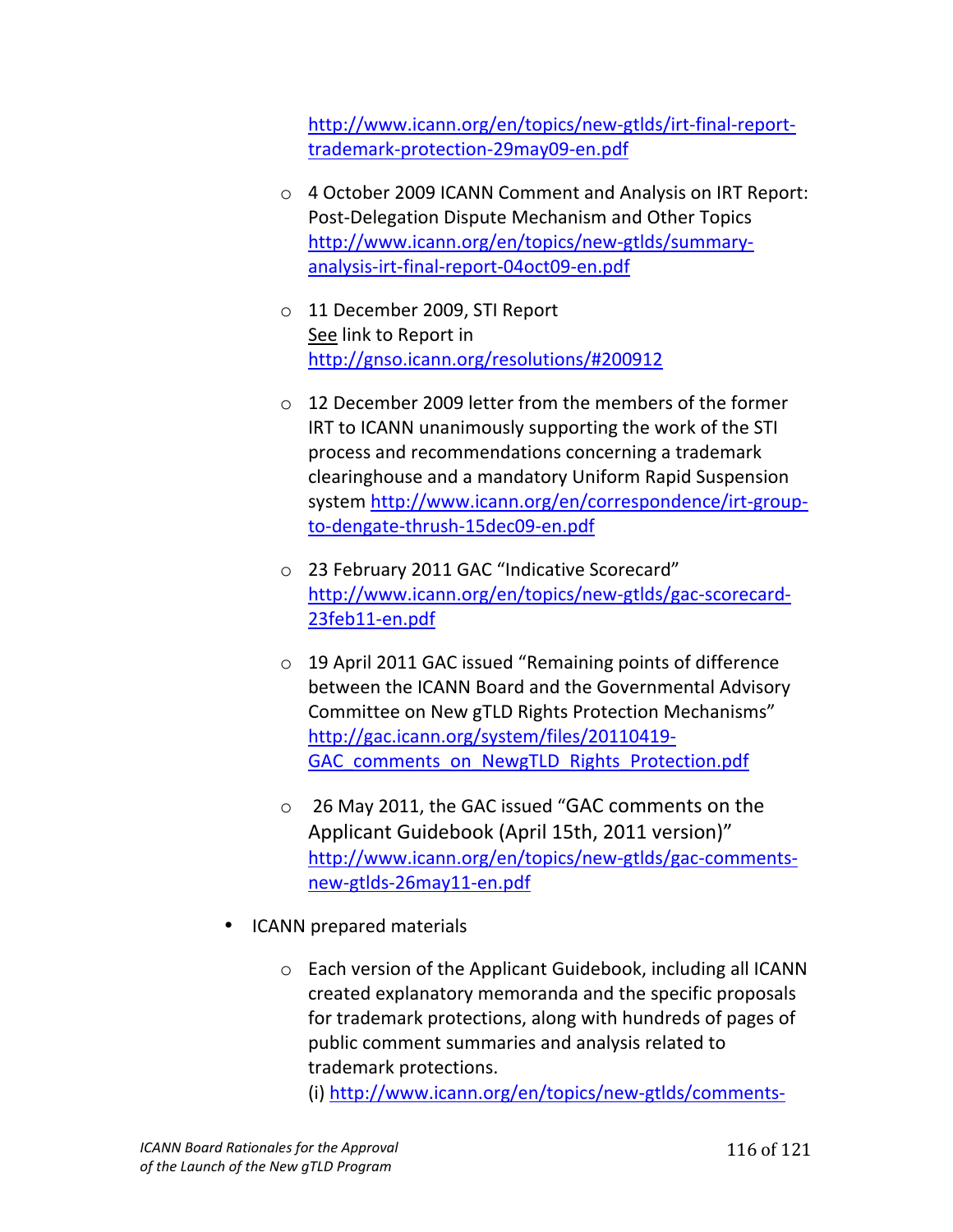http://www.icann.org/en/topics/new-gtlds/irt-final-report-trademark-protection-29may09-en.pdf

- 4 October 2009 ICANN Comment and Analysis on IRT Report: Post-Delegation Dispute Mechanism and Other Topics http://www.icann.org/en/topics/new-gtlds/summary-analysis-irt-final-report-04oct09-en.pdf

- 11 December 2009, STI Report
  See link to Report in http://gnso.icann.org/resolutions/#200912

- 12 December 2009 letter from the members of the former IRT to ICANN unanimously supporting the work of the STI process and recommendations concerning a trademark clearinghouse and a mandatory Uniform Rapid Suspension system http://www.icann.org/en/correspondence/irt-group-to-dengate-thrush-15dec09-en.pdf

- 23 February 2011 GAC "Indicative Scorecard" http://www.icann.org/en/topics/new-gtlds/gac-scorecard-23feb11-en.pdf

- 19 April 2011 GAC issued "Remaining points of difference between the ICANN Board and the Governmental Advisory Committee on New gTLD Rights Protection Mechanisms" http://gac.icann.org/system/files/20110419-GAC_comments_on_NewgTLD_Rights_Protection.pdf

- 26 May 2011, the GAC issued "GAC comments on the Applicant Guidebook (April 15th, 2011 version)" http://www.icann.org/en/topics/new-gtlds/gac-comments-new-gtlds-26may11-en.pdf

- ICANN prepared materials

  - Each version of the Applicant Guidebook, including all ICANN created explanatory memoranda and the specific proposals for trademark protections, along with hundreds of pages of public comment summaries and analysis related to trademark protections.
    (i) http://www.icann.org/en/topics/new-gtlds/comments-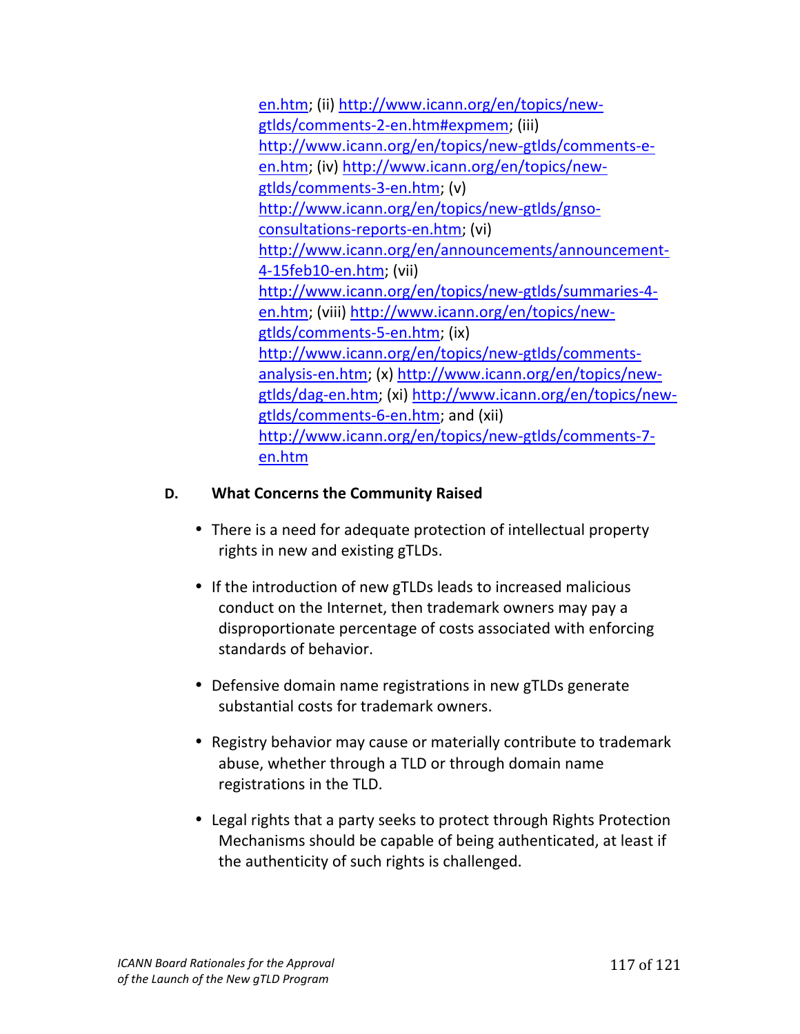en.htm; (ii) http://www.icann.org/en/topics/new-gtlds/comments-2-en.htm#expmem; (iii) http://www.icann.org/en/topics/new-gtlds/comments-e-en.htm; (iv) http://www.icann.org/en/topics/new-gtlds/comments-3-en.htm; (v) http://www.icann.org/en/topics/new-gtlds/gnso-consultations-reports-en.htm; (vi) http://www.icann.org/en/announcements/announcement-4-15feb10-en.htm; (vii) http://www.icann.org/en/topics/new-gtlds/summaries-4-en.htm; (viii) http://www.icann.org/en/topics/new-gtlds/comments-5-en.htm; (ix) http://www.icann.org/en/topics/new-gtlds/comments-analysis-en.htm; (x) http://www.icann.org/en/topics/new-gtlds/dag-en.htm; (xi) http://www.icann.org/en/topics/new-gtlds/comments-6-en.htm; and (xii) http://www.icann.org/en/topics/new-gtlds/comments-7-en.htm

**D. What Concerns the Community Raised**

- There is a need for adequate protection of intellectual property rights in new and existing gTLDs.
- If the introduction of new gTLDs leads to increased malicious conduct on the Internet, then trademark owners may pay a disproportionate percentage of costs associated with enforcing standards of behavior.
- Defensive domain name registrations in new gTLDs generate substantial costs for trademark owners.
- Registry behavior may cause or materially contribute to trademark abuse, whether through a TLD or through domain name registrations in the TLD.
- Legal rights that a party seeks to protect through Rights Protection Mechanisms should be capable of being authenticated, at least if the authenticity of such rights is challenged.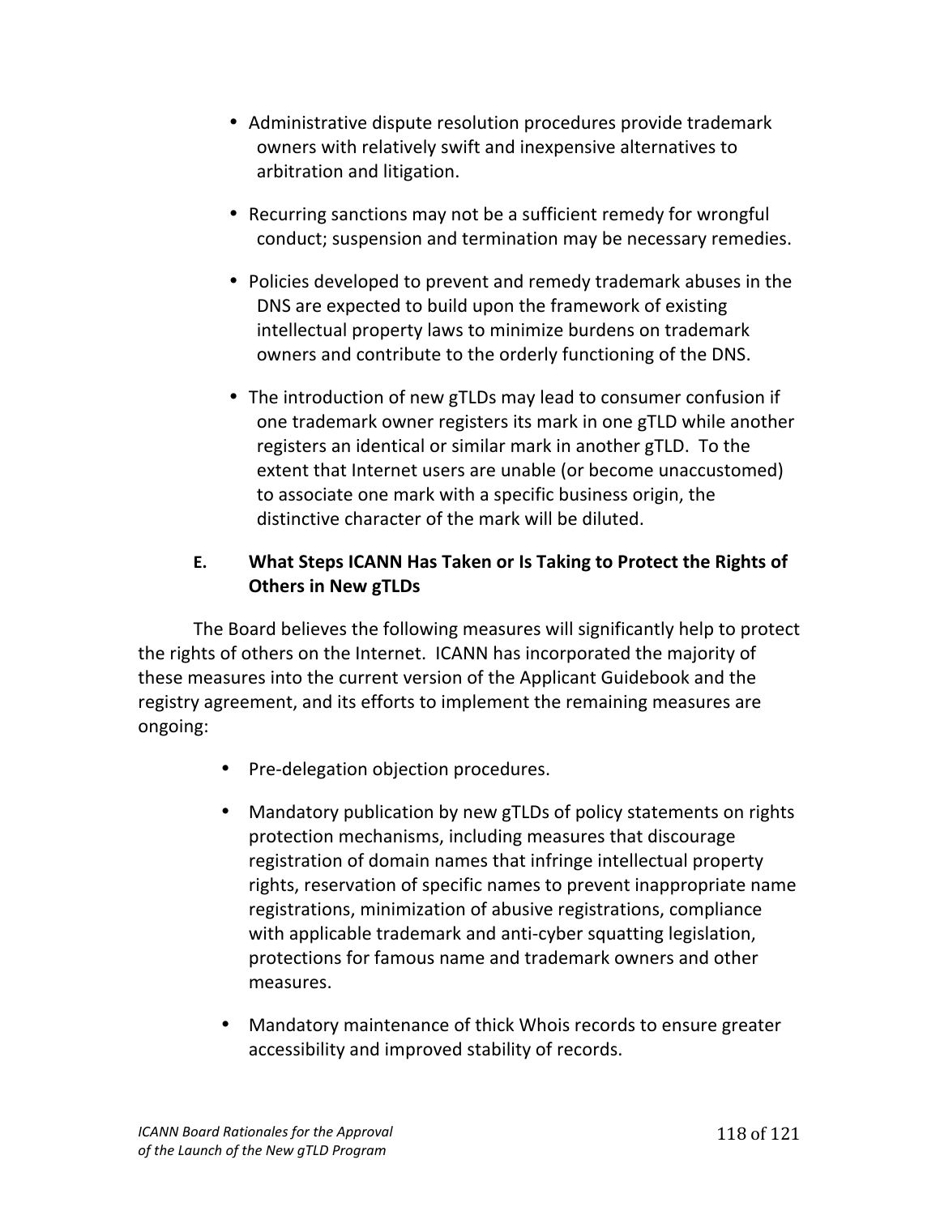- Administrative dispute resolution procedures provide trademark owners with relatively swift and inexpensive alternatives to arbitration and litigation.

- Recurring sanctions may not be a sufficient remedy for wrongful conduct; suspension and termination may be necessary remedies.

- Policies developed to prevent and remedy trademark abuses in the DNS are expected to build upon the framework of existing intellectual property laws to minimize burdens on trademark owners and contribute to the orderly functioning of the DNS.

- The introduction of new gTLDs may lead to consumer confusion if one trademark owner registers its mark in one gTLD while another registers an identical or similar mark in another gTLD. To the extent that Internet users are unable (or become unaccustomed) to associate one mark with a specific business origin, the distinctive character of the mark will be diluted.

### E. What Steps ICANN Has Taken or Is Taking to Protect the Rights of Others in New gTLDs

The Board believes the following measures will significantly help to protect the rights of others on the Internet. ICANN has incorporated the majority of these measures into the current version of the Applicant Guidebook and the registry agreement, and its efforts to implement the remaining measures are ongoing:

- Pre-delegation objection procedures.

- Mandatory publication by new gTLDs of policy statements on rights protection mechanisms, including measures that discourage registration of domain names that infringe intellectual property rights, reservation of specific names to prevent inappropriate name registrations, minimization of abusive registrations, compliance with applicable trademark and anti-cyber squatting legislation, protections for famous name and trademark owners and other measures.

- Mandatory maintenance of thick Whois records to ensure greater accessibility and improved stability of records.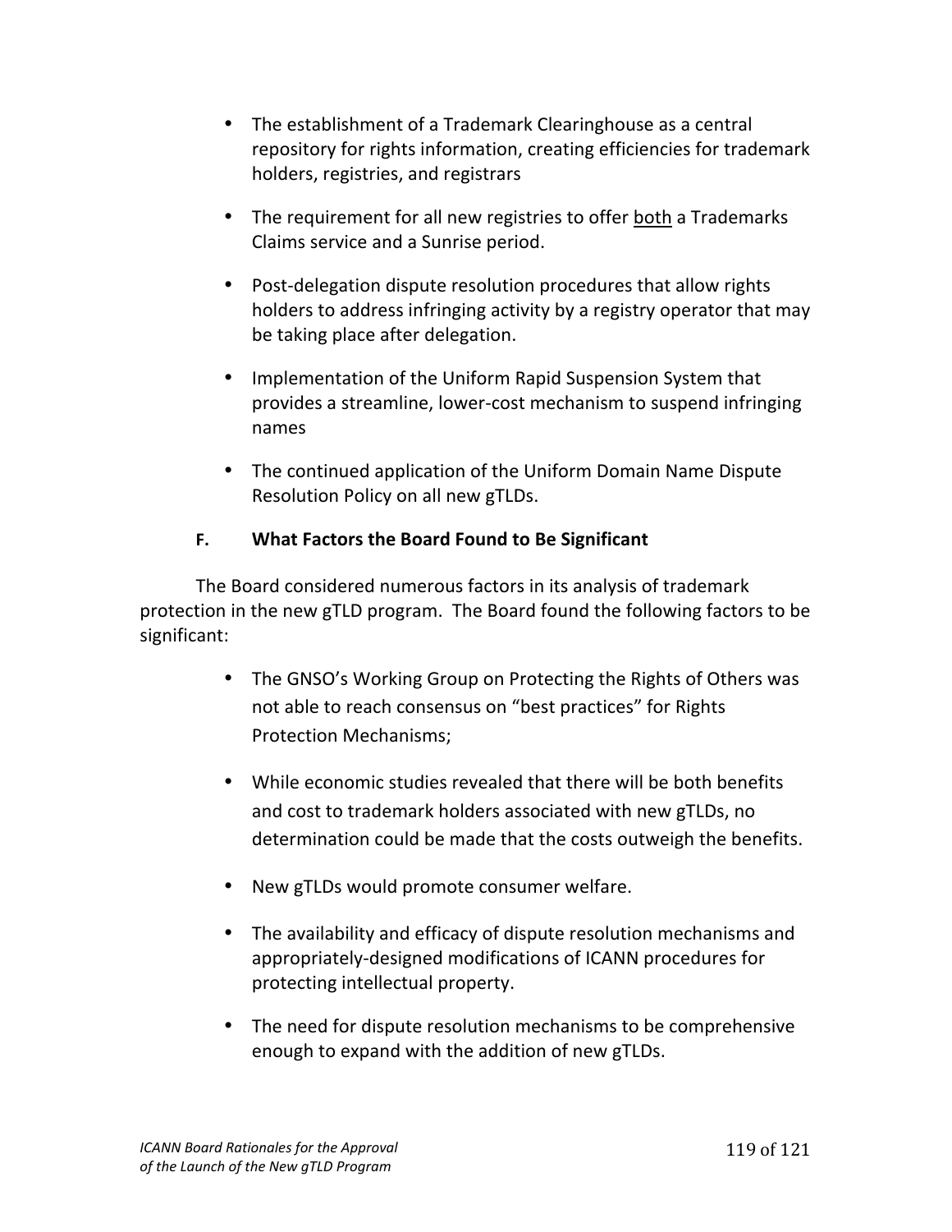- The establishment of a Trademark Clearinghouse as a central repository for rights information, creating efficiencies for trademark holders, registries, and registrars
- The requirement for all new registries to offer <u>both</u> a Trademarks Claims service and a Sunrise period.
- Post-delegation dispute resolution procedures that allow rights holders to address infringing activity by a registry operator that may be taking place after delegation.
- Implementation of the Uniform Rapid Suspension System that provides a streamline, lower-cost mechanism to suspend infringing names
- The continued application of the Uniform Domain Name Dispute Resolution Policy on all new gTLDs.

### F. What Factors the Board Found to Be Significant

The Board considered numerous factors in its analysis of trademark protection in the new gTLD program. The Board found the following factors to be significant:

- The GNSO's Working Group on Protecting the Rights of Others was not able to reach consensus on "best practices" for Rights Protection Mechanisms;
- While economic studies revealed that there will be both benefits and cost to trademark holders associated with new gTLDs, no determination could be made that the costs outweigh the benefits.
- New gTLDs would promote consumer welfare.
- The availability and efficacy of dispute resolution mechanisms and appropriately-designed modifications of ICANN procedures for protecting intellectual property.
- The need for dispute resolution mechanisms to be comprehensive enough to expand with the addition of new gTLDs.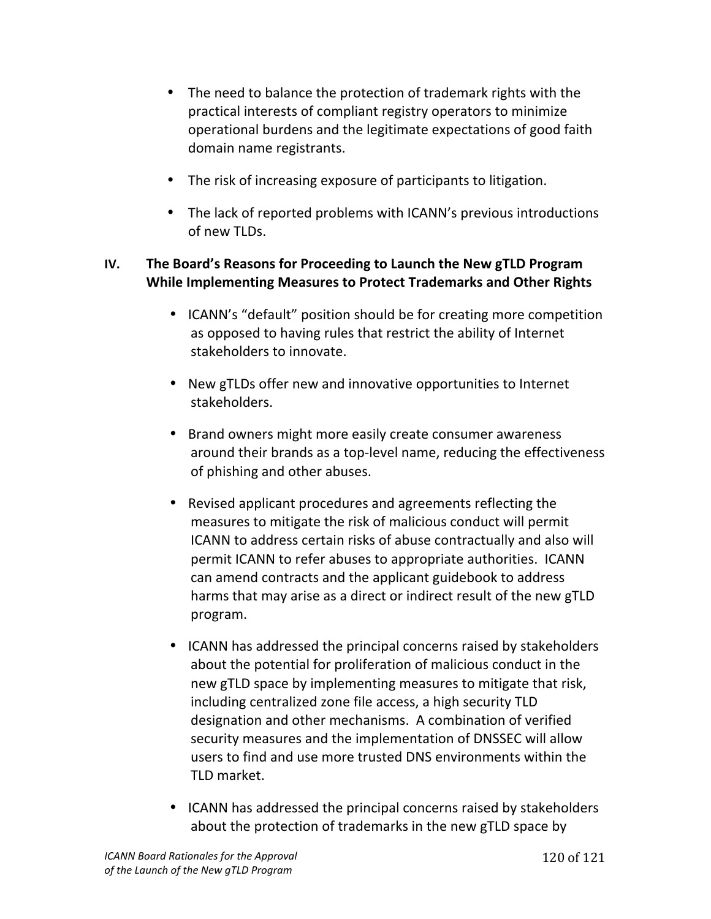- The need to balance the protection of trademark rights with the practical interests of compliant registry operators to minimize operational burdens and the legitimate expectations of good faith domain name registrants.

- The risk of increasing exposure of participants to litigation.

- The lack of reported problems with ICANN's previous introductions of new TLDs.

## IV. The Board's Reasons for Proceeding to Launch the New gTLD Program While Implementing Measures to Protect Trademarks and Other Rights

- ICANN's "default" position should be for creating more competition as opposed to having rules that restrict the ability of Internet stakeholders to innovate.

- New gTLDs offer new and innovative opportunities to Internet stakeholders.

- Brand owners might more easily create consumer awareness around their brands as a top-level name, reducing the effectiveness of phishing and other abuses.

- Revised applicant procedures and agreements reflecting the measures to mitigate the risk of malicious conduct will permit ICANN to address certain risks of abuse contractually and also will permit ICANN to refer abuses to appropriate authorities. ICANN can amend contracts and the applicant guidebook to address harms that may arise as a direct or indirect result of the new gTLD program.

- ICANN has addressed the principal concerns raised by stakeholders about the potential for proliferation of malicious conduct in the new gTLD space by implementing measures to mitigate that risk, including centralized zone file access, a high security TLD designation and other mechanisms. A combination of verified security measures and the implementation of DNSSEC will allow users to find and use more trusted DNS environments within the TLD market.

- ICANN has addressed the principal concerns raised by stakeholders about the protection of trademarks in the new gTLD space by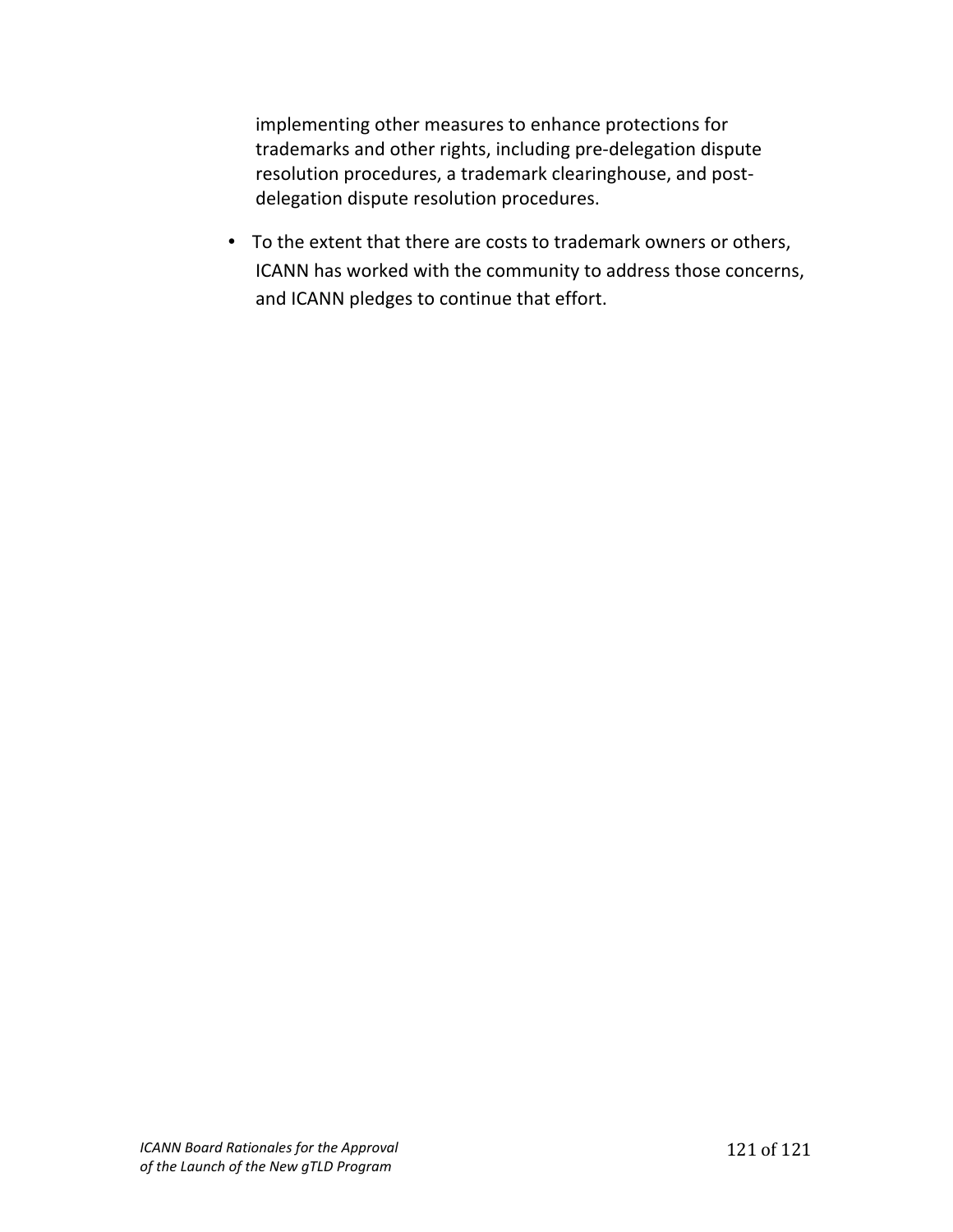implementing other measures to enhance protections for trademarks and other rights, including pre-delegation dispute resolution procedures, a trademark clearinghouse, and post-delegation dispute resolution procedures.

- To the extent that there are costs to trademark owners or others, ICANN has worked with the community to address those concerns, and ICANN pledges to continue that effort.